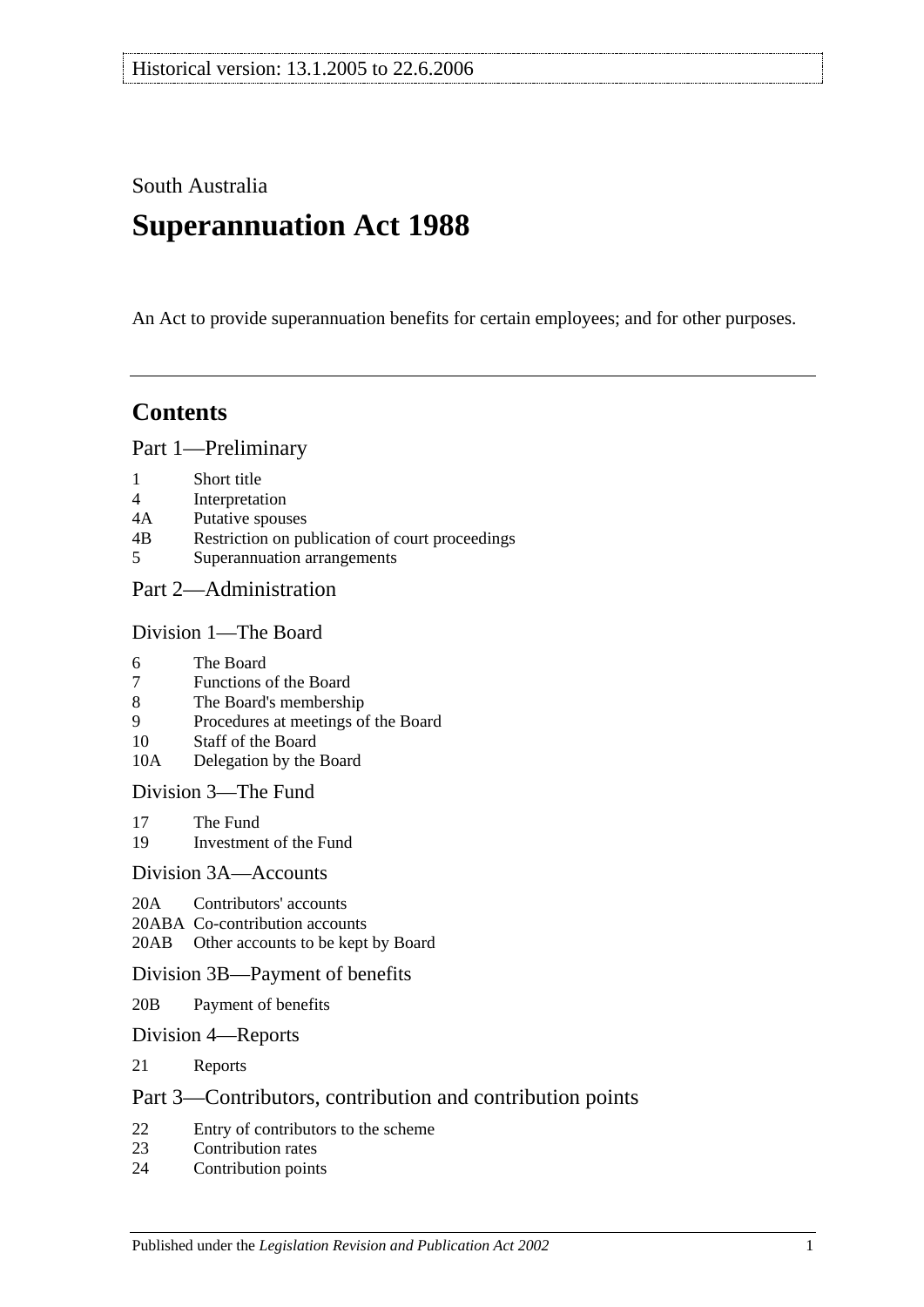South Australia

# Superannuation Act 1988

An Act to provide superannuation benefits for certain employees; and for other purposes.

## Contents

### Part 1—Preliminary

- 1 Short title
- 4 Interpretation
- 4A Putative spouses
- 4B Restriction on publication of court proceedings
- 5 Superannuation arrangements

### Part 2—Administration

#### Division 1—The Board

- 6 The Board
- 7 Functions of the Board
- 8 The Board's membership
- 9 Procedures at meetings of the Board
- 10 Staff of the Board
- 10A Delegation by the Board

#### Division 3—The Fund

- 17 The Fund
- 19 Investment of the Fund

#### Division 3A—Accounts

- 20A Contributors' accounts
- 20ABA Co-contribution accounts
- 20AB Other accounts to be kept by Board

#### Division 3B—Payment of benefits

- 20B Payment of benefits

#### Division 4—Reports

- 21 Reports

### Part 3—Contributors, contribution and contribution points

- 22 Entry of contributors to the scheme
- 23 Contribution rates
- 24 Contribution points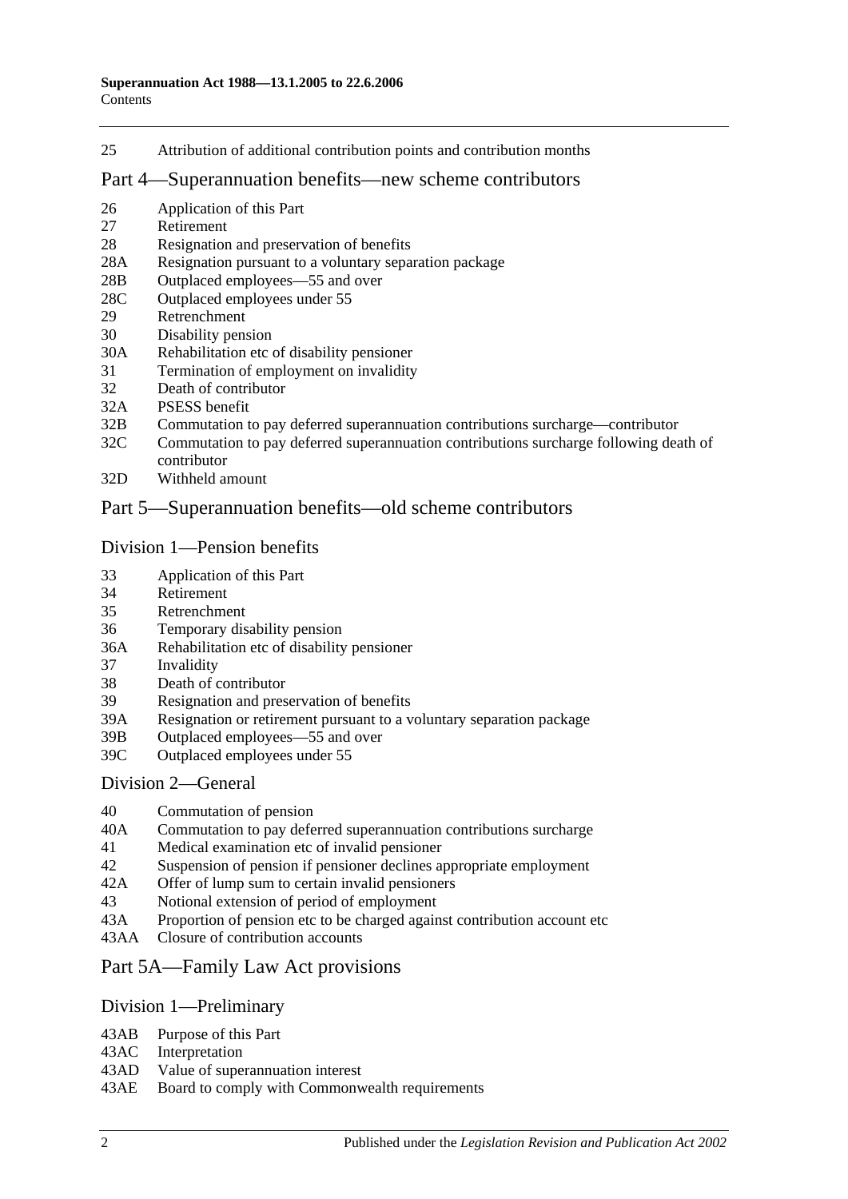25 Attribution of additional contribution points and contribution months

## Part 4—Superannuation benefits—new scheme contributors

26 Application of this Part
27 Retirement
28 Resignation and preservation of benefits
28A Resignation pursuant to a voluntary separation package
28B Outplaced employees—55 and over
28C Outplaced employees under 55
29 Retrenchment
30 Disability pension
30A Rehabilitation etc of disability pensioner
31 Termination of employment on invalidity
32 Death of contributor
32A PSESS benefit
32B Commutation to pay deferred superannuation contributions surcharge—contributor
32C Commutation to pay deferred superannuation contributions surcharge following death of contributor
32D Withheld amount

## Part 5—Superannuation benefits—old scheme contributors

### Division 1—Pension benefits

33 Application of this Part
34 Retirement
35 Retrenchment
36 Temporary disability pension
36A Rehabilitation etc of disability pensioner
37 Invalidity
38 Death of contributor
39 Resignation and preservation of benefits
39A Resignation or retirement pursuant to a voluntary separation package
39B Outplaced employees—55 and over
39C Outplaced employees under 55

### Division 2—General

40 Commutation of pension
40A Commutation to pay deferred superannuation contributions surcharge
41 Medical examination etc of invalid pensioner
42 Suspension of pension if pensioner declines appropriate employment
42A Offer of lump sum to certain invalid pensioners
43 Notional extension of period of employment
43A Proportion of pension etc to be charged against contribution account etc
43AA Closure of contribution accounts

## Part 5A—Family Law Act provisions

### Division 1—Preliminary

43AB Purpose of this Part
43AC Interpretation
43AD Value of superannuation interest
43AE Board to comply with Commonwealth requirements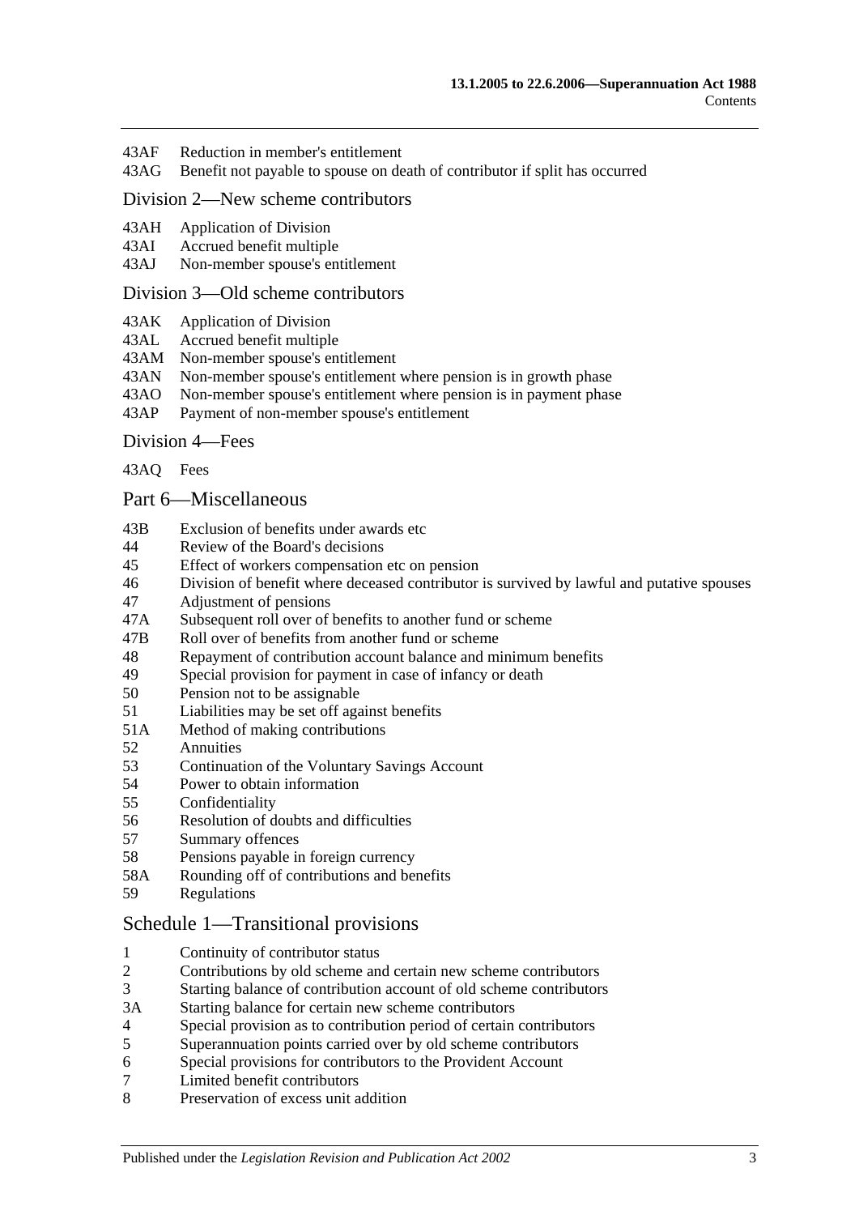43AF Reduction in member's entitlement
43AG Benefit not payable to spouse on death of contributor if split has occurred

## Division 2—New scheme contributors

43AH Application of Division
43AI Accrued benefit multiple
43AJ Non-member spouse's entitlement

## Division 3—Old scheme contributors

43AK Application of Division
43AL Accrued benefit multiple
43AM Non-member spouse's entitlement
43AN Non-member spouse's entitlement where pension is in growth phase
43AO Non-member spouse's entitlement where pension is in payment phase
43AP Payment of non-member spouse's entitlement

## Division 4—Fees

43AQ Fees

## Part 6—Miscellaneous

43B Exclusion of benefits under awards etc
44 Review of the Board's decisions
45 Effect of workers compensation etc on pension
46 Division of benefit where deceased contributor is survived by lawful and putative spouses
47 Adjustment of pensions
47A Subsequent roll over of benefits to another fund or scheme
47B Roll over of benefits from another fund or scheme
48 Repayment of contribution account balance and minimum benefits
49 Special provision for payment in case of infancy or death
50 Pension not to be assignable
51 Liabilities may be set off against benefits
51A Method of making contributions
52 Annuities
53 Continuation of the Voluntary Savings Account
54 Power to obtain information
55 Confidentiality
56 Resolution of doubts and difficulties
57 Summary offences
58 Pensions payable in foreign currency
58A Rounding off of contributions and benefits
59 Regulations

## Schedule 1—Transitional provisions

1 Continuity of contributor status
2 Contributions by old scheme and certain new scheme contributors
3 Starting balance of contribution account of old scheme contributors
3A Starting balance for certain new scheme contributors
4 Special provision as to contribution period of certain contributors
5 Superannuation points carried over by old scheme contributors
6 Special provisions for contributors to the Provident Account
7 Limited benefit contributors
8 Preservation of excess unit addition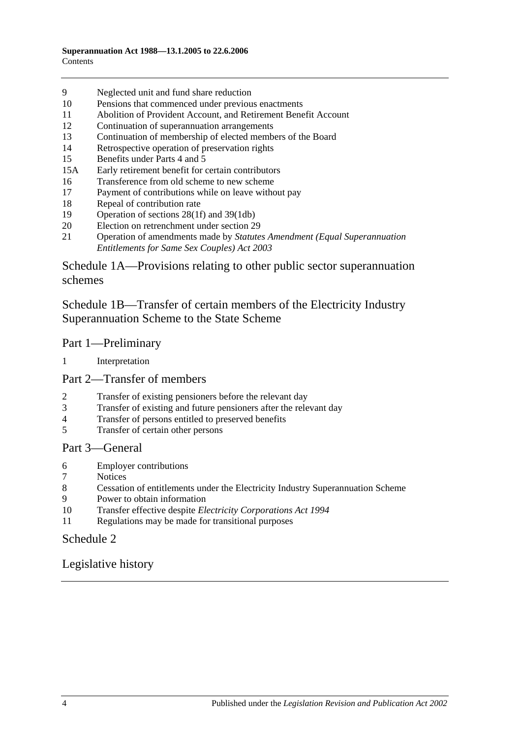9 Neglected unit and fund share reduction
10 Pensions that commenced under previous enactments
11 Abolition of Provident Account, and Retirement Benefit Account
12 Continuation of superannuation arrangements
13 Continuation of membership of elected members of the Board
14 Retrospective operation of preservation rights
15 Benefits under Parts 4 and 5
15A Early retirement benefit for certain contributors
16 Transference from old scheme to new scheme
17 Payment of contributions while on leave without pay
18 Repeal of contribution rate
19 Operation of sections 28(1f) and 39(1db)
20 Election on retrenchment under section 29
21 Operation of amendments made by *Statutes Amendment (Equal Superannuation Entitlements for Same Sex Couples) Act 2003*

## Schedule 1A—Provisions relating to other public sector superannuation schemes

## Schedule 1B—Transfer of certain members of the Electricity Industry Superannuation Scheme to the State Scheme

### Part 1—Preliminary

1 Interpretation

### Part 2—Transfer of members

2 Transfer of existing pensioners before the relevant day
3 Transfer of existing and future pensioners after the relevant day
4 Transfer of persons entitled to preserved benefits
5 Transfer of certain other persons

### Part 3—General

6 Employer contributions
7 Notices
8 Cessation of entitlements under the Electricity Industry Superannuation Scheme
9 Power to obtain information
10 Transfer effective despite *Electricity Corporations Act 1994*
11 Regulations may be made for transitional purposes

## Schedule 2

## Legislative history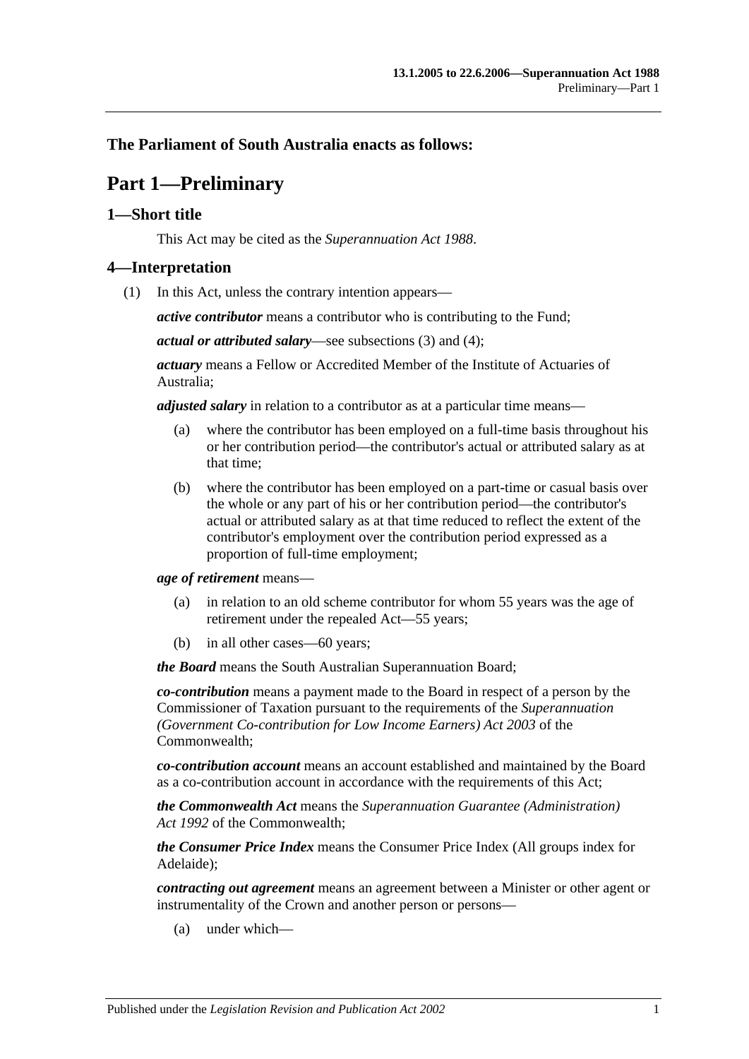**The Parliament of South Australia enacts as follows:**

# Part 1—Preliminary

## 1—Short title

This Act may be cited as the *Superannuation Act 1988*.

## 4—Interpretation

(1) In this Act, unless the contrary intention appears—

***active contributor*** means a contributor who is contributing to the Fund;

***actual or attributed salary***—see subsections (3) and (4);

***actuary*** means a Fellow or Accredited Member of the Institute of Actuaries of Australia;

***adjusted salary*** in relation to a contributor as at a particular time means—

(a) where the contributor has been employed on a full-time basis throughout his or her contribution period—the contributor's actual or attributed salary as at that time;

(b) where the contributor has been employed on a part-time or casual basis over the whole or any part of his or her contribution period—the contributor's actual or attributed salary as at that time reduced to reflect the extent of the contributor's employment over the contribution period expressed as a proportion of full-time employment;

***age of retirement*** means—

(a) in relation to an old scheme contributor for whom 55 years was the age of retirement under the repealed Act—55 years;

(b) in all other cases—60 years;

***the Board*** means the South Australian Superannuation Board;

***co-contribution*** means a payment made to the Board in respect of a person by the Commissioner of Taxation pursuant to the requirements of the *Superannuation (Government Co-contribution for Low Income Earners) Act 2003* of the Commonwealth;

***co-contribution account*** means an account established and maintained by the Board as a co-contribution account in accordance with the requirements of this Act;

***the Commonwealth Act*** means the *Superannuation Guarantee (Administration) Act 1992* of the Commonwealth;

***the Consumer Price Index*** means the Consumer Price Index (All groups index for Adelaide);

***contracting out agreement*** means an agreement between a Minister or other agent or instrumentality of the Crown and another person or persons—

(a) under which—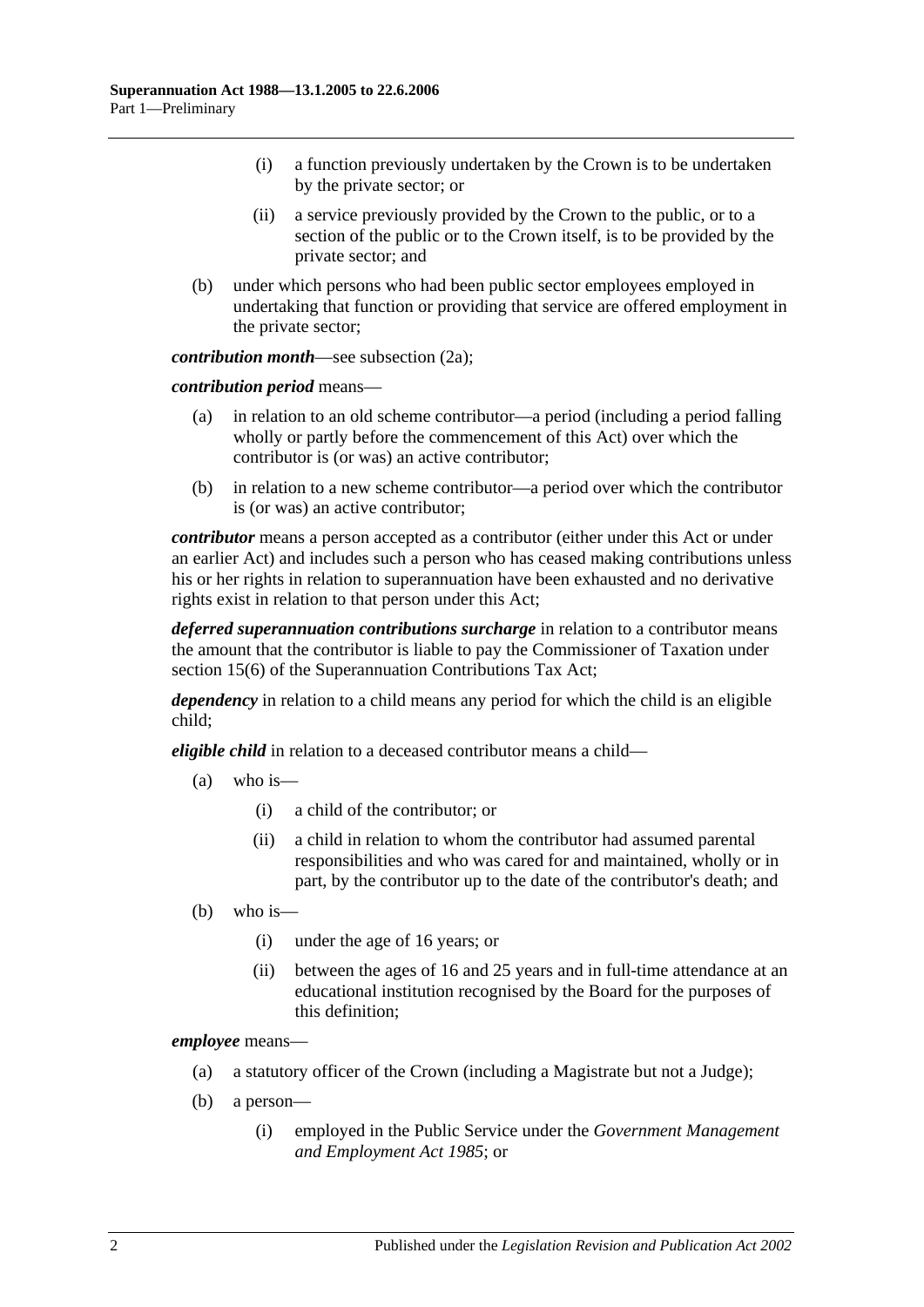(i) a function previously undertaken by the Crown is to be undertaken by the private sector; or

(ii) a service previously provided by the Crown to the public, or to a section of the public or to the Crown itself, is to be provided by the private sector; and

(b) under which persons who had been public sector employees employed in undertaking that function or providing that service are offered employment in the private sector;

***contribution month***—see subsection (2a);

***contribution period*** means—

(a) in relation to an old scheme contributor—a period (including a period falling wholly or partly before the commencement of this Act) over which the contributor is (or was) an active contributor;

(b) in relation to a new scheme contributor—a period over which the contributor is (or was) an active contributor;

***contributor*** means a person accepted as a contributor (either under this Act or under an earlier Act) and includes such a person who has ceased making contributions unless his or her rights in relation to superannuation have been exhausted and no derivative rights exist in relation to that person under this Act;

***deferred superannuation contributions surcharge*** in relation to a contributor means the amount that the contributor is liable to pay the Commissioner of Taxation under section 15(6) of the Superannuation Contributions Tax Act;

***dependency*** in relation to a child means any period for which the child is an eligible child;

***eligible child*** in relation to a deceased contributor means a child—

(a) who is—

(i) a child of the contributor; or

(ii) a child in relation to whom the contributor had assumed parental responsibilities and who was cared for and maintained, wholly or in part, by the contributor up to the date of the contributor's death; and

(b) who is—

(i) under the age of 16 years; or

(ii) between the ages of 16 and 25 years and in full-time attendance at an educational institution recognised by the Board for the purposes of this definition;

***employee*** means—

(a) a statutory officer of the Crown (including a Magistrate but not a Judge);

(b) a person—

(i) employed in the Public Service under the *Government Management and Employment Act 1985*; or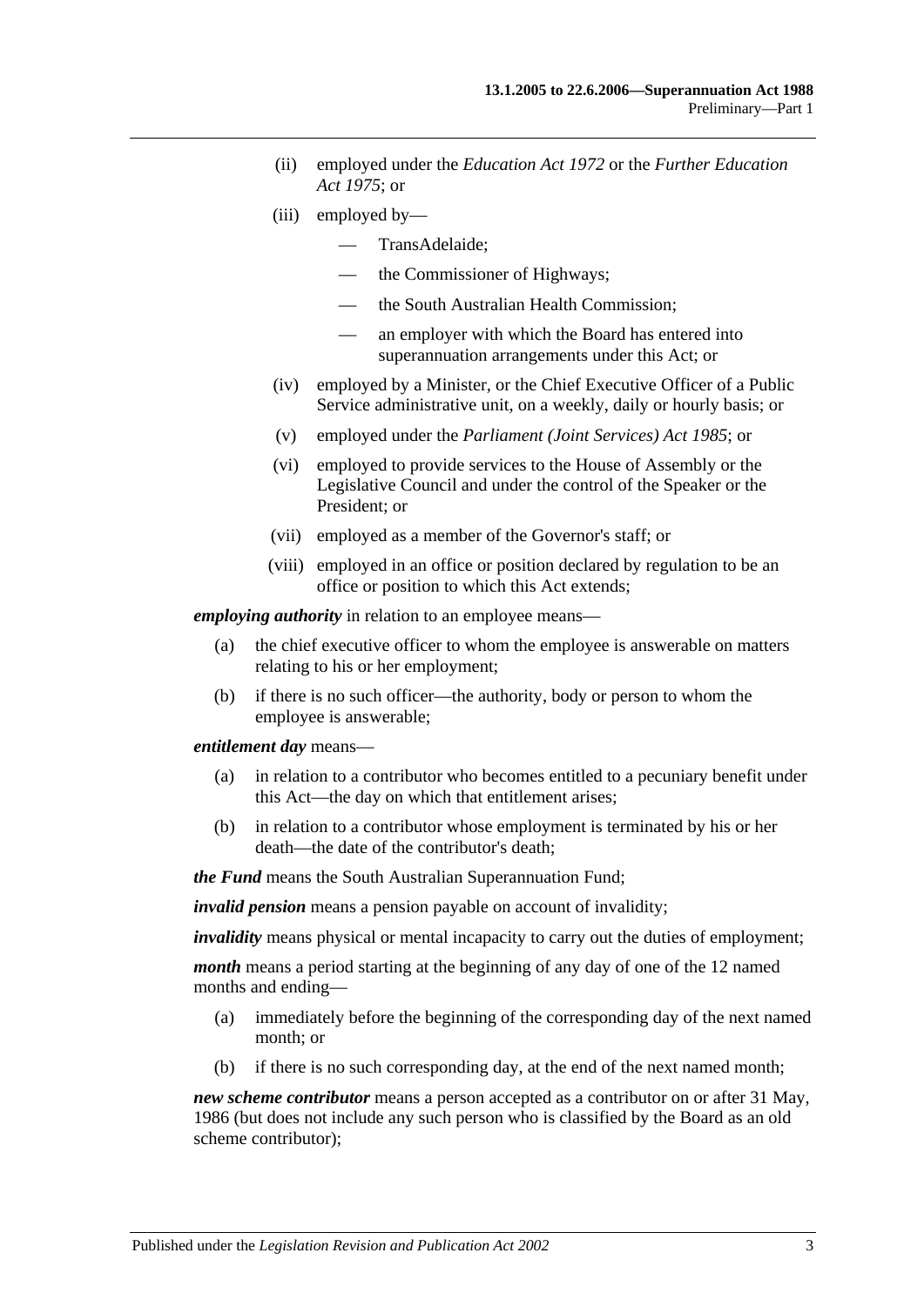- (ii) employed under the *Education Act 1972* or the *Further Education Act 1975*; or
- (iii) employed by—
  - — TransAdelaide;
  - — the Commissioner of Highways;
  - — the South Australian Health Commission;
  - — an employer with which the Board has entered into superannuation arrangements under this Act; or
- (iv) employed by a Minister, or the Chief Executive Officer of a Public Service administrative unit, on a weekly, daily or hourly basis; or
- (v) employed under the *Parliament (Joint Services) Act 1985*; or
- (vi) employed to provide services to the House of Assembly or the Legislative Council and under the control of the Speaker or the President; or
- (vii) employed as a member of the Governor's staff; or
- (viii) employed in an office or position declared by regulation to be an office or position to which this Act extends;

***employing authority*** in relation to an employee means—

- (a) the chief executive officer to whom the employee is answerable on matters relating to his or her employment;
- (b) if there is no such officer—the authority, body or person to whom the employee is answerable;

***entitlement day*** means—

- (a) in relation to a contributor who becomes entitled to a pecuniary benefit under this Act—the day on which that entitlement arises;
- (b) in relation to a contributor whose employment is terminated by his or her death—the date of the contributor's death;

***the Fund*** means the South Australian Superannuation Fund;

***invalid pension*** means a pension payable on account of invalidity;

***invalidity*** means physical or mental incapacity to carry out the duties of employment;

***month*** means a period starting at the beginning of any day of one of the 12 named months and ending—

- (a) immediately before the beginning of the corresponding day of the next named month; or
- (b) if there is no such corresponding day, at the end of the next named month;

***new scheme contributor*** means a person accepted as a contributor on or after 31 May, 1986 (but does not include any such person who is classified by the Board as an old scheme contributor);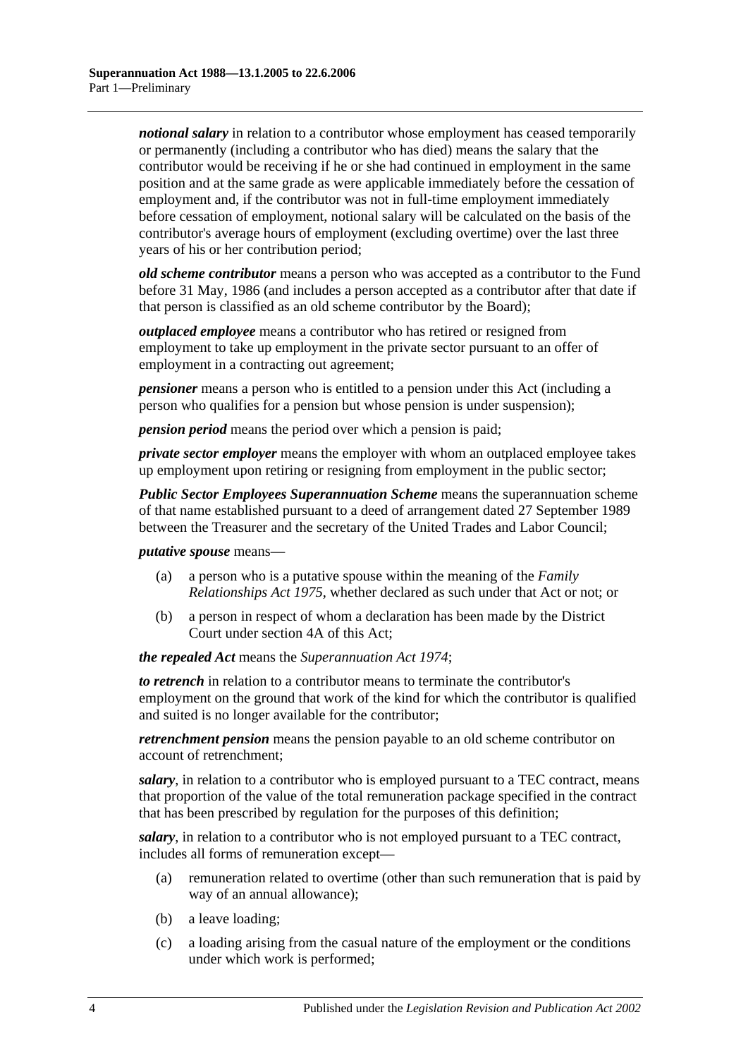***notional salary*** in relation to a contributor whose employment has ceased temporarily or permanently (including a contributor who has died) means the salary that the contributor would be receiving if he or she had continued in employment in the same position and at the same grade as were applicable immediately before the cessation of employment and, if the contributor was not in full-time employment immediately before cessation of employment, notional salary will be calculated on the basis of the contributor's average hours of employment (excluding overtime) over the last three years of his or her contribution period;

***old scheme contributor*** means a person who was accepted as a contributor to the Fund before 31 May, 1986 (and includes a person accepted as a contributor after that date if that person is classified as an old scheme contributor by the Board);

***outplaced employee*** means a contributor who has retired or resigned from employment to take up employment in the private sector pursuant to an offer of employment in a contracting out agreement;

***pensioner*** means a person who is entitled to a pension under this Act (including a person who qualifies for a pension but whose pension is under suspension);

***pension period*** means the period over which a pension is paid;

***private sector employer*** means the employer with whom an outplaced employee takes up employment upon retiring or resigning from employment in the public sector;

***Public Sector Employees Superannuation Scheme*** means the superannuation scheme of that name established pursuant to a deed of arrangement dated 27 September 1989 between the Treasurer and the secretary of the United Trades and Labor Council;

***putative spouse*** means—

(a) a person who is a putative spouse within the meaning of the *Family Relationships Act 1975*, whether declared as such under that Act or not; or

(b) a person in respect of whom a declaration has been made by the District Court under section 4A of this Act;

***the repealed Act*** means the *Superannuation Act 1974*;

***to retrench*** in relation to a contributor means to terminate the contributor's employment on the ground that work of the kind for which the contributor is qualified and suited is no longer available for the contributor;

***retrenchment pension*** means the pension payable to an old scheme contributor on account of retrenchment;

***salary***, in relation to a contributor who is employed pursuant to a TEC contract, means that proportion of the value of the total remuneration package specified in the contract that has been prescribed by regulation for the purposes of this definition;

***salary***, in relation to a contributor who is not employed pursuant to a TEC contract, includes all forms of remuneration except—

(a) remuneration related to overtime (other than such remuneration that is paid by way of an annual allowance);

(b) a leave loading;

(c) a loading arising from the casual nature of the employment or the conditions under which work is performed;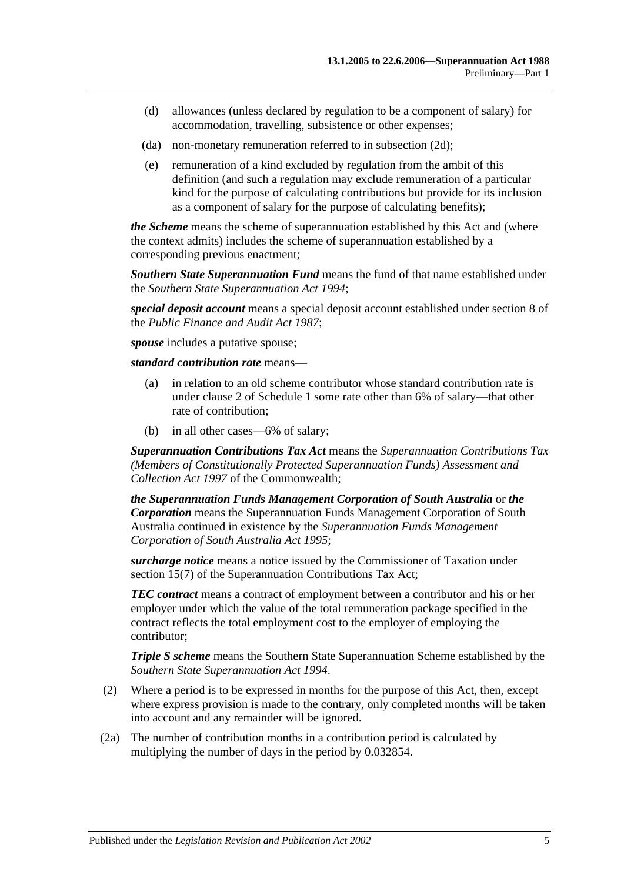(d) allowances (unless declared by regulation to be a component of salary) for accommodation, travelling, subsistence or other expenses;

(da) non-monetary remuneration referred to in subsection (2d);

(e) remuneration of a kind excluded by regulation from the ambit of this definition (and such a regulation may exclude remuneration of a particular kind for the purpose of calculating contributions but provide for its inclusion as a component of salary for the purpose of calculating benefits);

***the Scheme*** means the scheme of superannuation established by this Act and (where the context admits) includes the scheme of superannuation established by a corresponding previous enactment;

***Southern State Superannuation Fund*** means the fund of that name established under the *Southern State Superannuation Act 1994*;

***special deposit account*** means a special deposit account established under section 8 of the *Public Finance and Audit Act 1987*;

***spouse*** includes a putative spouse;

***standard contribution rate*** means—

(a) in relation to an old scheme contributor whose standard contribution rate is under clause 2 of Schedule 1 some rate other than 6% of salary—that other rate of contribution;

(b) in all other cases—6% of salary;

***Superannuation Contributions Tax Act*** means the *Superannuation Contributions Tax (Members of Constitutionally Protected Superannuation Funds) Assessment and Collection Act 1997* of the Commonwealth;

***the Superannuation Funds Management Corporation of South Australia*** or ***the Corporation*** means the Superannuation Funds Management Corporation of South Australia continued in existence by the *Superannuation Funds Management Corporation of South Australia Act 1995*;

***surcharge notice*** means a notice issued by the Commissioner of Taxation under section 15(7) of the Superannuation Contributions Tax Act;

***TEC contract*** means a contract of employment between a contributor and his or her employer under which the value of the total remuneration package specified in the contract reflects the total employment cost to the employer of employing the contributor;

***Triple S scheme*** means the Southern State Superannuation Scheme established by the *Southern State Superannuation Act 1994*.

(2) Where a period is to be expressed in months for the purpose of this Act, then, except where express provision is made to the contrary, only completed months will be taken into account and any remainder will be ignored.

(2a) The number of contribution months in a contribution period is calculated by multiplying the number of days in the period by 0.032854.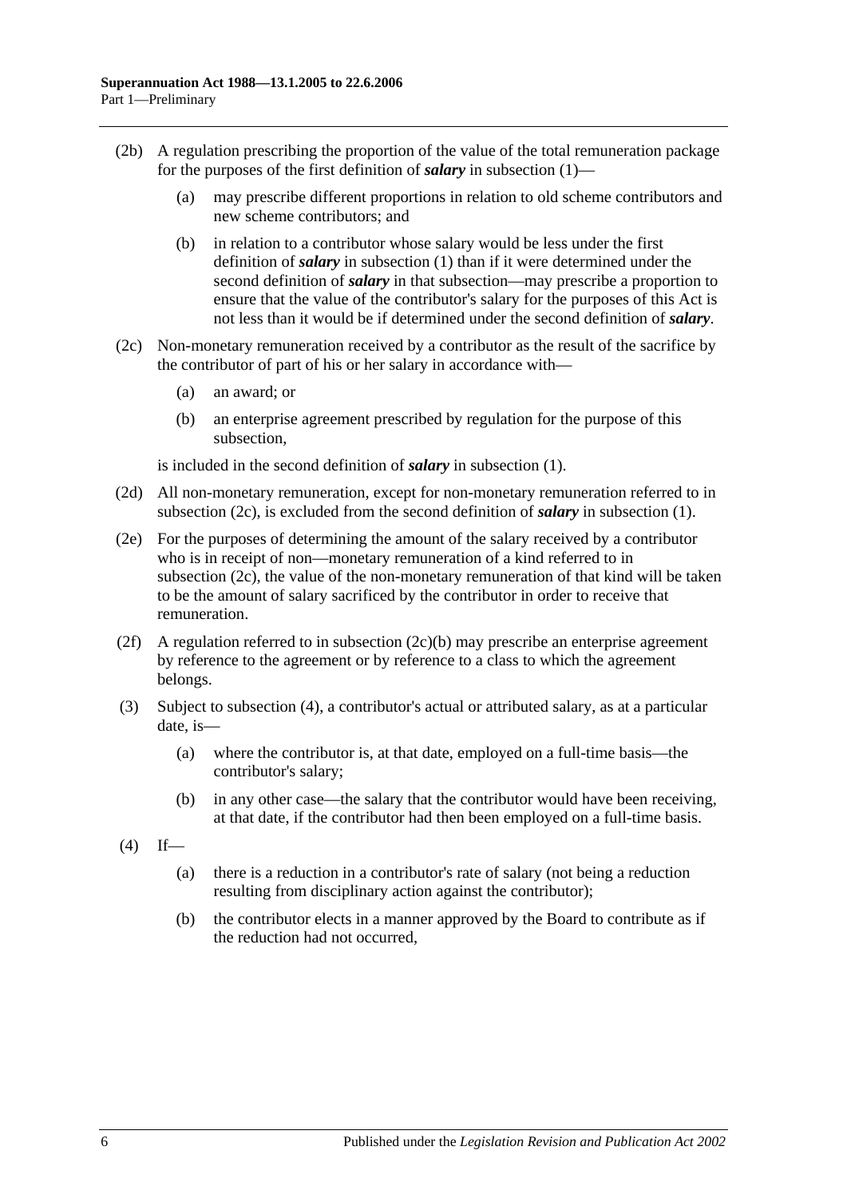(2b) A regulation prescribing the proportion of the value of the total remuneration package for the purposes of the first definition of ***salary*** in subsection (1)—

(a) may prescribe different proportions in relation to old scheme contributors and new scheme contributors; and

(b) in relation to a contributor whose salary would be less under the first definition of ***salary*** in subsection (1) than if it were determined under the second definition of ***salary*** in that subsection—may prescribe a proportion to ensure that the value of the contributor's salary for the purposes of this Act is not less than it would be if determined under the second definition of ***salary***.

(2c) Non-monetary remuneration received by a contributor as the result of the sacrifice by the contributor of part of his or her salary in accordance with—

(a) an award; or

(b) an enterprise agreement prescribed by regulation for the purpose of this subsection,

is included in the second definition of ***salary*** in subsection (1).

(2d) All non-monetary remuneration, except for non-monetary remuneration referred to in subsection (2c), is excluded from the second definition of ***salary*** in subsection (1).

(2e) For the purposes of determining the amount of the salary received by a contributor who is in receipt of non—monetary remuneration of a kind referred to in subsection (2c), the value of the non-monetary remuneration of that kind will be taken to be the amount of salary sacrificed by the contributor in order to receive that remuneration.

(2f) A regulation referred to in subsection (2c)(b) may prescribe an enterprise agreement by reference to the agreement or by reference to a class to which the agreement belongs.

(3) Subject to subsection (4), a contributor's actual or attributed salary, as at a particular date, is—

(a) where the contributor is, at that date, employed on a full-time basis—the contributor's salary;

(b) in any other case—the salary that the contributor would have been receiving, at that date, if the contributor had then been employed on a full-time basis.

(4) If—

(a) there is a reduction in a contributor's rate of salary (not being a reduction resulting from disciplinary action against the contributor);

(b) the contributor elects in a manner approved by the Board to contribute as if the reduction had not occurred,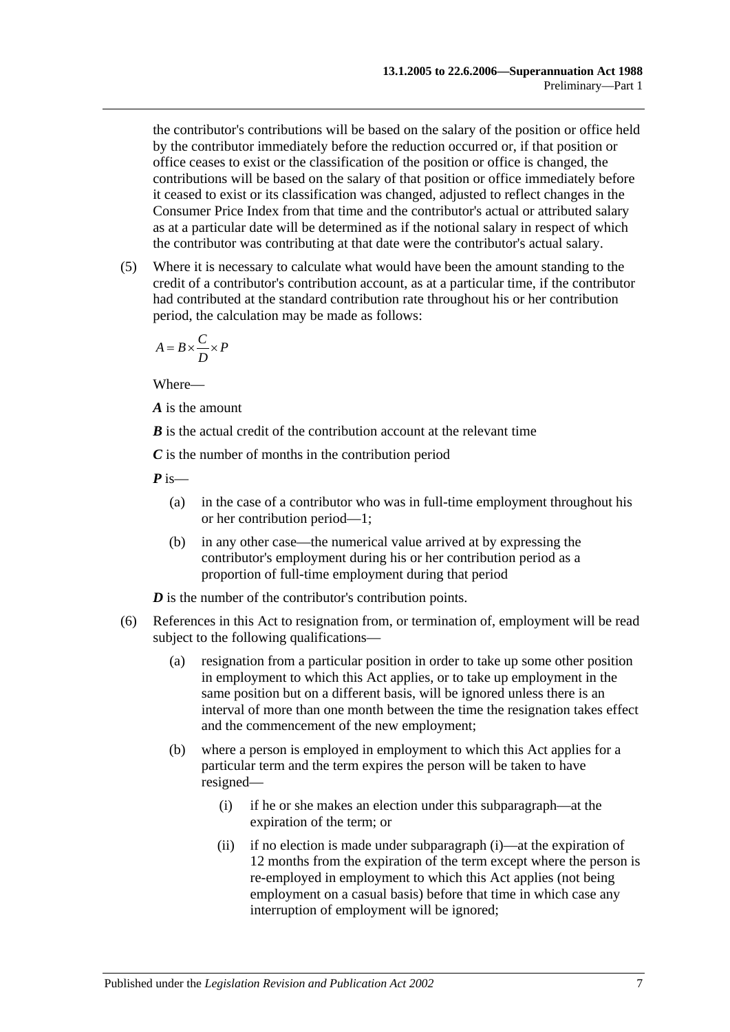the contributor's contributions will be based on the salary of the position or office held by the contributor immediately before the reduction occurred or, if that position or office ceases to exist or the classification of the position or office is changed, the contributions will be based on the salary of that position or office immediately before it ceased to exist or its classification was changed, adjusted to reflect changes in the Consumer Price Index from that time and the contributor's actual or attributed salary as at a particular date will be determined as if the notional salary in respect of which the contributor was contributing at that date were the contributor's actual salary.

(5) Where it is necessary to calculate what would have been the amount standing to the credit of a contributor's contribution account, as at a particular time, if the contributor had contributed at the standard contribution rate throughout his or her contribution period, the calculation may be made as follows:

$$A = B \times \frac{C}{D} \times P$$

Where—

***A*** is the amount

***B*** is the actual credit of the contribution account at the relevant time

***C*** is the number of months in the contribution period

***P*** is—

(a) in the case of a contributor who was in full-time employment throughout his or her contribution period—1;

(b) in any other case—the numerical value arrived at by expressing the contributor's employment during his or her contribution period as a proportion of full-time employment during that period

***D*** is the number of the contributor's contribution points.

(6) References in this Act to resignation from, or termination of, employment will be read subject to the following qualifications—

(a) resignation from a particular position in order to take up some other position in employment to which this Act applies, or to take up employment in the same position but on a different basis, will be ignored unless there is an interval of more than one month between the time the resignation takes effect and the commencement of the new employment;

(b) where a person is employed in employment to which this Act applies for a particular term and the term expires the person will be taken to have resigned—

(i) if he or she makes an election under this subparagraph—at the expiration of the term; or

(ii) if no election is made under subparagraph (i)—at the expiration of 12 months from the expiration of the term except where the person is re-employed in employment to which this Act applies (not being employment on a casual basis) before that time in which case any interruption of employment will be ignored;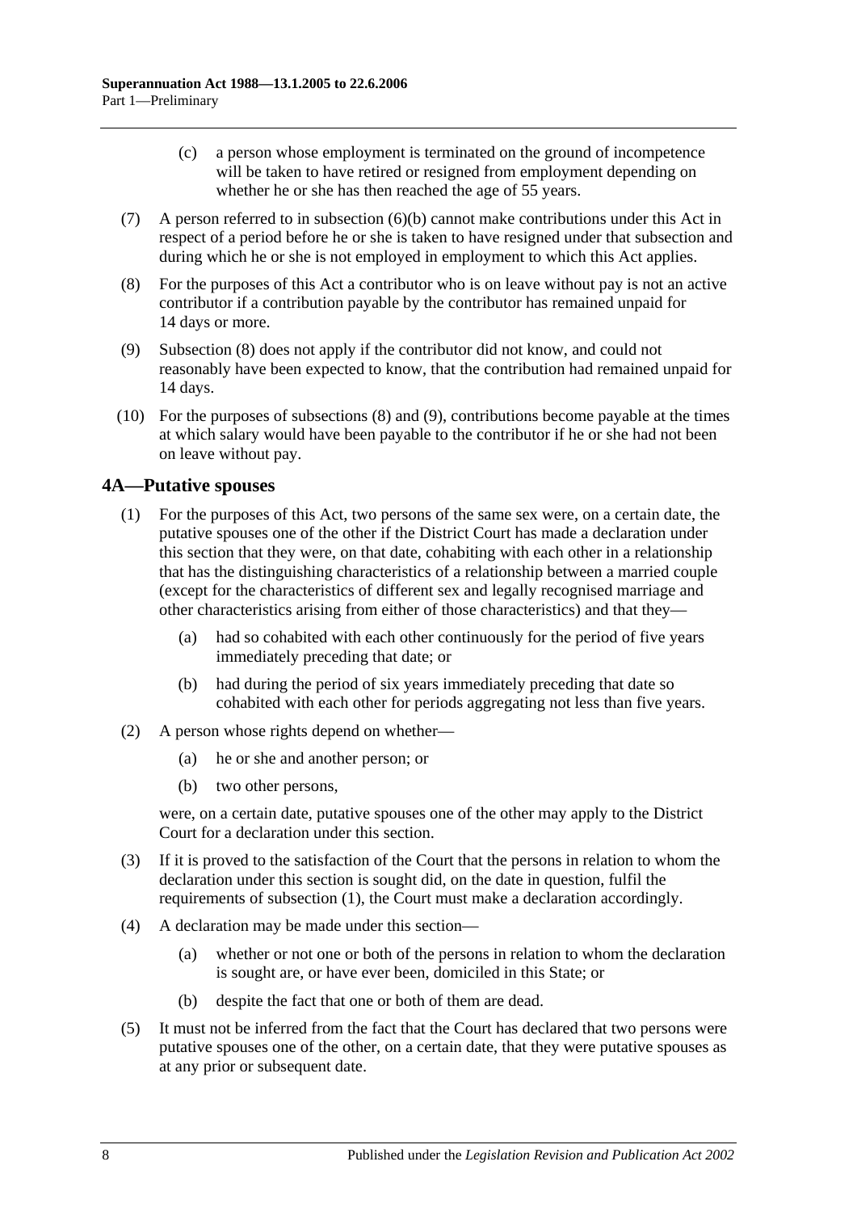(c) a person whose employment is terminated on the ground of incompetence will be taken to have retired or resigned from employment depending on whether he or she has then reached the age of 55 years.

(7) A person referred to in subsection (6)(b) cannot make contributions under this Act in respect of a period before he or she is taken to have resigned under that subsection and during which he or she is not employed in employment to which this Act applies.

(8) For the purposes of this Act a contributor who is on leave without pay is not an active contributor if a contribution payable by the contributor has remained unpaid for 14 days or more.

(9) Subsection (8) does not apply if the contributor did not know, and could not reasonably have been expected to know, that the contribution had remained unpaid for 14 days.

(10) For the purposes of subsections (8) and (9), contributions become payable at the times at which salary would have been payable to the contributor if he or she had not been on leave without pay.

## 4A—Putative spouses

(1) For the purposes of this Act, two persons of the same sex were, on a certain date, the putative spouses one of the other if the District Court has made a declaration under this section that they were, on that date, cohabiting with each other in a relationship that has the distinguishing characteristics of a relationship between a married couple (except for the characteristics of different sex and legally recognised marriage and other characteristics arising from either of those characteristics) and that they—

(a) had so cohabited with each other continuously for the period of five years immediately preceding that date; or

(b) had during the period of six years immediately preceding that date so cohabited with each other for periods aggregating not less than five years.

(2) A person whose rights depend on whether—

(a) he or she and another person; or

(b) two other persons,

were, on a certain date, putative spouses one of the other may apply to the District Court for a declaration under this section.

(3) If it is proved to the satisfaction of the Court that the persons in relation to whom the declaration under this section is sought did, on the date in question, fulfil the requirements of subsection (1), the Court must make a declaration accordingly.

(4) A declaration may be made under this section—

(a) whether or not one or both of the persons in relation to whom the declaration is sought are, or have ever been, domiciled in this State; or

(b) despite the fact that one or both of them are dead.

(5) It must not be inferred from the fact that the Court has declared that two persons were putative spouses one of the other, on a certain date, that they were putative spouses as at any prior or subsequent date.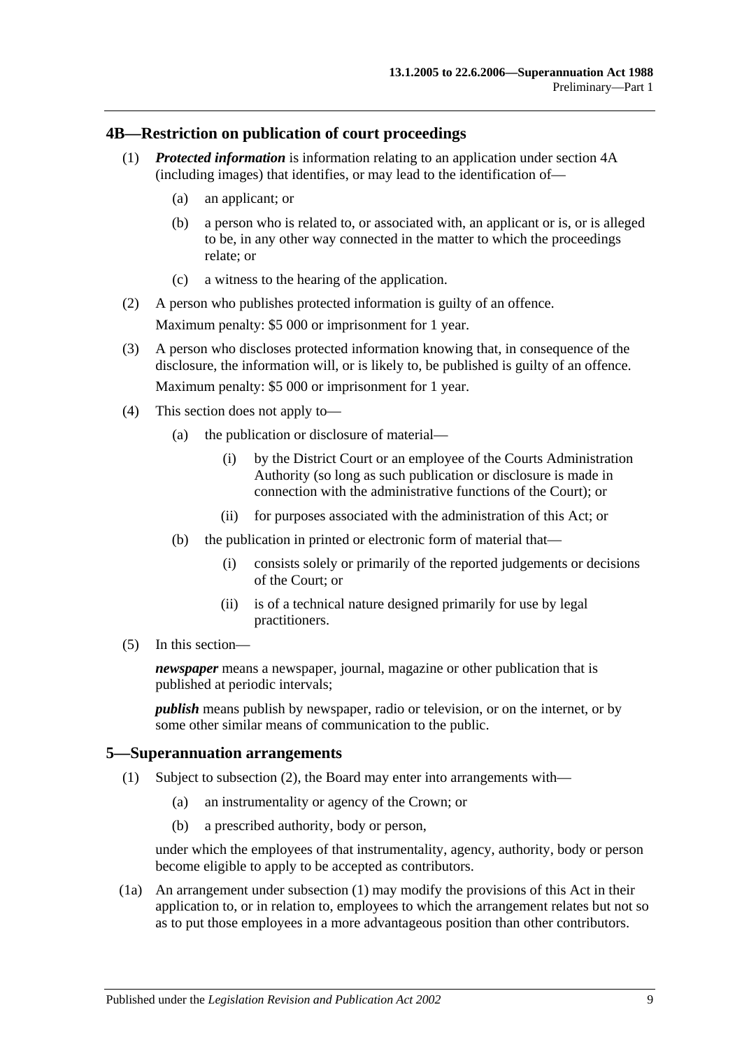## 4B—Restriction on publication of court proceedings

(1) ***Protected information*** is information relating to an application under section 4A (including images) that identifies, or may lead to the identification of—

- (a) an applicant; or
- (b) a person who is related to, or associated with, an applicant or is, or is alleged to be, in any other way connected in the matter to which the proceedings relate; or
- (c) a witness to the hearing of the application.

(2) A person who publishes protected information is guilty of an offence.

Maximum penalty: $5 000 or imprisonment for 1 year.

(3) A person who discloses protected information knowing that, in consequence of the disclosure, the information will, or is likely to, be published is guilty of an offence.

Maximum penalty: $5 000 or imprisonment for 1 year.

(4) This section does not apply to—

- (a) the publication or disclosure of material—
  - (i) by the District Court or an employee of the Courts Administration Authority (so long as such publication or disclosure is made in connection with the administrative functions of the Court); or
  - (ii) for purposes associated with the administration of this Act; or
- (b) the publication in printed or electronic form of material that—
  - (i) consists solely or primarily of the reported judgements or decisions of the Court; or
  - (ii) is of a technical nature designed primarily for use by legal practitioners.

(5) In this section—

***newspaper*** means a newspaper, journal, magazine or other publication that is published at periodic intervals;

***publish*** means publish by newspaper, radio or television, or on the internet, or by some other similar means of communication to the public.

## 5—Superannuation arrangements

(1) Subject to subsection (2), the Board may enter into arrangements with—

- (a) an instrumentality or agency of the Crown; or
- (b) a prescribed authority, body or person,

under which the employees of that instrumentality, agency, authority, body or person become eligible to apply to be accepted as contributors.

(1a) An arrangement under subsection (1) may modify the provisions of this Act in their application to, or in relation to, employees to which the arrangement relates but not so as to put those employees in a more advantageous position than other contributors.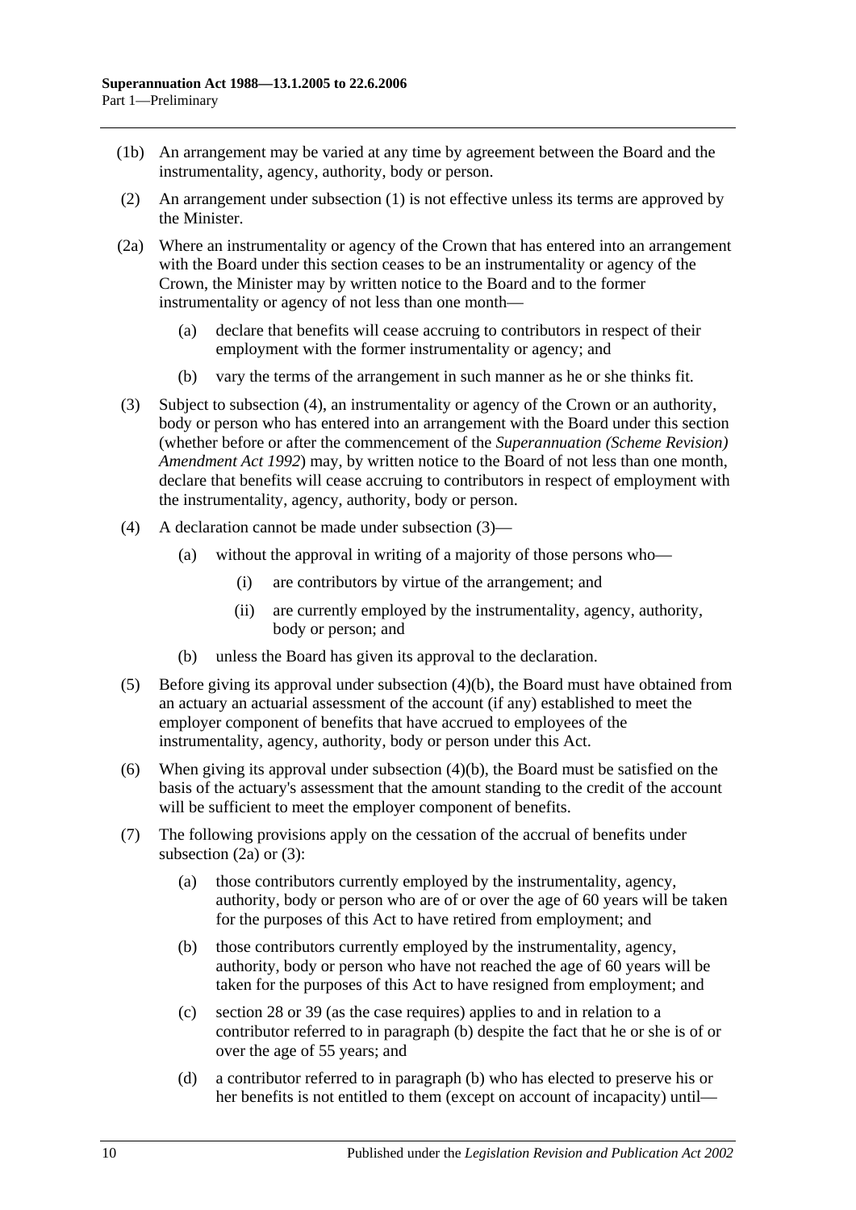(1b) An arrangement may be varied at any time by agreement between the Board and the instrumentality, agency, authority, body or person.

(2) An arrangement under subsection (1) is not effective unless its terms are approved by the Minister.

(2a) Where an instrumentality or agency of the Crown that has entered into an arrangement with the Board under this section ceases to be an instrumentality or agency of the Crown, the Minister may by written notice to the Board and to the former instrumentality or agency of not less than one month—

(a) declare that benefits will cease accruing to contributors in respect of their employment with the former instrumentality or agency; and

(b) vary the terms of the arrangement in such manner as he or she thinks fit.

(3) Subject to subsection (4), an instrumentality or agency of the Crown or an authority, body or person who has entered into an arrangement with the Board under this section (whether before or after the commencement of the *Superannuation (Scheme Revision) Amendment Act 1992*) may, by written notice to the Board of not less than one month, declare that benefits will cease accruing to contributors in respect of employment with the instrumentality, agency, authority, body or person.

(4) A declaration cannot be made under subsection (3)—

(a) without the approval in writing of a majority of those persons who—

(i) are contributors by virtue of the arrangement; and

(ii) are currently employed by the instrumentality, agency, authority, body or person; and

(b) unless the Board has given its approval to the declaration.

(5) Before giving its approval under subsection (4)(b), the Board must have obtained from an actuary an actuarial assessment of the account (if any) established to meet the employer component of benefits that have accrued to employees of the instrumentality, agency, authority, body or person under this Act.

(6) When giving its approval under subsection (4)(b), the Board must be satisfied on the basis of the actuary's assessment that the amount standing to the credit of the account will be sufficient to meet the employer component of benefits.

(7) The following provisions apply on the cessation of the accrual of benefits under subsection (2a) or (3):

(a) those contributors currently employed by the instrumentality, agency, authority, body or person who are of or over the age of 60 years will be taken for the purposes of this Act to have retired from employment; and

(b) those contributors currently employed by the instrumentality, agency, authority, body or person who have not reached the age of 60 years will be taken for the purposes of this Act to have resigned from employment; and

(c) section 28 or 39 (as the case requires) applies to and in relation to a contributor referred to in paragraph (b) despite the fact that he or she is of or over the age of 55 years; and

(d) a contributor referred to in paragraph (b) who has elected to preserve his or her benefits is not entitled to them (except on account of incapacity) until—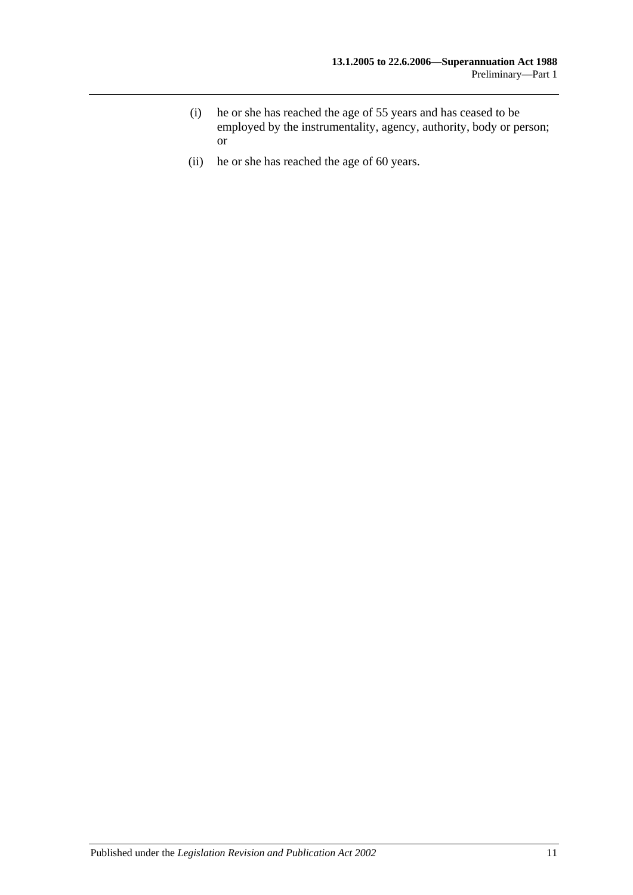(i) he or she has reached the age of 55 years and has ceased to be employed by the instrumentality, agency, authority, body or person; or

(ii) he or she has reached the age of 60 years.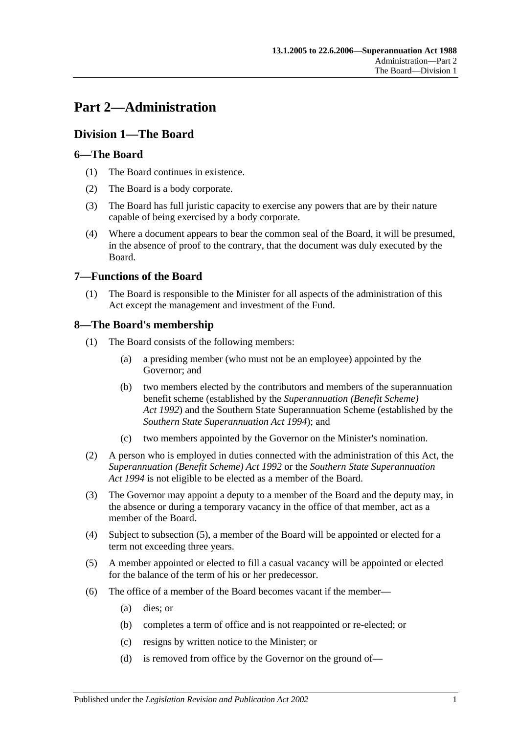# Part 2—Administration

## Division 1—The Board

### 6—The Board

(1) The Board continues in existence.

(2) The Board is a body corporate.

(3) The Board has full juristic capacity to exercise any powers that are by their nature capable of being exercised by a body corporate.

(4) Where a document appears to bear the common seal of the Board, it will be presumed, in the absence of proof to the contrary, that the document was duly executed by the Board.

### 7—Functions of the Board

(1) The Board is responsible to the Minister for all aspects of the administration of this Act except the management and investment of the Fund.

### 8—The Board's membership

(1) The Board consists of the following members:

(a) a presiding member (who must not be an employee) appointed by the Governor; and

(b) two members elected by the contributors and members of the superannuation benefit scheme (established by the *Superannuation (Benefit Scheme) Act 1992*) and the Southern State Superannuation Scheme (established by the *Southern State Superannuation Act 1994*); and

(c) two members appointed by the Governor on the Minister's nomination.

(2) A person who is employed in duties connected with the administration of this Act, the *Superannuation (Benefit Scheme) Act 1992* or the *Southern State Superannuation Act 1994* is not eligible to be elected as a member of the Board.

(3) The Governor may appoint a deputy to a member of the Board and the deputy may, in the absence or during a temporary vacancy in the office of that member, act as a member of the Board.

(4) Subject to subsection (5), a member of the Board will be appointed or elected for a term not exceeding three years.

(5) A member appointed or elected to fill a casual vacancy will be appointed or elected for the balance of the term of his or her predecessor.

(6) The office of a member of the Board becomes vacant if the member—

(a) dies; or

(b) completes a term of office and is not reappointed or re-elected; or

(c) resigns by written notice to the Minister; or

(d) is removed from office by the Governor on the ground of—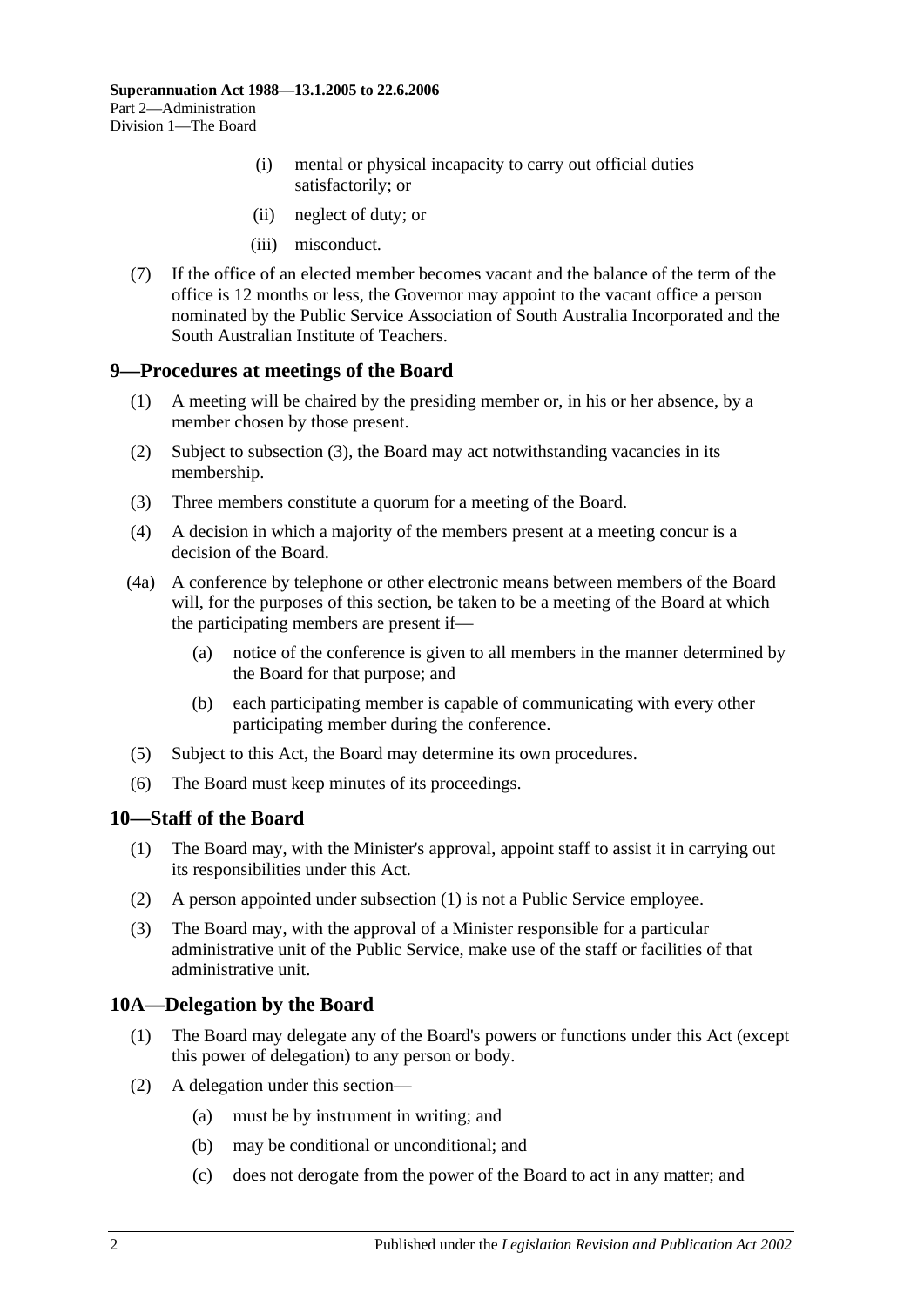(i) mental or physical incapacity to carry out official duties satisfactorily; or

(ii) neglect of duty; or

(iii) misconduct.

(7) If the office of an elected member becomes vacant and the balance of the term of the office is 12 months or less, the Governor may appoint to the vacant office a person nominated by the Public Service Association of South Australia Incorporated and the South Australian Institute of Teachers.

## 9—Procedures at meetings of the Board

(1) A meeting will be chaired by the presiding member or, in his or her absence, by a member chosen by those present.

(2) Subject to subsection (3), the Board may act notwithstanding vacancies in its membership.

(3) Three members constitute a quorum for a meeting of the Board.

(4) A decision in which a majority of the members present at a meeting concur is a decision of the Board.

(4a) A conference by telephone or other electronic means between members of the Board will, for the purposes of this section, be taken to be a meeting of the Board at which the participating members are present if—

(a) notice of the conference is given to all members in the manner determined by the Board for that purpose; and

(b) each participating member is capable of communicating with every other participating member during the conference.

(5) Subject to this Act, the Board may determine its own procedures.

(6) The Board must keep minutes of its proceedings.

## 10—Staff of the Board

(1) The Board may, with the Minister's approval, appoint staff to assist it in carrying out its responsibilities under this Act.

(2) A person appointed under subsection (1) is not a Public Service employee.

(3) The Board may, with the approval of a Minister responsible for a particular administrative unit of the Public Service, make use of the staff or facilities of that administrative unit.

## 10A—Delegation by the Board

(1) The Board may delegate any of the Board's powers or functions under this Act (except this power of delegation) to any person or body.

(2) A delegation under this section—

(a) must be by instrument in writing; and

(b) may be conditional or unconditional; and

(c) does not derogate from the power of the Board to act in any matter; and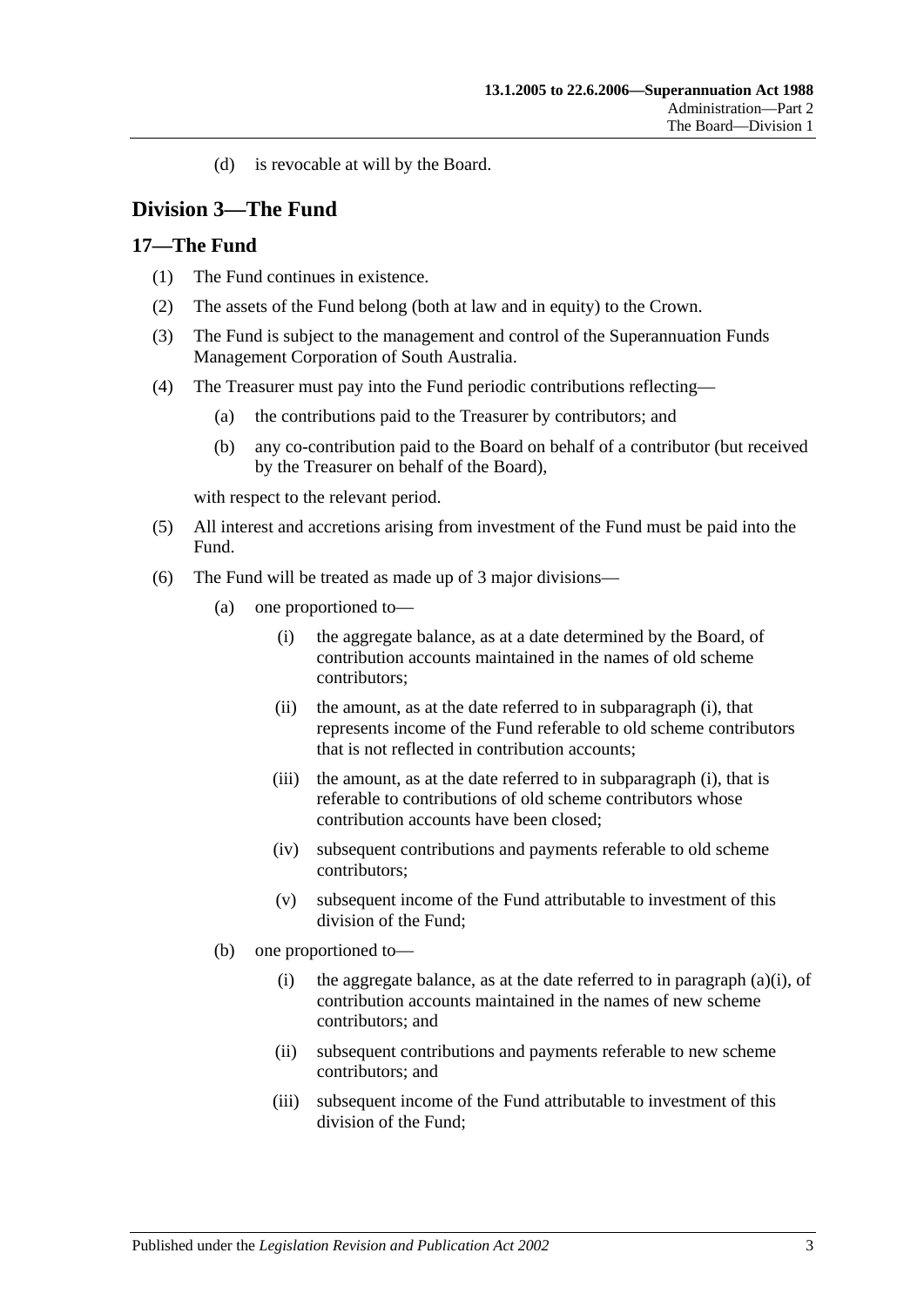(d) is revocable at will by the Board.

## Division 3—The Fund

### 17—The Fund

(1) The Fund continues in existence.

(2) The assets of the Fund belong (both at law and in equity) to the Crown.

(3) The Fund is subject to the management and control of the Superannuation Funds Management Corporation of South Australia.

(4) The Treasurer must pay into the Fund periodic contributions reflecting—

  (a) the contributions paid to the Treasurer by contributors; and

  (b) any co-contribution paid to the Board on behalf of a contributor (but received by the Treasurer on behalf of the Board),

with respect to the relevant period.

(5) All interest and accretions arising from investment of the Fund must be paid into the Fund.

(6) The Fund will be treated as made up of 3 major divisions—

  (a) one proportioned to—

    (i) the aggregate balance, as at a date determined by the Board, of contribution accounts maintained in the names of old scheme contributors;

    (ii) the amount, as at the date referred to in subparagraph (i), that represents income of the Fund referable to old scheme contributors that is not reflected in contribution accounts;

    (iii) the amount, as at the date referred to in subparagraph (i), that is referable to contributions of old scheme contributors whose contribution accounts have been closed;

    (iv) subsequent contributions and payments referable to old scheme contributors;

    (v) subsequent income of the Fund attributable to investment of this division of the Fund;

  (b) one proportioned to—

    (i) the aggregate balance, as at the date referred to in paragraph (a)(i), of contribution accounts maintained in the names of new scheme contributors; and

    (ii) subsequent contributions and payments referable to new scheme contributors; and

    (iii) subsequent income of the Fund attributable to investment of this division of the Fund;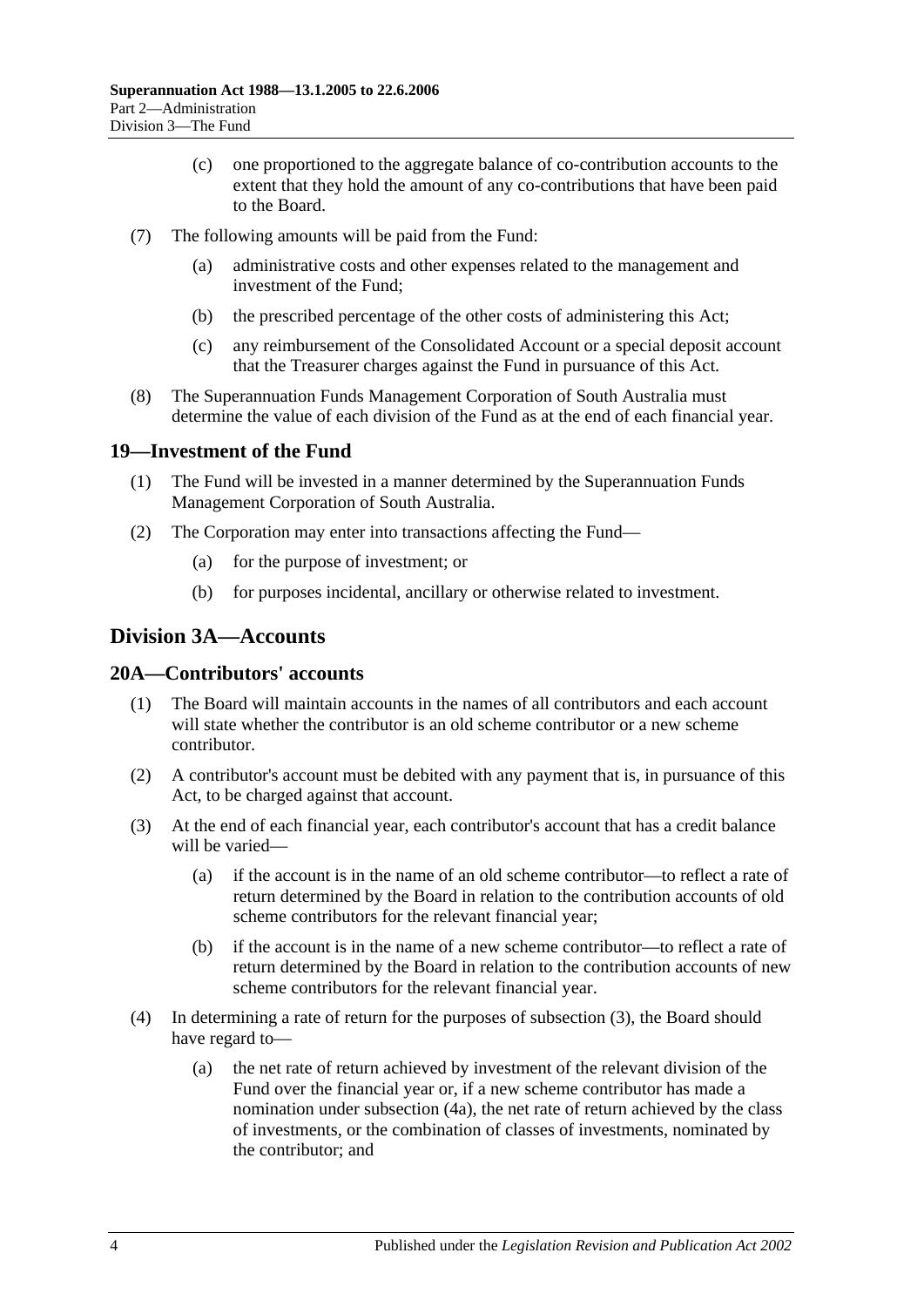(c) one proportioned to the aggregate balance of co-contribution accounts to the extent that they hold the amount of any co-contributions that have been paid to the Board.

(7) The following amounts will be paid from the Fund:

(a) administrative costs and other expenses related to the management and investment of the Fund;

(b) the prescribed percentage of the other costs of administering this Act;

(c) any reimbursement of the Consolidated Account or a special deposit account that the Treasurer charges against the Fund in pursuance of this Act.

(8) The Superannuation Funds Management Corporation of South Australia must determine the value of each division of the Fund as at the end of each financial year.

## 19—Investment of the Fund

(1) The Fund will be invested in a manner determined by the Superannuation Funds Management Corporation of South Australia.

(2) The Corporation may enter into transactions affecting the Fund—

(a) for the purpose of investment; or

(b) for purposes incidental, ancillary or otherwise related to investment.

# Division 3A—Accounts

## 20A—Contributors' accounts

(1) The Board will maintain accounts in the names of all contributors and each account will state whether the contributor is an old scheme contributor or a new scheme contributor.

(2) A contributor's account must be debited with any payment that is, in pursuance of this Act, to be charged against that account.

(3) At the end of each financial year, each contributor's account that has a credit balance will be varied—

(a) if the account is in the name of an old scheme contributor—to reflect a rate of return determined by the Board in relation to the contribution accounts of old scheme contributors for the relevant financial year;

(b) if the account is in the name of a new scheme contributor—to reflect a rate of return determined by the Board in relation to the contribution accounts of new scheme contributors for the relevant financial year.

(4) In determining a rate of return for the purposes of subsection (3), the Board should have regard to—

(a) the net rate of return achieved by investment of the relevant division of the Fund over the financial year or, if a new scheme contributor has made a nomination under subsection (4a), the net rate of return achieved by the class of investments, or the combination of classes of investments, nominated by the contributor; and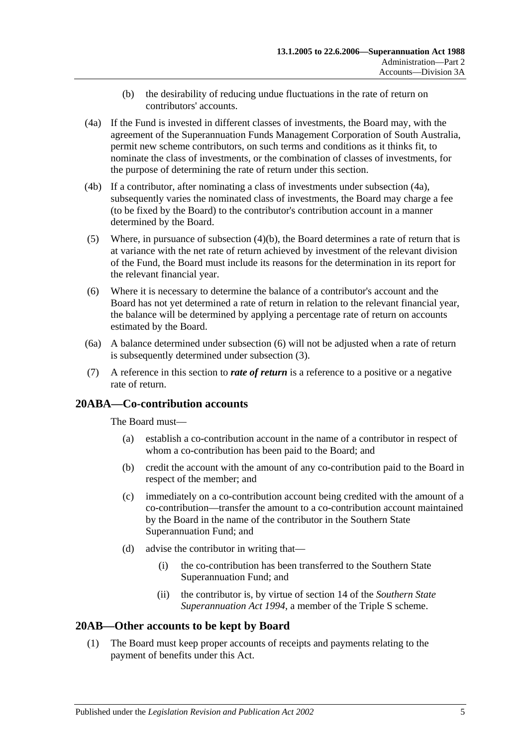(b) the desirability of reducing undue fluctuations in the rate of return on contributors' accounts.

(4a) If the Fund is invested in different classes of investments, the Board may, with the agreement of the Superannuation Funds Management Corporation of South Australia, permit new scheme contributors, on such terms and conditions as it thinks fit, to nominate the class of investments, or the combination of classes of investments, for the purpose of determining the rate of return under this section.

(4b) If a contributor, after nominating a class of investments under subsection (4a), subsequently varies the nominated class of investments, the Board may charge a fee (to be fixed by the Board) to the contributor's contribution account in a manner determined by the Board.

(5) Where, in pursuance of subsection (4)(b), the Board determines a rate of return that is at variance with the net rate of return achieved by investment of the relevant division of the Fund, the Board must include its reasons for the determination in its report for the relevant financial year.

(6) Where it is necessary to determine the balance of a contributor's account and the Board has not yet determined a rate of return in relation to the relevant financial year, the balance will be determined by applying a percentage rate of return on accounts estimated by the Board.

(6a) A balance determined under subsection (6) will not be adjusted when a rate of return is subsequently determined under subsection (3).

(7) A reference in this section to ***rate of return*** is a reference to a positive or a negative rate of return.

## 20ABA—Co-contribution accounts

The Board must—

(a) establish a co-contribution account in the name of a contributor in respect of whom a co-contribution has been paid to the Board; and

(b) credit the account with the amount of any co-contribution paid to the Board in respect of the member; and

(c) immediately on a co-contribution account being credited with the amount of a co-contribution—transfer the amount to a co-contribution account maintained by the Board in the name of the contributor in the Southern State Superannuation Fund; and

(d) advise the contributor in writing that—

(i) the co-contribution has been transferred to the Southern State Superannuation Fund; and

(ii) the contributor is, by virtue of section 14 of the *Southern State Superannuation Act 1994*, a member of the Triple S scheme.

## 20AB—Other accounts to be kept by Board

(1) The Board must keep proper accounts of receipts and payments relating to the payment of benefits under this Act.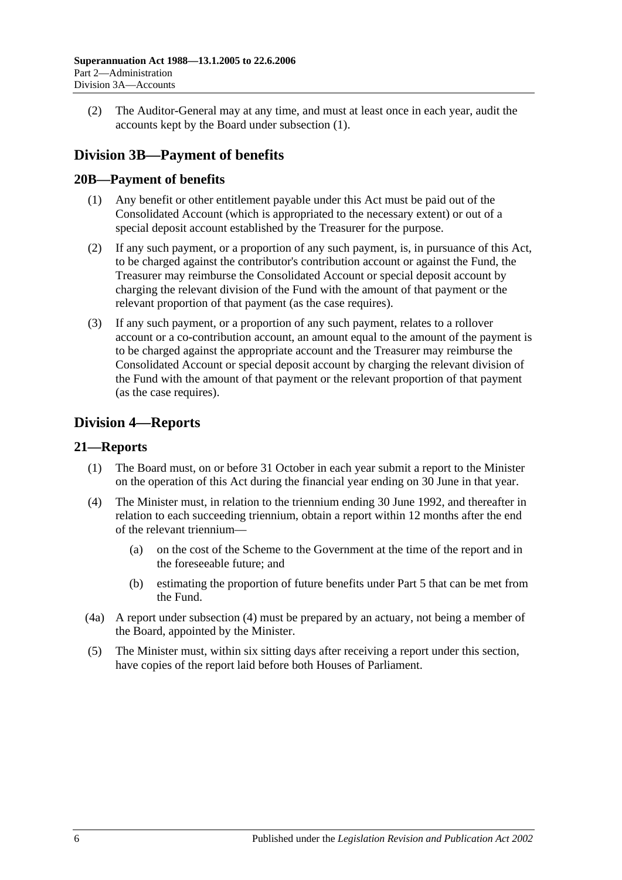(2) The Auditor-General may at any time, and must at least once in each year, audit the accounts kept by the Board under subsection (1).

## Division 3B—Payment of benefits

### 20B—Payment of benefits

(1) Any benefit or other entitlement payable under this Act must be paid out of the Consolidated Account (which is appropriated to the necessary extent) or out of a special deposit account established by the Treasurer for the purpose.

(2) If any such payment, or a proportion of any such payment, is, in pursuance of this Act, to be charged against the contributor's contribution account or against the Fund, the Treasurer may reimburse the Consolidated Account or special deposit account by charging the relevant division of the Fund with the amount of that payment or the relevant proportion of that payment (as the case requires).

(3) If any such payment, or a proportion of any such payment, relates to a rollover account or a co-contribution account, an amount equal to the amount of the payment is to be charged against the appropriate account and the Treasurer may reimburse the Consolidated Account or special deposit account by charging the relevant division of the Fund with the amount of that payment or the relevant proportion of that payment (as the case requires).

## Division 4—Reports

### 21—Reports

(1) The Board must, on or before 31 October in each year submit a report to the Minister on the operation of this Act during the financial year ending on 30 June in that year.

(4) The Minister must, in relation to the triennium ending 30 June 1992, and thereafter in relation to each succeeding triennium, obtain a report within 12 months after the end of the relevant triennium—

(a) on the cost of the Scheme to the Government at the time of the report and in the foreseeable future; and

(b) estimating the proportion of future benefits under Part 5 that can be met from the Fund.

(4a) A report under subsection (4) must be prepared by an actuary, not being a member of the Board, appointed by the Minister.

(5) The Minister must, within six sitting days after receiving a report under this section, have copies of the report laid before both Houses of Parliament.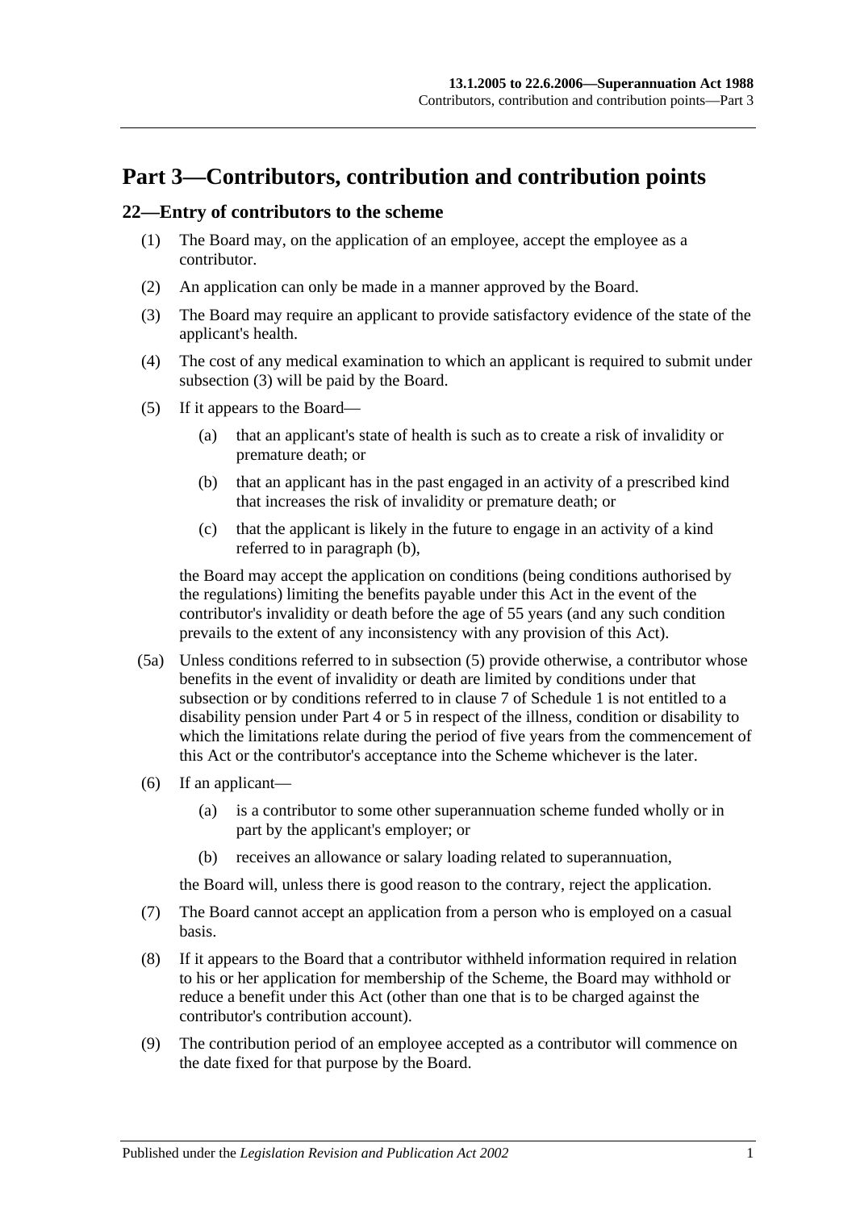# Part 3—Contributors, contribution and contribution points

## 22—Entry of contributors to the scheme

(1) The Board may, on the application of an employee, accept the employee as a contributor.

(2) An application can only be made in a manner approved by the Board.

(3) The Board may require an applicant to provide satisfactory evidence of the state of the applicant's health.

(4) The cost of any medical examination to which an applicant is required to submit under subsection (3) will be paid by the Board.

(5) If it appears to the Board—

(a) that an applicant's state of health is such as to create a risk of invalidity or premature death; or

(b) that an applicant has in the past engaged in an activity of a prescribed kind that increases the risk of invalidity or premature death; or

(c) that the applicant is likely in the future to engage in an activity of a kind referred to in paragraph (b),

the Board may accept the application on conditions (being conditions authorised by the regulations) limiting the benefits payable under this Act in the event of the contributor's invalidity or death before the age of 55 years (and any such condition prevails to the extent of any inconsistency with any provision of this Act).

(5a) Unless conditions referred to in subsection (5) provide otherwise, a contributor whose benefits in the event of invalidity or death are limited by conditions under that subsection or by conditions referred to in clause 7 of Schedule 1 is not entitled to a disability pension under Part 4 or 5 in respect of the illness, condition or disability to which the limitations relate during the period of five years from the commencement of this Act or the contributor's acceptance into the Scheme whichever is the later.

(6) If an applicant—

(a) is a contributor to some other superannuation scheme funded wholly or in part by the applicant's employer; or

(b) receives an allowance or salary loading related to superannuation,

the Board will, unless there is good reason to the contrary, reject the application.

(7) The Board cannot accept an application from a person who is employed on a casual basis.

(8) If it appears to the Board that a contributor withheld information required in relation to his or her application for membership of the Scheme, the Board may withhold or reduce a benefit under this Act (other than one that is to be charged against the contributor's contribution account).

(9) The contribution period of an employee accepted as a contributor will commence on the date fixed for that purpose by the Board.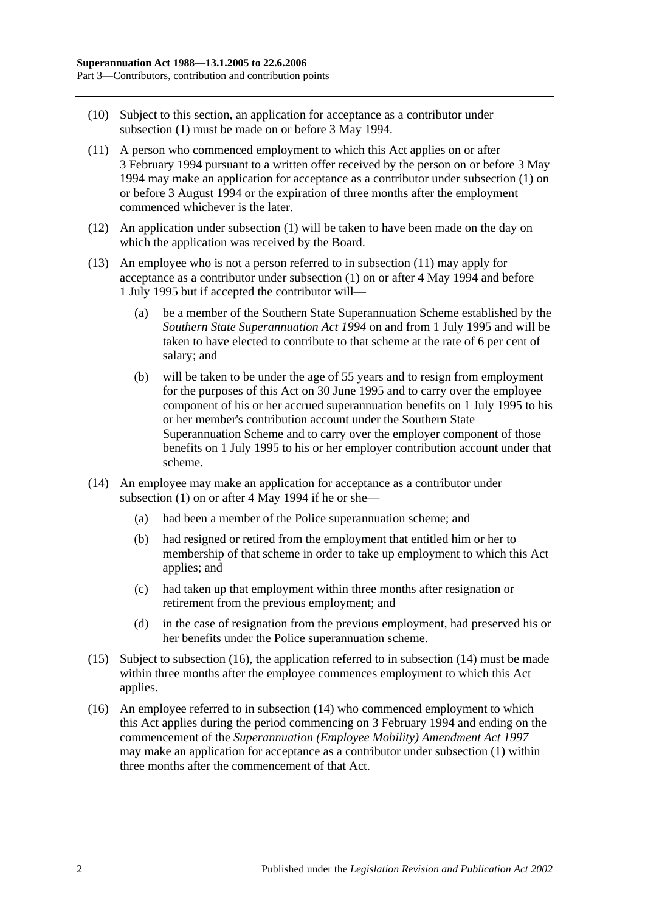(10) Subject to this section, an application for acceptance as a contributor under subsection (1) must be made on or before 3 May 1994.

(11) A person who commenced employment to which this Act applies on or after 3 February 1994 pursuant to a written offer received by the person on or before 3 May 1994 may make an application for acceptance as a contributor under subsection (1) on or before 3 August 1994 or the expiration of three months after the employment commenced whichever is the later.

(12) An application under subsection (1) will be taken to have been made on the day on which the application was received by the Board.

(13) An employee who is not a person referred to in subsection (11) may apply for acceptance as a contributor under subsection (1) on or after 4 May 1994 and before 1 July 1995 but if accepted the contributor will—

- (a) be a member of the Southern State Superannuation Scheme established by the *Southern State Superannuation Act 1994* on and from 1 July 1995 and will be taken to have elected to contribute to that scheme at the rate of 6 per cent of salary; and
- (b) will be taken to be under the age of 55 years and to resign from employment for the purposes of this Act on 30 June 1995 and to carry over the employee component of his or her accrued superannuation benefits on 1 July 1995 to his or her member's contribution account under the Southern State Superannuation Scheme and to carry over the employer component of those benefits on 1 July 1995 to his or her employer contribution account under that scheme.

(14) An employee may make an application for acceptance as a contributor under subsection (1) on or after 4 May 1994 if he or she—

- (a) had been a member of the Police superannuation scheme; and
- (b) had resigned or retired from the employment that entitled him or her to membership of that scheme in order to take up employment to which this Act applies; and
- (c) had taken up that employment within three months after resignation or retirement from the previous employment; and
- (d) in the case of resignation from the previous employment, had preserved his or her benefits under the Police superannuation scheme.

(15) Subject to subsection (16), the application referred to in subsection (14) must be made within three months after the employee commences employment to which this Act applies.

(16) An employee referred to in subsection (14) who commenced employment to which this Act applies during the period commencing on 3 February 1994 and ending on the commencement of the *Superannuation (Employee Mobility) Amendment Act 1997* may make an application for acceptance as a contributor under subsection (1) within three months after the commencement of that Act.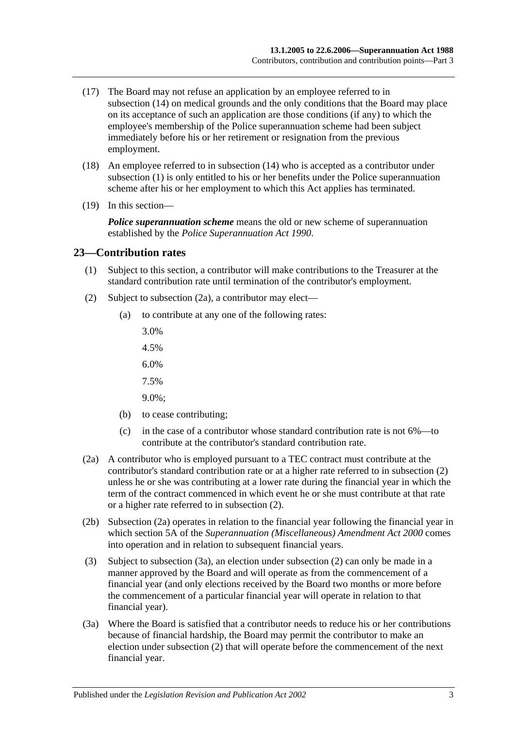(17) The Board may not refuse an application by an employee referred to in subsection (14) on medical grounds and the only conditions that the Board may place on its acceptance of such an application are those conditions (if any) to which the employee's membership of the Police superannuation scheme had been subject immediately before his or her retirement or resignation from the previous employment.

(18) An employee referred to in subsection (14) who is accepted as a contributor under subsection (1) is only entitled to his or her benefits under the Police superannuation scheme after his or her employment to which this Act applies has terminated.

(19) In this section—

***Police superannuation scheme*** means the old or new scheme of superannuation established by the *Police Superannuation Act 1990*.

## 23—Contribution rates

(1) Subject to this section, a contributor will make contributions to the Treasurer at the standard contribution rate until termination of the contributor's employment.

(2) Subject to subsection (2a), a contributor may elect—

(a) to contribute at any one of the following rates:

3.0%

4.5%

6.0%

7.5%

9.0%;

(b) to cease contributing;

(c) in the case of a contributor whose standard contribution rate is not 6%—to contribute at the contributor's standard contribution rate.

(2a) A contributor who is employed pursuant to a TEC contract must contribute at the contributor's standard contribution rate or at a higher rate referred to in subsection (2) unless he or she was contributing at a lower rate during the financial year in which the term of the contract commenced in which event he or she must contribute at that rate or a higher rate referred to in subsection (2).

(2b) Subsection (2a) operates in relation to the financial year following the financial year in which section 5A of the *Superannuation (Miscellaneous) Amendment Act 2000* comes into operation and in relation to subsequent financial years.

(3) Subject to subsection (3a), an election under subsection (2) can only be made in a manner approved by the Board and will operate as from the commencement of a financial year (and only elections received by the Board two months or more before the commencement of a particular financial year will operate in relation to that financial year).

(3a) Where the Board is satisfied that a contributor needs to reduce his or her contributions because of financial hardship, the Board may permit the contributor to make an election under subsection (2) that will operate before the commencement of the next financial year.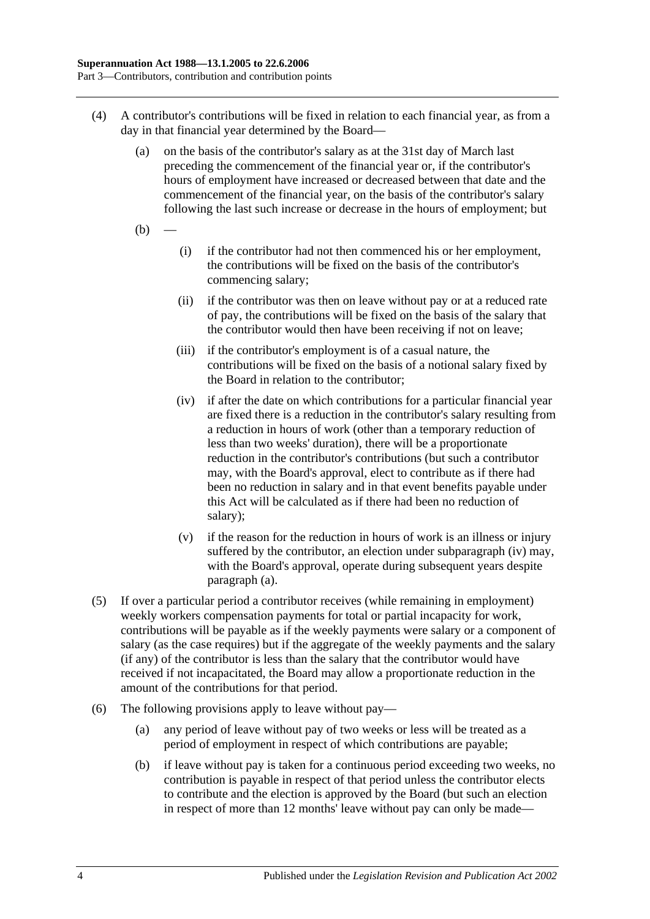(4) A contributor's contributions will be fixed in relation to each financial year, as from a day in that financial year determined by the Board—

(a) on the basis of the contributor's salary as at the 31st day of March last preceding the commencement of the financial year or, if the contributor's hours of employment have increased or decreased between that date and the commencement of the financial year, on the basis of the contributor's salary following the last such increase or decrease in the hours of employment; but

(b) —

(i) if the contributor had not then commenced his or her employment, the contributions will be fixed on the basis of the contributor's commencing salary;

(ii) if the contributor was then on leave without pay or at a reduced rate of pay, the contributions will be fixed on the basis of the salary that the contributor would then have been receiving if not on leave;

(iii) if the contributor's employment is of a casual nature, the contributions will be fixed on the basis of a notional salary fixed by the Board in relation to the contributor;

(iv) if after the date on which contributions for a particular financial year are fixed there is a reduction in the contributor's salary resulting from a reduction in hours of work (other than a temporary reduction of less than two weeks' duration), there will be a proportionate reduction in the contributor's contributions (but such a contributor may, with the Board's approval, elect to contribute as if there had been no reduction in salary and in that event benefits payable under this Act will be calculated as if there had been no reduction of salary);

(v) if the reason for the reduction in hours of work is an illness or injury suffered by the contributor, an election under subparagraph (iv) may, with the Board's approval, operate during subsequent years despite paragraph (a).

(5) If over a particular period a contributor receives (while remaining in employment) weekly workers compensation payments for total or partial incapacity for work, contributions will be payable as if the weekly payments were salary or a component of salary (as the case requires) but if the aggregate of the weekly payments and the salary (if any) of the contributor is less than the salary that the contributor would have received if not incapacitated, the Board may allow a proportionate reduction in the amount of the contributions for that period.

(6) The following provisions apply to leave without pay—

(a) any period of leave without pay of two weeks or less will be treated as a period of employment in respect of which contributions are payable;

(b) if leave without pay is taken for a continuous period exceeding two weeks, no contribution is payable in respect of that period unless the contributor elects to contribute and the election is approved by the Board (but such an election in respect of more than 12 months' leave without pay can only be made—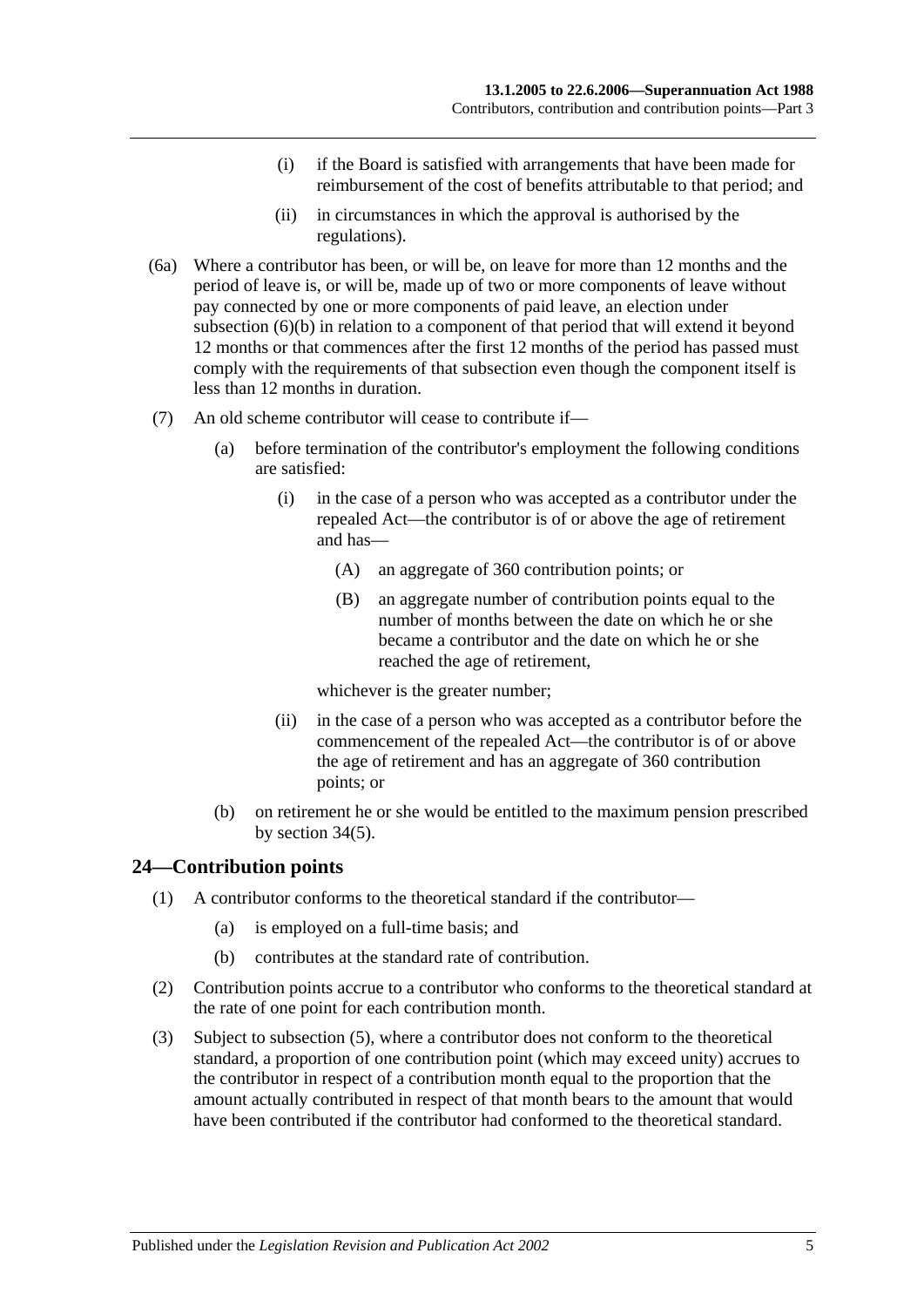(i) if the Board is satisfied with arrangements that have been made for reimbursement of the cost of benefits attributable to that period; and

(ii) in circumstances in which the approval is authorised by the regulations).

(6a) Where a contributor has been, or will be, on leave for more than 12 months and the period of leave is, or will be, made up of two or more components of leave without pay connected by one or more components of paid leave, an election under subsection (6)(b) in relation to a component of that period that will extend it beyond 12 months or that commences after the first 12 months of the period has passed must comply with the requirements of that subsection even though the component itself is less than 12 months in duration.

(7) An old scheme contributor will cease to contribute if—

(a) before termination of the contributor's employment the following conditions are satisfied:

(i) in the case of a person who was accepted as a contributor under the repealed Act—the contributor is of or above the age of retirement and has—

(A) an aggregate of 360 contribution points; or

(B) an aggregate number of contribution points equal to the number of months between the date on which he or she became a contributor and the date on which he or she reached the age of retirement,

whichever is the greater number;

(ii) in the case of a person who was accepted as a contributor before the commencement of the repealed Act—the contributor is of or above the age of retirement and has an aggregate of 360 contribution points; or

(b) on retirement he or she would be entitled to the maximum pension prescribed by section 34(5).

## 24—Contribution points

(1) A contributor conforms to the theoretical standard if the contributor—

(a) is employed on a full-time basis; and

(b) contributes at the standard rate of contribution.

(2) Contribution points accrue to a contributor who conforms to the theoretical standard at the rate of one point for each contribution month.

(3) Subject to subsection (5), where a contributor does not conform to the theoretical standard, a proportion of one contribution point (which may exceed unity) accrues to the contributor in respect of a contribution month equal to the proportion that the amount actually contributed in respect of that month bears to the amount that would have been contributed if the contributor had conformed to the theoretical standard.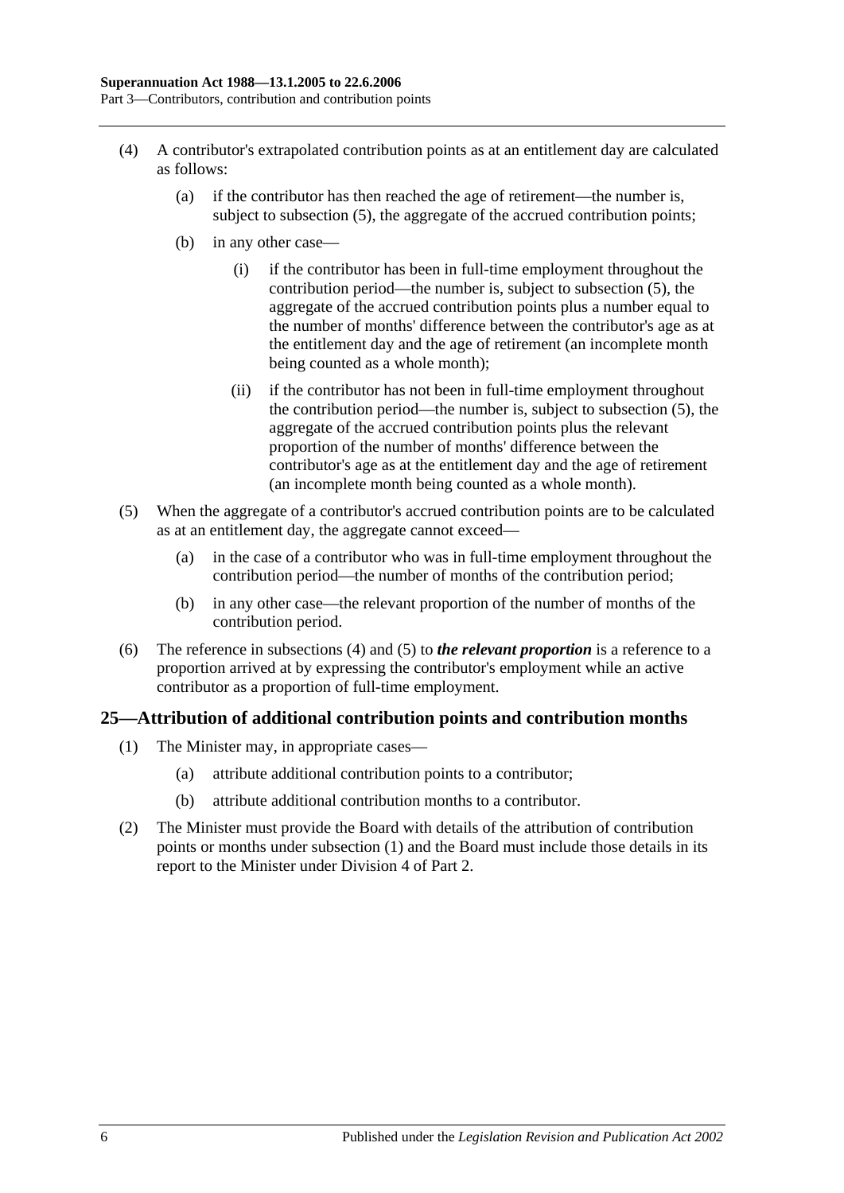(4) A contributor's extrapolated contribution points as at an entitlement day are calculated as follows:

(a) if the contributor has then reached the age of retirement—the number is, subject to subsection (5), the aggregate of the accrued contribution points;

(b) in any other case—

(i) if the contributor has been in full-time employment throughout the contribution period—the number is, subject to subsection (5), the aggregate of the accrued contribution points plus a number equal to the number of months' difference between the contributor's age as at the entitlement day and the age of retirement (an incomplete month being counted as a whole month);

(ii) if the contributor has not been in full-time employment throughout the contribution period—the number is, subject to subsection (5), the aggregate of the accrued contribution points plus the relevant proportion of the number of months' difference between the contributor's age as at the entitlement day and the age of retirement (an incomplete month being counted as a whole month).

(5) When the aggregate of a contributor's accrued contribution points are to be calculated as at an entitlement day, the aggregate cannot exceed—

(a) in the case of a contributor who was in full-time employment throughout the contribution period—the number of months of the contribution period;

(b) in any other case—the relevant proportion of the number of months of the contribution period.

(6) The reference in subsections (4) and (5) to ***the relevant proportion*** is a reference to a proportion arrived at by expressing the contributor's employment while an active contributor as a proportion of full-time employment.

## 25—Attribution of additional contribution points and contribution months

(1) The Minister may, in appropriate cases—

(a) attribute additional contribution points to a contributor;

(b) attribute additional contribution months to a contributor.

(2) The Minister must provide the Board with details of the attribution of contribution points or months under subsection (1) and the Board must include those details in its report to the Minister under Division 4 of Part 2.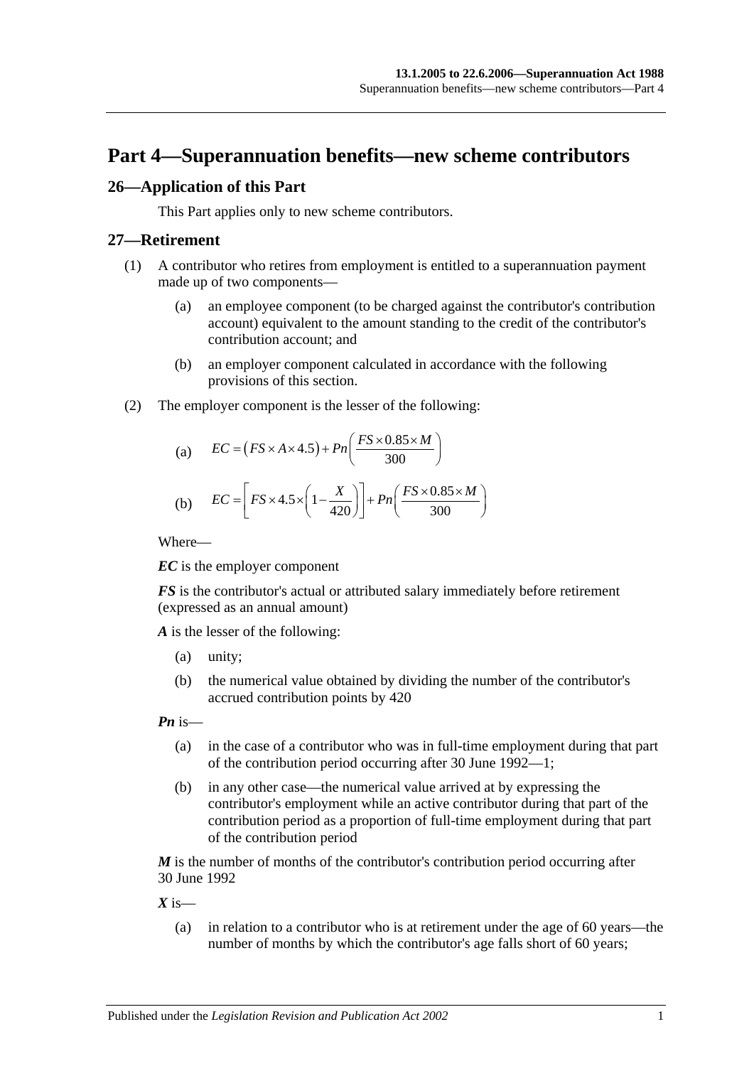# Part 4—Superannuation benefits—new scheme contributors

## 26—Application of this Part

This Part applies only to new scheme contributors.

## 27—Retirement

(1) A contributor who retires from employment is entitled to a superannuation payment made up of two components—

(a) an employee component (to be charged against the contributor's contribution account) equivalent to the amount standing to the credit of the contributor's contribution account; and

(b) an employer component calculated in accordance with the following provisions of this section.

(2) The employer component is the lesser of the following:

(a) $$EC = \left(FS \times A \times 4.5\right) + Pn\left(\frac{FS \times 0.85 \times M}{300}\right)$$

(b) $$EC = \left[FS \times 4.5 \times \left(1 - \frac{X}{420}\right)\right] + Pn\left(\frac{FS \times 0.85 \times M}{300}\right)$$

Where—

***EC*** is the employer component

***FS*** is the contributor's actual or attributed salary immediately before retirement (expressed as an annual amount)

***A*** is the lesser of the following:

(a) unity;

(b) the numerical value obtained by dividing the number of the contributor's accrued contribution points by 420

***Pn*** is—

(a) in the case of a contributor who was in full-time employment during that part of the contribution period occurring after 30 June 1992—1;

(b) in any other case—the numerical value arrived at by expressing the contributor's employment while an active contributor during that part of the contribution period as a proportion of full-time employment during that part of the contribution period

***M*** is the number of months of the contributor's contribution period occurring after 30 June 1992

***X*** is—

(a) in relation to a contributor who is at retirement under the age of 60 years—the number of months by which the contributor's age falls short of 60 years;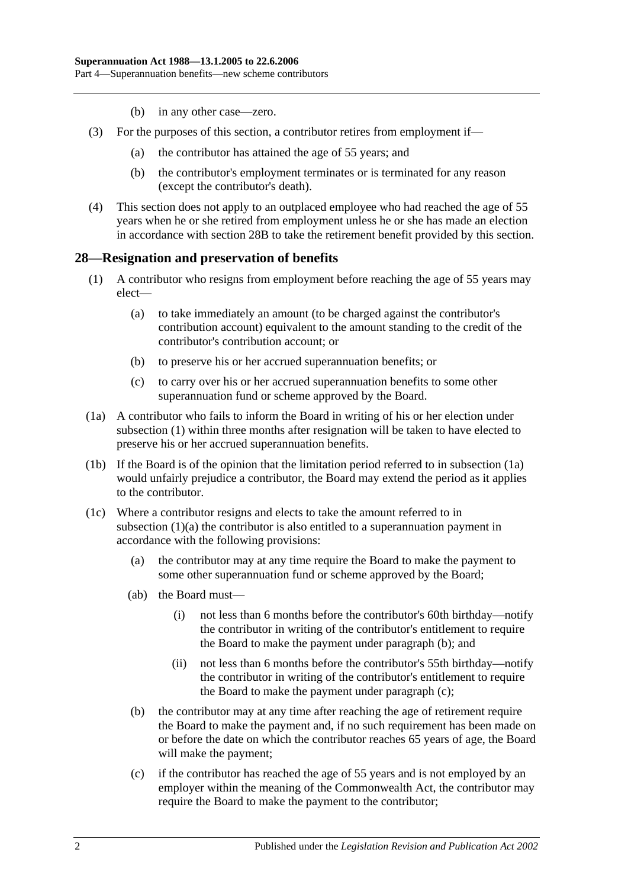(b) in any other case—zero.

(3) For the purposes of this section, a contributor retires from employment if—

(a) the contributor has attained the age of 55 years; and

(b) the contributor's employment terminates or is terminated for any reason (except the contributor's death).

(4) This section does not apply to an outplaced employee who had reached the age of 55 years when he or she retired from employment unless he or she has made an election in accordance with section 28B to take the retirement benefit provided by this section.

## 28—Resignation and preservation of benefits

(1) A contributor who resigns from employment before reaching the age of 55 years may elect—

(a) to take immediately an amount (to be charged against the contributor's contribution account) equivalent to the amount standing to the credit of the contributor's contribution account; or

(b) to preserve his or her accrued superannuation benefits; or

(c) to carry over his or her accrued superannuation benefits to some other superannuation fund or scheme approved by the Board.

(1a) A contributor who fails to inform the Board in writing of his or her election under subsection (1) within three months after resignation will be taken to have elected to preserve his or her accrued superannuation benefits.

(1b) If the Board is of the opinion that the limitation period referred to in subsection (1a) would unfairly prejudice a contributor, the Board may extend the period as it applies to the contributor.

(1c) Where a contributor resigns and elects to take the amount referred to in subsection (1)(a) the contributor is also entitled to a superannuation payment in accordance with the following provisions:

(a) the contributor may at any time require the Board to make the payment to some other superannuation fund or scheme approved by the Board;

(ab) the Board must—

(i) not less than 6 months before the contributor's 60th birthday—notify the contributor in writing of the contributor's entitlement to require the Board to make the payment under paragraph (b); and

(ii) not less than 6 months before the contributor's 55th birthday—notify the contributor in writing of the contributor's entitlement to require the Board to make the payment under paragraph (c);

(b) the contributor may at any time after reaching the age of retirement require the Board to make the payment and, if no such requirement has been made on or before the date on which the contributor reaches 65 years of age, the Board will make the payment;

(c) if the contributor has reached the age of 55 years and is not employed by an employer within the meaning of the Commonwealth Act, the contributor may require the Board to make the payment to the contributor;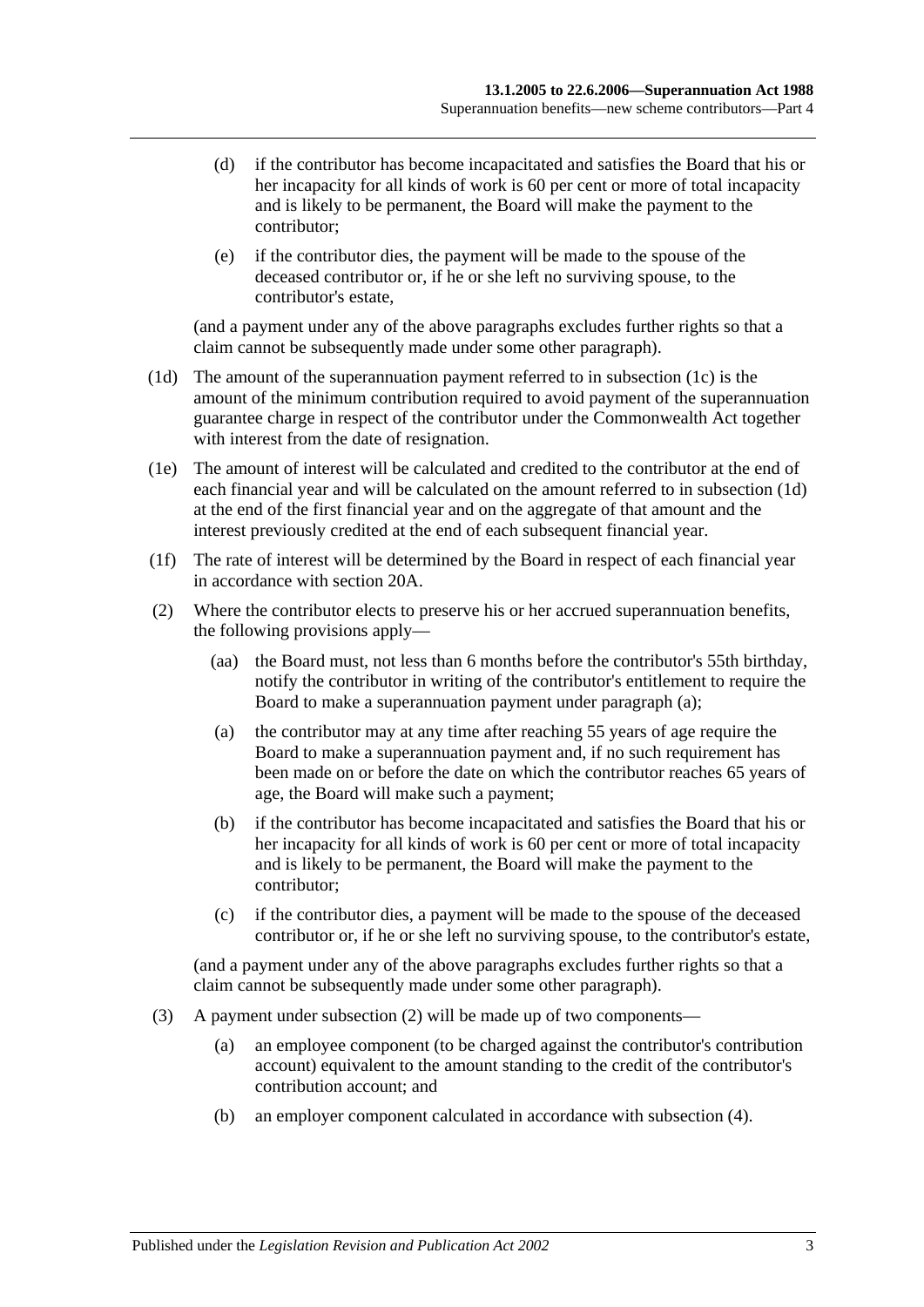(d) if the contributor has become incapacitated and satisfies the Board that his or her incapacity for all kinds of work is 60 per cent or more of total incapacity and is likely to be permanent, the Board will make the payment to the contributor;

(e) if the contributor dies, the payment will be made to the spouse of the deceased contributor or, if he or she left no surviving spouse, to the contributor's estate,

(and a payment under any of the above paragraphs excludes further rights so that a claim cannot be subsequently made under some other paragraph).

(1d) The amount of the superannuation payment referred to in subsection (1c) is the amount of the minimum contribution required to avoid payment of the superannuation guarantee charge in respect of the contributor under the Commonwealth Act together with interest from the date of resignation.

(1e) The amount of interest will be calculated and credited to the contributor at the end of each financial year and will be calculated on the amount referred to in subsection (1d) at the end of the first financial year and on the aggregate of that amount and the interest previously credited at the end of each subsequent financial year.

(1f) The rate of interest will be determined by the Board in respect of each financial year in accordance with section 20A.

(2) Where the contributor elects to preserve his or her accrued superannuation benefits, the following provisions apply—

(aa) the Board must, not less than 6 months before the contributor's 55th birthday, notify the contributor in writing of the contributor's entitlement to require the Board to make a superannuation payment under paragraph (a);

(a) the contributor may at any time after reaching 55 years of age require the Board to make a superannuation payment and, if no such requirement has been made on or before the date on which the contributor reaches 65 years of age, the Board will make such a payment;

(b) if the contributor has become incapacitated and satisfies the Board that his or her incapacity for all kinds of work is 60 per cent or more of total incapacity and is likely to be permanent, the Board will make the payment to the contributor;

(c) if the contributor dies, a payment will be made to the spouse of the deceased contributor or, if he or she left no surviving spouse, to the contributor's estate,

(and a payment under any of the above paragraphs excludes further rights so that a claim cannot be subsequently made under some other paragraph).

(3) A payment under subsection (2) will be made up of two components—

(a) an employee component (to be charged against the contributor's contribution account) equivalent to the amount standing to the credit of the contributor's contribution account; and

(b) an employer component calculated in accordance with subsection (4).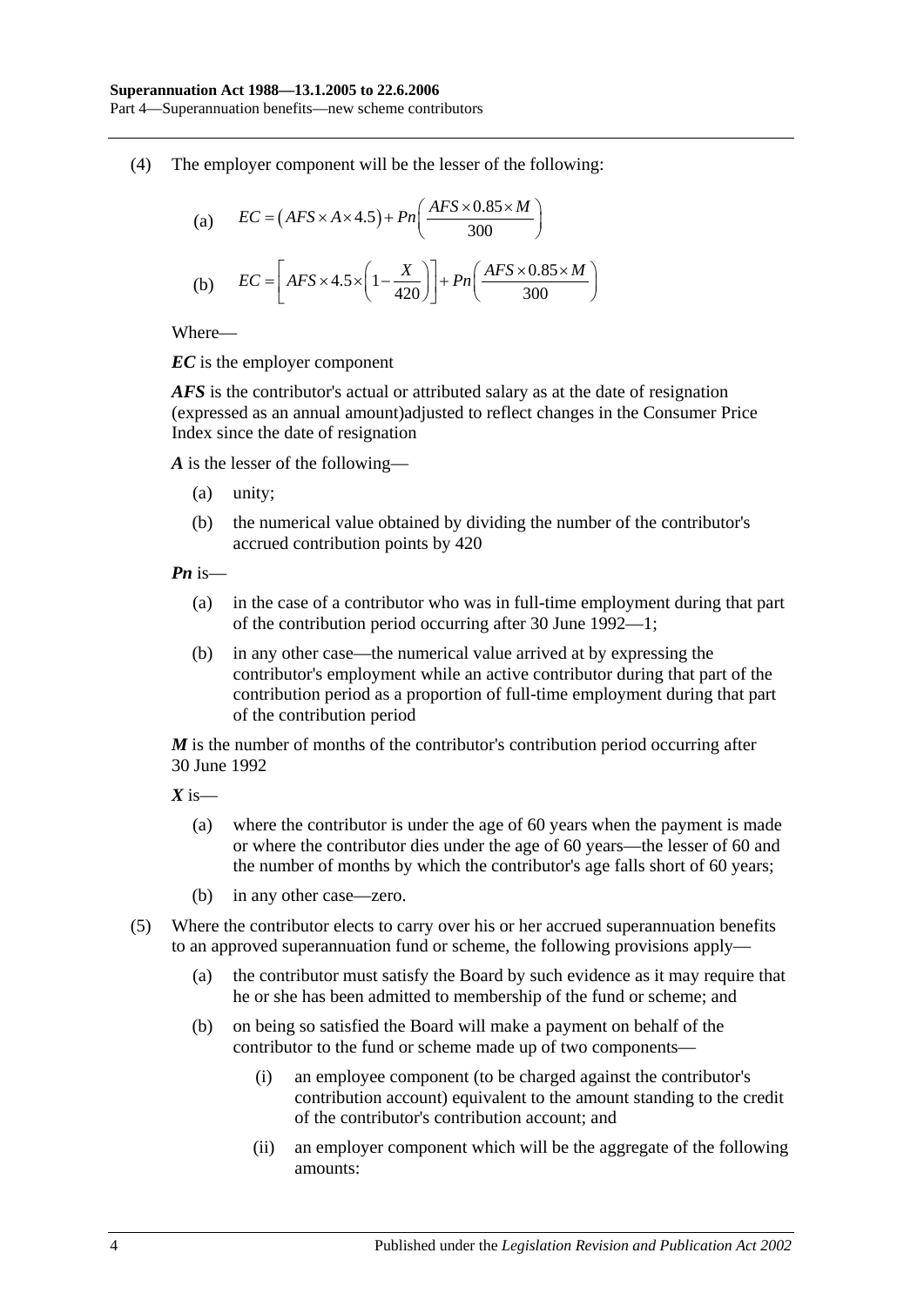(4) The employer component will be the lesser of the following:

(a) $$EC = (AFS \times A \times 4.5) + Pn\left(\frac{AFS \times 0.85 \times M}{300}\right)$$

(b) $$EC = \left[AFS \times 4.5 \times \left(1 - \frac{X}{420}\right)\right] + Pn\left(\frac{AFS \times 0.85 \times M}{300}\right)$$

Where—

***EC*** is the employer component

***AFS*** is the contributor's actual or attributed salary as at the date of resignation (expressed as an annual amount)adjusted to reflect changes in the Consumer Price Index since the date of resignation

***A*** is the lesser of the following—

(a) unity;

(b) the numerical value obtained by dividing the number of the contributor's accrued contribution points by 420

***Pn*** is—

(a) in the case of a contributor who was in full-time employment during that part of the contribution period occurring after 30 June 1992—1;

(b) in any other case—the numerical value arrived at by expressing the contributor's employment while an active contributor during that part of the contribution period as a proportion of full-time employment during that part of the contribution period

***M*** is the number of months of the contributor's contribution period occurring after 30 June 1992

***X*** is—

(a) where the contributor is under the age of 60 years when the payment is made or where the contributor dies under the age of 60 years—the lesser of 60 and the number of months by which the contributor's age falls short of 60 years;

(b) in any other case—zero.

(5) Where the contributor elects to carry over his or her accrued superannuation benefits to an approved superannuation fund or scheme, the following provisions apply—

(a) the contributor must satisfy the Board by such evidence as it may require that he or she has been admitted to membership of the fund or scheme; and

(b) on being so satisfied the Board will make a payment on behalf of the contributor to the fund or scheme made up of two components—

(i) an employee component (to be charged against the contributor's contribution account) equivalent to the amount standing to the credit of the contributor's contribution account; and

(ii) an employer component which will be the aggregate of the following amounts: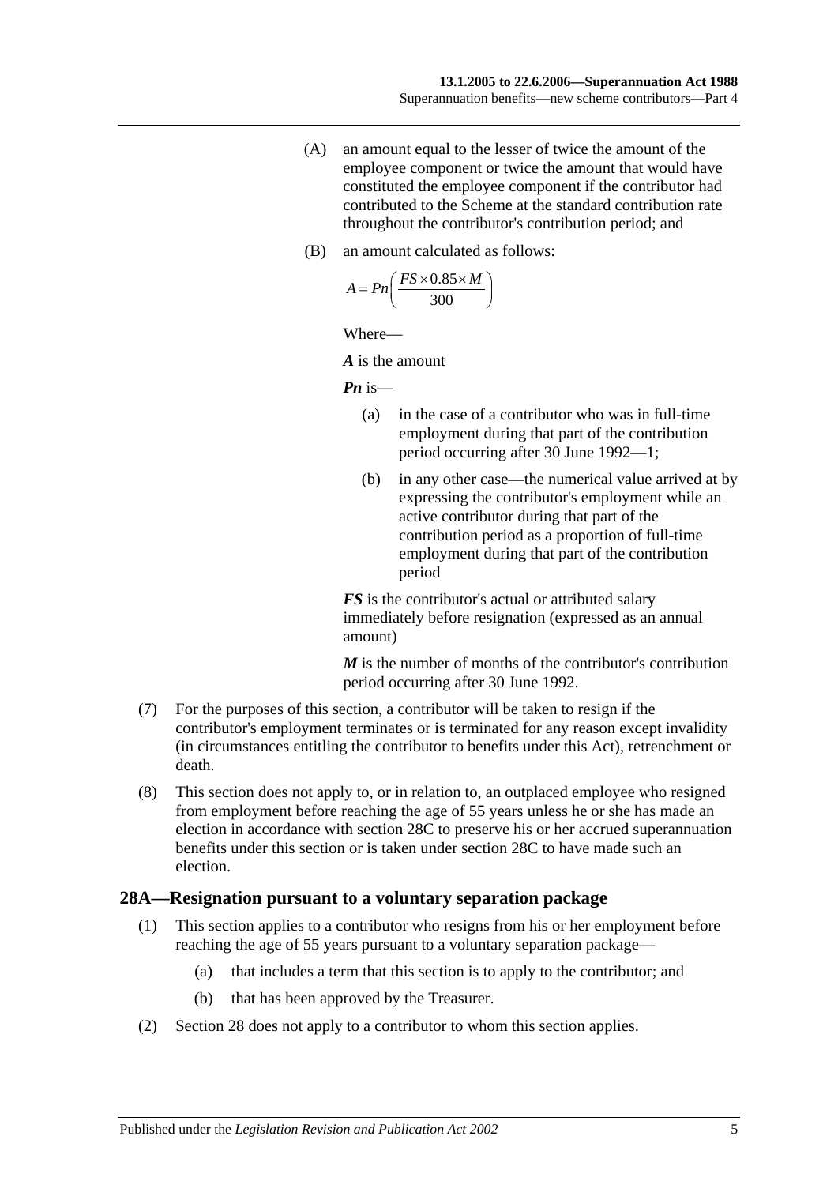(A) an amount equal to the lesser of twice the amount of the employee component or twice the amount that would have constituted the employee component if the contributor had contributed to the Scheme at the standard contribution rate throughout the contributor's contribution period; and

(B) an amount calculated as follows:

$$A = Pn\left(\frac{FS \times 0.85 \times M}{300}\right)$$

Where—

***A*** is the amount

***Pn*** is—

(a) in the case of a contributor who was in full-time employment during that part of the contribution period occurring after 30 June 1992—1;

(b) in any other case—the numerical value arrived at by expressing the contributor's employment while an active contributor during that part of the contribution period as a proportion of full-time employment during that part of the contribution period

***FS*** is the contributor's actual or attributed salary immediately before resignation (expressed as an annual amount)

***M*** is the number of months of the contributor's contribution period occurring after 30 June 1992.

(7) For the purposes of this section, a contributor will be taken to resign if the contributor's employment terminates or is terminated for any reason except invalidity (in circumstances entitling the contributor to benefits under this Act), retrenchment or death.

(8) This section does not apply to, or in relation to, an outplaced employee who resigned from employment before reaching the age of 55 years unless he or she has made an election in accordance with section 28C to preserve his or her accrued superannuation benefits under this section or is taken under section 28C to have made such an election.

## 28A—Resignation pursuant to a voluntary separation package

(1) This section applies to a contributor who resigns from his or her employment before reaching the age of 55 years pursuant to a voluntary separation package—

(a) that includes a term that this section is to apply to the contributor; and

(b) that has been approved by the Treasurer.

(2) Section 28 does not apply to a contributor to whom this section applies.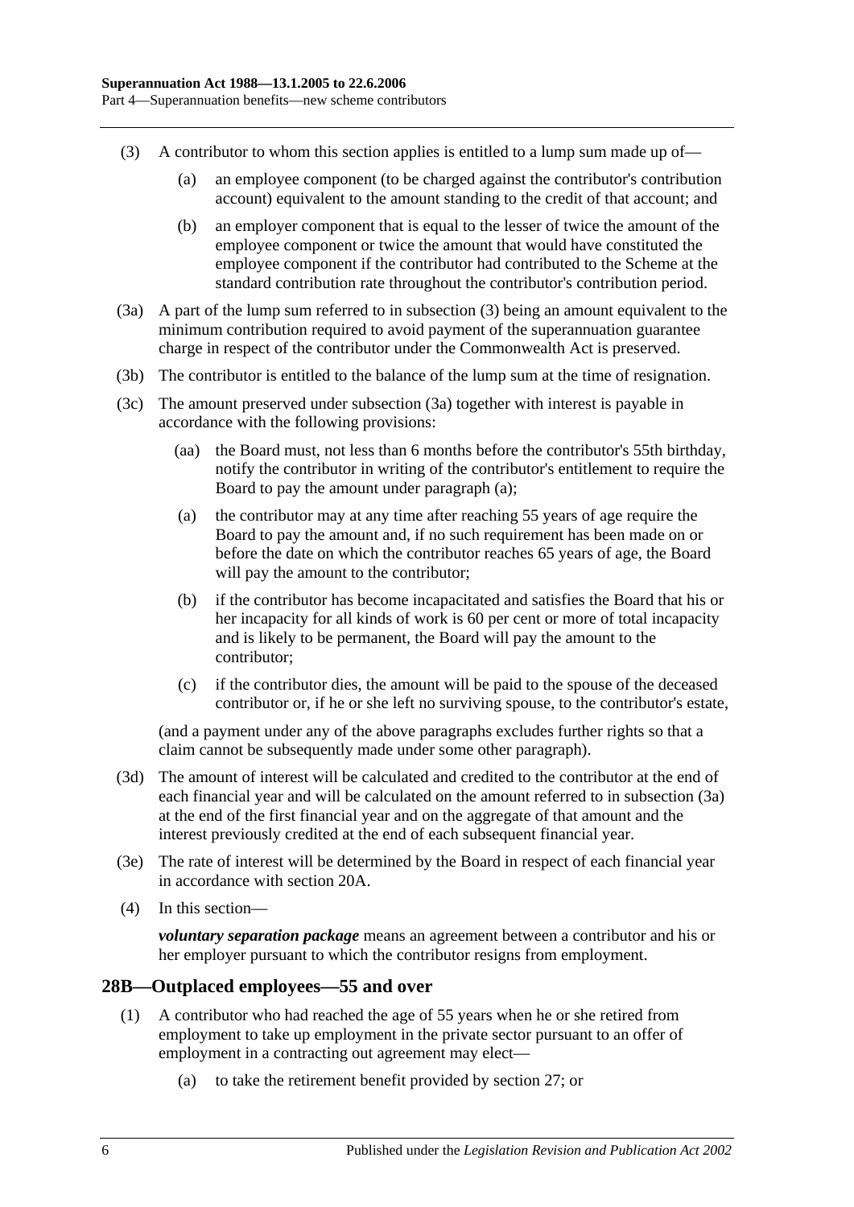(3) A contributor to whom this section applies is entitled to a lump sum made up of—

(a) an employee component (to be charged against the contributor's contribution account) equivalent to the amount standing to the credit of that account; and

(b) an employer component that is equal to the lesser of twice the amount of the employee component or twice the amount that would have constituted the employee component if the contributor had contributed to the Scheme at the standard contribution rate throughout the contributor's contribution period.

(3a) A part of the lump sum referred to in subsection (3) being an amount equivalent to the minimum contribution required to avoid payment of the superannuation guarantee charge in respect of the contributor under the Commonwealth Act is preserved.

(3b) The contributor is entitled to the balance of the lump sum at the time of resignation.

(3c) The amount preserved under subsection (3a) together with interest is payable in accordance with the following provisions:

(aa) the Board must, not less than 6 months before the contributor's 55th birthday, notify the contributor in writing of the contributor's entitlement to require the Board to pay the amount under paragraph (a);

(a) the contributor may at any time after reaching 55 years of age require the Board to pay the amount and, if no such requirement has been made on or before the date on which the contributor reaches 65 years of age, the Board will pay the amount to the contributor;

(b) if the contributor has become incapacitated and satisfies the Board that his or her incapacity for all kinds of work is 60 per cent or more of total incapacity and is likely to be permanent, the Board will pay the amount to the contributor;

(c) if the contributor dies, the amount will be paid to the spouse of the deceased contributor or, if he or she left no surviving spouse, to the contributor's estate,

(and a payment under any of the above paragraphs excludes further rights so that a claim cannot be subsequently made under some other paragraph).

(3d) The amount of interest will be calculated and credited to the contributor at the end of each financial year and will be calculated on the amount referred to in subsection (3a) at the end of the first financial year and on the aggregate of that amount and the interest previously credited at the end of each subsequent financial year.

(3e) The rate of interest will be determined by the Board in respect of each financial year in accordance with section 20A.

(4) In this section—

***voluntary separation package*** means an agreement between a contributor and his or her employer pursuant to which the contributor resigns from employment.

## 28B—Outplaced employees—55 and over

(1) A contributor who had reached the age of 55 years when he or she retired from employment to take up employment in the private sector pursuant to an offer of employment in a contracting out agreement may elect—

(a) to take the retirement benefit provided by section 27; or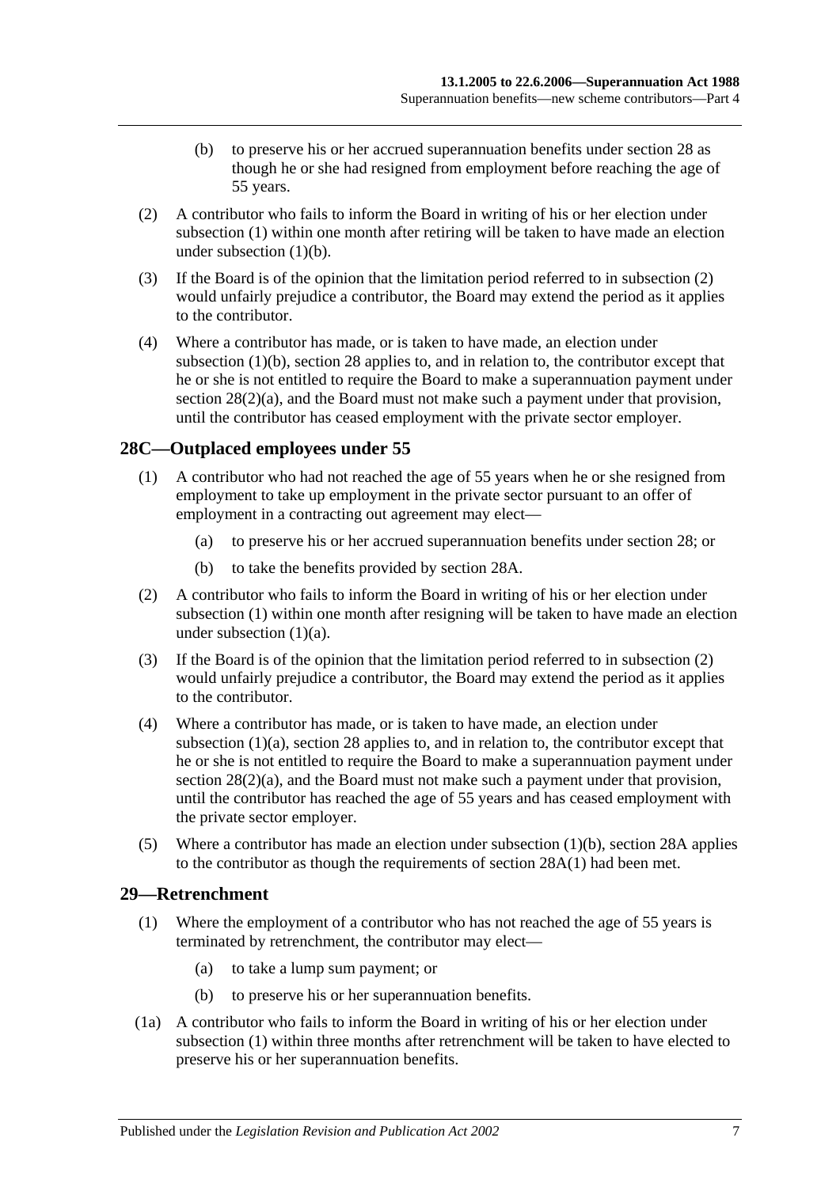(b) to preserve his or her accrued superannuation benefits under section 28 as though he or she had resigned from employment before reaching the age of 55 years.

(2) A contributor who fails to inform the Board in writing of his or her election under subsection (1) within one month after retiring will be taken to have made an election under subsection (1)(b).

(3) If the Board is of the opinion that the limitation period referred to in subsection (2) would unfairly prejudice a contributor, the Board may extend the period as it applies to the contributor.

(4) Where a contributor has made, or is taken to have made, an election under subsection (1)(b), section 28 applies to, and in relation to, the contributor except that he or she is not entitled to require the Board to make a superannuation payment under section 28(2)(a), and the Board must not make such a payment under that provision, until the contributor has ceased employment with the private sector employer.

## 28C—Outplaced employees under 55

(1) A contributor who had not reached the age of 55 years when he or she resigned from employment to take up employment in the private sector pursuant to an offer of employment in a contracting out agreement may elect—

(a) to preserve his or her accrued superannuation benefits under section 28; or

(b) to take the benefits provided by section 28A.

(2) A contributor who fails to inform the Board in writing of his or her election under subsection (1) within one month after resigning will be taken to have made an election under subsection (1)(a).

(3) If the Board is of the opinion that the limitation period referred to in subsection (2) would unfairly prejudice a contributor, the Board may extend the period as it applies to the contributor.

(4) Where a contributor has made, or is taken to have made, an election under subsection (1)(a), section 28 applies to, and in relation to, the contributor except that he or she is not entitled to require the Board to make a superannuation payment under section 28(2)(a), and the Board must not make such a payment under that provision, until the contributor has reached the age of 55 years and has ceased employment with the private sector employer.

(5) Where a contributor has made an election under subsection (1)(b), section 28A applies to the contributor as though the requirements of section 28A(1) had been met.

## 29—Retrenchment

(1) Where the employment of a contributor who has not reached the age of 55 years is terminated by retrenchment, the contributor may elect—

(a) to take a lump sum payment; or

(b) to preserve his or her superannuation benefits.

(1a) A contributor who fails to inform the Board in writing of his or her election under subsection (1) within three months after retrenchment will be taken to have elected to preserve his or her superannuation benefits.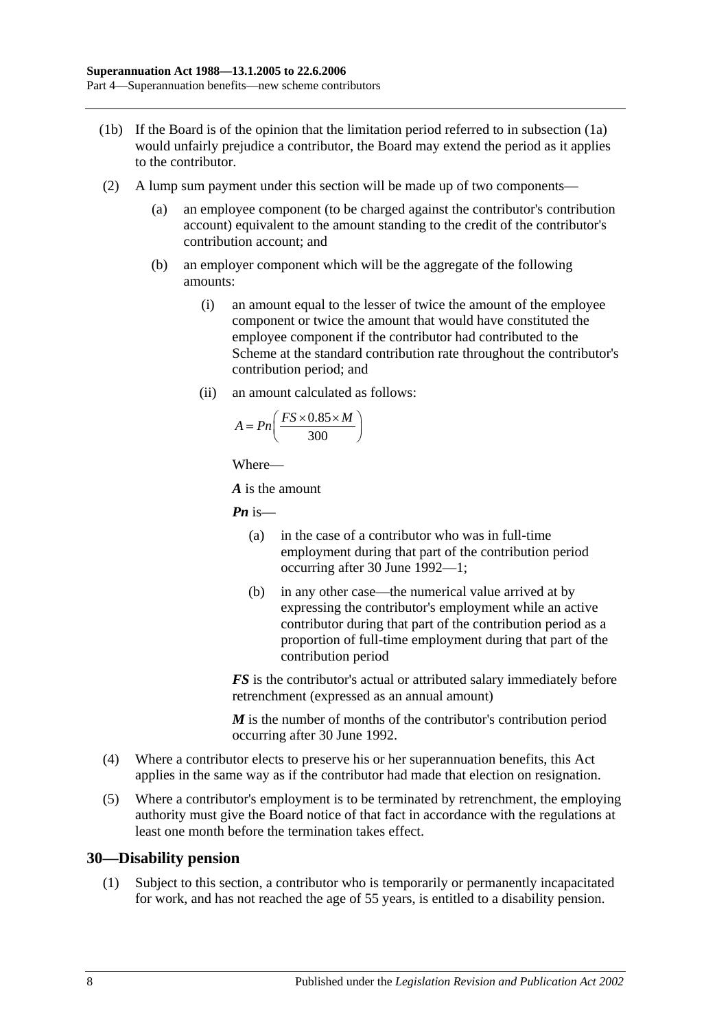(1b) If the Board is of the opinion that the limitation period referred to in subsection (1a) would unfairly prejudice a contributor, the Board may extend the period as it applies to the contributor.

(2) A lump sum payment under this section will be made up of two components—

(a) an employee component (to be charged against the contributor's contribution account) equivalent to the amount standing to the credit of the contributor's contribution account; and

(b) an employer component which will be the aggregate of the following amounts:

(i) an amount equal to the lesser of twice the amount of the employee component or twice the amount that would have constituted the employee component if the contributor had contributed to the Scheme at the standard contribution rate throughout the contributor's contribution period; and

(ii) an amount calculated as follows:

$$A = Pn\left(\frac{FS \times 0.85 \times M}{300}\right)$$

Where—

***A*** is the amount

***Pn*** is—

(a) in the case of a contributor who was in full-time employment during that part of the contribution period occurring after 30 June 1992—1;

(b) in any other case—the numerical value arrived at by expressing the contributor's employment while an active contributor during that part of the contribution period as a proportion of full-time employment during that part of the contribution period

***FS*** is the contributor's actual or attributed salary immediately before retrenchment (expressed as an annual amount)

***M*** is the number of months of the contributor's contribution period occurring after 30 June 1992.

(4) Where a contributor elects to preserve his or her superannuation benefits, this Act applies in the same way as if the contributor had made that election on resignation.

(5) Where a contributor's employment is to be terminated by retrenchment, the employing authority must give the Board notice of that fact in accordance with the regulations at least one month before the termination takes effect.

## 30—Disability pension

(1) Subject to this section, a contributor who is temporarily or permanently incapacitated for work, and has not reached the age of 55 years, is entitled to a disability pension.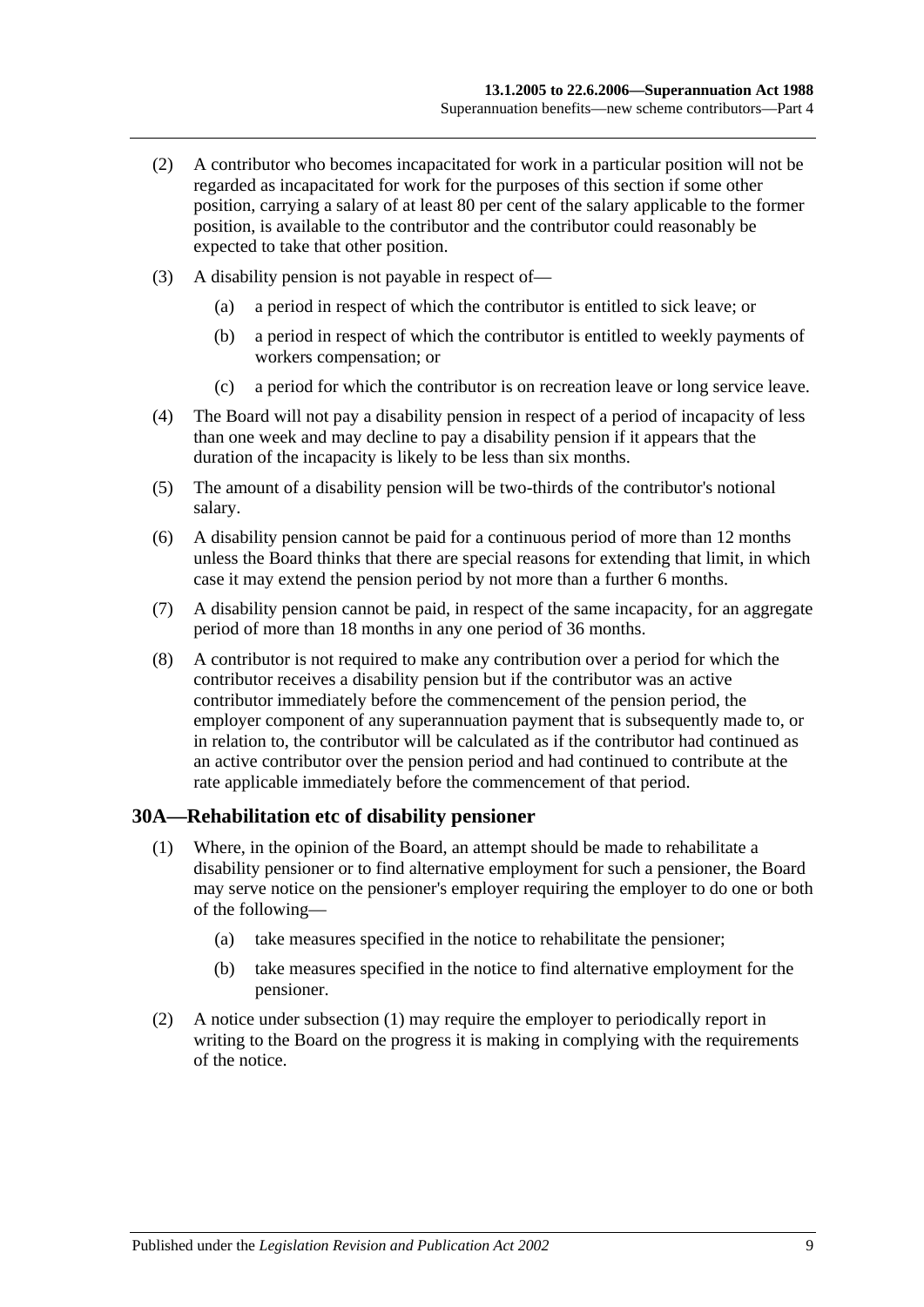(2) A contributor who becomes incapacitated for work in a particular position will not be regarded as incapacitated for work for the purposes of this section if some other position, carrying a salary of at least 80 per cent of the salary applicable to the former position, is available to the contributor and the contributor could reasonably be expected to take that other position.

(3) A disability pension is not payable in respect of—

(a) a period in respect of which the contributor is entitled to sick leave; or

(b) a period in respect of which the contributor is entitled to weekly payments of workers compensation; or

(c) a period for which the contributor is on recreation leave or long service leave.

(4) The Board will not pay a disability pension in respect of a period of incapacity of less than one week and may decline to pay a disability pension if it appears that the duration of the incapacity is likely to be less than six months.

(5) The amount of a disability pension will be two-thirds of the contributor's notional salary.

(6) A disability pension cannot be paid for a continuous period of more than 12 months unless the Board thinks that there are special reasons for extending that limit, in which case it may extend the pension period by not more than a further 6 months.

(7) A disability pension cannot be paid, in respect of the same incapacity, for an aggregate period of more than 18 months in any one period of 36 months.

(8) A contributor is not required to make any contribution over a period for which the contributor receives a disability pension but if the contributor was an active contributor immediately before the commencement of the pension period, the employer component of any superannuation payment that is subsequently made to, or in relation to, the contributor will be calculated as if the contributor had continued as an active contributor over the pension period and had continued to contribute at the rate applicable immediately before the commencement of that period.

## 30A—Rehabilitation etc of disability pensioner

(1) Where, in the opinion of the Board, an attempt should be made to rehabilitate a disability pensioner or to find alternative employment for such a pensioner, the Board may serve notice on the pensioner's employer requiring the employer to do one or both of the following—

(a) take measures specified in the notice to rehabilitate the pensioner;

(b) take measures specified in the notice to find alternative employment for the pensioner.

(2) A notice under subsection (1) may require the employer to periodically report in writing to the Board on the progress it is making in complying with the requirements of the notice.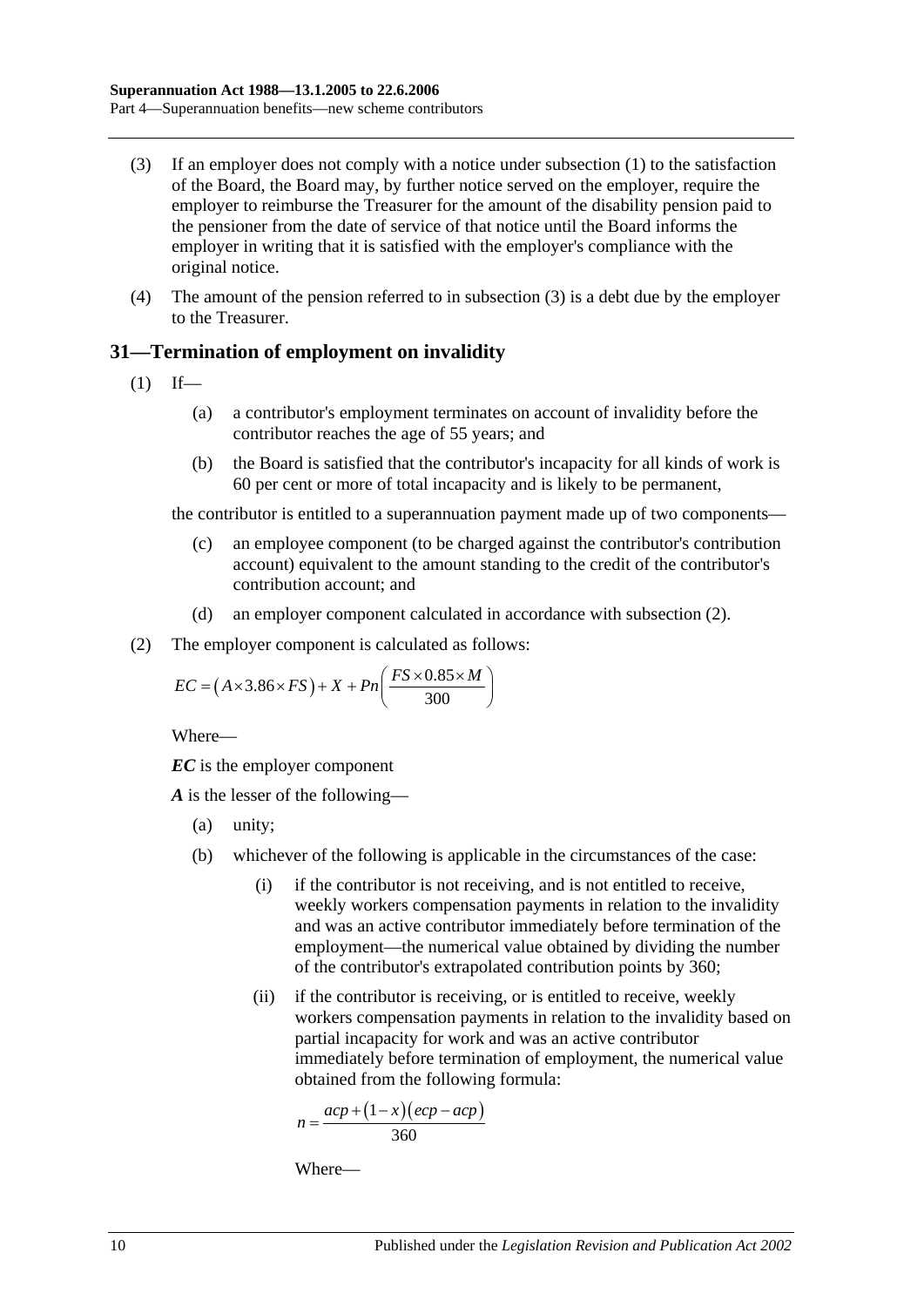(3) If an employer does not comply with a notice under subsection (1) to the satisfaction of the Board, the Board may, by further notice served on the employer, require the employer to reimburse the Treasurer for the amount of the disability pension paid to the pensioner from the date of service of that notice until the Board informs the employer in writing that it is satisfied with the employer's compliance with the original notice.

(4) The amount of the pension referred to in subsection (3) is a debt due by the employer to the Treasurer.

## 31—Termination of employment on invalidity

(1) If—

   (a) a contributor's employment terminates on account of invalidity before the contributor reaches the age of 55 years; and

   (b) the Board is satisfied that the contributor's incapacity for all kinds of work is 60 per cent or more of total incapacity and is likely to be permanent,

   the contributor is entitled to a superannuation payment made up of two components—

   (c) an employee component (to be charged against the contributor's contribution account) equivalent to the amount standing to the credit of the contributor's contribution account; and

   (d) an employer component calculated in accordance with subsection (2).

(2) The employer component is calculated as follows:

$$EC = \left(A \times 3.86 \times FS\right) + X + Pn\left(\frac{FS \times 0.85 \times M}{300}\right)$$

Where—

***EC*** is the employer component

***A*** is the lesser of the following—

   (a) unity;

   (b) whichever of the following is applicable in the circumstances of the case:

      (i) if the contributor is not receiving, and is not entitled to receive, weekly workers compensation payments in relation to the invalidity and was an active contributor immediately before termination of the employment—the numerical value obtained by dividing the number of the contributor's extrapolated contribution points by 360;

      (ii) if the contributor is receiving, or is entitled to receive, weekly workers compensation payments in relation to the invalidity based on partial incapacity for work and was an active contributor immediately before termination of employment, the numerical value obtained from the following formula:

$$n = \frac{acp + \left(1 - x\right)\left(ecp - acp\right)}{360}$$

Where—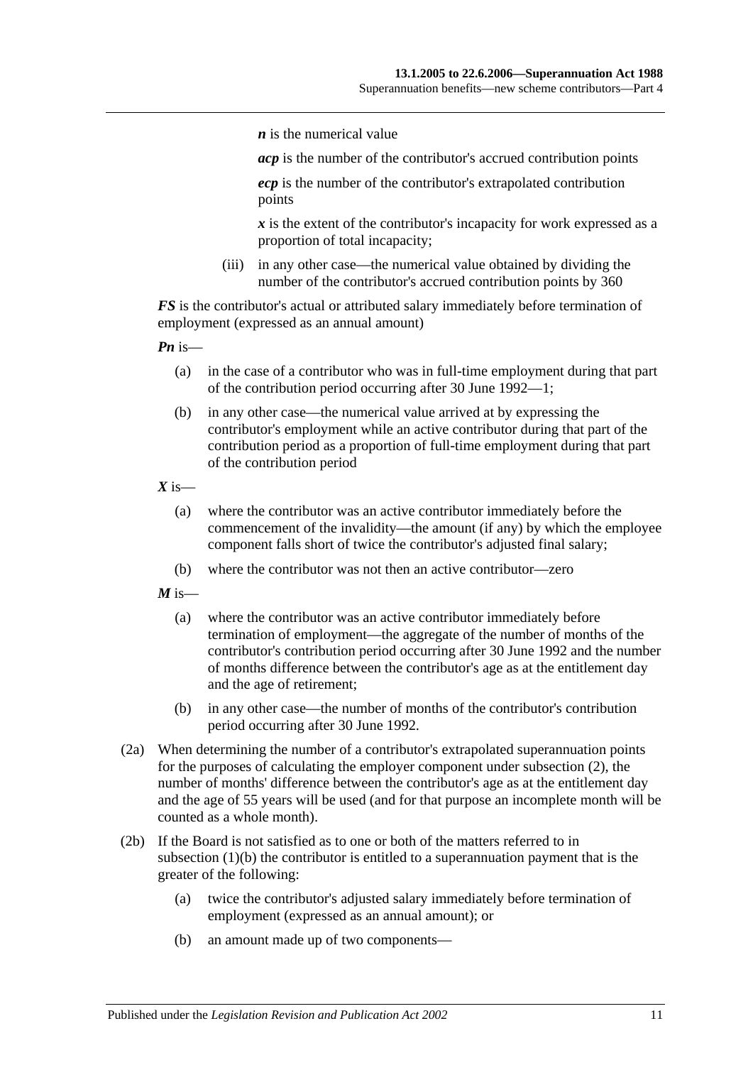*n* is the numerical value

*acp* is the number of the contributor's accrued contribution points

*ecp* is the number of the contributor's extrapolated contribution points

*x* is the extent of the contributor's incapacity for work expressed as a proportion of total incapacity;

(iii) in any other case—the numerical value obtained by dividing the number of the contributor's accrued contribution points by 360

***FS*** is the contributor's actual or attributed salary immediately before termination of employment (expressed as an annual amount)

***Pn*** is—

(a) in the case of a contributor who was in full-time employment during that part of the contribution period occurring after 30 June 1992—1;

(b) in any other case—the numerical value arrived at by expressing the contributor's employment while an active contributor during that part of the contribution period as a proportion of full-time employment during that part of the contribution period

***X*** is—

(a) where the contributor was an active contributor immediately before the commencement of the invalidity—the amount (if any) by which the employee component falls short of twice the contributor's adjusted final salary;

(b) where the contributor was not then an active contributor—zero

***M*** is—

(a) where the contributor was an active contributor immediately before termination of employment—the aggregate of the number of months of the contributor's contribution period occurring after 30 June 1992 and the number of months difference between the contributor's age as at the entitlement day and the age of retirement;

(b) in any other case—the number of months of the contributor's contribution period occurring after 30 June 1992.

(2a) When determining the number of a contributor's extrapolated superannuation points for the purposes of calculating the employer component under subsection (2), the number of months' difference between the contributor's age as at the entitlement day and the age of 55 years will be used (and for that purpose an incomplete month will be counted as a whole month).

(2b) If the Board is not satisfied as to one or both of the matters referred to in subsection (1)(b) the contributor is entitled to a superannuation payment that is the greater of the following:

(a) twice the contributor's adjusted salary immediately before termination of employment (expressed as an annual amount); or

(b) an amount made up of two components—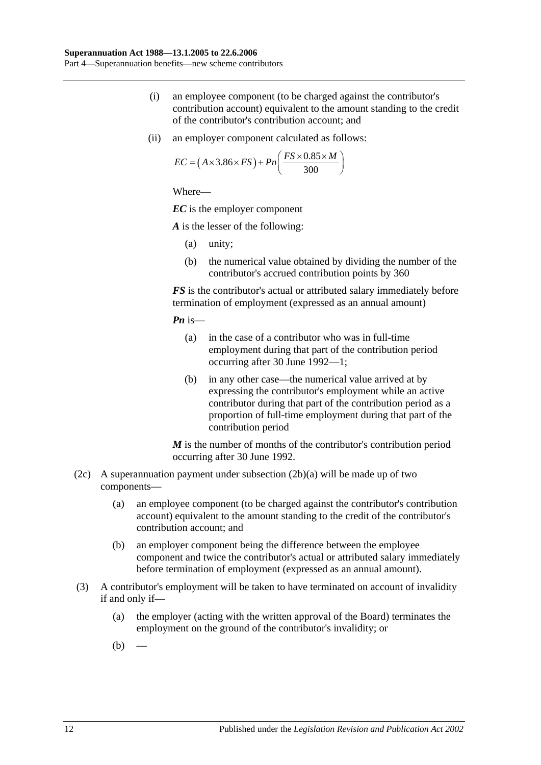(i) an employee component (to be charged against the contributor's contribution account) equivalent to the amount standing to the credit of the contributor's contribution account; and

(ii) an employer component calculated as follows:

$$EC = \left(A \times 3.86 \times FS\right) + Pn\left(\frac{FS \times 0.85 \times M}{300}\right)$$

Where—

***EC*** is the employer component

***A*** is the lesser of the following:

(a) unity;

(b) the numerical value obtained by dividing the number of the contributor's accrued contribution points by 360

***FS*** is the contributor's actual or attributed salary immediately before termination of employment (expressed as an annual amount)

***Pn*** is—

(a) in the case of a contributor who was in full-time employment during that part of the contribution period occurring after 30 June 1992—1;

(b) in any other case—the numerical value arrived at by expressing the contributor's employment while an active contributor during that part of the contribution period as a proportion of full-time employment during that part of the contribution period

***M*** is the number of months of the contributor's contribution period occurring after 30 June 1992.

(2c) A superannuation payment under subsection (2b)(a) will be made up of two components—

(a) an employee component (to be charged against the contributor's contribution account) equivalent to the amount standing to the credit of the contributor's contribution account; and

(b) an employer component being the difference between the employee component and twice the contributor's actual or attributed salary immediately before termination of employment (expressed as an annual amount).

(3) A contributor's employment will be taken to have terminated on account of invalidity if and only if—

(a) the employer (acting with the written approval of the Board) terminates the employment on the ground of the contributor's invalidity; or

(b) —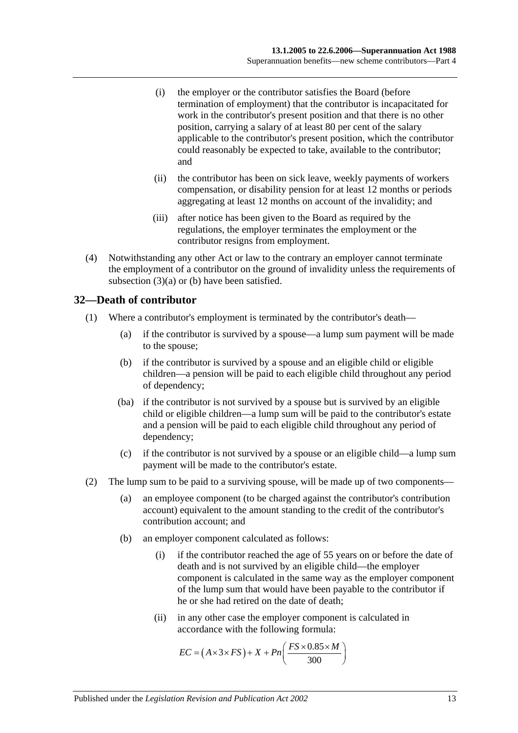(i) the employer or the contributor satisfies the Board (before termination of employment) that the contributor is incapacitated for work in the contributor's present position and that there is no other position, carrying a salary of at least 80 per cent of the salary applicable to the contributor's present position, which the contributor could reasonably be expected to take, available to the contributor; and

(ii) the contributor has been on sick leave, weekly payments of workers compensation, or disability pension for at least 12 months or periods aggregating at least 12 months on account of the invalidity; and

(iii) after notice has been given to the Board as required by the regulations, the employer terminates the employment or the contributor resigns from employment.

(4) Notwithstanding any other Act or law to the contrary an employer cannot terminate the employment of a contributor on the ground of invalidity unless the requirements of subsection (3)(a) or (b) have been satisfied.

## 32—Death of contributor

(1) Where a contributor's employment is terminated by the contributor's death—

(a) if the contributor is survived by a spouse—a lump sum payment will be made to the spouse;

(b) if the contributor is survived by a spouse and an eligible child or eligible children—a pension will be paid to each eligible child throughout any period of dependency;

(ba) if the contributor is not survived by a spouse but is survived by an eligible child or eligible children—a lump sum will be paid to the contributor's estate and a pension will be paid to each eligible child throughout any period of dependency;

(c) if the contributor is not survived by a spouse or an eligible child—a lump sum payment will be made to the contributor's estate.

(2) The lump sum to be paid to a surviving spouse, will be made up of two components—

(a) an employee component (to be charged against the contributor's contribution account) equivalent to the amount standing to the credit of the contributor's contribution account; and

(b) an employer component calculated as follows:

(i) if the contributor reached the age of 55 years on or before the date of death and is not survived by an eligible child—the employer component is calculated in the same way as the employer component of the lump sum that would have been payable to the contributor if he or she had retired on the date of death;

(ii) in any other case the employer component is calculated in accordance with the following formula:

$$EC = \left(A \times 3 \times FS\right) + X + Pn\left(\frac{FS \times 0.85 \times M}{300}\right)$$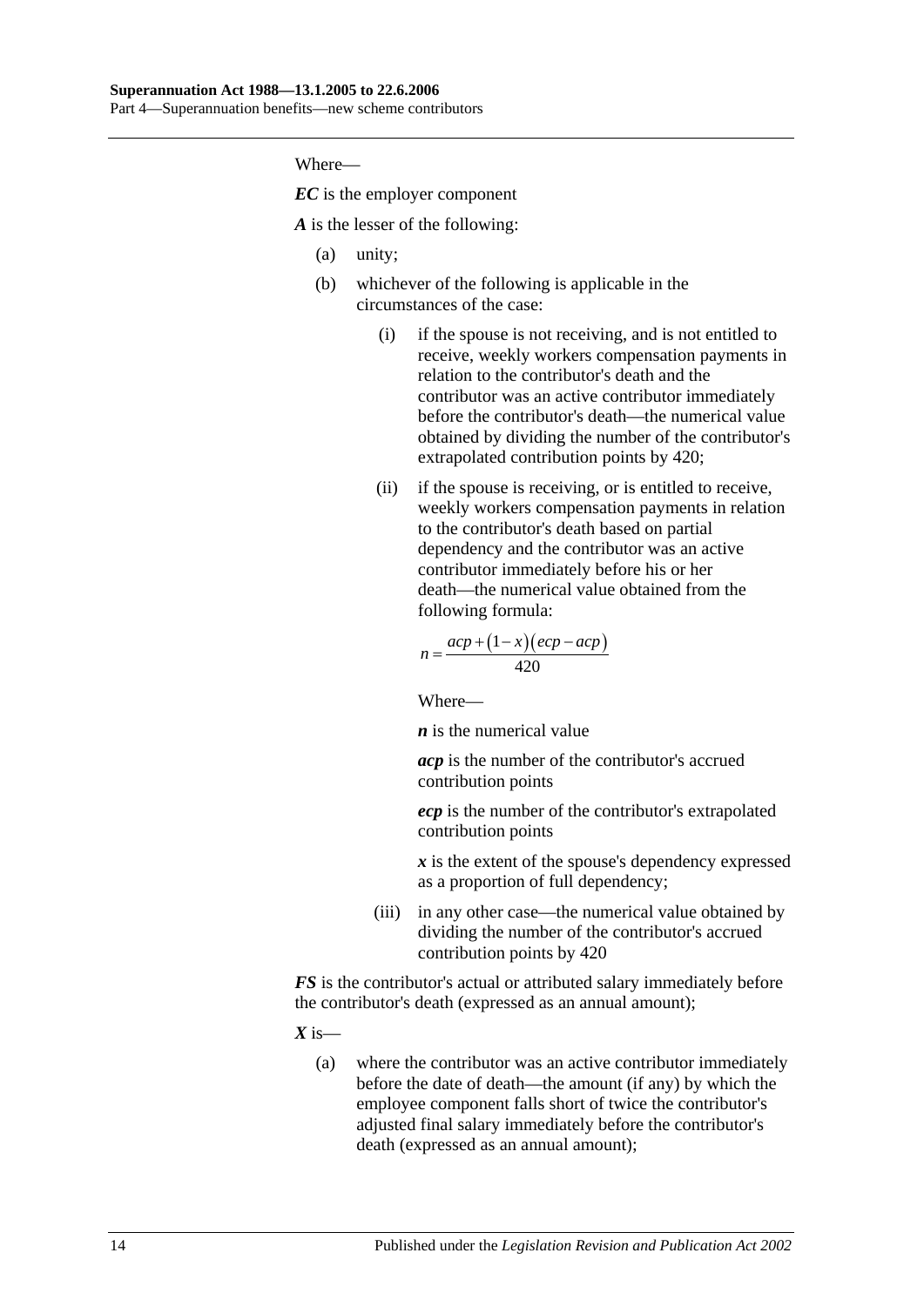Where—

***EC*** is the employer component

***A*** is the lesser of the following:

(a) unity;

(b) whichever of the following is applicable in the circumstances of the case:

(i) if the spouse is not receiving, and is not entitled to receive, weekly workers compensation payments in relation to the contributor's death and the contributor was an active contributor immediately before the contributor's death—the numerical value obtained by dividing the number of the contributor's extrapolated contribution points by 420;

(ii) if the spouse is receiving, or is entitled to receive, weekly workers compensation payments in relation to the contributor's death based on partial dependency and the contributor was an active contributor immediately before his or her death—the numerical value obtained from the following formula:

$$n = \frac{acp + (1 - x)(ecp - acp)}{420}$$

Where—

***n*** is the numerical value

***acp*** is the number of the contributor's accrued contribution points

***ecp*** is the number of the contributor's extrapolated contribution points

***x*** is the extent of the spouse's dependency expressed as a proportion of full dependency;

(iii) in any other case—the numerical value obtained by dividing the number of the contributor's accrued contribution points by 420

***FS*** is the contributor's actual or attributed salary immediately before the contributor's death (expressed as an annual amount);

***X*** is—

(a) where the contributor was an active contributor immediately before the date of death—the amount (if any) by which the employee component falls short of twice the contributor's adjusted final salary immediately before the contributor's death (expressed as an annual amount);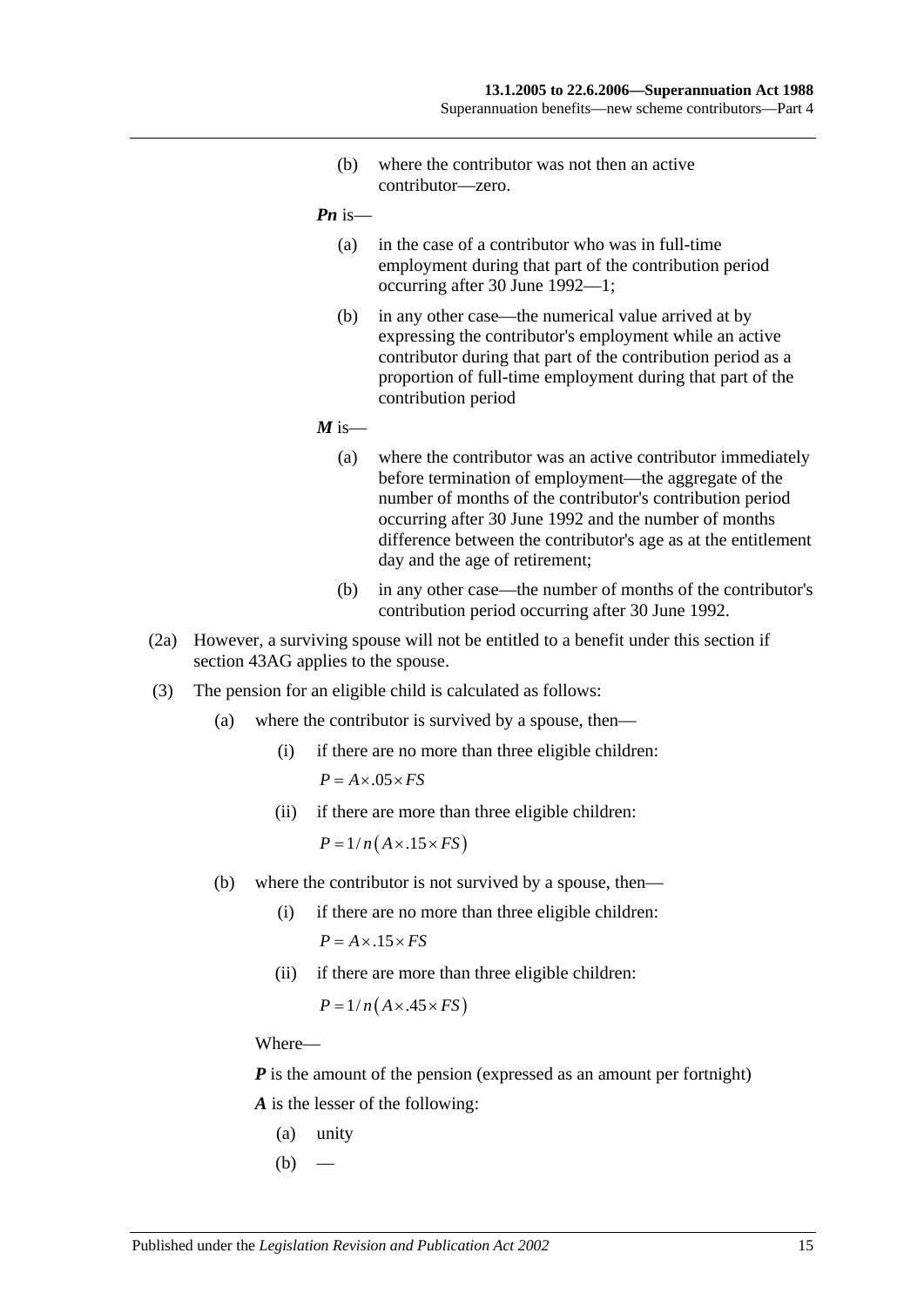(b) where the contributor was not then an active contributor—zero.

***Pn*** is—

(a) in the case of a contributor who was in full-time employment during that part of the contribution period occurring after 30 June 1992—1;

(b) in any other case—the numerical value arrived at by expressing the contributor's employment while an active contributor during that part of the contribution period as a proportion of full-time employment during that part of the contribution period

***M*** is—

(a) where the contributor was an active contributor immediately before termination of employment—the aggregate of the number of months of the contributor's contribution period occurring after 30 June 1992 and the number of months difference between the contributor's age as at the entitlement day and the age of retirement;

(b) in any other case—the number of months of the contributor's contribution period occurring after 30 June 1992.

(2a) However, a surviving spouse will not be entitled to a benefit under this section if section 43AG applies to the spouse.

(3) The pension for an eligible child is calculated as follows:

(a) where the contributor is survived by a spouse, then—

(i) if there are no more than three eligible children:

$$P = A \times .05 \times FS$$

(ii) if there are more than three eligible children:

$$P = 1/n\left(A \times .15 \times FS\right)$$

(b) where the contributor is not survived by a spouse, then—

(i) if there are no more than three eligible children:

$$P = A \times .15 \times FS$$

(ii) if there are more than three eligible children:

$$P = 1/n\left(A \times .45 \times FS\right)$$

Where—

***P*** is the amount of the pension (expressed as an amount per fortnight)

***A*** is the lesser of the following:

(a) unity

(b) —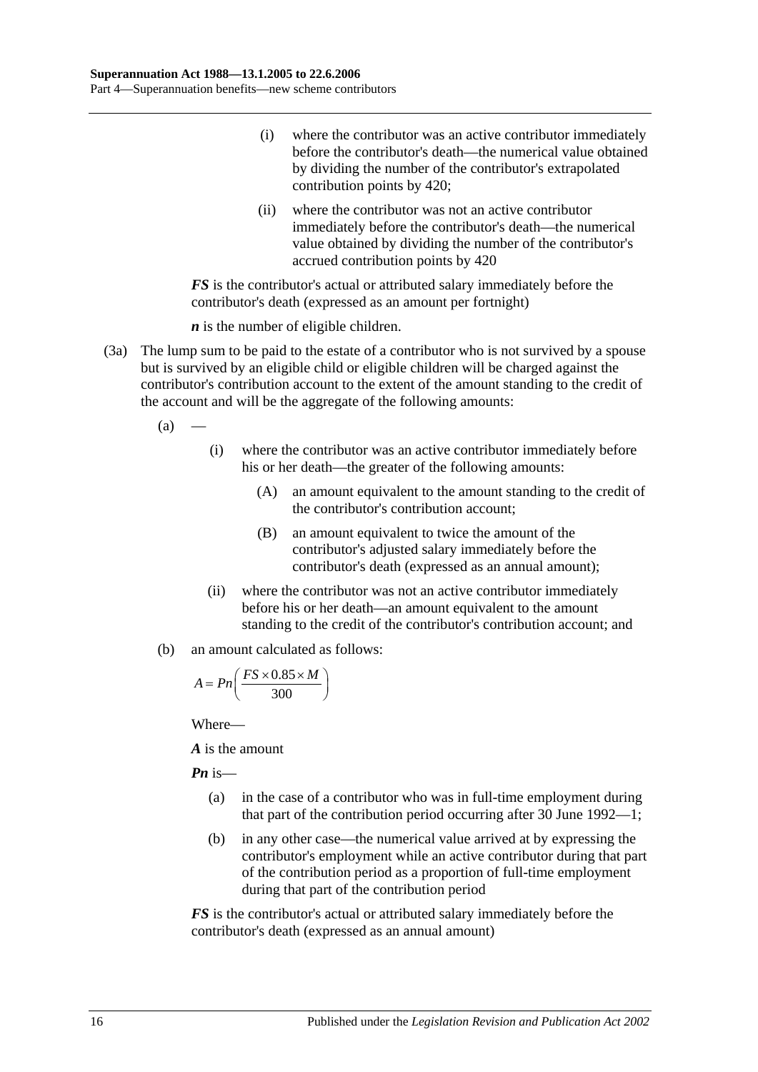(i) where the contributor was an active contributor immediately before the contributor's death—the numerical value obtained by dividing the number of the contributor's extrapolated contribution points by 420;

(ii) where the contributor was not an active contributor immediately before the contributor's death—the numerical value obtained by dividing the number of the contributor's accrued contribution points by 420

***FS*** is the contributor's actual or attributed salary immediately before the contributor's death (expressed as an amount per fortnight)

***n*** is the number of eligible children.

(3a) The lump sum to be paid to the estate of a contributor who is not survived by a spouse but is survived by an eligible child or eligible children will be charged against the contributor's contribution account to the extent of the amount standing to the credit of the account and will be the aggregate of the following amounts:

(a) —

(i) where the contributor was an active contributor immediately before his or her death—the greater of the following amounts:

(A) an amount equivalent to the amount standing to the credit of the contributor's contribution account;

(B) an amount equivalent to twice the amount of the contributor's adjusted salary immediately before the contributor's death (expressed as an annual amount);

(ii) where the contributor was not an active contributor immediately before his or her death—an amount equivalent to the amount standing to the credit of the contributor's contribution account; and

(b) an amount calculated as follows:

$$A = Pn\left(\frac{FS \times 0.85 \times M}{300}\right)$$

Where—

***A*** is the amount

***Pn*** is—

(a) in the case of a contributor who was in full-time employment during that part of the contribution period occurring after 30 June 1992—1;

(b) in any other case—the numerical value arrived at by expressing the contributor's employment while an active contributor during that part of the contribution period as a proportion of full-time employment during that part of the contribution period

***FS*** is the contributor's actual or attributed salary immediately before the contributor's death (expressed as an annual amount)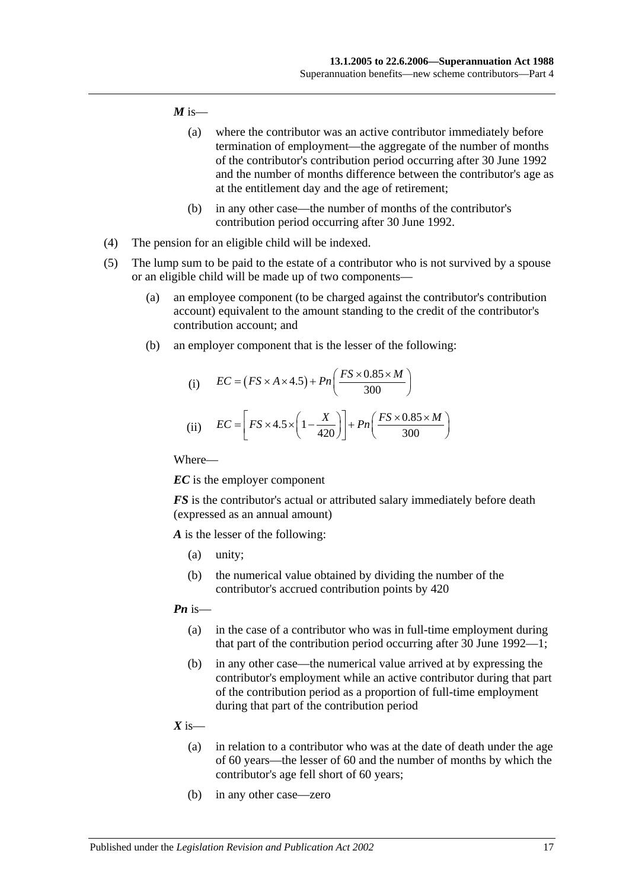***M*** is—

(a) where the contributor was an active contributor immediately before termination of employment—the aggregate of the number of months of the contributor's contribution period occurring after 30 June 1992 and the number of months difference between the contributor's age as at the entitlement day and the age of retirement;

(b) in any other case—the number of months of the contributor's contribution period occurring after 30 June 1992.

(4) The pension for an eligible child will be indexed.

(5) The lump sum to be paid to the estate of a contributor who is not survived by a spouse or an eligible child will be made up of two components—

(a) an employee component (to be charged against the contributor's contribution account) equivalent to the amount standing to the credit of the contributor's contribution account; and

(b) an employer component that is the lesser of the following:

(i) $$EC = (FS \times A \times 4.5) + Pn\left(\frac{FS \times 0.85 \times M}{300}\right)$$

(ii) $$EC = \left[FS \times 4.5 \times \left(1 - \frac{X}{420}\right)\right] + Pn\left(\frac{FS \times 0.85 \times M}{300}\right)$$

Where—

***EC*** is the employer component

***FS*** is the contributor's actual or attributed salary immediately before death (expressed as an annual amount)

***A*** is the lesser of the following:

(a) unity;

(b) the numerical value obtained by dividing the number of the contributor's accrued contribution points by 420

***Pn*** is—

(a) in the case of a contributor who was in full-time employment during that part of the contribution period occurring after 30 June 1992—1;

(b) in any other case—the numerical value arrived at by expressing the contributor's employment while an active contributor during that part of the contribution period as a proportion of full-time employment during that part of the contribution period

***X*** is—

(a) in relation to a contributor who was at the date of death under the age of 60 years—the lesser of 60 and the number of months by which the contributor's age fell short of 60 years;

(b) in any other case—zero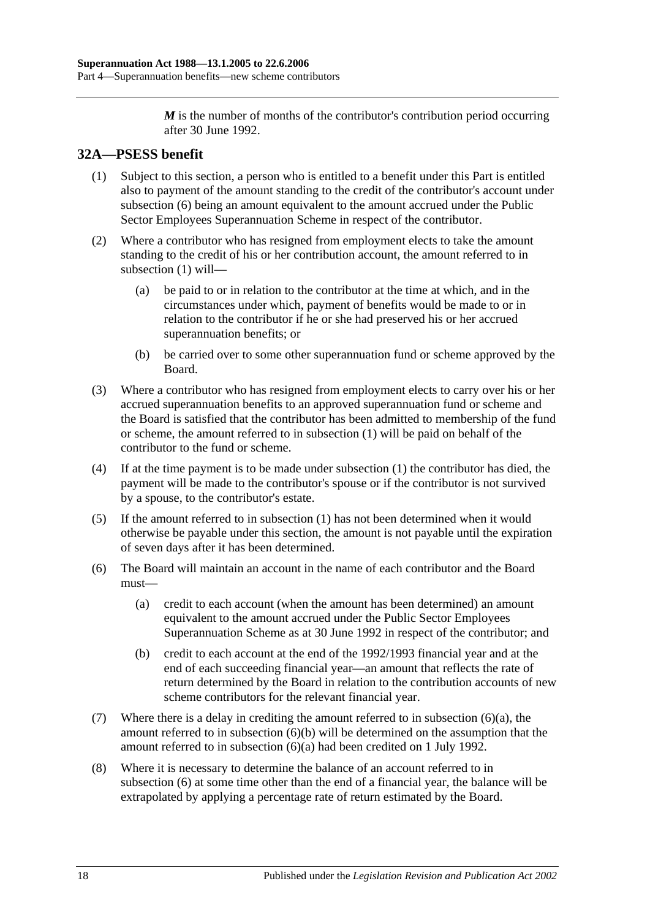$M$ is the number of months of the contributor's contribution period occurring after 30 June 1992.

## 32A—PSESS benefit

(1) Subject to this section, a person who is entitled to a benefit under this Part is entitled also to payment of the amount standing to the credit of the contributor's account under subsection (6) being an amount equivalent to the amount accrued under the Public Sector Employees Superannuation Scheme in respect of the contributor.

(2) Where a contributor who has resigned from employment elects to take the amount standing to the credit of his or her contribution account, the amount referred to in subsection (1) will—

(a) be paid to or in relation to the contributor at the time at which, and in the circumstances under which, payment of benefits would be made to or in relation to the contributor if he or she had preserved his or her accrued superannuation benefits; or

(b) be carried over to some other superannuation fund or scheme approved by the Board.

(3) Where a contributor who has resigned from employment elects to carry over his or her accrued superannuation benefits to an approved superannuation fund or scheme and the Board is satisfied that the contributor has been admitted to membership of the fund or scheme, the amount referred to in subsection (1) will be paid on behalf of the contributor to the fund or scheme.

(4) If at the time payment is to be made under subsection (1) the contributor has died, the payment will be made to the contributor's spouse or if the contributor is not survived by a spouse, to the contributor's estate.

(5) If the amount referred to in subsection (1) has not been determined when it would otherwise be payable under this section, the amount is not payable until the expiration of seven days after it has been determined.

(6) The Board will maintain an account in the name of each contributor and the Board must—

(a) credit to each account (when the amount has been determined) an amount equivalent to the amount accrued under the Public Sector Employees Superannuation Scheme as at 30 June 1992 in respect of the contributor; and

(b) credit to each account at the end of the 1992/1993 financial year and at the end of each succeeding financial year—an amount that reflects the rate of return determined by the Board in relation to the contribution accounts of new scheme contributors for the relevant financial year.

(7) Where there is a delay in crediting the amount referred to in subsection (6)(a), the amount referred to in subsection (6)(b) will be determined on the assumption that the amount referred to in subsection (6)(a) had been credited on 1 July 1992.

(8) Where it is necessary to determine the balance of an account referred to in subsection (6) at some time other than the end of a financial year, the balance will be extrapolated by applying a percentage rate of return estimated by the Board.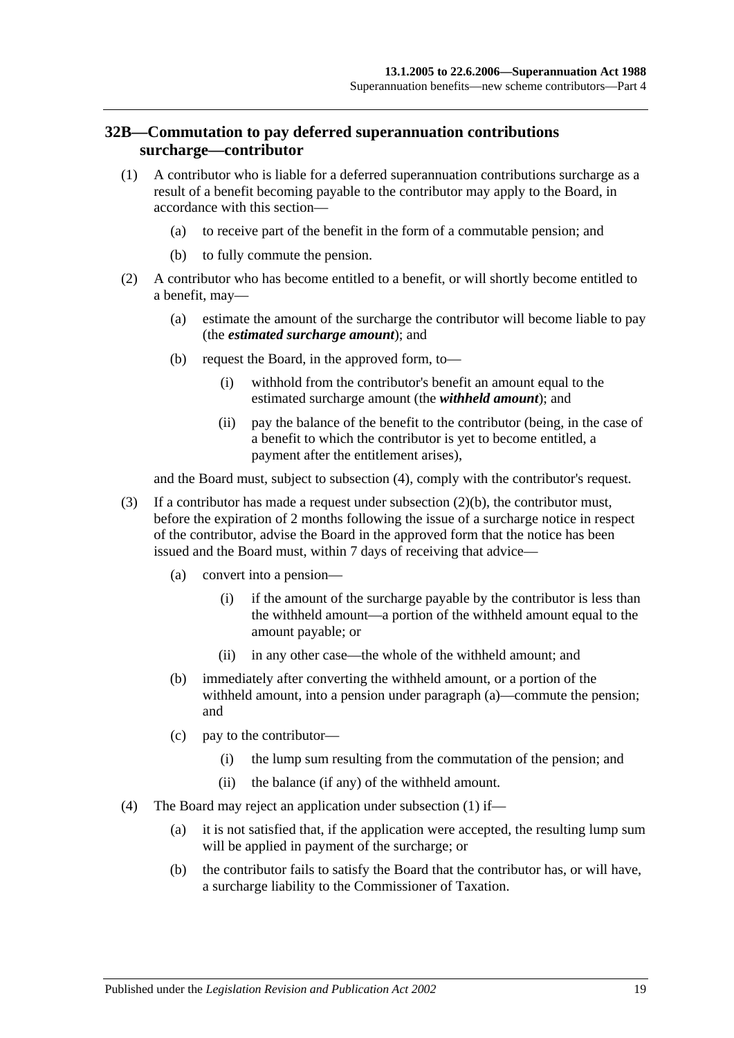## 32B—Commutation to pay deferred superannuation contributions surcharge—contributor

(1) A contributor who is liable for a deferred superannuation contributions surcharge as a result of a benefit becoming payable to the contributor may apply to the Board, in accordance with this section—

- (a) to receive part of the benefit in the form of a commutable pension; and
- (b) to fully commute the pension.

(2) A contributor who has become entitled to a benefit, or will shortly become entitled to a benefit, may—

- (a) estimate the amount of the surcharge the contributor will become liable to pay (the ***estimated surcharge amount***); and
- (b) request the Board, in the approved form, to—
  - (i) withhold from the contributor's benefit an amount equal to the estimated surcharge amount (the ***withheld amount***); and
  - (ii) pay the balance of the benefit to the contributor (being, in the case of a benefit to which the contributor is yet to become entitled, a payment after the entitlement arises),

and the Board must, subject to subsection (4), comply with the contributor's request.

(3) If a contributor has made a request under subsection (2)(b), the contributor must, before the expiration of 2 months following the issue of a surcharge notice in respect of the contributor, advise the Board in the approved form that the notice has been issued and the Board must, within 7 days of receiving that advice—

- (a) convert into a pension—
  - (i) if the amount of the surcharge payable by the contributor is less than the withheld amount—a portion of the withheld amount equal to the amount payable; or
  - (ii) in any other case—the whole of the withheld amount; and
- (b) immediately after converting the withheld amount, or a portion of the withheld amount, into a pension under paragraph (a)—commute the pension; and
- (c) pay to the contributor—
  - (i) the lump sum resulting from the commutation of the pension; and
  - (ii) the balance (if any) of the withheld amount.

(4) The Board may reject an application under subsection (1) if—

- (a) it is not satisfied that, if the application were accepted, the resulting lump sum will be applied in payment of the surcharge; or
- (b) the contributor fails to satisfy the Board that the contributor has, or will have, a surcharge liability to the Commissioner of Taxation.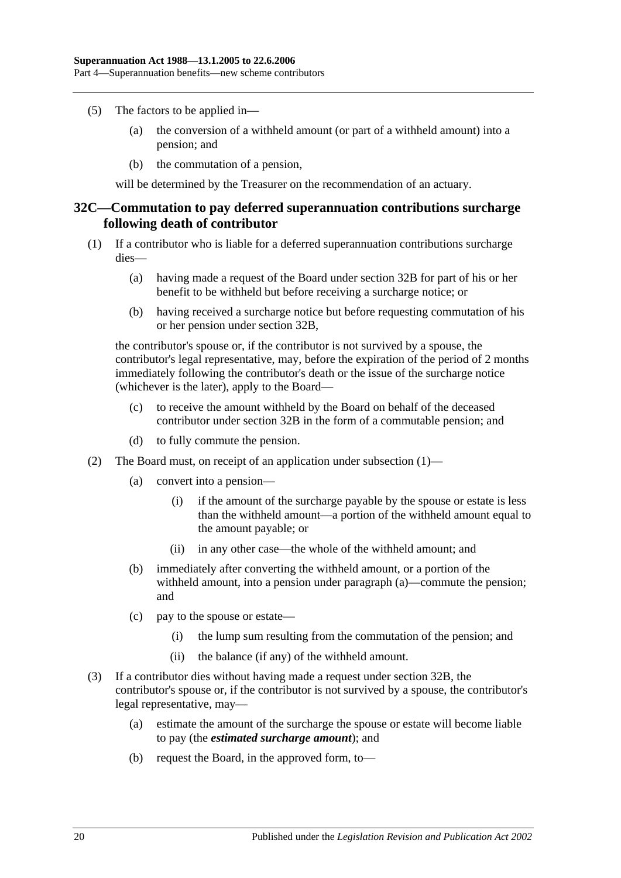(5) The factors to be applied in—

(a) the conversion of a withheld amount (or part of a withheld amount) into a pension; and

(b) the commutation of a pension,

will be determined by the Treasurer on the recommendation of an actuary.

## 32C—Commutation to pay deferred superannuation contributions surcharge following death of contributor

(1) If a contributor who is liable for a deferred superannuation contributions surcharge dies—

(a) having made a request of the Board under section 32B for part of his or her benefit to be withheld but before receiving a surcharge notice; or

(b) having received a surcharge notice but before requesting commutation of his or her pension under section 32B,

the contributor's spouse or, if the contributor is not survived by a spouse, the contributor's legal representative, may, before the expiration of the period of 2 months immediately following the contributor's death or the issue of the surcharge notice (whichever is the later), apply to the Board—

(c) to receive the amount withheld by the Board on behalf of the deceased contributor under section 32B in the form of a commutable pension; and

(d) to fully commute the pension.

(2) The Board must, on receipt of an application under subsection (1)—

(a) convert into a pension—

(i) if the amount of the surcharge payable by the spouse or estate is less than the withheld amount—a portion of the withheld amount equal to the amount payable; or

(ii) in any other case—the whole of the withheld amount; and

(b) immediately after converting the withheld amount, or a portion of the withheld amount, into a pension under paragraph (a)—commute the pension; and

(c) pay to the spouse or estate—

(i) the lump sum resulting from the commutation of the pension; and

(ii) the balance (if any) of the withheld amount.

(3) If a contributor dies without having made a request under section 32B, the contributor's spouse or, if the contributor is not survived by a spouse, the contributor's legal representative, may—

(a) estimate the amount of the surcharge the spouse or estate will become liable to pay (the ***estimated surcharge amount***); and

(b) request the Board, in the approved form, to—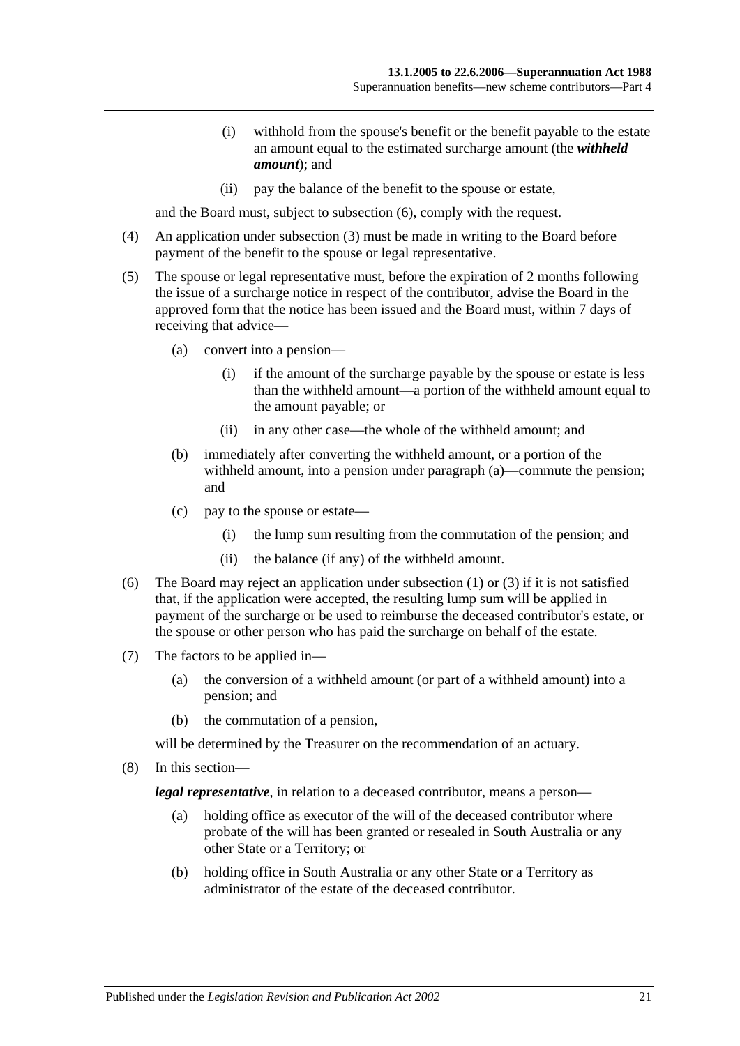(i) withhold from the spouse's benefit or the benefit payable to the estate an amount equal to the estimated surcharge amount (the ***withheld amount***); and

(ii) pay the balance of the benefit to the spouse or estate,

and the Board must, subject to subsection (6), comply with the request.

(4) An application under subsection (3) must be made in writing to the Board before payment of the benefit to the spouse or legal representative.

(5) The spouse or legal representative must, before the expiration of 2 months following the issue of a surcharge notice in respect of the contributor, advise the Board in the approved form that the notice has been issued and the Board must, within 7 days of receiving that advice—

(a) convert into a pension—

(i) if the amount of the surcharge payable by the spouse or estate is less than the withheld amount—a portion of the withheld amount equal to the amount payable; or

(ii) in any other case—the whole of the withheld amount; and

(b) immediately after converting the withheld amount, or a portion of the withheld amount, into a pension under paragraph (a)—commute the pension; and

(c) pay to the spouse or estate—

(i) the lump sum resulting from the commutation of the pension; and

(ii) the balance (if any) of the withheld amount.

(6) The Board may reject an application under subsection (1) or (3) if it is not satisfied that, if the application were accepted, the resulting lump sum will be applied in payment of the surcharge or be used to reimburse the deceased contributor's estate, or the spouse or other person who has paid the surcharge on behalf of the estate.

(7) The factors to be applied in—

(a) the conversion of a withheld amount (or part of a withheld amount) into a pension; and

(b) the commutation of a pension,

will be determined by the Treasurer on the recommendation of an actuary.

(8) In this section—

***legal representative***, in relation to a deceased contributor, means a person—

(a) holding office as executor of the will of the deceased contributor where probate of the will has been granted or resealed in South Australia or any other State or a Territory; or

(b) holding office in South Australia or any other State or a Territory as administrator of the estate of the deceased contributor.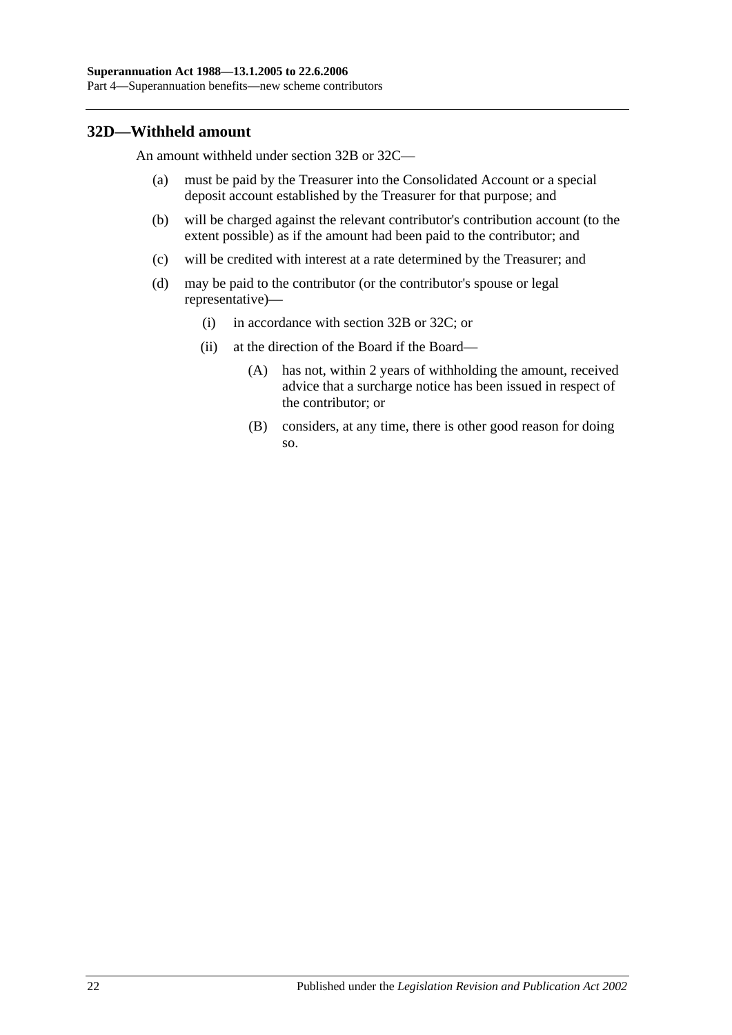## 32D—Withheld amount

An amount withheld under section 32B or 32C—

(a) must be paid by the Treasurer into the Consolidated Account or a special deposit account established by the Treasurer for that purpose; and

(b) will be charged against the relevant contributor's contribution account (to the extent possible) as if the amount had been paid to the contributor; and

(c) will be credited with interest at a rate determined by the Treasurer; and

(d) may be paid to the contributor (or the contributor's spouse or legal representative)—

(i) in accordance with section 32B or 32C; or

(ii) at the direction of the Board if the Board—

(A) has not, within 2 years of withholding the amount, received advice that a surcharge notice has been issued in respect of the contributor; or

(B) considers, at any time, there is other good reason for doing so.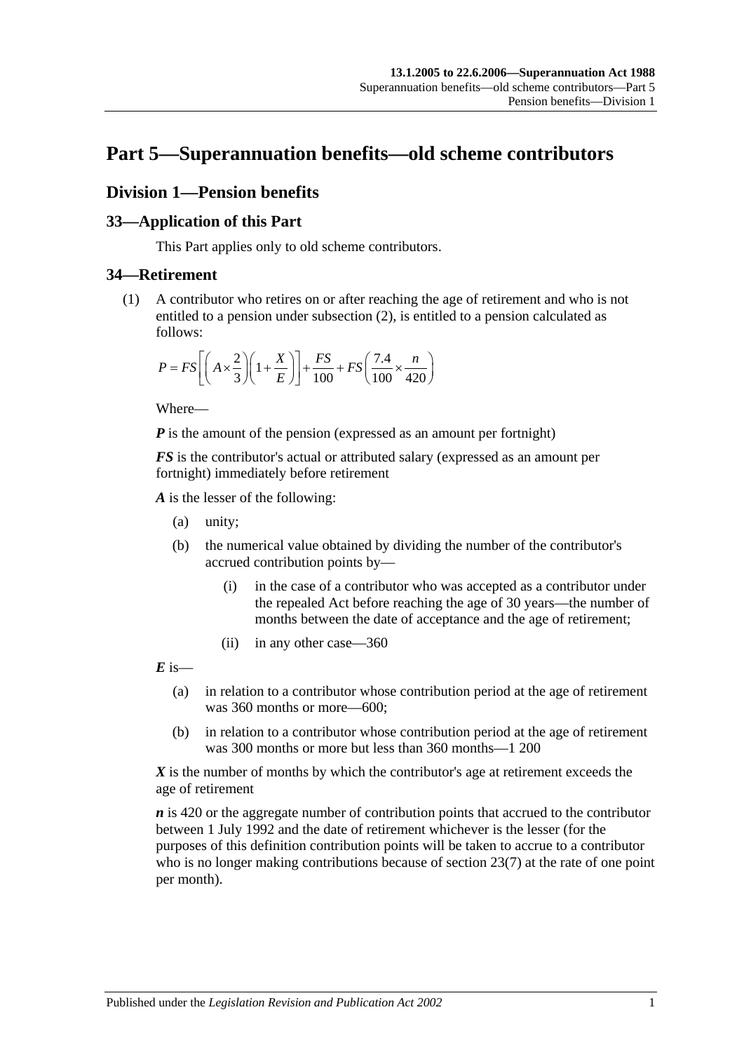# Part 5—Superannuation benefits—old scheme contributors

## Division 1—Pension benefits

### 33—Application of this Part

This Part applies only to old scheme contributors.

### 34—Retirement

(1) A contributor who retires on or after reaching the age of retirement and who is not entitled to a pension under subsection (2), is entitled to a pension calculated as follows:

$$P = FS\left[\left(A \times \frac{2}{3}\right)\left(1 + \frac{X}{E}\right)\right] + \frac{FS}{100} + FS\left(\frac{7.4}{100} \times \frac{n}{420}\right)$$

Where—

***P*** is the amount of the pension (expressed as an amount per fortnight)

***FS*** is the contributor's actual or attributed salary (expressed as an amount per fortnight) immediately before retirement

***A*** is the lesser of the following:

- (a) unity;
- (b) the numerical value obtained by dividing the number of the contributor's accrued contribution points by—
  - (i) in the case of a contributor who was accepted as a contributor under the repealed Act before reaching the age of 30 years—the number of months between the date of acceptance and the age of retirement;
  - (ii) in any other case—360

***E*** is—

- (a) in relation to a contributor whose contribution period at the age of retirement was 360 months or more—600;
- (b) in relation to a contributor whose contribution period at the age of retirement was 300 months or more but less than 360 months—1 200

***X*** is the number of months by which the contributor's age at retirement exceeds the age of retirement

***n*** is 420 or the aggregate number of contribution points that accrued to the contributor between 1 July 1992 and the date of retirement whichever is the lesser (for the purposes of this definition contribution points will be taken to accrue to a contributor who is no longer making contributions because of section 23(7) at the rate of one point per month).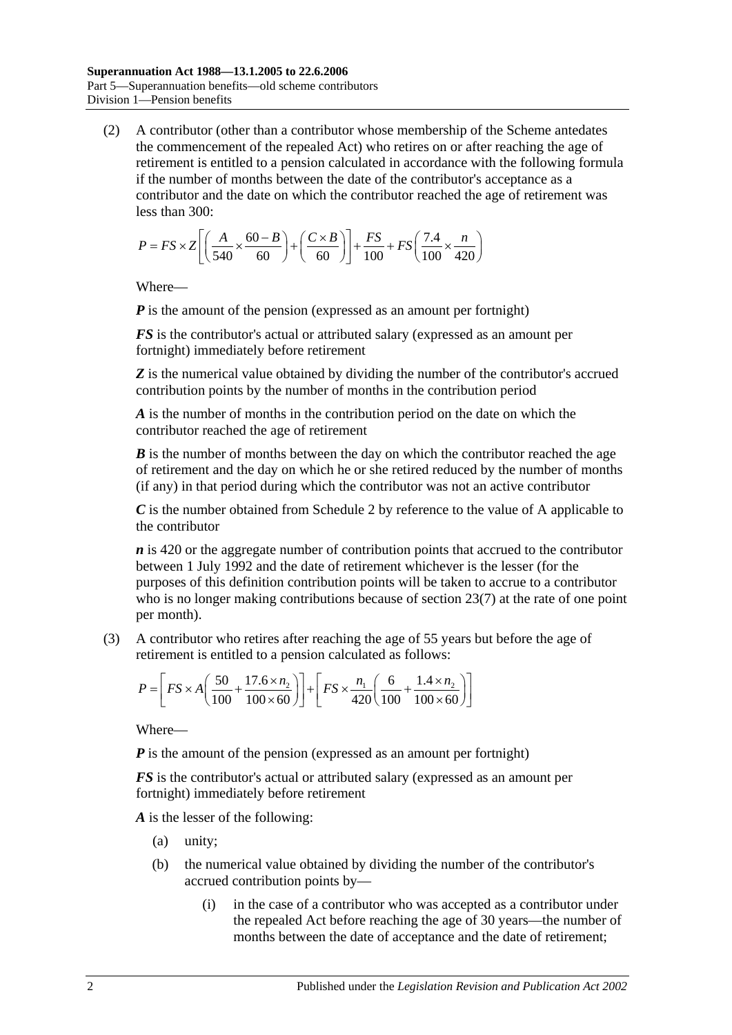(2) A contributor (other than a contributor whose membership of the Scheme antedates the commencement of the repealed Act) who retires on or after reaching the age of retirement is entitled to a pension calculated in accordance with the following formula if the number of months between the date of the contributor's acceptance as a contributor and the date on which the contributor reached the age of retirement was less than 300:

$$P = FS \times Z\left[\left(\frac{A}{540} \times \frac{60-B}{60}\right) + \left(\frac{C \times B}{60}\right)\right] + \frac{FS}{100} + FS\left(\frac{7.4}{100} \times \frac{n}{420}\right)$$

Where—

***P*** is the amount of the pension (expressed as an amount per fortnight)

***FS*** is the contributor's actual or attributed salary (expressed as an amount per fortnight) immediately before retirement

***Z*** is the numerical value obtained by dividing the number of the contributor's accrued contribution points by the number of months in the contribution period

***A*** is the number of months in the contribution period on the date on which the contributor reached the age of retirement

***B*** is the number of months between the day on which the contributor reached the age of retirement and the day on which he or she retired reduced by the number of months (if any) in that period during which the contributor was not an active contributor

***C*** is the number obtained from Schedule 2 by reference to the value of A applicable to the contributor

***n*** is 420 or the aggregate number of contribution points that accrued to the contributor between 1 July 1992 and the date of retirement whichever is the lesser (for the purposes of this definition contribution points will be taken to accrue to a contributor who is no longer making contributions because of section 23(7) at the rate of one point per month).

(3) A contributor who retires after reaching the age of 55 years but before the age of retirement is entitled to a pension calculated as follows:

$$P = \left[FS \times A\left(\frac{50}{100} + \frac{17.6 \times n_2}{100 \times 60}\right)\right] + \left[FS \times \frac{n_1}{420}\left(\frac{6}{100} + \frac{1.4 \times n_2}{100 \times 60}\right)\right]$$

Where—

***P*** is the amount of the pension (expressed as an amount per fortnight)

***FS*** is the contributor's actual or attributed salary (expressed as an amount per fortnight) immediately before retirement

***A*** is the lesser of the following:

(a) unity;

(b) the numerical value obtained by dividing the number of the contributor's accrued contribution points by—

(i) in the case of a contributor who was accepted as a contributor under the repealed Act before reaching the age of 30 years—the number of months between the date of acceptance and the date of retirement;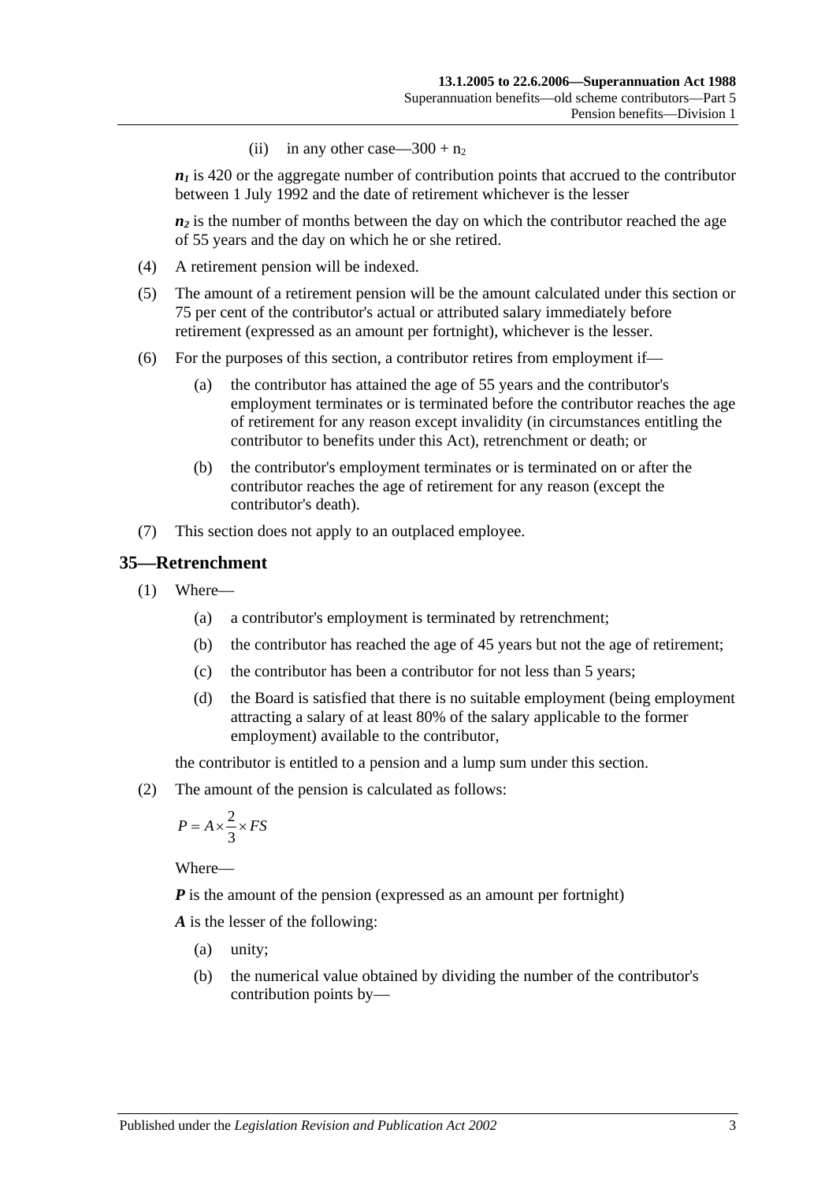(ii) in any other case—$300 + n_2$

$n_1$ is 420 or the aggregate number of contribution points that accrued to the contributor between 1 July 1992 and the date of retirement whichever is the lesser

$n_2$ is the number of months between the day on which the contributor reached the age of 55 years and the day on which he or she retired.

(4) A retirement pension will be indexed.

(5) The amount of a retirement pension will be the amount calculated under this section or 75 per cent of the contributor's actual or attributed salary immediately before retirement (expressed as an amount per fortnight), whichever is the lesser.

(6) For the purposes of this section, a contributor retires from employment if—

(a) the contributor has attained the age of 55 years and the contributor's employment terminates or is terminated before the contributor reaches the age of retirement for any reason except invalidity (in circumstances entitling the contributor to benefits under this Act), retrenchment or death; or

(b) the contributor's employment terminates or is terminated on or after the contributor reaches the age of retirement for any reason (except the contributor's death).

(7) This section does not apply to an outplaced employee.

## 35—Retrenchment

(1) Where—

(a) a contributor's employment is terminated by retrenchment;

(b) the contributor has reached the age of 45 years but not the age of retirement;

(c) the contributor has been a contributor for not less than 5 years;

(d) the Board is satisfied that there is no suitable employment (being employment attracting a salary of at least 80% of the salary applicable to the former employment) available to the contributor,

the contributor is entitled to a pension and a lump sum under this section.

(2) The amount of the pension is calculated as follows:

$$P = A \times \frac{2}{3} \times FS$$

Where—

$\boldsymbol{P}$ is the amount of the pension (expressed as an amount per fortnight)

$\boldsymbol{A}$ is the lesser of the following:

(a) unity;

(b) the numerical value obtained by dividing the number of the contributor's contribution points by—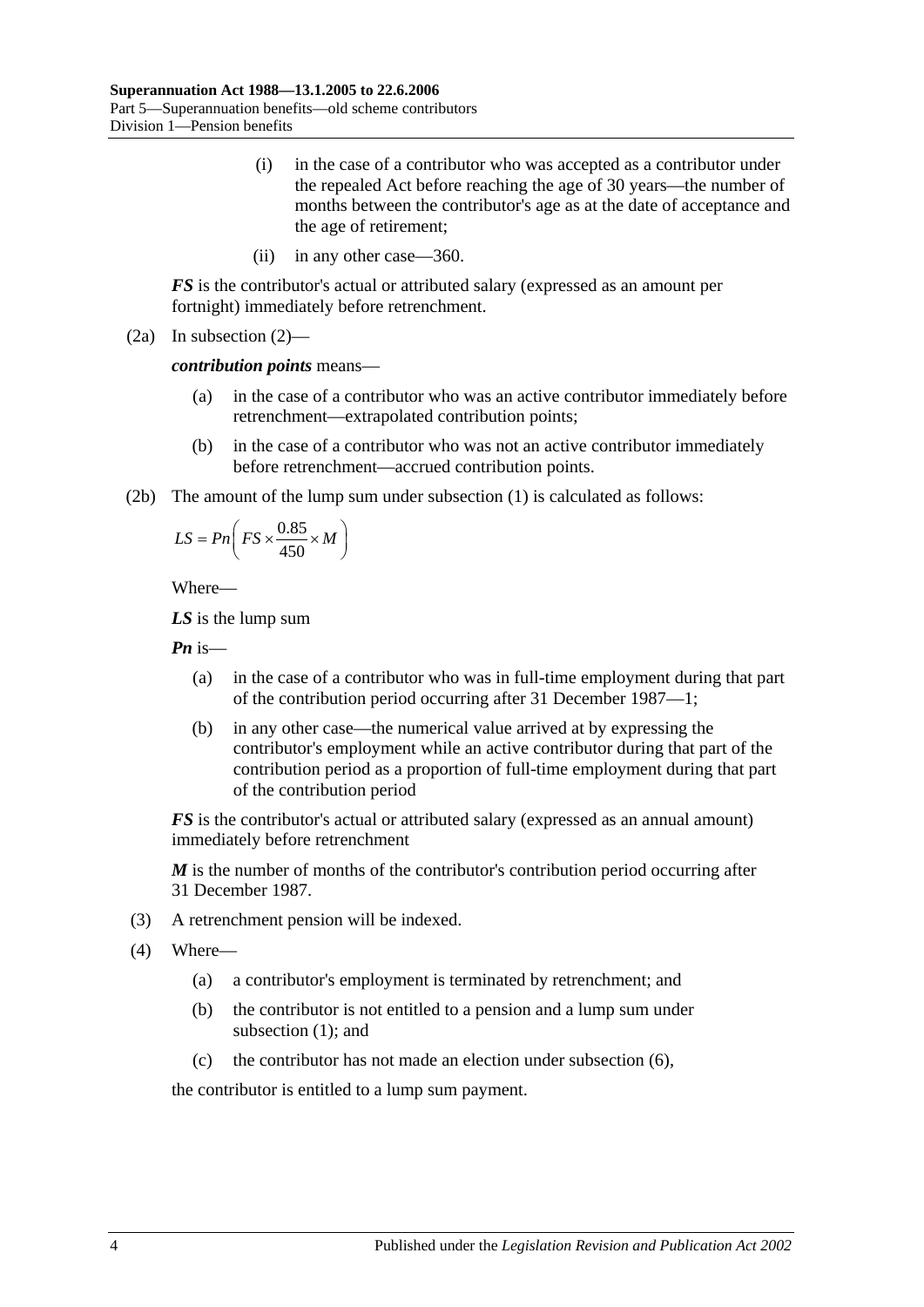(i) in the case of a contributor who was accepted as a contributor under the repealed Act before reaching the age of 30 years—the number of months between the contributor's age as at the date of acceptance and the age of retirement;

(ii) in any other case—360.

***FS*** is the contributor's actual or attributed salary (expressed as an amount per fortnight) immediately before retrenchment.

(2a) In subsection (2)—

***contribution points*** means—

(a) in the case of a contributor who was an active contributor immediately before retrenchment—extrapolated contribution points;

(b) in the case of a contributor who was not an active contributor immediately before retrenchment—accrued contribution points.

(2b) The amount of the lump sum under subsection (1) is calculated as follows:

$$LS = Pn\left(FS \times \frac{0.85}{450} \times M\right)$$

Where—

***LS*** is the lump sum

***Pn*** is—

(a) in the case of a contributor who was in full-time employment during that part of the contribution period occurring after 31 December 1987—1;

(b) in any other case—the numerical value arrived at by expressing the contributor's employment while an active contributor during that part of the contribution period as a proportion of full-time employment during that part of the contribution period

***FS*** is the contributor's actual or attributed salary (expressed as an annual amount) immediately before retrenchment

***M*** is the number of months of the contributor's contribution period occurring after 31 December 1987.

(3) A retrenchment pension will be indexed.

(4) Where—

(a) a contributor's employment is terminated by retrenchment; and

(b) the contributor is not entitled to a pension and a lump sum under subsection (1); and

(c) the contributor has not made an election under subsection (6),

the contributor is entitled to a lump sum payment.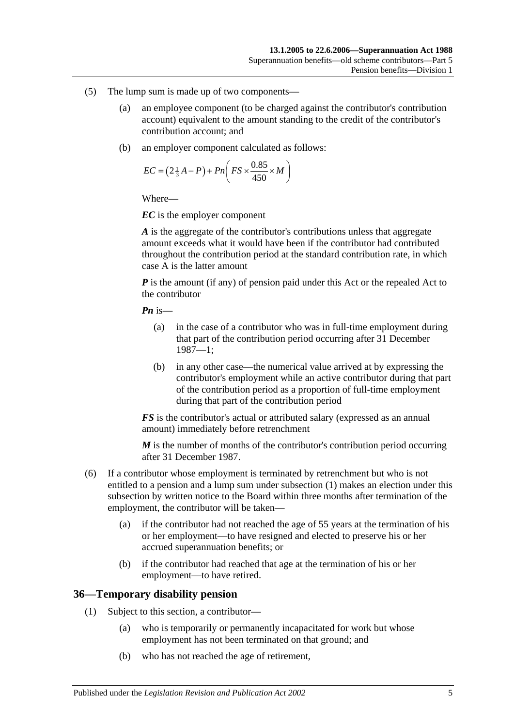(5) The lump sum is made up of two components—

(a) an employee component (to be charged against the contributor's contribution account) equivalent to the amount standing to the credit of the contributor's contribution account; and

(b) an employer component calculated as follows:

$$EC = \left(2\tfrac{1}{3}A - P\right) + Pn\left(FS \times \frac{0.85}{450} \times M\right)$$

Where—

***EC*** is the employer component

***A*** is the aggregate of the contributor's contributions unless that aggregate amount exceeds what it would have been if the contributor had contributed throughout the contribution period at the standard contribution rate, in which case A is the latter amount

***P*** is the amount (if any) of pension paid under this Act or the repealed Act to the contributor

***Pn*** is—

(a) in the case of a contributor who was in full-time employment during that part of the contribution period occurring after 31 December 1987—1;

(b) in any other case—the numerical value arrived at by expressing the contributor's employment while an active contributor during that part of the contribution period as a proportion of full-time employment during that part of the contribution period

***FS*** is the contributor's actual or attributed salary (expressed as an annual amount) immediately before retrenchment

***M*** is the number of months of the contributor's contribution period occurring after 31 December 1987.

(6) If a contributor whose employment is terminated by retrenchment but who is not entitled to a pension and a lump sum under subsection (1) makes an election under this subsection by written notice to the Board within three months after termination of the employment, the contributor will be taken—

(a) if the contributor had not reached the age of 55 years at the termination of his or her employment—to have resigned and elected to preserve his or her accrued superannuation benefits; or

(b) if the contributor had reached that age at the termination of his or her employment—to have retired.

## 36—Temporary disability pension

(1) Subject to this section, a contributor—

(a) who is temporarily or permanently incapacitated for work but whose employment has not been terminated on that ground; and

(b) who has not reached the age of retirement,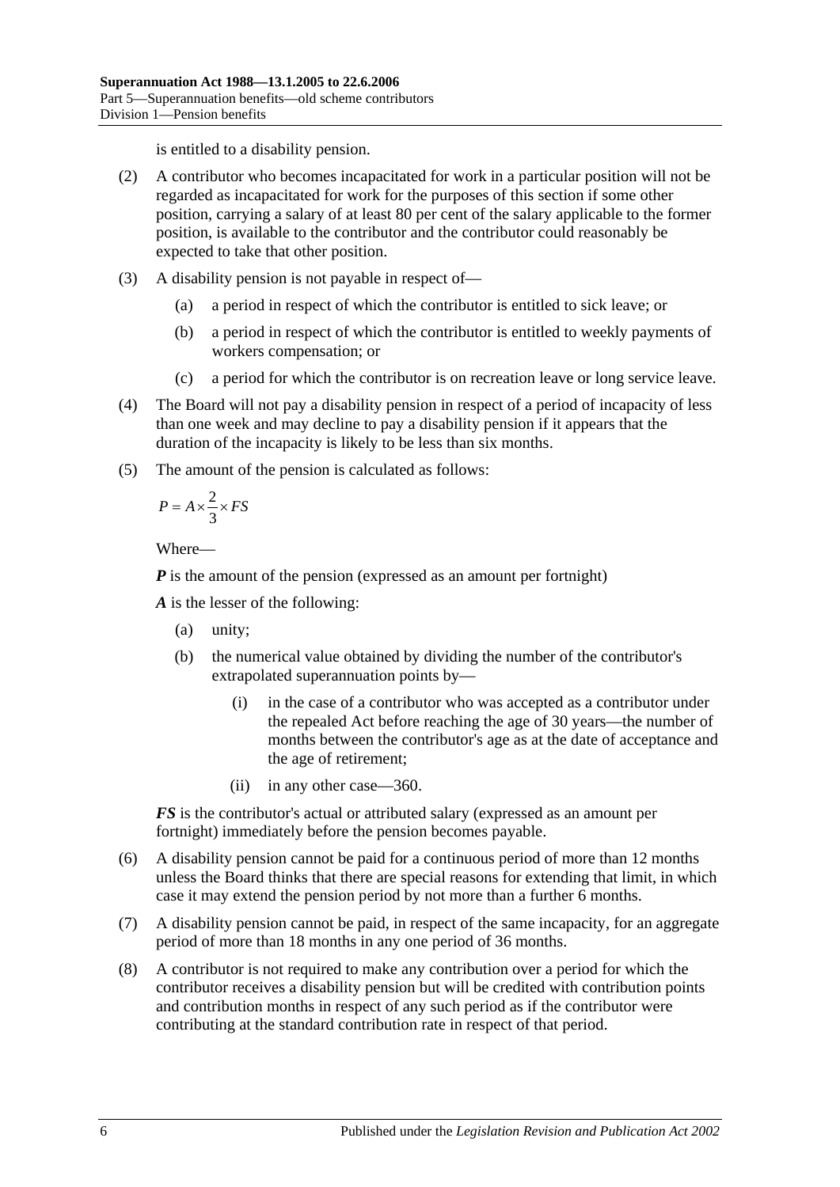is entitled to a disability pension.

(2) A contributor who becomes incapacitated for work in a particular position will not be regarded as incapacitated for work for the purposes of this section if some other position, carrying a salary of at least 80 per cent of the salary applicable to the former position, is available to the contributor and the contributor could reasonably be expected to take that other position.

(3) A disability pension is not payable in respect of—

(a) a period in respect of which the contributor is entitled to sick leave; or

(b) a period in respect of which the contributor is entitled to weekly payments of workers compensation; or

(c) a period for which the contributor is on recreation leave or long service leave.

(4) The Board will not pay a disability pension in respect of a period of incapacity of less than one week and may decline to pay a disability pension if it appears that the duration of the incapacity is likely to be less than six months.

(5) The amount of the pension is calculated as follows:

$$P = A \times \frac{2}{3} \times FS$$

Where—

***P*** is the amount of the pension (expressed as an amount per fortnight)

***A*** is the lesser of the following:

(a) unity;

(b) the numerical value obtained by dividing the number of the contributor's extrapolated superannuation points by—

(i) in the case of a contributor who was accepted as a contributor under the repealed Act before reaching the age of 30 years—the number of months between the contributor's age as at the date of acceptance and the age of retirement;

(ii) in any other case—360.

***FS*** is the contributor's actual or attributed salary (expressed as an amount per fortnight) immediately before the pension becomes payable.

(6) A disability pension cannot be paid for a continuous period of more than 12 months unless the Board thinks that there are special reasons for extending that limit, in which case it may extend the pension period by not more than a further 6 months.

(7) A disability pension cannot be paid, in respect of the same incapacity, for an aggregate period of more than 18 months in any one period of 36 months.

(8) A contributor is not required to make any contribution over a period for which the contributor receives a disability pension but will be credited with contribution points and contribution months in respect of any such period as if the contributor were contributing at the standard contribution rate in respect of that period.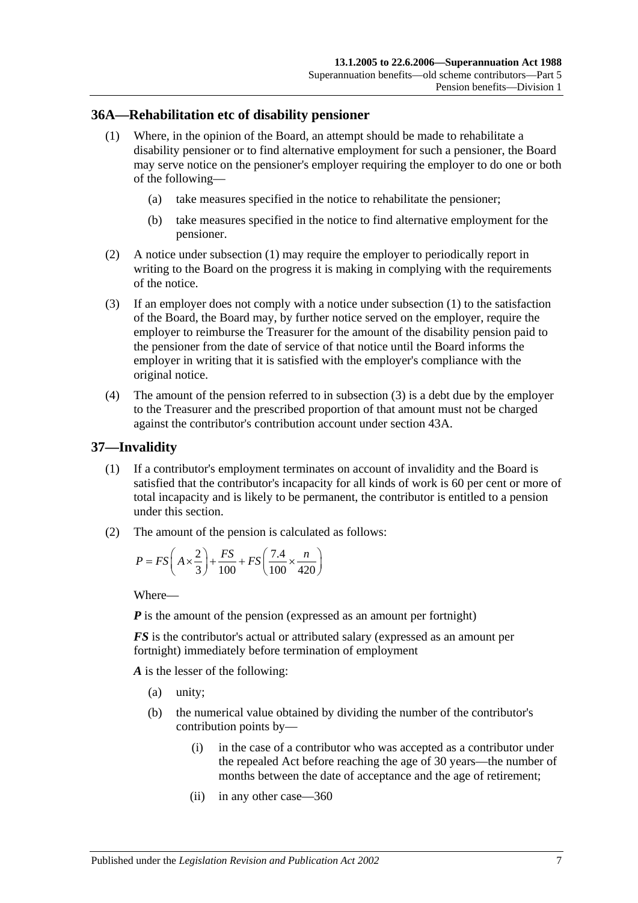## 36A—Rehabilitation etc of disability pensioner

(1) Where, in the opinion of the Board, an attempt should be made to rehabilitate a disability pensioner or to find alternative employment for such a pensioner, the Board may serve notice on the pensioner's employer requiring the employer to do one or both of the following—

  (a) take measures specified in the notice to rehabilitate the pensioner;

  (b) take measures specified in the notice to find alternative employment for the pensioner.

(2) A notice under subsection (1) may require the employer to periodically report in writing to the Board on the progress it is making in complying with the requirements of the notice.

(3) If an employer does not comply with a notice under subsection (1) to the satisfaction of the Board, the Board may, by further notice served on the employer, require the employer to reimburse the Treasurer for the amount of the disability pension paid to the pensioner from the date of service of that notice until the Board informs the employer in writing that it is satisfied with the employer's compliance with the original notice.

(4) The amount of the pension referred to in subsection (3) is a debt due by the employer to the Treasurer and the prescribed proportion of that amount must not be charged against the contributor's contribution account under section 43A.

## 37—Invalidity

(1) If a contributor's employment terminates on account of invalidity and the Board is satisfied that the contributor's incapacity for all kinds of work is 60 per cent or more of total incapacity and is likely to be permanent, the contributor is entitled to a pension under this section.

(2) The amount of the pension is calculated as follows:

$$P = FS\left(A \times \frac{2}{3}\right) + \frac{FS}{100} + FS\left(\frac{7.4}{100} \times \frac{n}{420}\right)$$

Where—

***P*** is the amount of the pension (expressed as an amount per fortnight)

***FS*** is the contributor's actual or attributed salary (expressed as an amount per fortnight) immediately before termination of employment

***A*** is the lesser of the following:

  (a) unity;

  (b) the numerical value obtained by dividing the number of the contributor's contribution points by—

    (i) in the case of a contributor who was accepted as a contributor under the repealed Act before reaching the age of 30 years—the number of months between the date of acceptance and the age of retirement;

    (ii) in any other case—360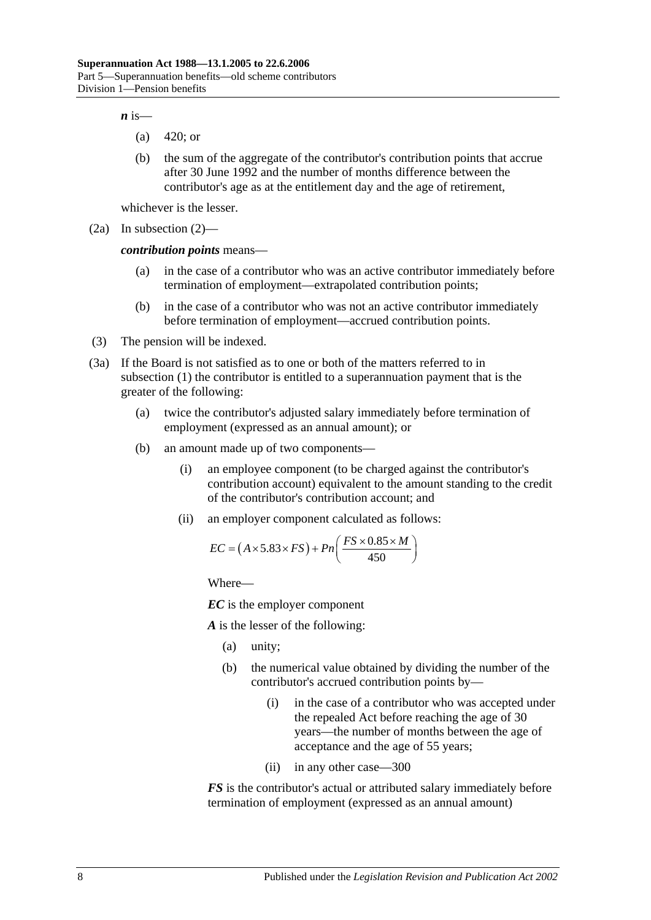***n*** is—

(a) 420; or

(b) the sum of the aggregate of the contributor's contribution points that accrue after 30 June 1992 and the number of months difference between the contributor's age as at the entitlement day and the age of retirement,

whichever is the lesser.

(2a) In subsection (2)—

***contribution points*** means—

(a) in the case of a contributor who was an active contributor immediately before termination of employment—extrapolated contribution points;

(b) in the case of a contributor who was not an active contributor immediately before termination of employment—accrued contribution points.

(3) The pension will be indexed.

(3a) If the Board is not satisfied as to one or both of the matters referred to in subsection (1) the contributor is entitled to a superannuation payment that is the greater of the following:

(a) twice the contributor's adjusted salary immediately before termination of employment (expressed as an annual amount); or

(b) an amount made up of two components—

(i) an employee component (to be charged against the contributor's contribution account) equivalent to the amount standing to the credit of the contributor's contribution account; and

(ii) an employer component calculated as follows:

$$EC = \left(A \times 5.83 \times FS\right) + Pn\left(\frac{FS \times 0.85 \times M}{450}\right)$$

Where—

***EC*** is the employer component

***A*** is the lesser of the following:

(a) unity;

(b) the numerical value obtained by dividing the number of the contributor's accrued contribution points by—

(i) in the case of a contributor who was accepted under the repealed Act before reaching the age of 30 years—the number of months between the age of acceptance and the age of 55 years;

(ii) in any other case—300

***FS*** is the contributor's actual or attributed salary immediately before termination of employment (expressed as an annual amount)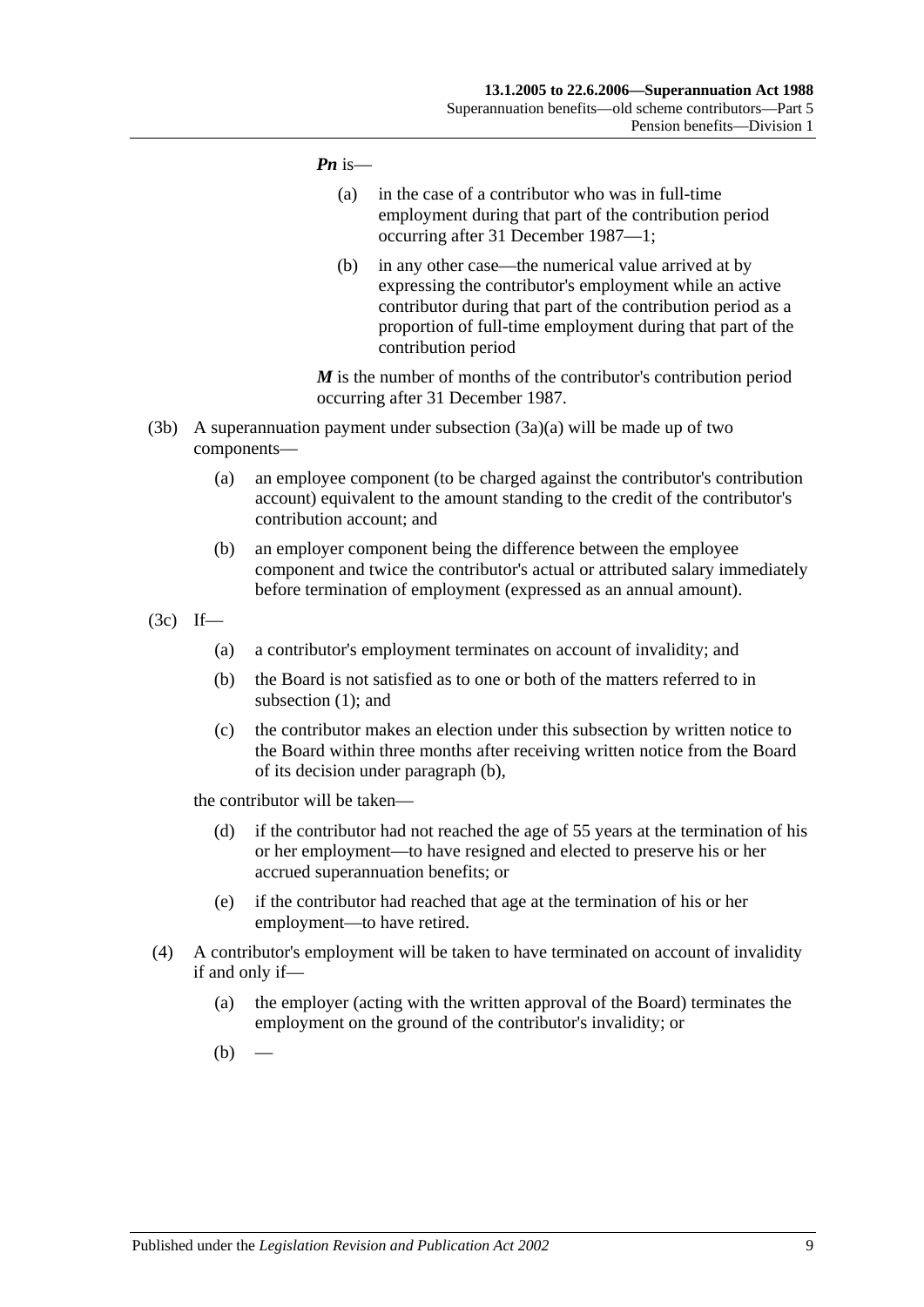***Pn*** is—

(a) in the case of a contributor who was in full-time employment during that part of the contribution period occurring after 31 December 1987—1;

(b) in any other case—the numerical value arrived at by expressing the contributor's employment while an active contributor during that part of the contribution period as a proportion of full-time employment during that part of the contribution period

***M*** is the number of months of the contributor's contribution period occurring after 31 December 1987.

(3b) A superannuation payment under subsection (3a)(a) will be made up of two components—

(a) an employee component (to be charged against the contributor's contribution account) equivalent to the amount standing to the credit of the contributor's contribution account; and

(b) an employer component being the difference between the employee component and twice the contributor's actual or attributed salary immediately before termination of employment (expressed as an annual amount).

(3c) If—

(a) a contributor's employment terminates on account of invalidity; and

(b) the Board is not satisfied as to one or both of the matters referred to in subsection (1); and

(c) the contributor makes an election under this subsection by written notice to the Board within three months after receiving written notice from the Board of its decision under paragraph (b),

the contributor will be taken—

(d) if the contributor had not reached the age of 55 years at the termination of his or her employment—to have resigned and elected to preserve his or her accrued superannuation benefits; or

(e) if the contributor had reached that age at the termination of his or her employment—to have retired.

(4) A contributor's employment will be taken to have terminated on account of invalidity if and only if—

(a) the employer (acting with the written approval of the Board) terminates the employment on the ground of the contributor's invalidity; or

(b) —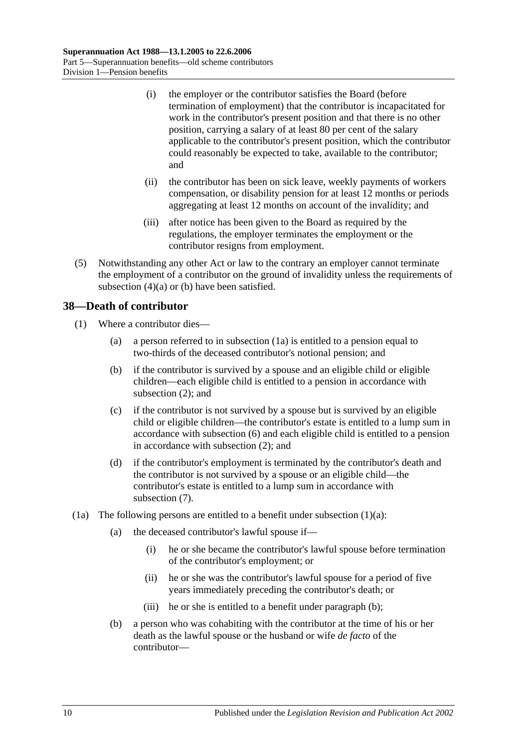(i) the employer or the contributor satisfies the Board (before termination of employment) that the contributor is incapacitated for work in the contributor's present position and that there is no other position, carrying a salary of at least 80 per cent of the salary applicable to the contributor's present position, which the contributor could reasonably be expected to take, available to the contributor; and

(ii) the contributor has been on sick leave, weekly payments of workers compensation, or disability pension for at least 12 months or periods aggregating at least 12 months on account of the invalidity; and

(iii) after notice has been given to the Board as required by the regulations, the employer terminates the employment or the contributor resigns from employment.

(5) Notwithstanding any other Act or law to the contrary an employer cannot terminate the employment of a contributor on the ground of invalidity unless the requirements of subsection (4)(a) or (b) have been satisfied.

## 38—Death of contributor

(1) Where a contributor dies—

(a) a person referred to in subsection (1a) is entitled to a pension equal to two-thirds of the deceased contributor's notional pension; and

(b) if the contributor is survived by a spouse and an eligible child or eligible children—each eligible child is entitled to a pension in accordance with subsection (2); and

(c) if the contributor is not survived by a spouse but is survived by an eligible child or eligible children—the contributor's estate is entitled to a lump sum in accordance with subsection (6) and each eligible child is entitled to a pension in accordance with subsection (2); and

(d) if the contributor's employment is terminated by the contributor's death and the contributor is not survived by a spouse or an eligible child—the contributor's estate is entitled to a lump sum in accordance with subsection (7).

(1a) The following persons are entitled to a benefit under subsection (1)(a):

(a) the deceased contributor's lawful spouse if—

(i) he or she became the contributor's lawful spouse before termination of the contributor's employment; or

(ii) he or she was the contributor's lawful spouse for a period of five years immediately preceding the contributor's death; or

(iii) he or she is entitled to a benefit under paragraph (b);

(b) a person who was cohabiting with the contributor at the time of his or her death as the lawful spouse or the husband or wife *de facto* of the contributor—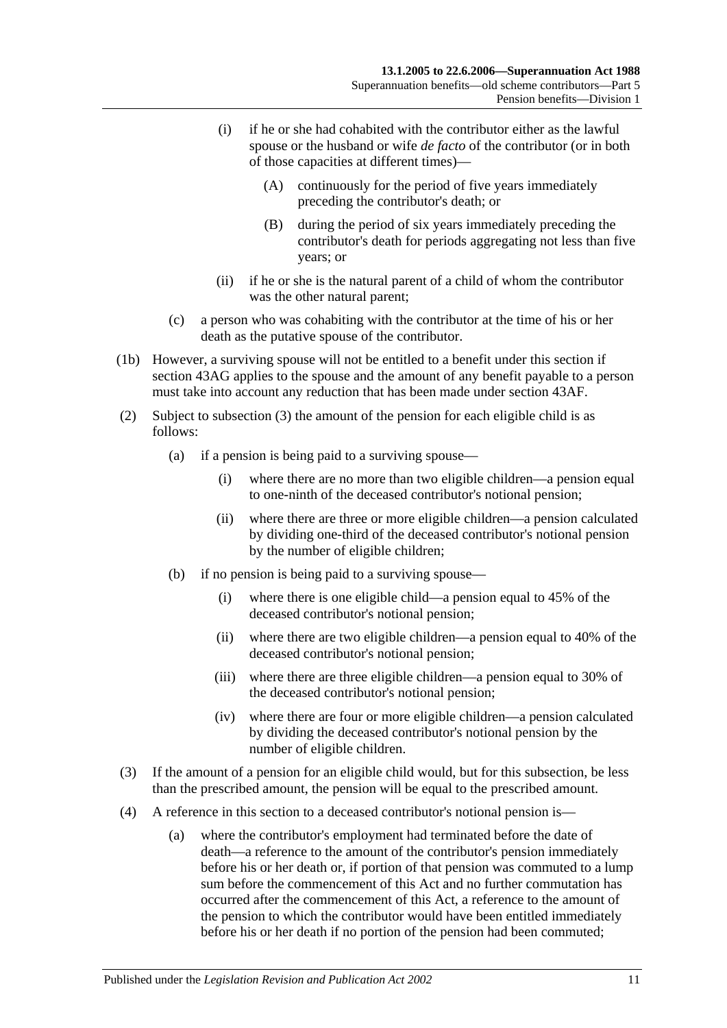(i) if he or she had cohabited with the contributor either as the lawful spouse or the husband or wife *de facto* of the contributor (or in both of those capacities at different times)—

(A) continuously for the period of five years immediately preceding the contributor's death; or

(B) during the period of six years immediately preceding the contributor's death for periods aggregating not less than five years; or

(ii) if he or she is the natural parent of a child of whom the contributor was the other natural parent;

(c) a person who was cohabiting with the contributor at the time of his or her death as the putative spouse of the contributor.

(1b) However, a surviving spouse will not be entitled to a benefit under this section if section 43AG applies to the spouse and the amount of any benefit payable to a person must take into account any reduction that has been made under section 43AF.

(2) Subject to subsection (3) the amount of the pension for each eligible child is as follows:

(a) if a pension is being paid to a surviving spouse—

(i) where there are no more than two eligible children—a pension equal to one-ninth of the deceased contributor's notional pension;

(ii) where there are three or more eligible children—a pension calculated by dividing one-third of the deceased contributor's notional pension by the number of eligible children;

(b) if no pension is being paid to a surviving spouse—

(i) where there is one eligible child—a pension equal to 45% of the deceased contributor's notional pension;

(ii) where there are two eligible children—a pension equal to 40% of the deceased contributor's notional pension;

(iii) where there are three eligible children—a pension equal to 30% of the deceased contributor's notional pension;

(iv) where there are four or more eligible children—a pension calculated by dividing the deceased contributor's notional pension by the number of eligible children.

(3) If the amount of a pension for an eligible child would, but for this subsection, be less than the prescribed amount, the pension will be equal to the prescribed amount.

(4) A reference in this section to a deceased contributor's notional pension is—

(a) where the contributor's employment had terminated before the date of death—a reference to the amount of the contributor's pension immediately before his or her death or, if portion of that pension was commuted to a lump sum before the commencement of this Act and no further commutation has occurred after the commencement of this Act, a reference to the amount of the pension to which the contributor would have been entitled immediately before his or her death if no portion of the pension had been commuted;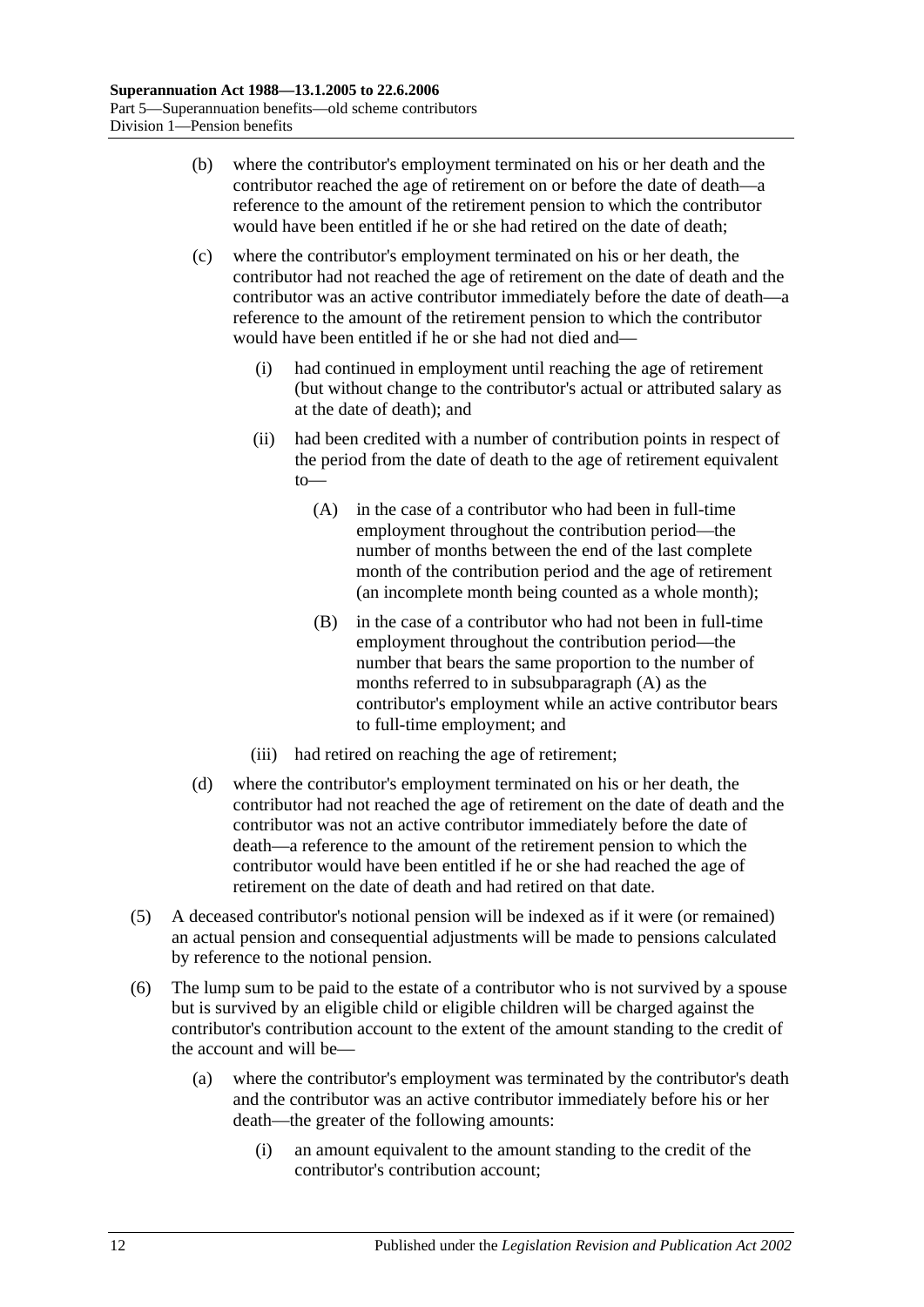(b) where the contributor's employment terminated on his or her death and the contributor reached the age of retirement on or before the date of death—a reference to the amount of the retirement pension to which the contributor would have been entitled if he or she had retired on the date of death;

(c) where the contributor's employment terminated on his or her death, the contributor had not reached the age of retirement on the date of death and the contributor was an active contributor immediately before the date of death—a reference to the amount of the retirement pension to which the contributor would have been entitled if he or she had not died and—

(i) had continued in employment until reaching the age of retirement (but without change to the contributor's actual or attributed salary as at the date of death); and

(ii) had been credited with a number of contribution points in respect of the period from the date of death to the age of retirement equivalent to—

(A) in the case of a contributor who had been in full-time employment throughout the contribution period—the number of months between the end of the last complete month of the contribution period and the age of retirement (an incomplete month being counted as a whole month);

(B) in the case of a contributor who had not been in full-time employment throughout the contribution period—the number that bears the same proportion to the number of months referred to in subsubparagraph (A) as the contributor's employment while an active contributor bears to full-time employment; and

(iii) had retired on reaching the age of retirement;

(d) where the contributor's employment terminated on his or her death, the contributor had not reached the age of retirement on the date of death and the contributor was not an active contributor immediately before the date of death—a reference to the amount of the retirement pension to which the contributor would have been entitled if he or she had reached the age of retirement on the date of death and had retired on that date.

(5) A deceased contributor's notional pension will be indexed as if it were (or remained) an actual pension and consequential adjustments will be made to pensions calculated by reference to the notional pension.

(6) The lump sum to be paid to the estate of a contributor who is not survived by a spouse but is survived by an eligible child or eligible children will be charged against the contributor's contribution account to the extent of the amount standing to the credit of the account and will be—

(a) where the contributor's employment was terminated by the contributor's death and the contributor was an active contributor immediately before his or her death—the greater of the following amounts:

(i) an amount equivalent to the amount standing to the credit of the contributor's contribution account;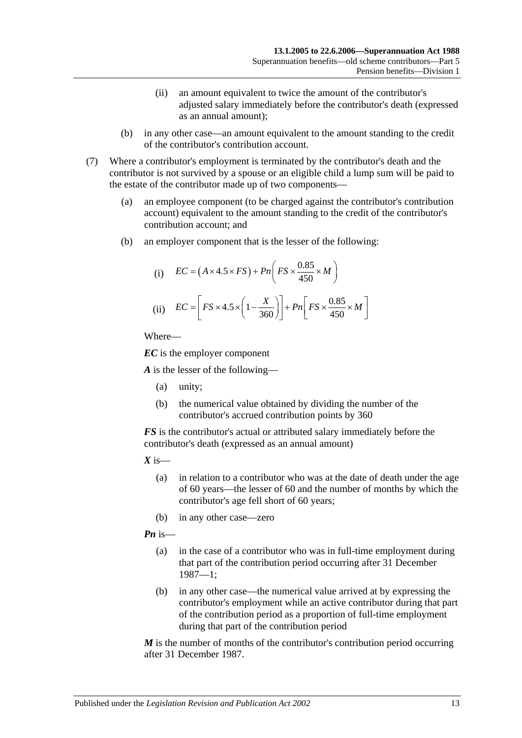(ii) an amount equivalent to twice the amount of the contributor's adjusted salary immediately before the contributor's death (expressed as an annual amount);

(b) in any other case—an amount equivalent to the amount standing to the credit of the contributor's contribution account.

(7) Where a contributor's employment is terminated by the contributor's death and the contributor is not survived by a spouse or an eligible child a lump sum will be paid to the estate of the contributor made up of two components—

(a) an employee component (to be charged against the contributor's contribution account) equivalent to the amount standing to the credit of the contributor's contribution account; and

(b) an employer component that is the lesser of the following:

(i) $$EC = \left(A \times 4.5 \times FS\right) + Pn\left(FS \times \frac{0.85}{450} \times M\right)$$

(ii) $$EC = \left[FS \times 4.5 \times \left(1 - \frac{X}{360}\right)\right] + Pn\left[FS \times \frac{0.85}{450} \times M\right]$$

Where—

***EC*** is the employer component

***A*** is the lesser of the following—

(a) unity;

(b) the numerical value obtained by dividing the number of the contributor's accrued contribution points by 360

***FS*** is the contributor's actual or attributed salary immediately before the contributor's death (expressed as an annual amount)

***X*** is—

(a) in relation to a contributor who was at the date of death under the age of 60 years—the lesser of 60 and the number of months by which the contributor's age fell short of 60 years;

(b) in any other case—zero

***Pn*** is—

(a) in the case of a contributor who was in full-time employment during that part of the contribution period occurring after 31 December 1987—1;

(b) in any other case—the numerical value arrived at by expressing the contributor's employment while an active contributor during that part of the contribution period as a proportion of full-time employment during that part of the contribution period

***M*** is the number of months of the contributor's contribution period occurring after 31 December 1987.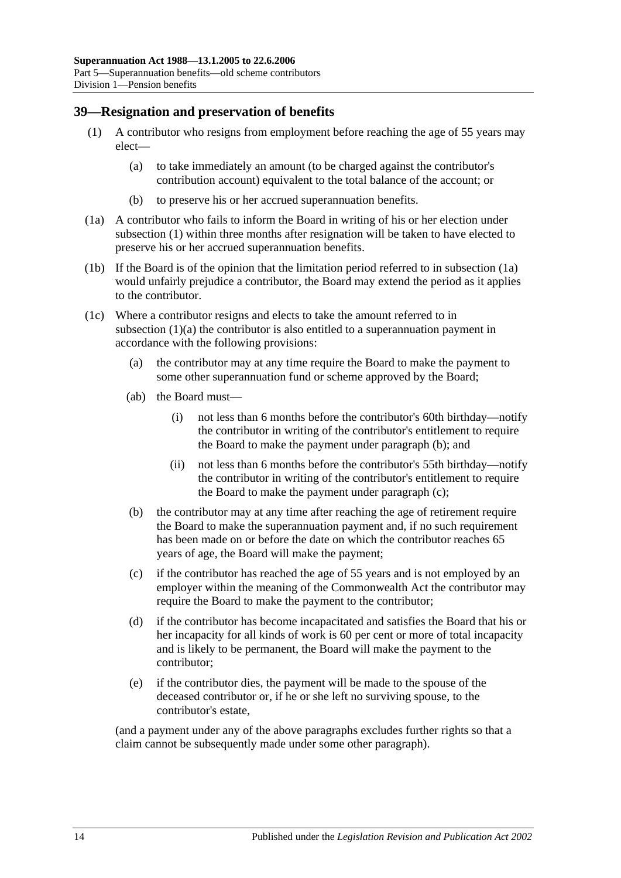## 39—Resignation and preservation of benefits

(1) A contributor who resigns from employment before reaching the age of 55 years may elect—

(a) to take immediately an amount (to be charged against the contributor's contribution account) equivalent to the total balance of the account; or

(b) to preserve his or her accrued superannuation benefits.

(1a) A contributor who fails to inform the Board in writing of his or her election under subsection (1) within three months after resignation will be taken to have elected to preserve his or her accrued superannuation benefits.

(1b) If the Board is of the opinion that the limitation period referred to in subsection (1a) would unfairly prejudice a contributor, the Board may extend the period as it applies to the contributor.

(1c) Where a contributor resigns and elects to take the amount referred to in subsection (1)(a) the contributor is also entitled to a superannuation payment in accordance with the following provisions:

(a) the contributor may at any time require the Board to make the payment to some other superannuation fund or scheme approved by the Board;

(ab) the Board must—

(i) not less than 6 months before the contributor's 60th birthday—notify the contributor in writing of the contributor's entitlement to require the Board to make the payment under paragraph (b); and

(ii) not less than 6 months before the contributor's 55th birthday—notify the contributor in writing of the contributor's entitlement to require the Board to make the payment under paragraph (c);

(b) the contributor may at any time after reaching the age of retirement require the Board to make the superannuation payment and, if no such requirement has been made on or before the date on which the contributor reaches 65 years of age, the Board will make the payment;

(c) if the contributor has reached the age of 55 years and is not employed by an employer within the meaning of the Commonwealth Act the contributor may require the Board to make the payment to the contributor;

(d) if the contributor has become incapacitated and satisfies the Board that his or her incapacity for all kinds of work is 60 per cent or more of total incapacity and is likely to be permanent, the Board will make the payment to the contributor;

(e) if the contributor dies, the payment will be made to the spouse of the deceased contributor or, if he or she left no surviving spouse, to the contributor's estate,

(and a payment under any of the above paragraphs excludes further rights so that a claim cannot be subsequently made under some other paragraph).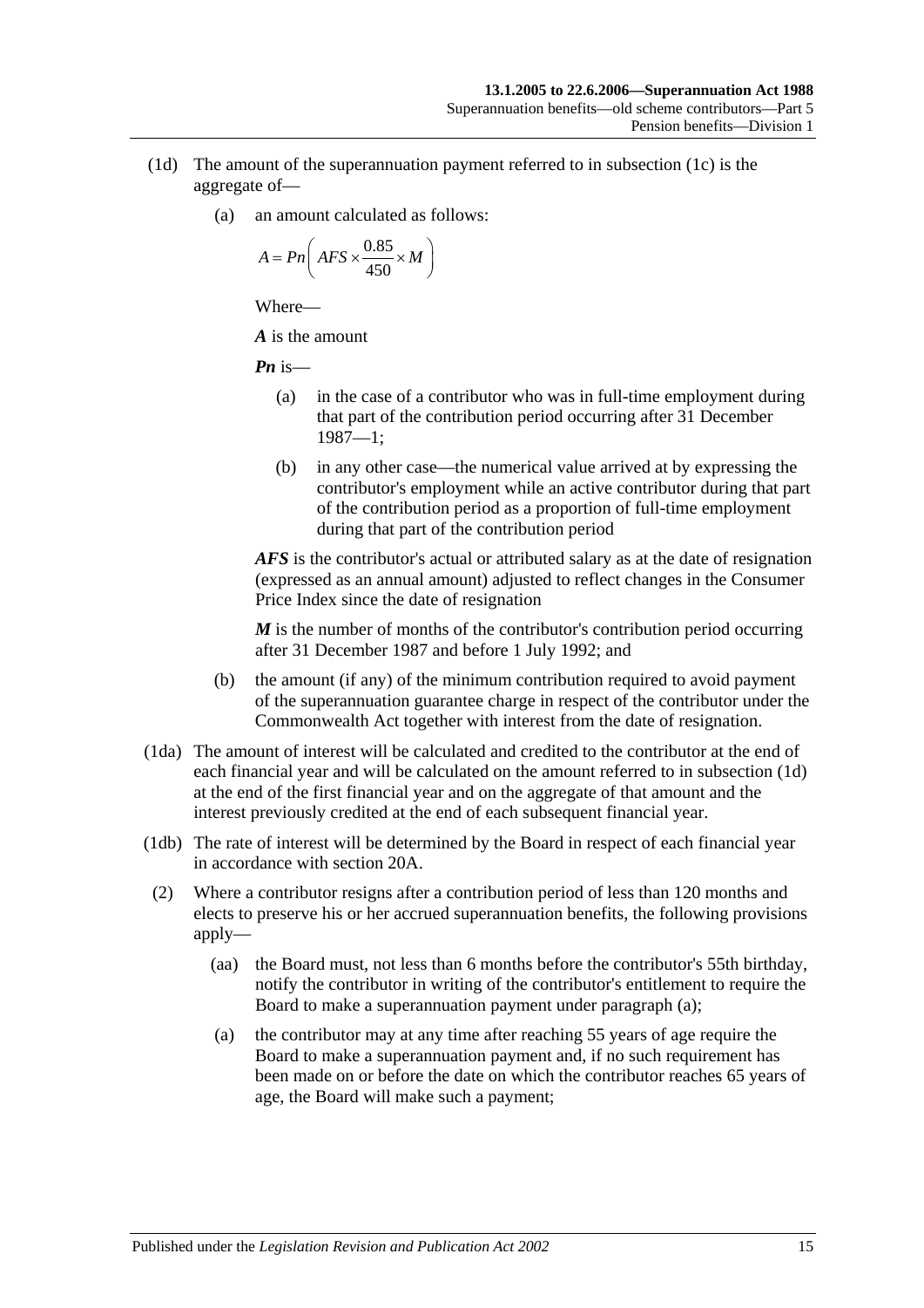(1d) The amount of the superannuation payment referred to in subsection (1c) is the aggregate of—

(a) an amount calculated as follows:

$$A = Pn\left( AFS \times \frac{0.85}{450} \times M \right)$$

Where—

***A*** is the amount

***Pn*** is—

(a) in the case of a contributor who was in full-time employment during that part of the contribution period occurring after 31 December 1987—1;

(b) in any other case—the numerical value arrived at by expressing the contributor's employment while an active contributor during that part of the contribution period as a proportion of full-time employment during that part of the contribution period

***AFS*** is the contributor's actual or attributed salary as at the date of resignation (expressed as an annual amount) adjusted to reflect changes in the Consumer Price Index since the date of resignation

***M*** is the number of months of the contributor's contribution period occurring after 31 December 1987 and before 1 July 1992; and

(b) the amount (if any) of the minimum contribution required to avoid payment of the superannuation guarantee charge in respect of the contributor under the Commonwealth Act together with interest from the date of resignation.

(1da) The amount of interest will be calculated and credited to the contributor at the end of each financial year and will be calculated on the amount referred to in subsection (1d) at the end of the first financial year and on the aggregate of that amount and the interest previously credited at the end of each subsequent financial year.

(1db) The rate of interest will be determined by the Board in respect of each financial year in accordance with section 20A.

(2) Where a contributor resigns after a contribution period of less than 120 months and elects to preserve his or her accrued superannuation benefits, the following provisions apply—

(aa) the Board must, not less than 6 months before the contributor's 55th birthday, notify the contributor in writing of the contributor's entitlement to require the Board to make a superannuation payment under paragraph (a);

(a) the contributor may at any time after reaching 55 years of age require the Board to make a superannuation payment and, if no such requirement has been made on or before the date on which the contributor reaches 65 years of age, the Board will make such a payment;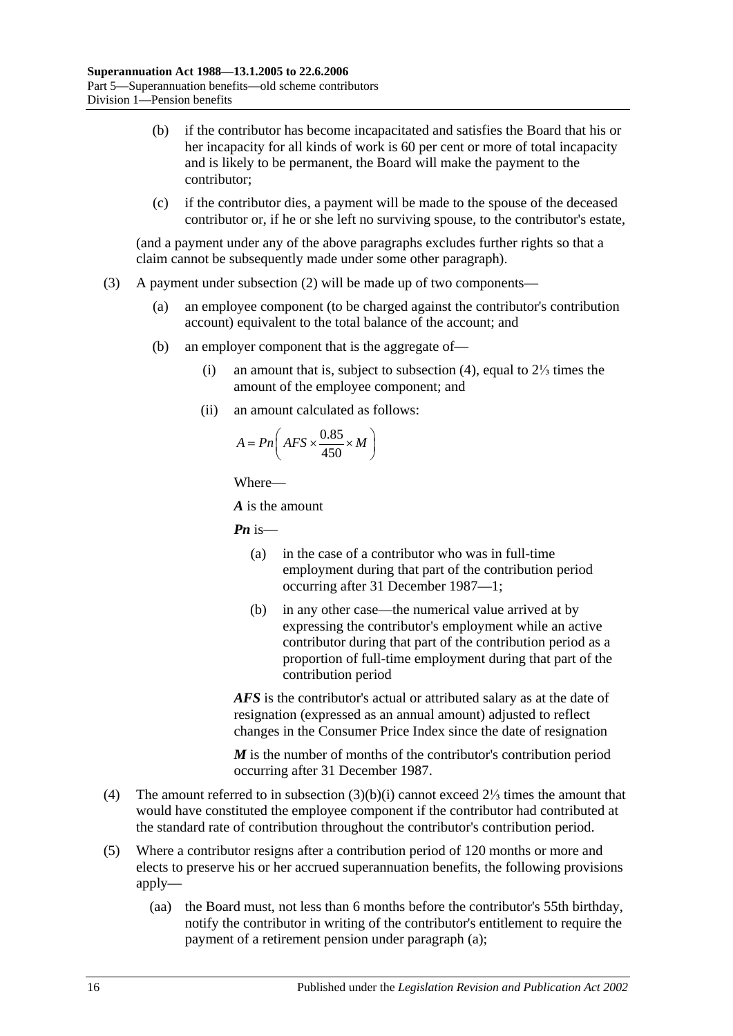(b) if the contributor has become incapacitated and satisfies the Board that his or her incapacity for all kinds of work is 60 per cent or more of total incapacity and is likely to be permanent, the Board will make the payment to the contributor;

(c) if the contributor dies, a payment will be made to the spouse of the deceased contributor or, if he or she left no surviving spouse, to the contributor's estate,

(and a payment under any of the above paragraphs excludes further rights so that a claim cannot be subsequently made under some other paragraph).

(3) A payment under subsection (2) will be made up of two components—

(a) an employee component (to be charged against the contributor's contribution account) equivalent to the total balance of the account; and

(b) an employer component that is the aggregate of—

(i) an amount that is, subject to subsection (4), equal to 2⅓ times the amount of the employee component; and

(ii) an amount calculated as follows:

$$A = Pn\left(AFS \times \frac{0.85}{450} \times M\right)$$

Where—

***A*** is the amount

***Pn*** is—

(a) in the case of a contributor who was in full-time employment during that part of the contribution period occurring after 31 December 1987—1;

(b) in any other case—the numerical value arrived at by expressing the contributor's employment while an active contributor during that part of the contribution period as a proportion of full-time employment during that part of the contribution period

***AFS*** is the contributor's actual or attributed salary as at the date of resignation (expressed as an annual amount) adjusted to reflect changes in the Consumer Price Index since the date of resignation

***M*** is the number of months of the contributor's contribution period occurring after 31 December 1987.

(4) The amount referred to in subsection (3)(b)(i) cannot exceed 2⅓ times the amount that would have constituted the employee component if the contributor had contributed at the standard rate of contribution throughout the contributor's contribution period.

(5) Where a contributor resigns after a contribution period of 120 months or more and elects to preserve his or her accrued superannuation benefits, the following provisions apply—

(aa) the Board must, not less than 6 months before the contributor's 55th birthday, notify the contributor in writing of the contributor's entitlement to require the payment of a retirement pension under paragraph (a);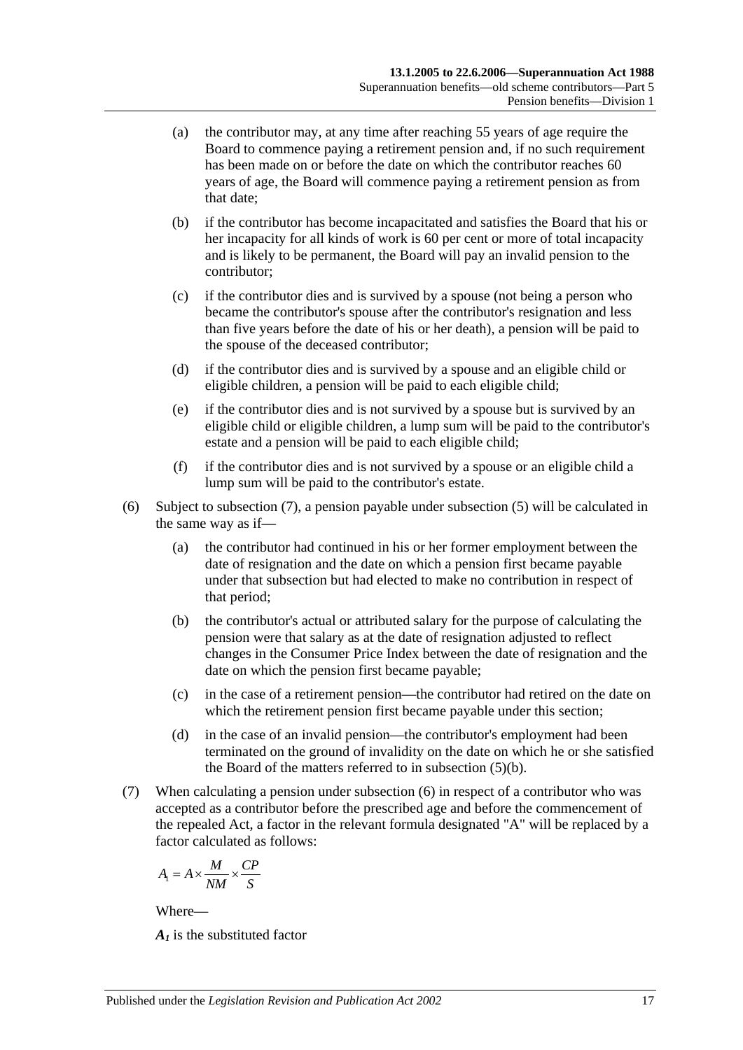(a) the contributor may, at any time after reaching 55 years of age require the Board to commence paying a retirement pension and, if no such requirement has been made on or before the date on which the contributor reaches 60 years of age, the Board will commence paying a retirement pension as from that date;

(b) if the contributor has become incapacitated and satisfies the Board that his or her incapacity for all kinds of work is 60 per cent or more of total incapacity and is likely to be permanent, the Board will pay an invalid pension to the contributor;

(c) if the contributor dies and is survived by a spouse (not being a person who became the contributor's spouse after the contributor's resignation and less than five years before the date of his or her death), a pension will be paid to the spouse of the deceased contributor;

(d) if the contributor dies and is survived by a spouse and an eligible child or eligible children, a pension will be paid to each eligible child;

(e) if the contributor dies and is not survived by a spouse but is survived by an eligible child or eligible children, a lump sum will be paid to the contributor's estate and a pension will be paid to each eligible child;

(f) if the contributor dies and is not survived by a spouse or an eligible child a lump sum will be paid to the contributor's estate.

(6) Subject to subsection (7), a pension payable under subsection (5) will be calculated in the same way as if—

(a) the contributor had continued in his or her former employment between the date of resignation and the date on which a pension first became payable under that subsection but had elected to make no contribution in respect of that period;

(b) the contributor's actual or attributed salary for the purpose of calculating the pension were that salary as at the date of resignation adjusted to reflect changes in the Consumer Price Index between the date of resignation and the date on which the pension first became payable;

(c) in the case of a retirement pension—the contributor had retired on the date on which the retirement pension first became payable under this section;

(d) in the case of an invalid pension—the contributor's employment had been terminated on the ground of invalidity on the date on which he or she satisfied the Board of the matters referred to in subsection (5)(b).

(7) When calculating a pension under subsection (6) in respect of a contributor who was accepted as a contributor before the prescribed age and before the commencement of the repealed Act, a factor in the relevant formula designated "A" will be replaced by a factor calculated as follows:

$$A_1 = A \times \frac{M}{NM} \times \frac{CP}{S}$$

Where—

$A_1$ is the substituted factor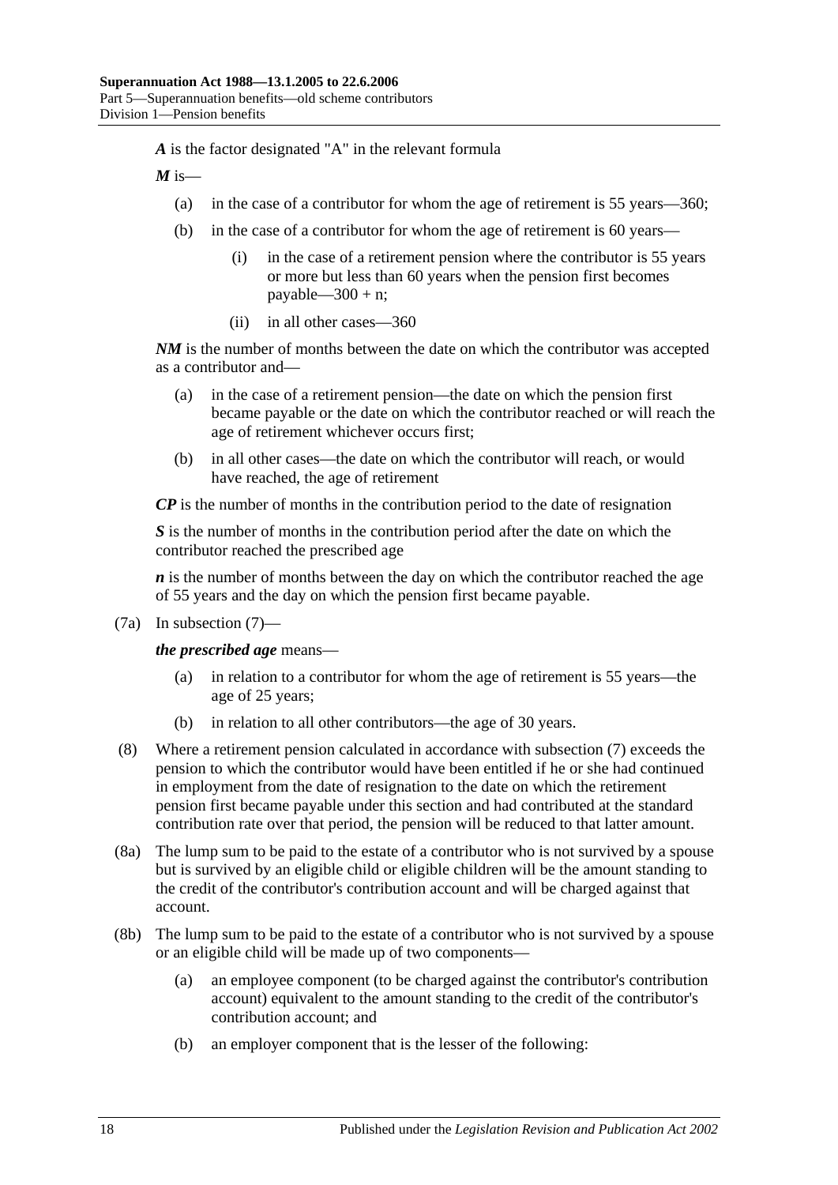***A*** is the factor designated "A" in the relevant formula

***M*** is—

- (a) in the case of a contributor for whom the age of retirement is 55 years—360;
- (b) in the case of a contributor for whom the age of retirement is 60 years—
  - (i) in the case of a retirement pension where the contributor is 55 years or more but less than 60 years when the pension first becomes payable—300 + n;
  - (ii) in all other cases—360

***NM*** is the number of months between the date on which the contributor was accepted as a contributor and—

- (a) in the case of a retirement pension—the date on which the pension first became payable or the date on which the contributor reached or will reach the age of retirement whichever occurs first;
- (b) in all other cases—the date on which the contributor will reach, or would have reached, the age of retirement

***CP*** is the number of months in the contribution period to the date of resignation

***S*** is the number of months in the contribution period after the date on which the contributor reached the prescribed age

***n*** is the number of months between the day on which the contributor reached the age of 55 years and the day on which the pension first became payable.

(7a) In subsection (7)—

***the prescribed age*** means—

- (a) in relation to a contributor for whom the age of retirement is 55 years—the age of 25 years;
- (b) in relation to all other contributors—the age of 30 years.

(8) Where a retirement pension calculated in accordance with subsection (7) exceeds the pension to which the contributor would have been entitled if he or she had continued in employment from the date of resignation to the date on which the retirement pension first became payable under this section and had contributed at the standard contribution rate over that period, the pension will be reduced to that latter amount.

(8a) The lump sum to be paid to the estate of a contributor who is not survived by a spouse but is survived by an eligible child or eligible children will be the amount standing to the credit of the contributor's contribution account and will be charged against that account.

(8b) The lump sum to be paid to the estate of a contributor who is not survived by a spouse or an eligible child will be made up of two components—

- (a) an employee component (to be charged against the contributor's contribution account) equivalent to the amount standing to the credit of the contributor's contribution account; and
- (b) an employer component that is the lesser of the following: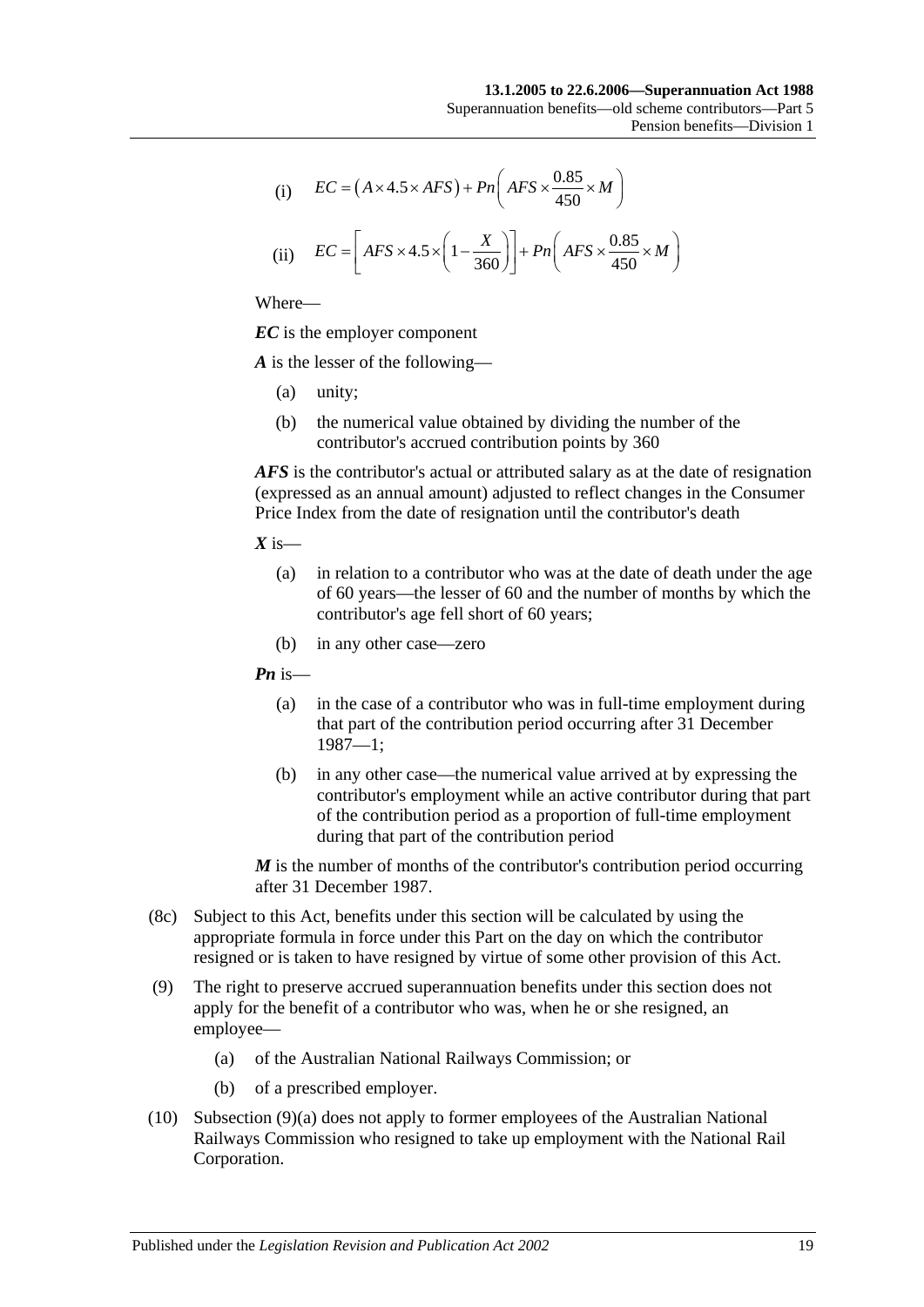(i) $$EC = \left(A \times 4.5 \times AFS\right) + Pn\left(AFS \times \frac{0.85}{450} \times M\right)$$

(ii) $$EC = \left[AFS \times 4.5 \times \left(1 - \frac{X}{360}\right)\right] + Pn\left(AFS \times \frac{0.85}{450} \times M\right)$$

Where—

***EC*** is the employer component

***A*** is the lesser of the following—

- (a) unity;
- (b) the numerical value obtained by dividing the number of the contributor's accrued contribution points by 360

***AFS*** is the contributor's actual or attributed salary as at the date of resignation (expressed as an annual amount) adjusted to reflect changes in the Consumer Price Index from the date of resignation until the contributor's death

***X*** is—

- (a) in relation to a contributor who was at the date of death under the age of 60 years—the lesser of 60 and the number of months by which the contributor's age fell short of 60 years;
- (b) in any other case—zero

***Pn*** is—

- (a) in the case of a contributor who was in full-time employment during that part of the contribution period occurring after 31 December 1987—1;
- (b) in any other case—the numerical value arrived at by expressing the contributor's employment while an active contributor during that part of the contribution period as a proportion of full-time employment during that part of the contribution period

***M*** is the number of months of the contributor's contribution period occurring after 31 December 1987.

(8c) Subject to this Act, benefits under this section will be calculated by using the appropriate formula in force under this Part on the day on which the contributor resigned or is taken to have resigned by virtue of some other provision of this Act.

(9) The right to preserve accrued superannuation benefits under this section does not apply for the benefit of a contributor who was, when he or she resigned, an employee—

- (a) of the Australian National Railways Commission; or
- (b) of a prescribed employer.

(10) Subsection (9)(a) does not apply to former employees of the Australian National Railways Commission who resigned to take up employment with the National Rail Corporation.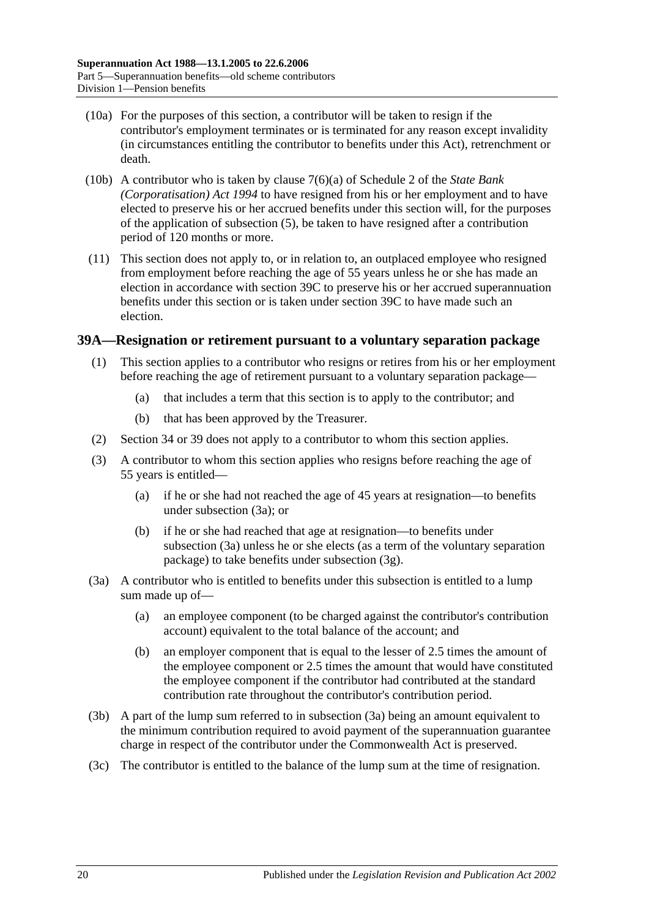(10a) For the purposes of this section, a contributor will be taken to resign if the contributor's employment terminates or is terminated for any reason except invalidity (in circumstances entitling the contributor to benefits under this Act), retrenchment or death.

(10b) A contributor who is taken by clause 7(6)(a) of Schedule 2 of the *State Bank (Corporatisation) Act 1994* to have resigned from his or her employment and to have elected to preserve his or her accrued benefits under this section will, for the purposes of the application of subsection (5), be taken to have resigned after a contribution period of 120 months or more.

(11) This section does not apply to, or in relation to, an outplaced employee who resigned from employment before reaching the age of 55 years unless he or she has made an election in accordance with section 39C to preserve his or her accrued superannuation benefits under this section or is taken under section 39C to have made such an election.

### 39A—Resignation or retirement pursuant to a voluntary separation package

(1) This section applies to a contributor who resigns or retires from his or her employment before reaching the age of retirement pursuant to a voluntary separation package—

(a) that includes a term that this section is to apply to the contributor; and

(b) that has been approved by the Treasurer.

(2) Section 34 or 39 does not apply to a contributor to whom this section applies.

(3) A contributor to whom this section applies who resigns before reaching the age of 55 years is entitled—

(a) if he or she had not reached the age of 45 years at resignation—to benefits under subsection (3a); or

(b) if he or she had reached that age at resignation—to benefits under subsection (3a) unless he or she elects (as a term of the voluntary separation package) to take benefits under subsection (3g).

(3a) A contributor who is entitled to benefits under this subsection is entitled to a lump sum made up of—

(a) an employee component (to be charged against the contributor's contribution account) equivalent to the total balance of the account; and

(b) an employer component that is equal to the lesser of 2.5 times the amount of the employee component or 2.5 times the amount that would have constituted the employee component if the contributor had contributed at the standard contribution rate throughout the contributor's contribution period.

(3b) A part of the lump sum referred to in subsection (3a) being an amount equivalent to the minimum contribution required to avoid payment of the superannuation guarantee charge in respect of the contributor under the Commonwealth Act is preserved.

(3c) The contributor is entitled to the balance of the lump sum at the time of resignation.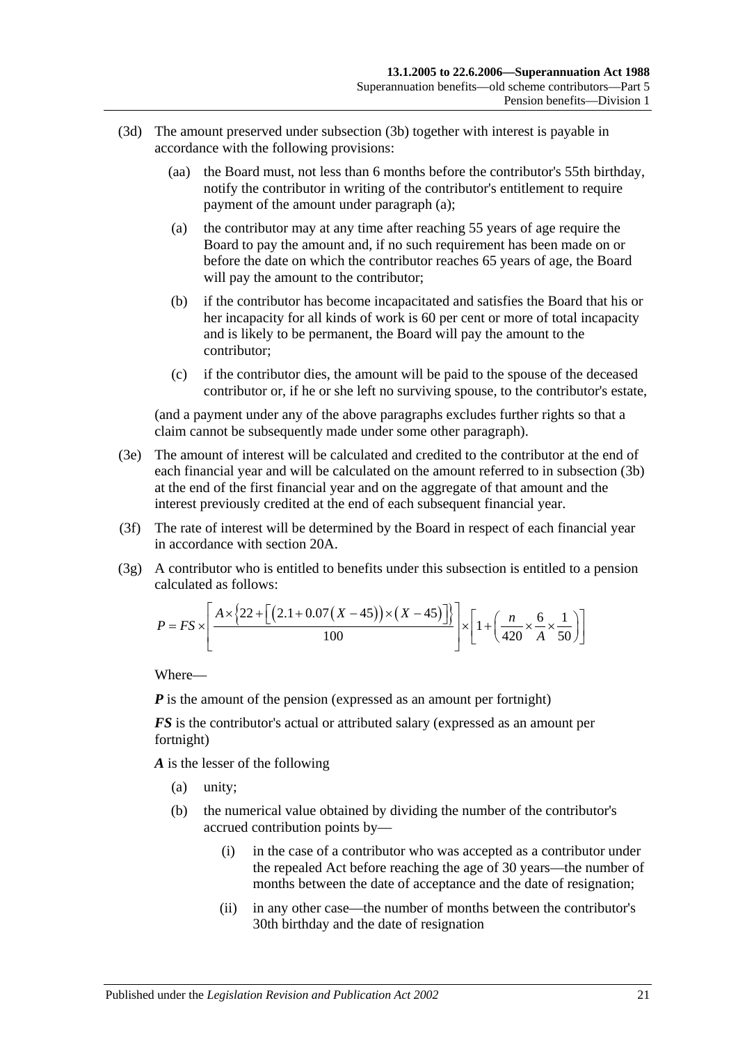(3d) The amount preserved under subsection (3b) together with interest is payable in accordance with the following provisions:

(aa) the Board must, not less than 6 months before the contributor's 55th birthday, notify the contributor in writing of the contributor's entitlement to require payment of the amount under paragraph (a);

(a) the contributor may at any time after reaching 55 years of age require the Board to pay the amount and, if no such requirement has been made on or before the date on which the contributor reaches 65 years of age, the Board will pay the amount to the contributor;

(b) if the contributor has become incapacitated and satisfies the Board that his or her incapacity for all kinds of work is 60 per cent or more of total incapacity and is likely to be permanent, the Board will pay the amount to the contributor;

(c) if the contributor dies, the amount will be paid to the spouse of the deceased contributor or, if he or she left no surviving spouse, to the contributor's estate,

(and a payment under any of the above paragraphs excludes further rights so that a claim cannot be subsequently made under some other paragraph).

(3e) The amount of interest will be calculated and credited to the contributor at the end of each financial year and will be calculated on the amount referred to in subsection (3b) at the end of the first financial year and on the aggregate of that amount and the interest previously credited at the end of each subsequent financial year.

(3f) The rate of interest will be determined by the Board in respect of each financial year in accordance with section 20A.

(3g) A contributor who is entitled to benefits under this subsection is entitled to a pension calculated as follows:

$$P = FS \times \left[ \frac{A \times \left\{ 22 + \left[ \left( 2.1 + 0.07\left( X - 45 \right) \right) \times \left( X - 45 \right) \right] \right\}}{100} \right] \times \left[ 1 + \left( \frac{n}{420} \times \frac{6}{A} \times \frac{1}{50} \right) \right]$$

Where—

***P*** is the amount of the pension (expressed as an amount per fortnight)

***FS*** is the contributor's actual or attributed salary (expressed as an amount per fortnight)

***A*** is the lesser of the following

(a) unity;

(b) the numerical value obtained by dividing the number of the contributor's accrued contribution points by—

(i) in the case of a contributor who was accepted as a contributor under the repealed Act before reaching the age of 30 years—the number of months between the date of acceptance and the date of resignation;

(ii) in any other case—the number of months between the contributor's 30th birthday and the date of resignation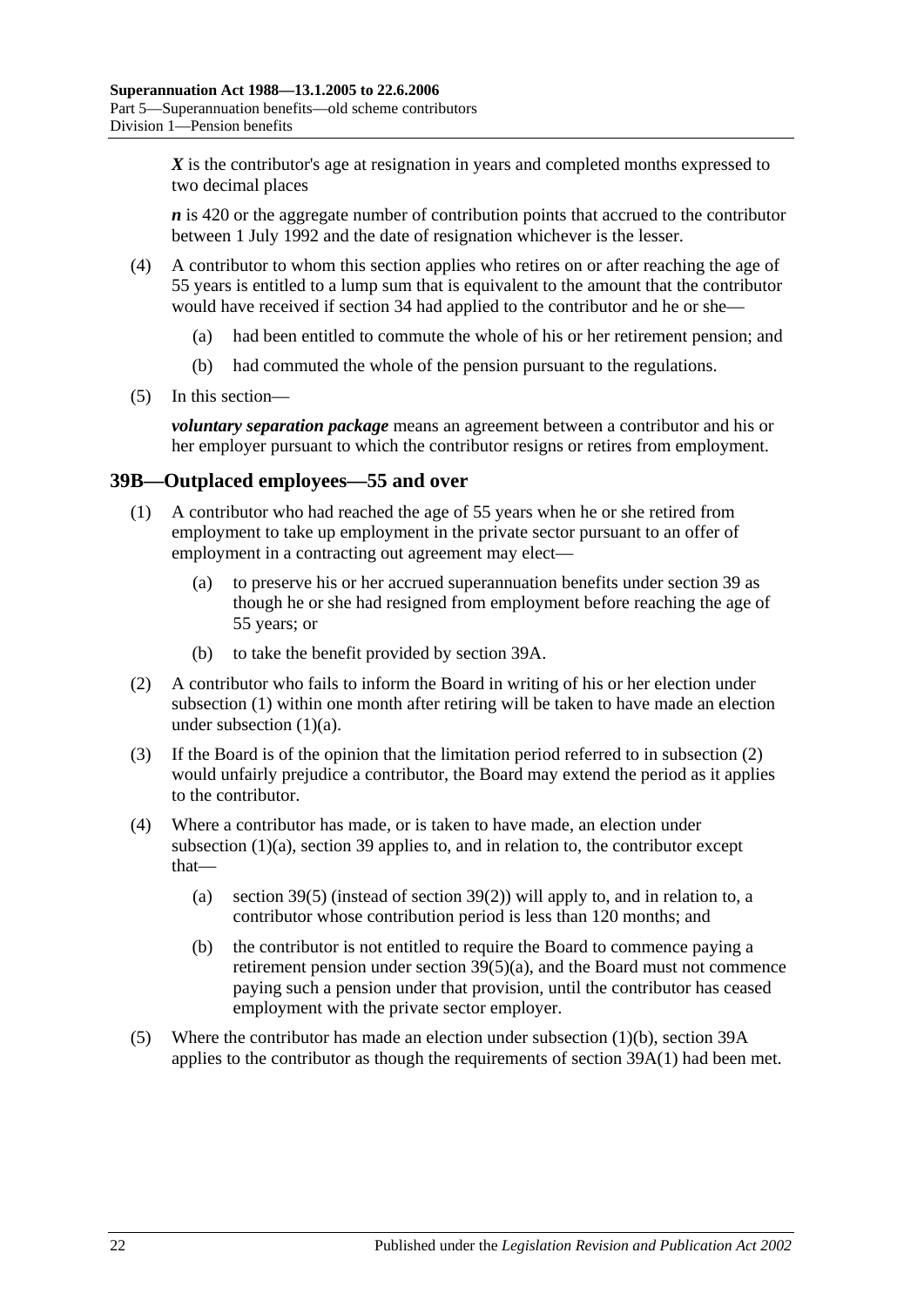***X*** is the contributor's age at resignation in years and completed months expressed to two decimal places

***n*** is 420 or the aggregate number of contribution points that accrued to the contributor between 1 July 1992 and the date of resignation whichever is the lesser.

(4) A contributor to whom this section applies who retires on or after reaching the age of 55 years is entitled to a lump sum that is equivalent to the amount that the contributor would have received if section 34 had applied to the contributor and he or she—

(a) had been entitled to commute the whole of his or her retirement pension; and

(b) had commuted the whole of the pension pursuant to the regulations.

(5) In this section—

***voluntary separation package*** means an agreement between a contributor and his or her employer pursuant to which the contributor resigns or retires from employment.

## 39B—Outplaced employees—55 and over

(1) A contributor who had reached the age of 55 years when he or she retired from employment to take up employment in the private sector pursuant to an offer of employment in a contracting out agreement may elect—

(a) to preserve his or her accrued superannuation benefits under section 39 as though he or she had resigned from employment before reaching the age of 55 years; or

(b) to take the benefit provided by section 39A.

(2) A contributor who fails to inform the Board in writing of his or her election under subsection (1) within one month after retiring will be taken to have made an election under subsection (1)(a).

(3) If the Board is of the opinion that the limitation period referred to in subsection (2) would unfairly prejudice a contributor, the Board may extend the period as it applies to the contributor.

(4) Where a contributor has made, or is taken to have made, an election under subsection (1)(a), section 39 applies to, and in relation to, the contributor except that—

(a) section 39(5) (instead of section 39(2)) will apply to, and in relation to, a contributor whose contribution period is less than 120 months; and

(b) the contributor is not entitled to require the Board to commence paying a retirement pension under section 39(5)(a), and the Board must not commence paying such a pension under that provision, until the contributor has ceased employment with the private sector employer.

(5) Where the contributor has made an election under subsection (1)(b), section 39A applies to the contributor as though the requirements of section 39A(1) had been met.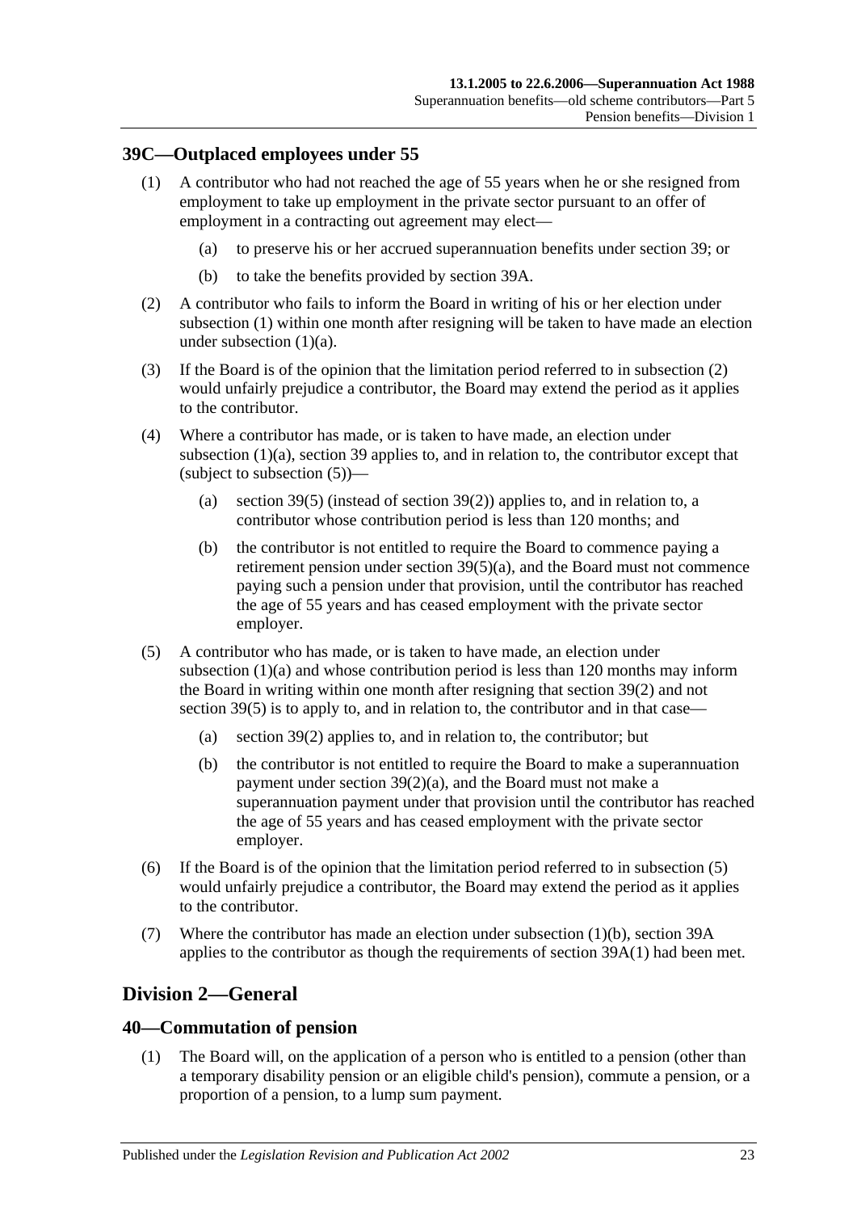## 39C—Outplaced employees under 55

(1) A contributor who had not reached the age of 55 years when he or she resigned from employment to take up employment in the private sector pursuant to an offer of employment in a contracting out agreement may elect—

(a) to preserve his or her accrued superannuation benefits under section 39; or

(b) to take the benefits provided by section 39A.

(2) A contributor who fails to inform the Board in writing of his or her election under subsection (1) within one month after resigning will be taken to have made an election under subsection (1)(a).

(3) If the Board is of the opinion that the limitation period referred to in subsection (2) would unfairly prejudice a contributor, the Board may extend the period as it applies to the contributor.

(4) Where a contributor has made, or is taken to have made, an election under subsection (1)(a), section 39 applies to, and in relation to, the contributor except that (subject to subsection (5))—

(a) section 39(5) (instead of section 39(2)) applies to, and in relation to, a contributor whose contribution period is less than 120 months; and

(b) the contributor is not entitled to require the Board to commence paying a retirement pension under section 39(5)(a), and the Board must not commence paying such a pension under that provision, until the contributor has reached the age of 55 years and has ceased employment with the private sector employer.

(5) A contributor who has made, or is taken to have made, an election under subsection (1)(a) and whose contribution period is less than 120 months may inform the Board in writing within one month after resigning that section 39(2) and not section 39(5) is to apply to, and in relation to, the contributor and in that case—

(a) section 39(2) applies to, and in relation to, the contributor; but

(b) the contributor is not entitled to require the Board to make a superannuation payment under section 39(2)(a), and the Board must not make a superannuation payment under that provision until the contributor has reached the age of 55 years and has ceased employment with the private sector employer.

(6) If the Board is of the opinion that the limitation period referred to in subsection (5) would unfairly prejudice a contributor, the Board may extend the period as it applies to the contributor.

(7) Where the contributor has made an election under subsection (1)(b), section 39A applies to the contributor as though the requirements of section 39A(1) had been met.

# Division 2—General

## 40—Commutation of pension

(1) The Board will, on the application of a person who is entitled to a pension (other than a temporary disability pension or an eligible child's pension), commute a pension, or a proportion of a pension, to a lump sum payment.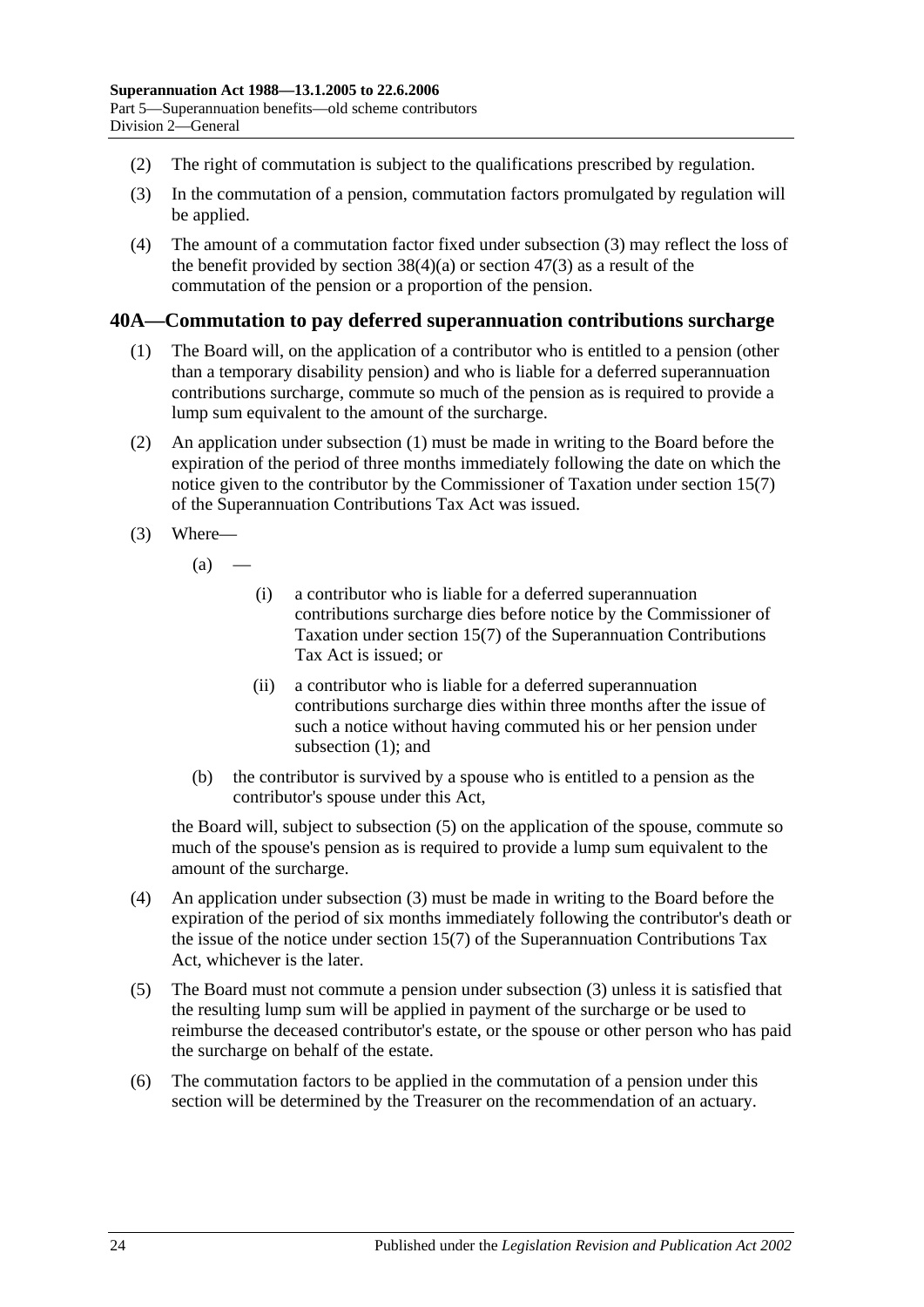(2) The right of commutation is subject to the qualifications prescribed by regulation.

(3) In the commutation of a pension, commutation factors promulgated by regulation will be applied.

(4) The amount of a commutation factor fixed under subsection (3) may reflect the loss of the benefit provided by section 38(4)(a) or section 47(3) as a result of the commutation of the pension or a proportion of the pension.

## 40A—Commutation to pay deferred superannuation contributions surcharge

(1) The Board will, on the application of a contributor who is entitled to a pension (other than a temporary disability pension) and who is liable for a deferred superannuation contributions surcharge, commute so much of the pension as is required to provide a lump sum equivalent to the amount of the surcharge.

(2) An application under subsection (1) must be made in writing to the Board before the expiration of the period of three months immediately following the date on which the notice given to the contributor by the Commissioner of Taxation under section 15(7) of the Superannuation Contributions Tax Act was issued.

(3) Where—

(a) —

(i) a contributor who is liable for a deferred superannuation contributions surcharge dies before notice by the Commissioner of Taxation under section 15(7) of the Superannuation Contributions Tax Act is issued; or

(ii) a contributor who is liable for a deferred superannuation contributions surcharge dies within three months after the issue of such a notice without having commuted his or her pension under subsection (1); and

(b) the contributor is survived by a spouse who is entitled to a pension as the contributor's spouse under this Act,

the Board will, subject to subsection (5) on the application of the spouse, commute so much of the spouse's pension as is required to provide a lump sum equivalent to the amount of the surcharge.

(4) An application under subsection (3) must be made in writing to the Board before the expiration of the period of six months immediately following the contributor's death or the issue of the notice under section 15(7) of the Superannuation Contributions Tax Act, whichever is the later.

(5) The Board must not commute a pension under subsection (3) unless it is satisfied that the resulting lump sum will be applied in payment of the surcharge or be used to reimburse the deceased contributor's estate, or the spouse or other person who has paid the surcharge on behalf of the estate.

(6) The commutation factors to be applied in the commutation of a pension under this section will be determined by the Treasurer on the recommendation of an actuary.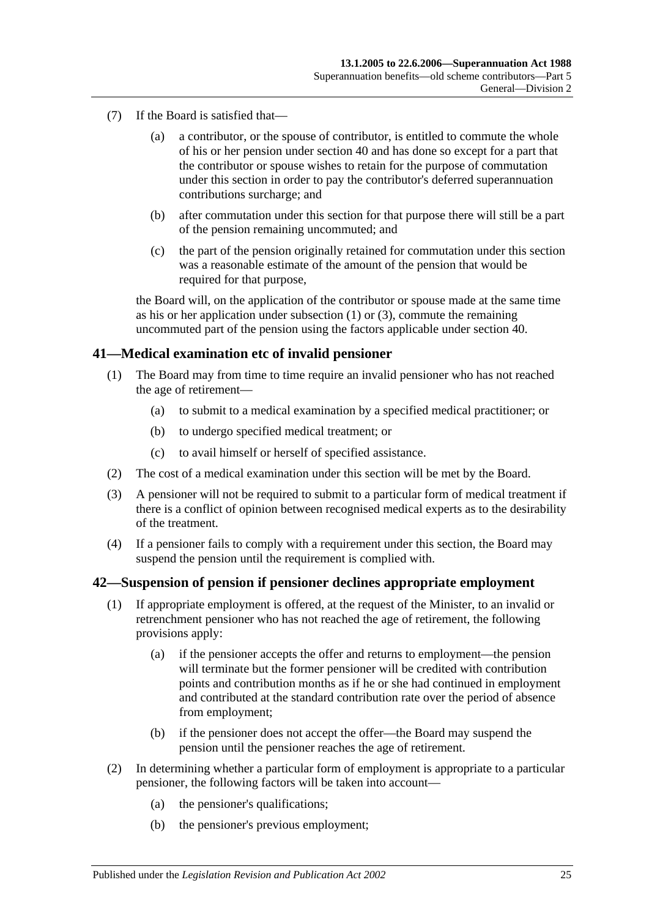(7) If the Board is satisfied that—

(a) a contributor, or the spouse of contributor, is entitled to commute the whole of his or her pension under section 40 and has done so except for a part that the contributor or spouse wishes to retain for the purpose of commutation under this section in order to pay the contributor's deferred superannuation contributions surcharge; and

(b) after commutation under this section for that purpose there will still be a part of the pension remaining uncommuted; and

(c) the part of the pension originally retained for commutation under this section was a reasonable estimate of the amount of the pension that would be required for that purpose,

the Board will, on the application of the contributor or spouse made at the same time as his or her application under subsection (1) or (3), commute the remaining uncommuted part of the pension using the factors applicable under section 40.

## 41—Medical examination etc of invalid pensioner

(1) The Board may from time to time require an invalid pensioner who has not reached the age of retirement—

(a) to submit to a medical examination by a specified medical practitioner; or

(b) to undergo specified medical treatment; or

(c) to avail himself or herself of specified assistance.

(2) The cost of a medical examination under this section will be met by the Board.

(3) A pensioner will not be required to submit to a particular form of medical treatment if there is a conflict of opinion between recognised medical experts as to the desirability of the treatment.

(4) If a pensioner fails to comply with a requirement under this section, the Board may suspend the pension until the requirement is complied with.

## 42—Suspension of pension if pensioner declines appropriate employment

(1) If appropriate employment is offered, at the request of the Minister, to an invalid or retrenchment pensioner who has not reached the age of retirement, the following provisions apply:

(a) if the pensioner accepts the offer and returns to employment—the pension will terminate but the former pensioner will be credited with contribution points and contribution months as if he or she had continued in employment and contributed at the standard contribution rate over the period of absence from employment;

(b) if the pensioner does not accept the offer—the Board may suspend the pension until the pensioner reaches the age of retirement.

(2) In determining whether a particular form of employment is appropriate to a particular pensioner, the following factors will be taken into account—

(a) the pensioner's qualifications;

(b) the pensioner's previous employment;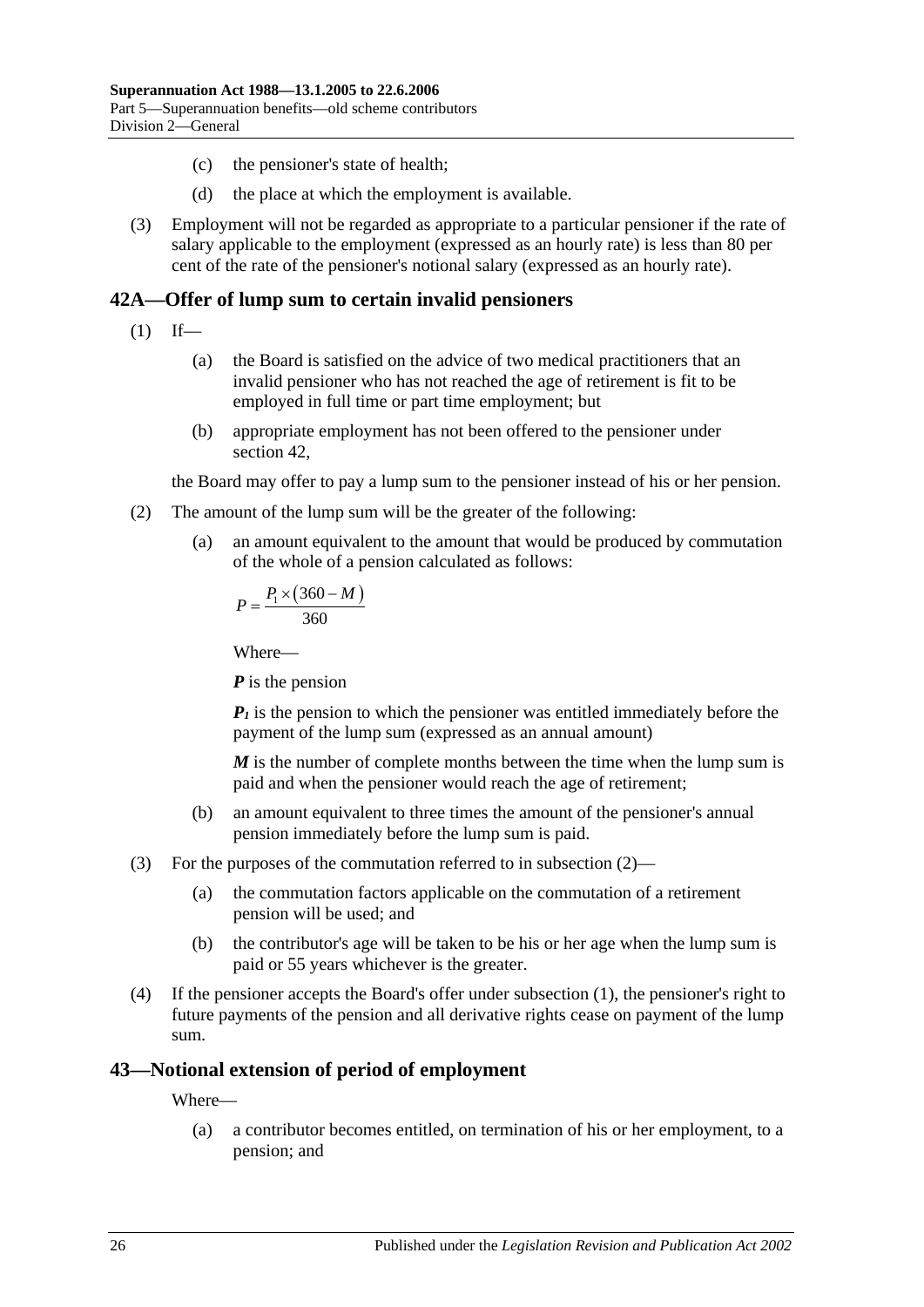(c) the pensioner's state of health;

(d) the place at which the employment is available.

(3) Employment will not be regarded as appropriate to a particular pensioner if the rate of salary applicable to the employment (expressed as an hourly rate) is less than 80 per cent of the rate of the pensioner's notional salary (expressed as an hourly rate).

## 42A—Offer of lump sum to certain invalid pensioners

(1) If—

(a) the Board is satisfied on the advice of two medical practitioners that an invalid pensioner who has not reached the age of retirement is fit to be employed in full time or part time employment; but

(b) appropriate employment has not been offered to the pensioner under section 42,

the Board may offer to pay a lump sum to the pensioner instead of his or her pension.

(2) The amount of the lump sum will be the greater of the following:

(a) an amount equivalent to the amount that would be produced by commutation of the whole of a pension calculated as follows:

$$P = \frac{P_1 \times (360 - M)}{360}$$

Where—

***P*** is the pension

$P_1$ is the pension to which the pensioner was entitled immediately before the payment of the lump sum (expressed as an annual amount)

***M*** is the number of complete months between the time when the lump sum is paid and when the pensioner would reach the age of retirement;

(b) an amount equivalent to three times the amount of the pensioner's annual pension immediately before the lump sum is paid.

(3) For the purposes of the commutation referred to in subsection (2)—

(a) the commutation factors applicable on the commutation of a retirement pension will be used; and

(b) the contributor's age will be taken to be his or her age when the lump sum is paid or 55 years whichever is the greater.

(4) If the pensioner accepts the Board's offer under subsection (1), the pensioner's right to future payments of the pension and all derivative rights cease on payment of the lump sum.

## 43—Notional extension of period of employment

Where—

(a) a contributor becomes entitled, on termination of his or her employment, to a pension; and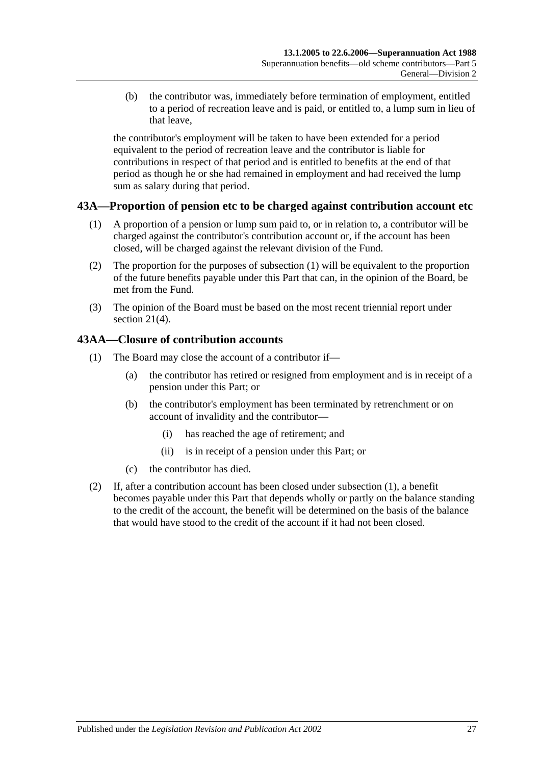(b) the contributor was, immediately before termination of employment, entitled to a period of recreation leave and is paid, or entitled to, a lump sum in lieu of that leave,

the contributor's employment will be taken to have been extended for a period equivalent to the period of recreation leave and the contributor is liable for contributions in respect of that period and is entitled to benefits at the end of that period as though he or she had remained in employment and had received the lump sum as salary during that period.

## 43A—Proportion of pension etc to be charged against contribution account etc

(1) A proportion of a pension or lump sum paid to, or in relation to, a contributor will be charged against the contributor's contribution account or, if the account has been closed, will be charged against the relevant division of the Fund.

(2) The proportion for the purposes of subsection (1) will be equivalent to the proportion of the future benefits payable under this Part that can, in the opinion of the Board, be met from the Fund.

(3) The opinion of the Board must be based on the most recent triennial report under section 21(4).

## 43AA—Closure of contribution accounts

(1) The Board may close the account of a contributor if—

(a) the contributor has retired or resigned from employment and is in receipt of a pension under this Part; or

(b) the contributor's employment has been terminated by retrenchment or on account of invalidity and the contributor—

(i) has reached the age of retirement; and

(ii) is in receipt of a pension under this Part; or

(c) the contributor has died.

(2) If, after a contribution account has been closed under subsection (1), a benefit becomes payable under this Part that depends wholly or partly on the balance standing to the credit of the account, the benefit will be determined on the basis of the balance that would have stood to the credit of the account if it had not been closed.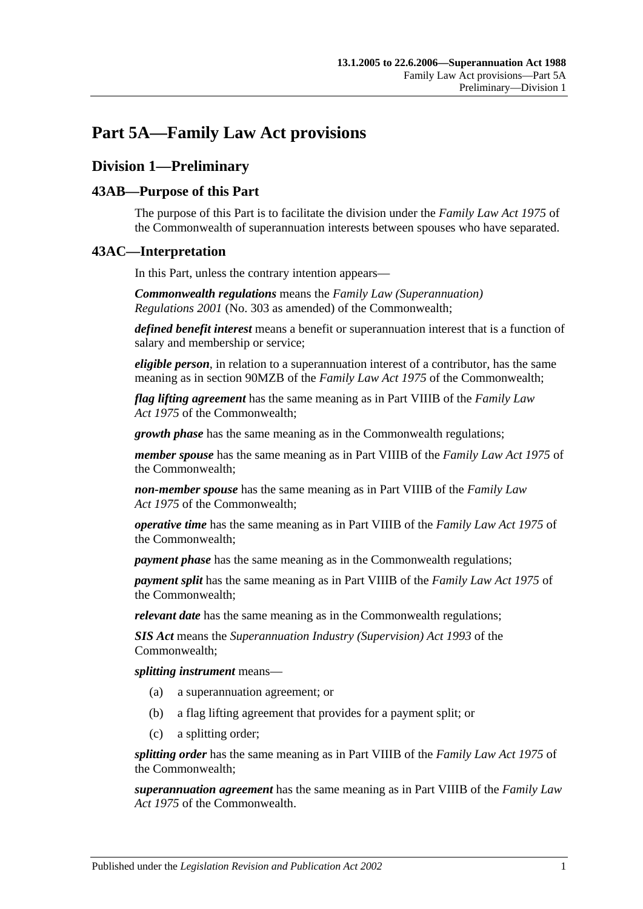# Part 5A—Family Law Act provisions

## Division 1—Preliminary

### 43AB—Purpose of this Part

The purpose of this Part is to facilitate the division under the *Family Law Act 1975* of the Commonwealth of superannuation interests between spouses who have separated.

### 43AC—Interpretation

In this Part, unless the contrary intention appears—

***Commonwealth regulations*** means the *Family Law (Superannuation) Regulations 2001* (No. 303 as amended) of the Commonwealth;

***defined benefit interest*** means a benefit or superannuation interest that is a function of salary and membership or service;

***eligible person***, in relation to a superannuation interest of a contributor, has the same meaning as in section 90MZB of the *Family Law Act 1975* of the Commonwealth;

***flag lifting agreement*** has the same meaning as in Part VIIIB of the *Family Law Act 1975* of the Commonwealth;

***growth phase*** has the same meaning as in the Commonwealth regulations;

***member spouse*** has the same meaning as in Part VIIIB of the *Family Law Act 1975* of the Commonwealth;

***non-member spouse*** has the same meaning as in Part VIIIB of the *Family Law Act 1975* of the Commonwealth;

***operative time*** has the same meaning as in Part VIIIB of the *Family Law Act 1975* of the Commonwealth;

***payment phase*** has the same meaning as in the Commonwealth regulations;

***payment split*** has the same meaning as in Part VIIIB of the *Family Law Act 1975* of the Commonwealth;

***relevant date*** has the same meaning as in the Commonwealth regulations;

***SIS Act*** means the *Superannuation Industry (Supervision) Act 1993* of the Commonwealth;

***splitting instrument*** means—

(a) a superannuation agreement; or

(b) a flag lifting agreement that provides for a payment split; or

(c) a splitting order;

***splitting order*** has the same meaning as in Part VIIIB of the *Family Law Act 1975* of the Commonwealth;

***superannuation agreement*** has the same meaning as in Part VIIIB of the *Family Law Act 1975* of the Commonwealth.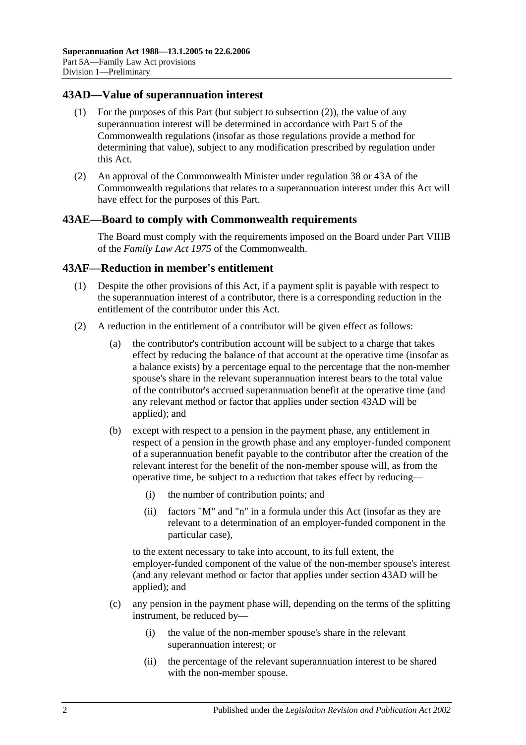## 43AD—Value of superannuation interest

(1) For the purposes of this Part (but subject to subsection (2)), the value of any superannuation interest will be determined in accordance with Part 5 of the Commonwealth regulations (insofar as those regulations provide a method for determining that value), subject to any modification prescribed by regulation under this Act.

(2) An approval of the Commonwealth Minister under regulation 38 or 43A of the Commonwealth regulations that relates to a superannuation interest under this Act will have effect for the purposes of this Part.

## 43AE—Board to comply with Commonwealth requirements

The Board must comply with the requirements imposed on the Board under Part VIIIB of the *Family Law Act 1975* of the Commonwealth.

## 43AF—Reduction in member's entitlement

(1) Despite the other provisions of this Act, if a payment split is payable with respect to the superannuation interest of a contributor, there is a corresponding reduction in the entitlement of the contributor under this Act.

(2) A reduction in the entitlement of a contributor will be given effect as follows:

(a) the contributor's contribution account will be subject to a charge that takes effect by reducing the balance of that account at the operative time (insofar as a balance exists) by a percentage equal to the percentage that the non-member spouse's share in the relevant superannuation interest bears to the total value of the contributor's accrued superannuation benefit at the operative time (and any relevant method or factor that applies under section 43AD will be applied); and

(b) except with respect to a pension in the payment phase, any entitlement in respect of a pension in the growth phase and any employer-funded component of a superannuation benefit payable to the contributor after the creation of the relevant interest for the benefit of the non-member spouse will, as from the operative time, be subject to a reduction that takes effect by reducing—

(i) the number of contribution points; and

(ii) factors "M" and "n" in a formula under this Act (insofar as they are relevant to a determination of an employer-funded component in the particular case),

to the extent necessary to take into account, to its full extent, the employer-funded component of the value of the non-member spouse's interest (and any relevant method or factor that applies under section 43AD will be applied); and

(c) any pension in the payment phase will, depending on the terms of the splitting instrument, be reduced by—

(i) the value of the non-member spouse's share in the relevant superannuation interest; or

(ii) the percentage of the relevant superannuation interest to be shared with the non-member spouse.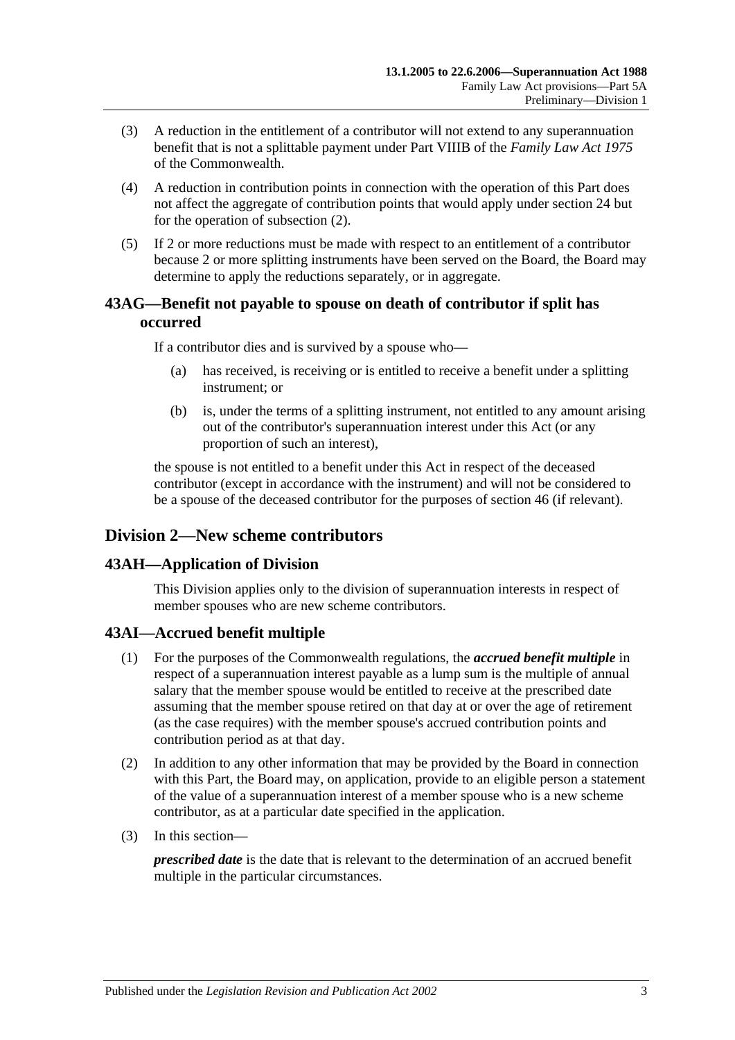(3) A reduction in the entitlement of a contributor will not extend to any superannuation benefit that is not a splittable payment under Part VIIIB of the *Family Law Act 1975* of the Commonwealth.

(4) A reduction in contribution points in connection with the operation of this Part does not affect the aggregate of contribution points that would apply under section 24 but for the operation of subsection (2).

(5) If 2 or more reductions must be made with respect to an entitlement of a contributor because 2 or more splitting instruments have been served on the Board, the Board may determine to apply the reductions separately, or in aggregate.

### 43AG—Benefit not payable to spouse on death of contributor if split has occurred

If a contributor dies and is survived by a spouse who—

(a) has received, is receiving or is entitled to receive a benefit under a splitting instrument; or

(b) is, under the terms of a splitting instrument, not entitled to any amount arising out of the contributor's superannuation interest under this Act (or any proportion of such an interest),

the spouse is not entitled to a benefit under this Act in respect of the deceased contributor (except in accordance with the instrument) and will not be considered to be a spouse of the deceased contributor for the purposes of section 46 (if relevant).

## Division 2—New scheme contributors

### 43AH—Application of Division

This Division applies only to the division of superannuation interests in respect of member spouses who are new scheme contributors.

### 43AI—Accrued benefit multiple

(1) For the purposes of the Commonwealth regulations, the ***accrued benefit multiple*** in respect of a superannuation interest payable as a lump sum is the multiple of annual salary that the member spouse would be entitled to receive at the prescribed date assuming that the member spouse retired on that day at or over the age of retirement (as the case requires) with the member spouse's accrued contribution points and contribution period as at that day.

(2) In addition to any other information that may be provided by the Board in connection with this Part, the Board may, on application, provide to an eligible person a statement of the value of a superannuation interest of a member spouse who is a new scheme contributor, as at a particular date specified in the application.

(3) In this section—

***prescribed date*** is the date that is relevant to the determination of an accrued benefit multiple in the particular circumstances.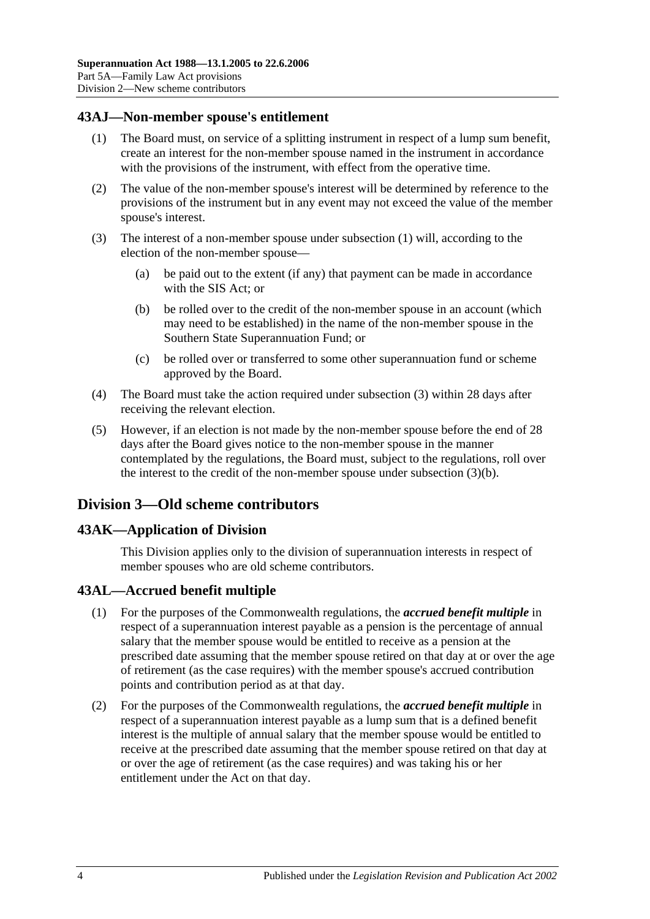## 43AJ—Non-member spouse's entitlement

(1) The Board must, on service of a splitting instrument in respect of a lump sum benefit, create an interest for the non-member spouse named in the instrument in accordance with the provisions of the instrument, with effect from the operative time.

(2) The value of the non-member spouse's interest will be determined by reference to the provisions of the instrument but in any event may not exceed the value of the member spouse's interest.

(3) The interest of a non-member spouse under subsection (1) will, according to the election of the non-member spouse—

(a) be paid out to the extent (if any) that payment can be made in accordance with the SIS Act; or

(b) be rolled over to the credit of the non-member spouse in an account (which may need to be established) in the name of the non-member spouse in the Southern State Superannuation Fund; or

(c) be rolled over or transferred to some other superannuation fund or scheme approved by the Board.

(4) The Board must take the action required under subsection (3) within 28 days after receiving the relevant election.

(5) However, if an election is not made by the non-member spouse before the end of 28 days after the Board gives notice to the non-member spouse in the manner contemplated by the regulations, the Board must, subject to the regulations, roll over the interest to the credit of the non-member spouse under subsection (3)(b).

# Division 3—Old scheme contributors

## 43AK—Application of Division

This Division applies only to the division of superannuation interests in respect of member spouses who are old scheme contributors.

## 43AL—Accrued benefit multiple

(1) For the purposes of the Commonwealth regulations, the ***accrued benefit multiple*** in respect of a superannuation interest payable as a pension is the percentage of annual salary that the member spouse would be entitled to receive as a pension at the prescribed date assuming that the member spouse retired on that day at or over the age of retirement (as the case requires) with the member spouse's accrued contribution points and contribution period as at that day.

(2) For the purposes of the Commonwealth regulations, the ***accrued benefit multiple*** in respect of a superannuation interest payable as a lump sum that is a defined benefit interest is the multiple of annual salary that the member spouse would be entitled to receive at the prescribed date assuming that the member spouse retired on that day at or over the age of retirement (as the case requires) and was taking his or her entitlement under the Act on that day.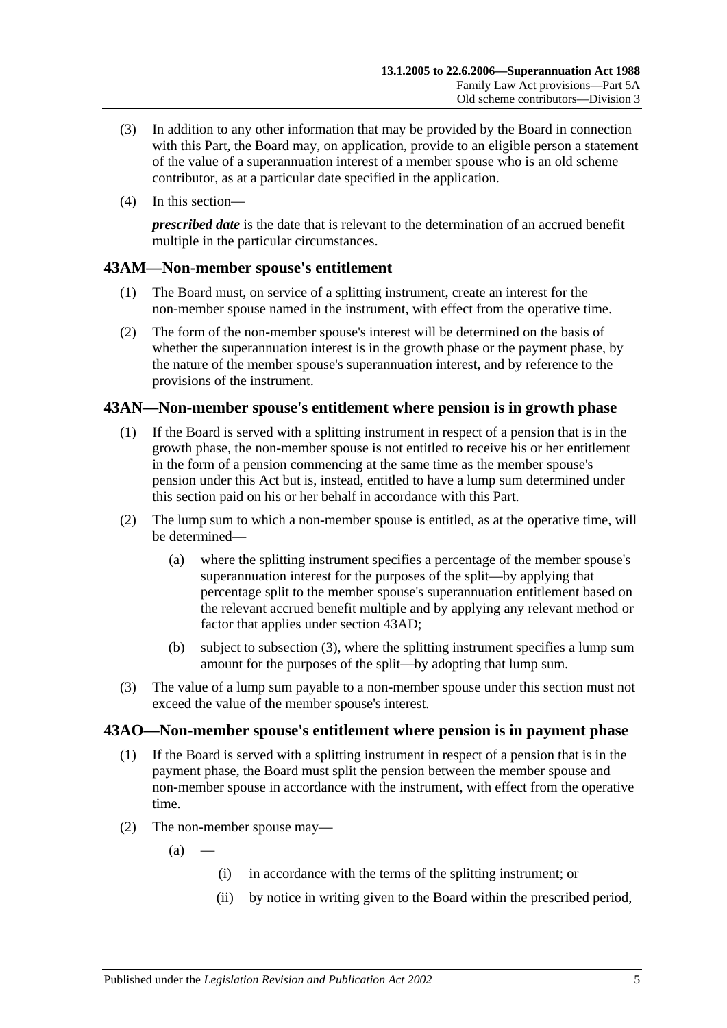(3) In addition to any other information that may be provided by the Board in connection with this Part, the Board may, on application, provide to an eligible person a statement of the value of a superannuation interest of a member spouse who is an old scheme contributor, as at a particular date specified in the application.

(4) In this section—

***prescribed date*** is the date that is relevant to the determination of an accrued benefit multiple in the particular circumstances.

## 43AM—Non-member spouse's entitlement

(1) The Board must, on service of a splitting instrument, create an interest for the non-member spouse named in the instrument, with effect from the operative time.

(2) The form of the non-member spouse's interest will be determined on the basis of whether the superannuation interest is in the growth phase or the payment phase, by the nature of the member spouse's superannuation interest, and by reference to the provisions of the instrument.

## 43AN—Non-member spouse's entitlement where pension is in growth phase

(1) If the Board is served with a splitting instrument in respect of a pension that is in the growth phase, the non-member spouse is not entitled to receive his or her entitlement in the form of a pension commencing at the same time as the member spouse's pension under this Act but is, instead, entitled to have a lump sum determined under this section paid on his or her behalf in accordance with this Part.

(2) The lump sum to which a non-member spouse is entitled, as at the operative time, will be determined—

(a) where the splitting instrument specifies a percentage of the member spouse's superannuation interest for the purposes of the split—by applying that percentage split to the member spouse's superannuation entitlement based on the relevant accrued benefit multiple and by applying any relevant method or factor that applies under section 43AD;

(b) subject to subsection (3), where the splitting instrument specifies a lump sum amount for the purposes of the split—by adopting that lump sum.

(3) The value of a lump sum payable to a non-member spouse under this section must not exceed the value of the member spouse's interest.

## 43AO—Non-member spouse's entitlement where pension is in payment phase

(1) If the Board is served with a splitting instrument in respect of a pension that is in the payment phase, the Board must split the pension between the member spouse and non-member spouse in accordance with the instrument, with effect from the operative time.

(2) The non-member spouse may—

(a) —

(i) in accordance with the terms of the splitting instrument; or

(ii) by notice in writing given to the Board within the prescribed period,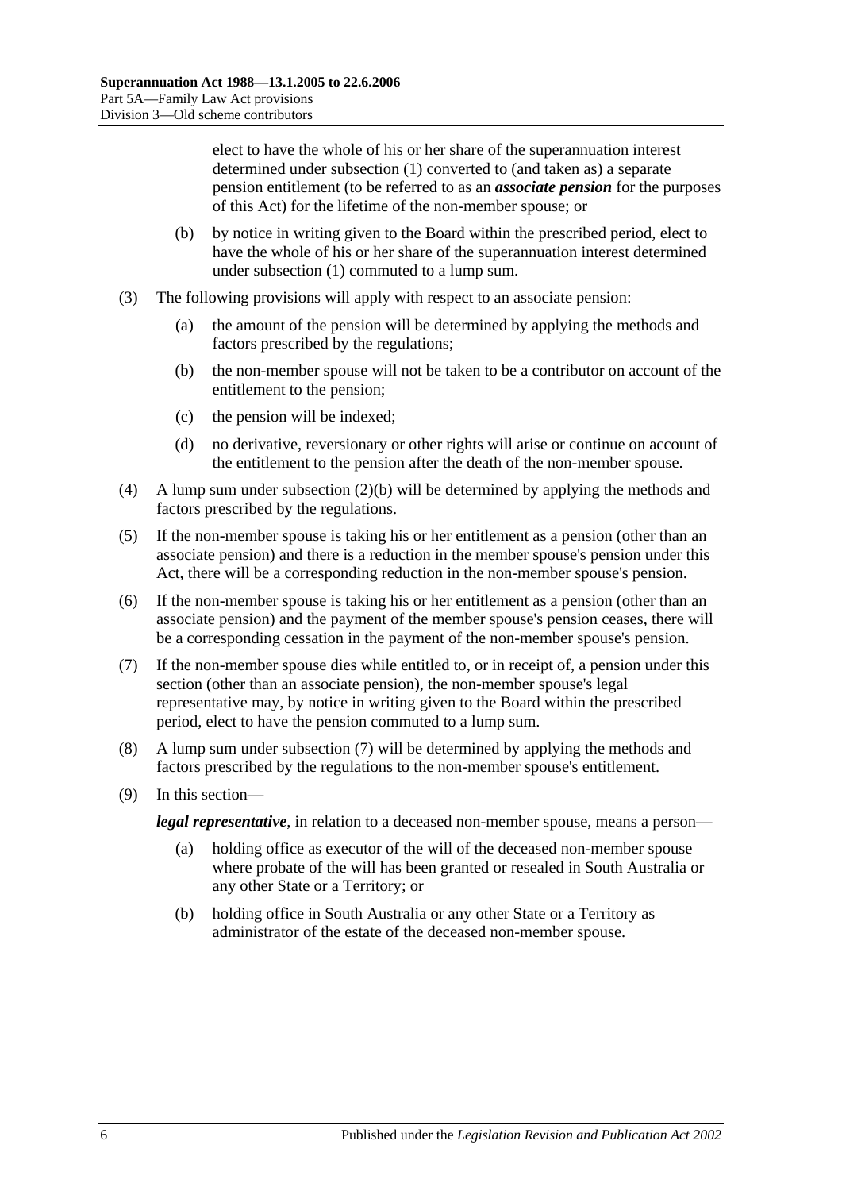elect to have the whole of his or her share of the superannuation interest determined under subsection (1) converted to (and taken as) a separate pension entitlement (to be referred to as an ***associate pension*** for the purposes of this Act) for the lifetime of the non-member spouse; or

(b) by notice in writing given to the Board within the prescribed period, elect to have the whole of his or her share of the superannuation interest determined under subsection (1) commuted to a lump sum.

(3) The following provisions will apply with respect to an associate pension:

(a) the amount of the pension will be determined by applying the methods and factors prescribed by the regulations;

(b) the non-member spouse will not be taken to be a contributor on account of the entitlement to the pension;

(c) the pension will be indexed;

(d) no derivative, reversionary or other rights will arise or continue on account of the entitlement to the pension after the death of the non-member spouse.

(4) A lump sum under subsection (2)(b) will be determined by applying the methods and factors prescribed by the regulations.

(5) If the non-member spouse is taking his or her entitlement as a pension (other than an associate pension) and there is a reduction in the member spouse's pension under this Act, there will be a corresponding reduction in the non-member spouse's pension.

(6) If the non-member spouse is taking his or her entitlement as a pension (other than an associate pension) and the payment of the member spouse's pension ceases, there will be a corresponding cessation in the payment of the non-member spouse's pension.

(7) If the non-member spouse dies while entitled to, or in receipt of, a pension under this section (other than an associate pension), the non-member spouse's legal representative may, by notice in writing given to the Board within the prescribed period, elect to have the pension commuted to a lump sum.

(8) A lump sum under subsection (7) will be determined by applying the methods and factors prescribed by the regulations to the non-member spouse's entitlement.

(9) In this section—

***legal representative***, in relation to a deceased non-member spouse, means a person—

(a) holding office as executor of the will of the deceased non-member spouse where probate of the will has been granted or resealed in South Australia or any other State or a Territory; or

(b) holding office in South Australia or any other State or a Territory as administrator of the estate of the deceased non-member spouse.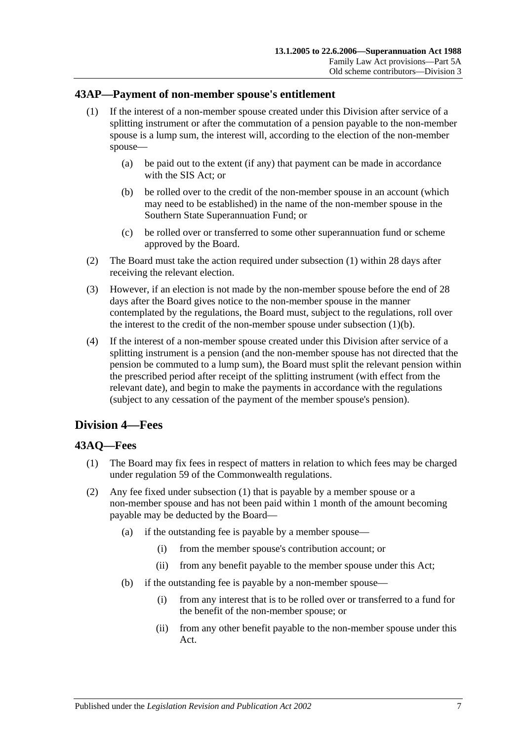## 43AP—Payment of non-member spouse's entitlement

(1) If the interest of a non-member spouse created under this Division after service of a splitting instrument or after the commutation of a pension payable to the non-member spouse is a lump sum, the interest will, according to the election of the non-member spouse—

(a) be paid out to the extent (if any) that payment can be made in accordance with the SIS Act; or

(b) be rolled over to the credit of the non-member spouse in an account (which may need to be established) in the name of the non-member spouse in the Southern State Superannuation Fund; or

(c) be rolled over or transferred to some other superannuation fund or scheme approved by the Board.

(2) The Board must take the action required under subsection (1) within 28 days after receiving the relevant election.

(3) However, if an election is not made by the non-member spouse before the end of 28 days after the Board gives notice to the non-member spouse in the manner contemplated by the regulations, the Board must, subject to the regulations, roll over the interest to the credit of the non-member spouse under subsection (1)(b).

(4) If the interest of a non-member spouse created under this Division after service of a splitting instrument is a pension (and the non-member spouse has not directed that the pension be commuted to a lump sum), the Board must split the relevant pension within the prescribed period after receipt of the splitting instrument (with effect from the relevant date), and begin to make the payments in accordance with the regulations (subject to any cessation of the payment of the member spouse's pension).

# Division 4—Fees

## 43AQ—Fees

(1) The Board may fix fees in respect of matters in relation to which fees may be charged under regulation 59 of the Commonwealth regulations.

(2) Any fee fixed under subsection (1) that is payable by a member spouse or a non-member spouse and has not been paid within 1 month of the amount becoming payable may be deducted by the Board—

(a) if the outstanding fee is payable by a member spouse—

(i) from the member spouse's contribution account; or

(ii) from any benefit payable to the member spouse under this Act;

(b) if the outstanding fee is payable by a non-member spouse—

(i) from any interest that is to be rolled over or transferred to a fund for the benefit of the non-member spouse; or

(ii) from any other benefit payable to the non-member spouse under this Act.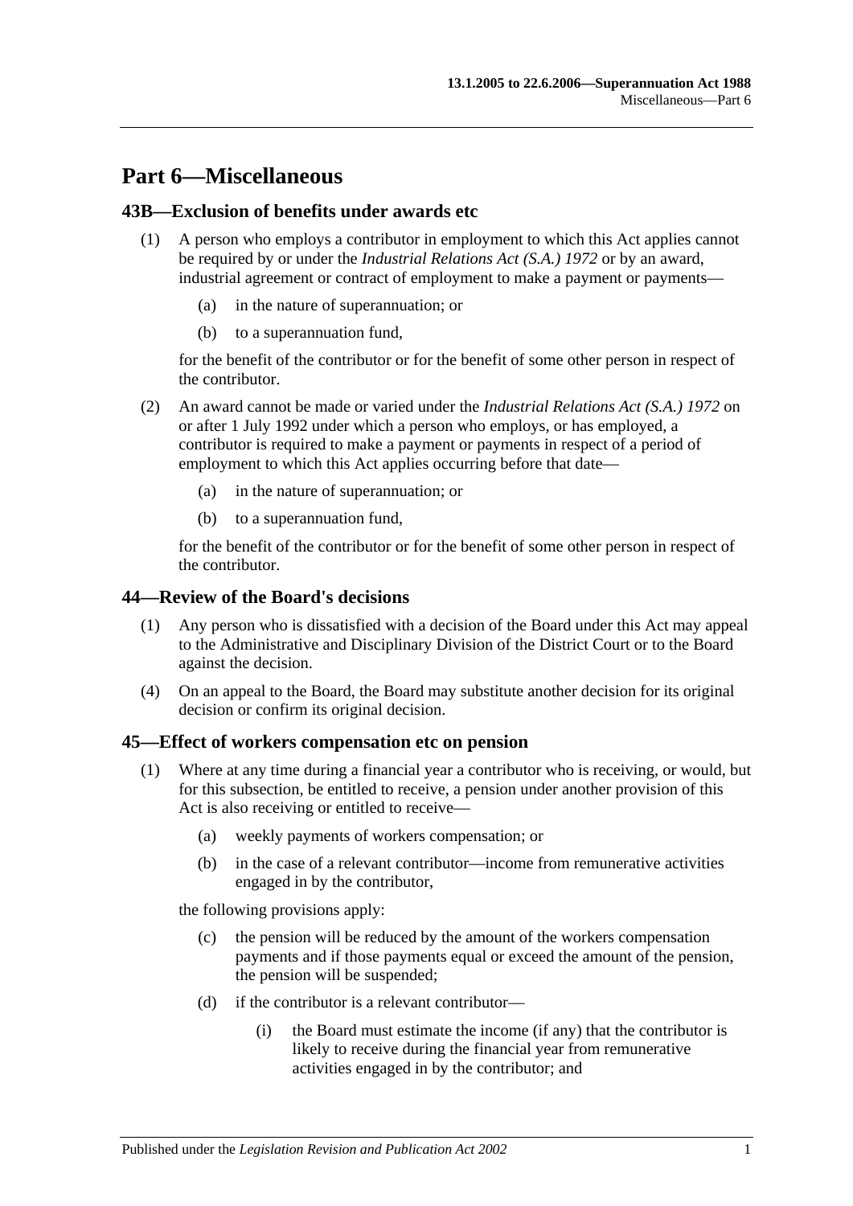# Part 6—Miscellaneous

## 43B—Exclusion of benefits under awards etc

(1) A person who employs a contributor in employment to which this Act applies cannot be required by or under the *Industrial Relations Act (S.A.) 1972* or by an award, industrial agreement or contract of employment to make a payment or payments—

- (a) in the nature of superannuation; or
- (b) to a superannuation fund,

for the benefit of the contributor or for the benefit of some other person in respect of the contributor.

(2) An award cannot be made or varied under the *Industrial Relations Act (S.A.) 1972* on or after 1 July 1992 under which a person who employs, or has employed, a contributor is required to make a payment or payments in respect of a period of employment to which this Act applies occurring before that date—

- (a) in the nature of superannuation; or
- (b) to a superannuation fund,

for the benefit of the contributor or for the benefit of some other person in respect of the contributor.

## 44—Review of the Board's decisions

(1) Any person who is dissatisfied with a decision of the Board under this Act may appeal to the Administrative and Disciplinary Division of the District Court or to the Board against the decision.

(4) On an appeal to the Board, the Board may substitute another decision for its original decision or confirm its original decision.

## 45—Effect of workers compensation etc on pension

(1) Where at any time during a financial year a contributor who is receiving, or would, but for this subsection, be entitled to receive, a pension under another provision of this Act is also receiving or entitled to receive—

- (a) weekly payments of workers compensation; or
- (b) in the case of a relevant contributor—income from remunerative activities engaged in by the contributor,

the following provisions apply:

- (c) the pension will be reduced by the amount of the workers compensation payments and if those payments equal or exceed the amount of the pension, the pension will be suspended;
- (d) if the contributor is a relevant contributor—
  - (i) the Board must estimate the income (if any) that the contributor is likely to receive during the financial year from remunerative activities engaged in by the contributor; and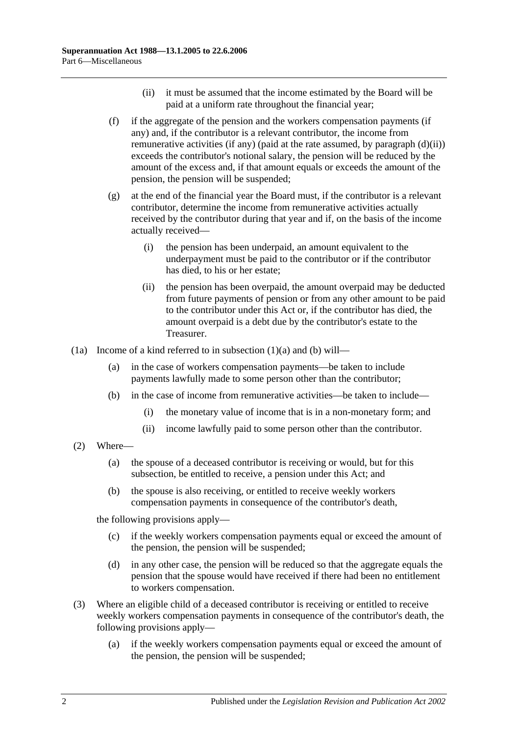(ii) it must be assumed that the income estimated by the Board will be paid at a uniform rate throughout the financial year;

(f) if the aggregate of the pension and the workers compensation payments (if any) and, if the contributor is a relevant contributor, the income from remunerative activities (if any) (paid at the rate assumed, by paragraph (d)(ii)) exceeds the contributor's notional salary, the pension will be reduced by the amount of the excess and, if that amount equals or exceeds the amount of the pension, the pension will be suspended;

(g) at the end of the financial year the Board must, if the contributor is a relevant contributor, determine the income from remunerative activities actually received by the contributor during that year and if, on the basis of the income actually received—

(i) the pension has been underpaid, an amount equivalent to the underpayment must be paid to the contributor or if the contributor has died, to his or her estate;

(ii) the pension has been overpaid, the amount overpaid may be deducted from future payments of pension or from any other amount to be paid to the contributor under this Act or, if the contributor has died, the amount overpaid is a debt due by the contributor's estate to the Treasurer.

(1a) Income of a kind referred to in subsection (1)(a) and (b) will—

(a) in the case of workers compensation payments—be taken to include payments lawfully made to some person other than the contributor;

(b) in the case of income from remunerative activities—be taken to include—

(i) the monetary value of income that is in a non-monetary form; and

(ii) income lawfully paid to some person other than the contributor.

(2) Where—

(a) the spouse of a deceased contributor is receiving or would, but for this subsection, be entitled to receive, a pension under this Act; and

(b) the spouse is also receiving, or entitled to receive weekly workers compensation payments in consequence of the contributor's death,

the following provisions apply—

(c) if the weekly workers compensation payments equal or exceed the amount of the pension, the pension will be suspended;

(d) in any other case, the pension will be reduced so that the aggregate equals the pension that the spouse would have received if there had been no entitlement to workers compensation.

(3) Where an eligible child of a deceased contributor is receiving or entitled to receive weekly workers compensation payments in consequence of the contributor's death, the following provisions apply—

(a) if the weekly workers compensation payments equal or exceed the amount of the pension, the pension will be suspended;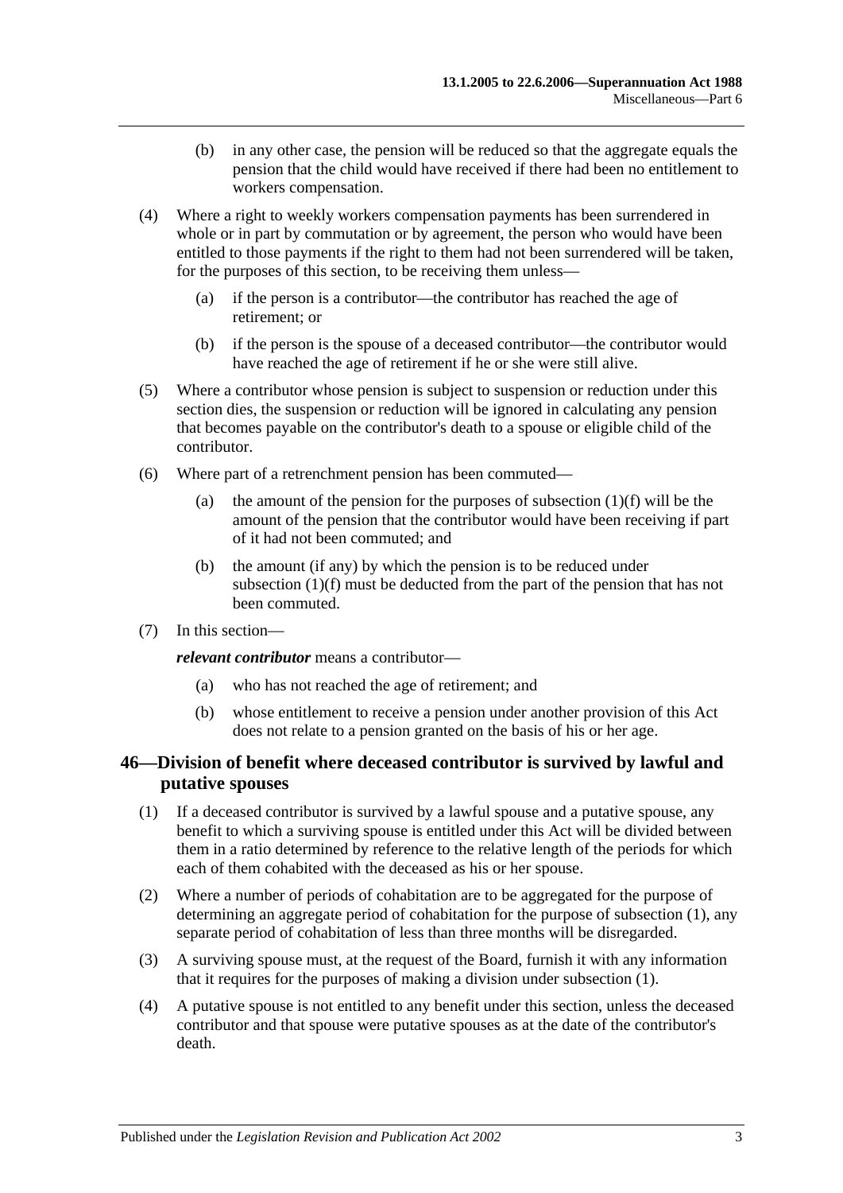(b) in any other case, the pension will be reduced so that the aggregate equals the pension that the child would have received if there had been no entitlement to workers compensation.

(4) Where a right to weekly workers compensation payments has been surrendered in whole or in part by commutation or by agreement, the person who would have been entitled to those payments if the right to them had not been surrendered will be taken, for the purposes of this section, to be receiving them unless—

(a) if the person is a contributor—the contributor has reached the age of retirement; or

(b) if the person is the spouse of a deceased contributor—the contributor would have reached the age of retirement if he or she were still alive.

(5) Where a contributor whose pension is subject to suspension or reduction under this section dies, the suspension or reduction will be ignored in calculating any pension that becomes payable on the contributor's death to a spouse or eligible child of the contributor.

(6) Where part of a retrenchment pension has been commuted—

(a) the amount of the pension for the purposes of subsection (1)(f) will be the amount of the pension that the contributor would have been receiving if part of it had not been commuted; and

(b) the amount (if any) by which the pension is to be reduced under subsection (1)(f) must be deducted from the part of the pension that has not been commuted.

(7) In this section—

***relevant contributor*** means a contributor—

(a) who has not reached the age of retirement; and

(b) whose entitlement to receive a pension under another provision of this Act does not relate to a pension granted on the basis of his or her age.

## 46—Division of benefit where deceased contributor is survived by lawful and putative spouses

(1) If a deceased contributor is survived by a lawful spouse and a putative spouse, any benefit to which a surviving spouse is entitled under this Act will be divided between them in a ratio determined by reference to the relative length of the periods for which each of them cohabited with the deceased as his or her spouse.

(2) Where a number of periods of cohabitation are to be aggregated for the purpose of determining an aggregate period of cohabitation for the purpose of subsection (1), any separate period of cohabitation of less than three months will be disregarded.

(3) A surviving spouse must, at the request of the Board, furnish it with any information that it requires for the purposes of making a division under subsection (1).

(4) A putative spouse is not entitled to any benefit under this section, unless the deceased contributor and that spouse were putative spouses as at the date of the contributor's death.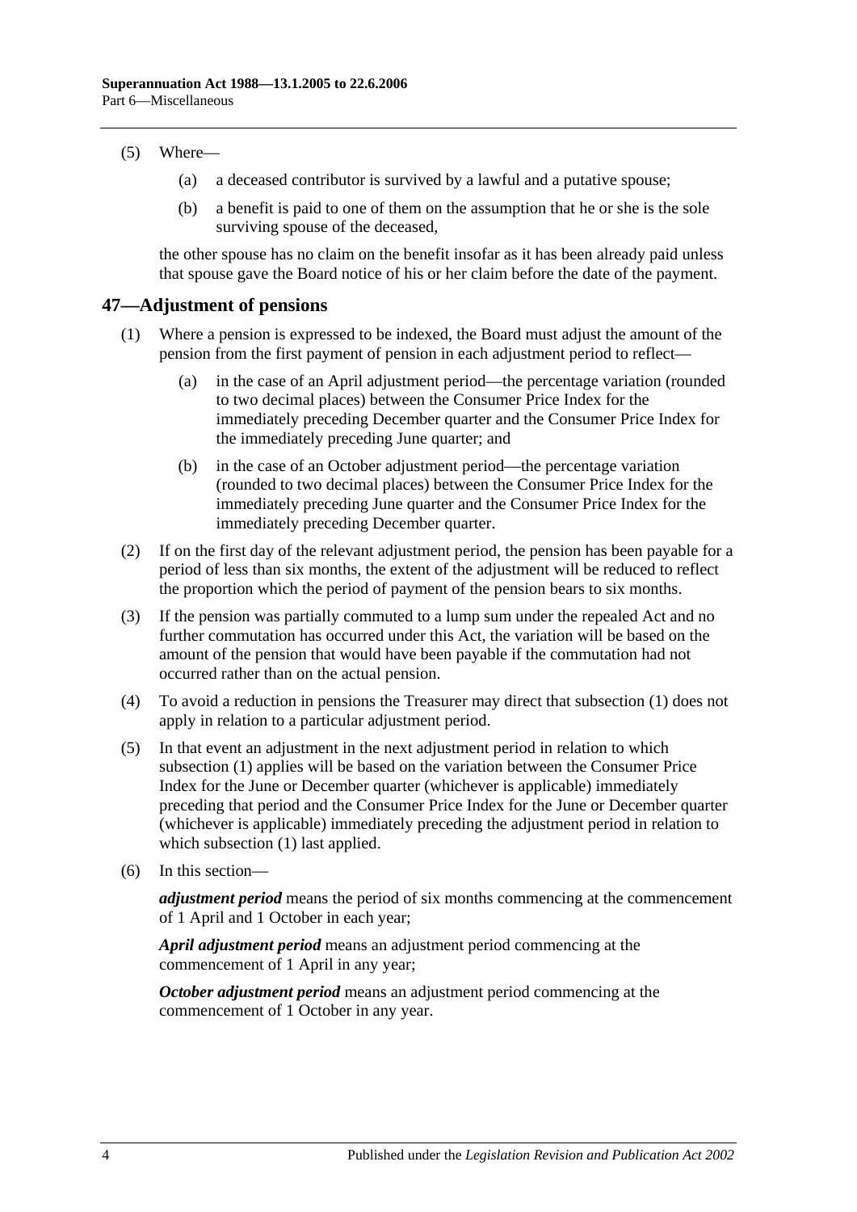(5) Where—

(a) a deceased contributor is survived by a lawful and a putative spouse;

(b) a benefit is paid to one of them on the assumption that he or she is the sole surviving spouse of the deceased,

the other spouse has no claim on the benefit insofar as it has been already paid unless that spouse gave the Board notice of his or her claim before the date of the payment.

## 47—Adjustment of pensions

(1) Where a pension is expressed to be indexed, the Board must adjust the amount of the pension from the first payment of pension in each adjustment period to reflect—

(a) in the case of an April adjustment period—the percentage variation (rounded to two decimal places) between the Consumer Price Index for the immediately preceding December quarter and the Consumer Price Index for the immediately preceding June quarter; and

(b) in the case of an October adjustment period—the percentage variation (rounded to two decimal places) between the Consumer Price Index for the immediately preceding June quarter and the Consumer Price Index for the immediately preceding December quarter.

(2) If on the first day of the relevant adjustment period, the pension has been payable for a period of less than six months, the extent of the adjustment will be reduced to reflect the proportion which the period of payment of the pension bears to six months.

(3) If the pension was partially commuted to a lump sum under the repealed Act and no further commutation has occurred under this Act, the variation will be based on the amount of the pension that would have been payable if the commutation had not occurred rather than on the actual pension.

(4) To avoid a reduction in pensions the Treasurer may direct that subsection (1) does not apply in relation to a particular adjustment period.

(5) In that event an adjustment in the next adjustment period in relation to which subsection (1) applies will be based on the variation between the Consumer Price Index for the June or December quarter (whichever is applicable) immediately preceding that period and the Consumer Price Index for the June or December quarter (whichever is applicable) immediately preceding the adjustment period in relation to which subsection (1) last applied.

(6) In this section—

***adjustment period*** means the period of six months commencing at the commencement of 1 April and 1 October in each year;

***April adjustment period*** means an adjustment period commencing at the commencement of 1 April in any year;

***October adjustment period*** means an adjustment period commencing at the commencement of 1 October in any year.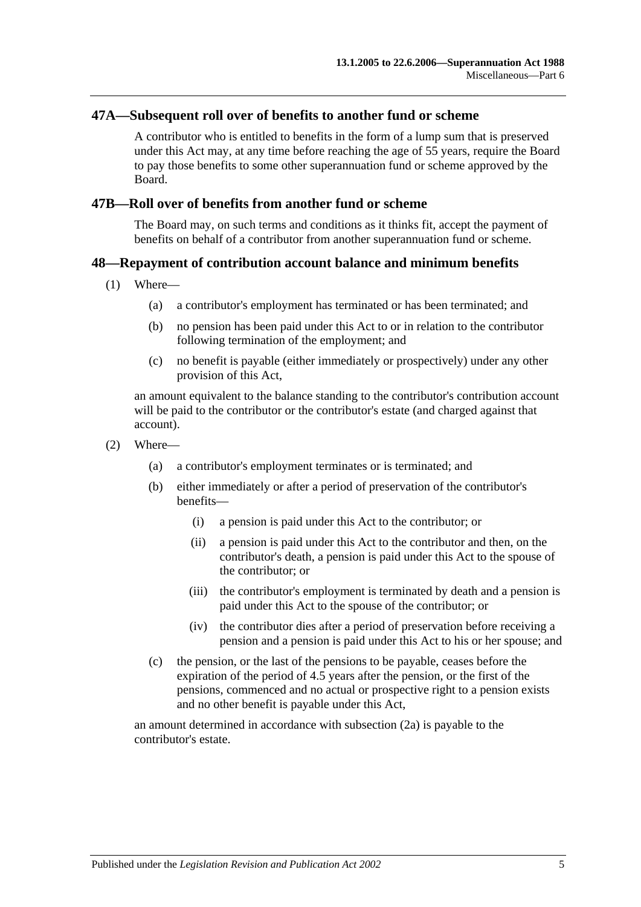## 47A—Subsequent roll over of benefits to another fund or scheme

A contributor who is entitled to benefits in the form of a lump sum that is preserved under this Act may, at any time before reaching the age of 55 years, require the Board to pay those benefits to some other superannuation fund or scheme approved by the Board.

## 47B—Roll over of benefits from another fund or scheme

The Board may, on such terms and conditions as it thinks fit, accept the payment of benefits on behalf of a contributor from another superannuation fund or scheme.

## 48—Repayment of contribution account balance and minimum benefits

(1) Where—

(a) a contributor's employment has terminated or has been terminated; and

(b) no pension has been paid under this Act to or in relation to the contributor following termination of the employment; and

(c) no benefit is payable (either immediately or prospectively) under any other provision of this Act,

an amount equivalent to the balance standing to the contributor's contribution account will be paid to the contributor or the contributor's estate (and charged against that account).

(2) Where—

(a) a contributor's employment terminates or is terminated; and

(b) either immediately or after a period of preservation of the contributor's benefits—

(i) a pension is paid under this Act to the contributor; or

(ii) a pension is paid under this Act to the contributor and then, on the contributor's death, a pension is paid under this Act to the spouse of the contributor; or

(iii) the contributor's employment is terminated by death and a pension is paid under this Act to the spouse of the contributor; or

(iv) the contributor dies after a period of preservation before receiving a pension and a pension is paid under this Act to his or her spouse; and

(c) the pension, or the last of the pensions to be payable, ceases before the expiration of the period of 4.5 years after the pension, or the first of the pensions, commenced and no actual or prospective right to a pension exists and no other benefit is payable under this Act,

an amount determined in accordance with subsection (2a) is payable to the contributor's estate.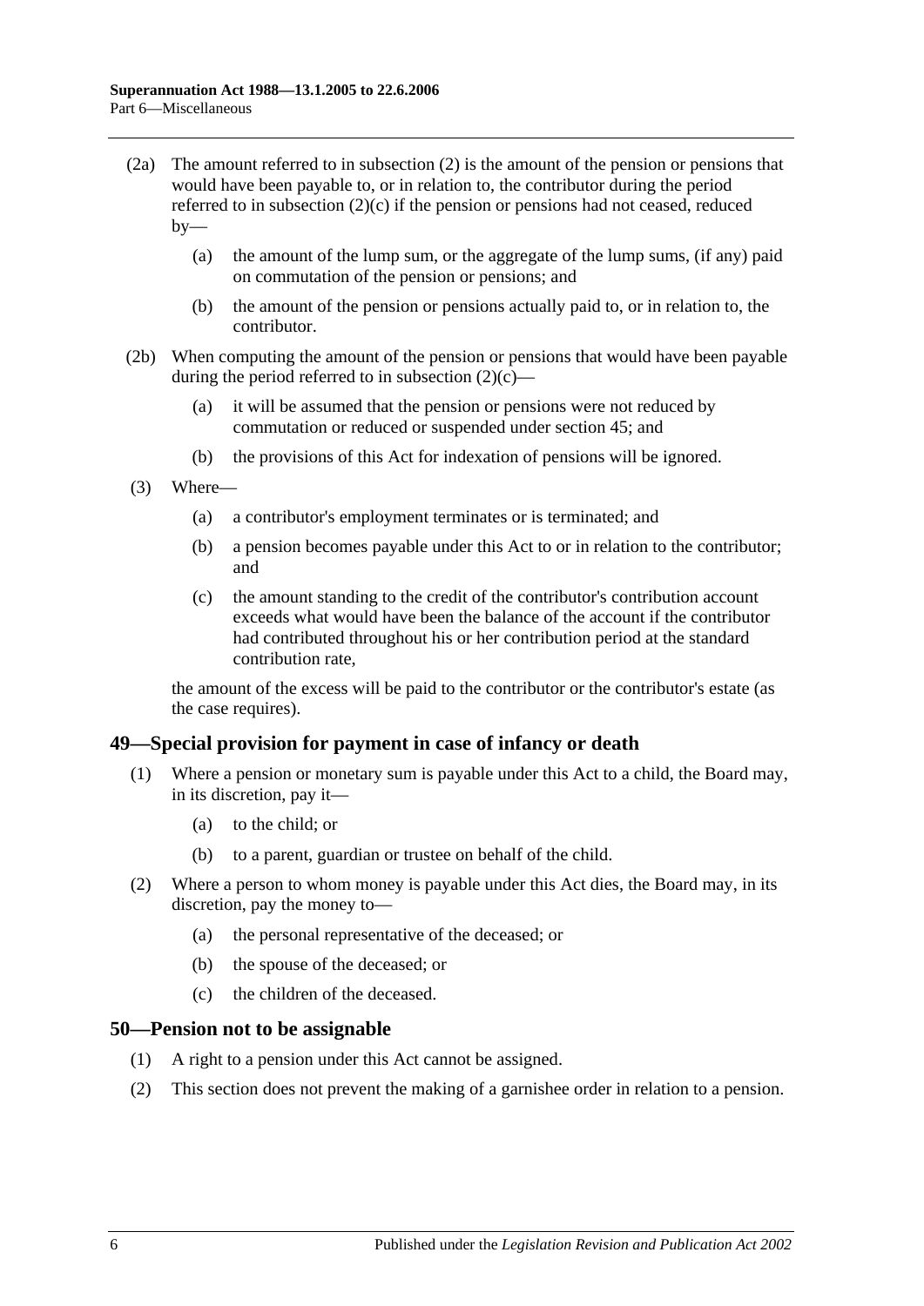(2a) The amount referred to in subsection (2) is the amount of the pension or pensions that would have been payable to, or in relation to, the contributor during the period referred to in subsection (2)(c) if the pension or pensions had not ceased, reduced by—

(a) the amount of the lump sum, or the aggregate of the lump sums, (if any) paid on commutation of the pension or pensions; and

(b) the amount of the pension or pensions actually paid to, or in relation to, the contributor.

(2b) When computing the amount of the pension or pensions that would have been payable during the period referred to in subsection (2)(c)—

(a) it will be assumed that the pension or pensions were not reduced by commutation or reduced or suspended under section 45; and

(b) the provisions of this Act for indexation of pensions will be ignored.

(3) Where—

(a) a contributor's employment terminates or is terminated; and

(b) a pension becomes payable under this Act to or in relation to the contributor; and

(c) the amount standing to the credit of the contributor's contribution account exceeds what would have been the balance of the account if the contributor had contributed throughout his or her contribution period at the standard contribution rate,

the amount of the excess will be paid to the contributor or the contributor's estate (as the case requires).

## 49—Special provision for payment in case of infancy or death

(1) Where a pension or monetary sum is payable under this Act to a child, the Board may, in its discretion, pay it—

(a) to the child; or

(b) to a parent, guardian or trustee on behalf of the child.

(2) Where a person to whom money is payable under this Act dies, the Board may, in its discretion, pay the money to—

(a) the personal representative of the deceased; or

(b) the spouse of the deceased; or

(c) the children of the deceased.

## 50—Pension not to be assignable

(1) A right to a pension under this Act cannot be assigned.

(2) This section does not prevent the making of a garnishee order in relation to a pension.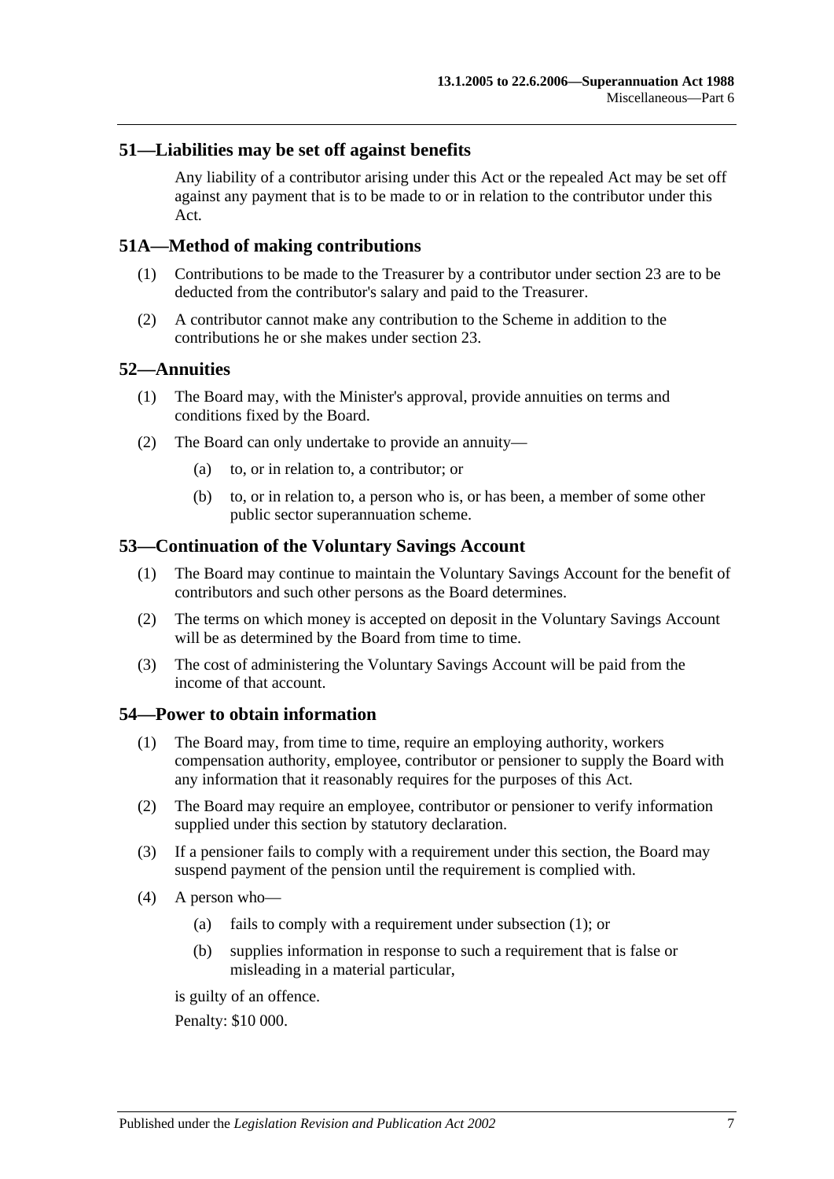## 51—Liabilities may be set off against benefits

Any liability of a contributor arising under this Act or the repealed Act may be set off against any payment that is to be made to or in relation to the contributor under this Act.

## 51A—Method of making contributions

(1) Contributions to be made to the Treasurer by a contributor under section 23 are to be deducted from the contributor's salary and paid to the Treasurer.

(2) A contributor cannot make any contribution to the Scheme in addition to the contributions he or she makes under section 23.

## 52—Annuities

(1) The Board may, with the Minister's approval, provide annuities on terms and conditions fixed by the Board.

(2) The Board can only undertake to provide an annuity—

(a) to, or in relation to, a contributor; or

(b) to, or in relation to, a person who is, or has been, a member of some other public sector superannuation scheme.

## 53—Continuation of the Voluntary Savings Account

(1) The Board may continue to maintain the Voluntary Savings Account for the benefit of contributors and such other persons as the Board determines.

(2) The terms on which money is accepted on deposit in the Voluntary Savings Account will be as determined by the Board from time to time.

(3) The cost of administering the Voluntary Savings Account will be paid from the income of that account.

## 54—Power to obtain information

(1) The Board may, from time to time, require an employing authority, workers compensation authority, employee, contributor or pensioner to supply the Board with any information that it reasonably requires for the purposes of this Act.

(2) The Board may require an employee, contributor or pensioner to verify information supplied under this section by statutory declaration.

(3) If a pensioner fails to comply with a requirement under this section, the Board may suspend payment of the pension until the requirement is complied with.

(4) A person who—

(a) fails to comply with a requirement under subsection (1); or

(b) supplies information in response to such a requirement that is false or misleading in a material particular,

is guilty of an offence.

Penalty: $10 000.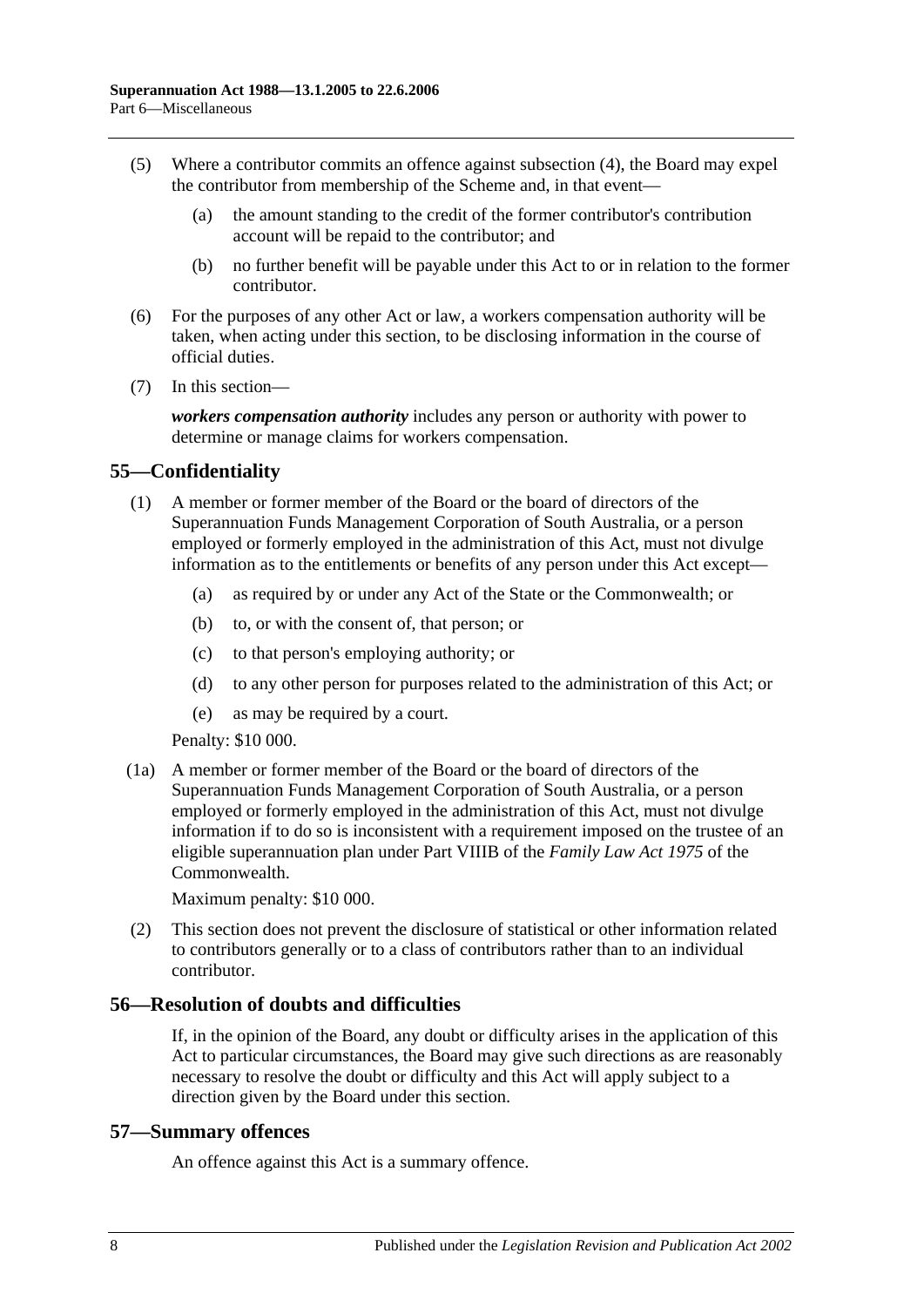(5) Where a contributor commits an offence against subsection (4), the Board may expel the contributor from membership of the Scheme and, in that event—

(a) the amount standing to the credit of the former contributor's contribution account will be repaid to the contributor; and

(b) no further benefit will be payable under this Act to or in relation to the former contributor.

(6) For the purposes of any other Act or law, a workers compensation authority will be taken, when acting under this section, to be disclosing information in the course of official duties.

(7) In this section—

***workers compensation authority*** includes any person or authority with power to determine or manage claims for workers compensation.

## 55—Confidentiality

(1) A member or former member of the Board or the board of directors of the Superannuation Funds Management Corporation of South Australia, or a person employed or formerly employed in the administration of this Act, must not divulge information as to the entitlements or benefits of any person under this Act except—

(a) as required by or under any Act of the State or the Commonwealth; or

(b) to, or with the consent of, that person; or

(c) to that person's employing authority; or

(d) to any other person for purposes related to the administration of this Act; or

(e) as may be required by a court.

Penalty: $10 000.

(1a) A member or former member of the Board or the board of directors of the Superannuation Funds Management Corporation of South Australia, or a person employed or formerly employed in the administration of this Act, must not divulge information if to do so is inconsistent with a requirement imposed on the trustee of an eligible superannuation plan under Part VIIIB of the *Family Law Act 1975* of the Commonwealth.

Maximum penalty: $10 000.

(2) This section does not prevent the disclosure of statistical or other information related to contributors generally or to a class of contributors rather than to an individual contributor.

## 56—Resolution of doubts and difficulties

If, in the opinion of the Board, any doubt or difficulty arises in the application of this Act to particular circumstances, the Board may give such directions as are reasonably necessary to resolve the doubt or difficulty and this Act will apply subject to a direction given by the Board under this section.

## 57—Summary offences

An offence against this Act is a summary offence.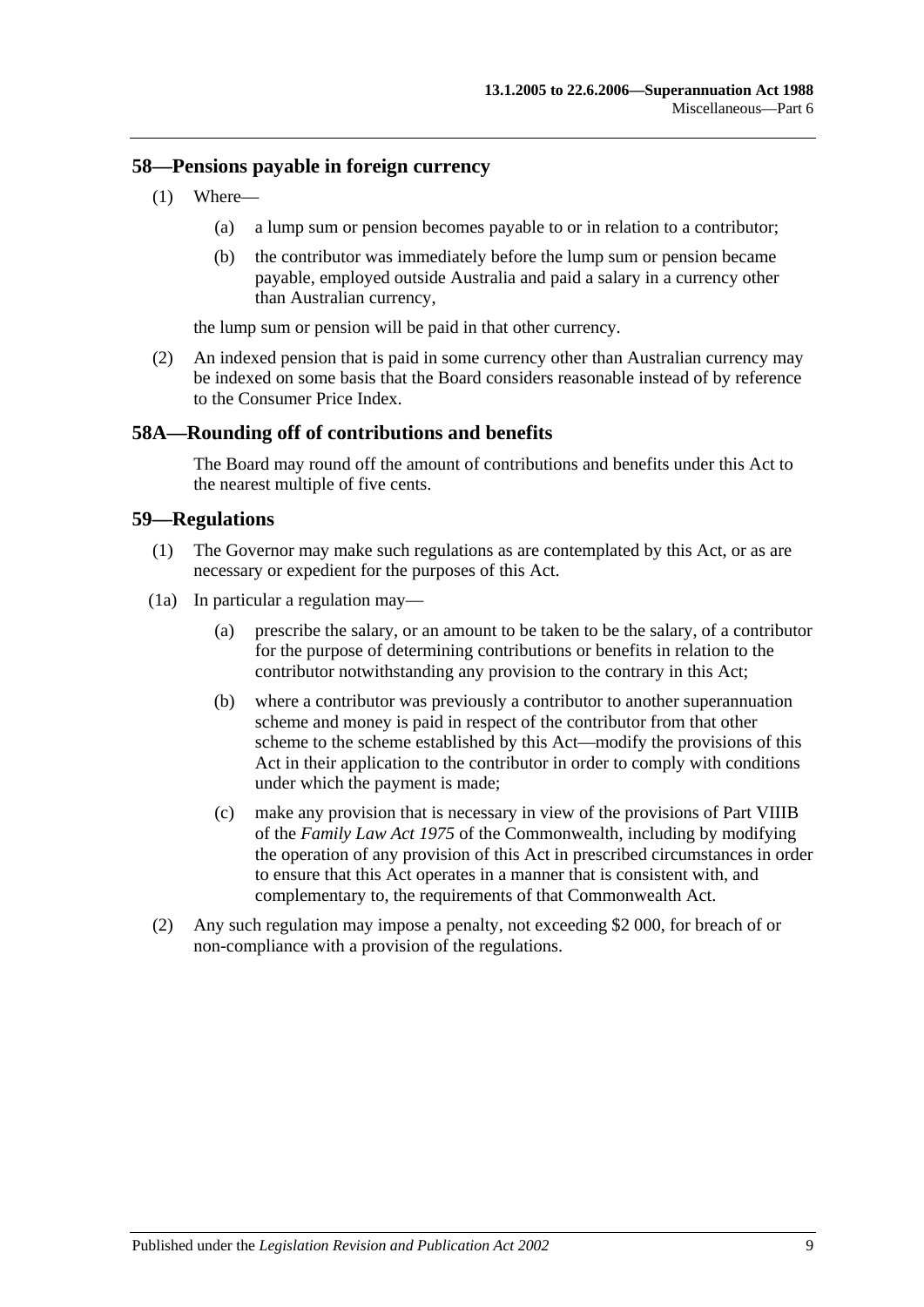## 58—Pensions payable in foreign currency

(1) Where—

(a) a lump sum or pension becomes payable to or in relation to a contributor;

(b) the contributor was immediately before the lump sum or pension became payable, employed outside Australia and paid a salary in a currency other than Australian currency,

the lump sum or pension will be paid in that other currency.

(2) An indexed pension that is paid in some currency other than Australian currency may be indexed on some basis that the Board considers reasonable instead of by reference to the Consumer Price Index.

## 58A—Rounding off of contributions and benefits

The Board may round off the amount of contributions and benefits under this Act to the nearest multiple of five cents.

## 59—Regulations

(1) The Governor may make such regulations as are contemplated by this Act, or as are necessary or expedient for the purposes of this Act.

(1a) In particular a regulation may—

(a) prescribe the salary, or an amount to be taken to be the salary, of a contributor for the purpose of determining contributions or benefits in relation to the contributor notwithstanding any provision to the contrary in this Act;

(b) where a contributor was previously a contributor to another superannuation scheme and money is paid in respect of the contributor from that other scheme to the scheme established by this Act—modify the provisions of this Act in their application to the contributor in order to comply with conditions under which the payment is made;

(c) make any provision that is necessary in view of the provisions of Part VIIIB of the *Family Law Act 1975* of the Commonwealth, including by modifying the operation of any provision of this Act in prescribed circumstances in order to ensure that this Act operates in a manner that is consistent with, and complementary to, the requirements of that Commonwealth Act.

(2) Any such regulation may impose a penalty, not exceeding $2 000, for breach of or non-compliance with a provision of the regulations.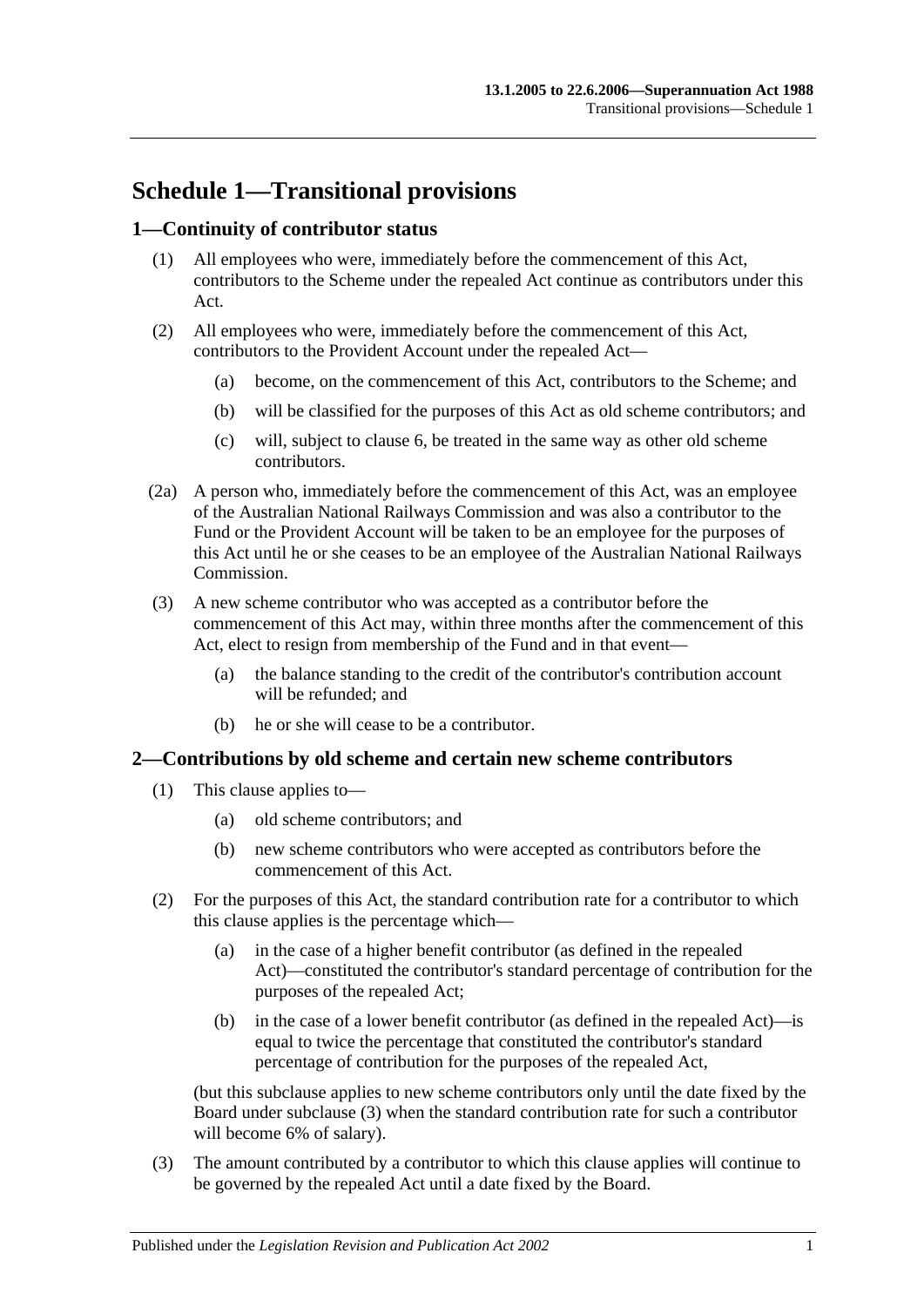# Schedule 1—Transitional provisions

## 1—Continuity of contributor status

(1) All employees who were, immediately before the commencement of this Act, contributors to the Scheme under the repealed Act continue as contributors under this Act.

(2) All employees who were, immediately before the commencement of this Act, contributors to the Provident Account under the repealed Act—

(a) become, on the commencement of this Act, contributors to the Scheme; and

(b) will be classified for the purposes of this Act as old scheme contributors; and

(c) will, subject to clause 6, be treated in the same way as other old scheme contributors.

(2a) A person who, immediately before the commencement of this Act, was an employee of the Australian National Railways Commission and was also a contributor to the Fund or the Provident Account will be taken to be an employee for the purposes of this Act until he or she ceases to be an employee of the Australian National Railways Commission.

(3) A new scheme contributor who was accepted as a contributor before the commencement of this Act may, within three months after the commencement of this Act, elect to resign from membership of the Fund and in that event—

(a) the balance standing to the credit of the contributor's contribution account will be refunded; and

(b) he or she will cease to be a contributor.

## 2—Contributions by old scheme and certain new scheme contributors

(1) This clause applies to—

(a) old scheme contributors; and

(b) new scheme contributors who were accepted as contributors before the commencement of this Act.

(2) For the purposes of this Act, the standard contribution rate for a contributor to which this clause applies is the percentage which—

(a) in the case of a higher benefit contributor (as defined in the repealed Act)—constituted the contributor's standard percentage of contribution for the purposes of the repealed Act;

(b) in the case of a lower benefit contributor (as defined in the repealed Act)—is equal to twice the percentage that constituted the contributor's standard percentage of contribution for the purposes of the repealed Act,

(but this subclause applies to new scheme contributors only until the date fixed by the Board under subclause (3) when the standard contribution rate for such a contributor will become 6% of salary).

(3) The amount contributed by a contributor to which this clause applies will continue to be governed by the repealed Act until a date fixed by the Board.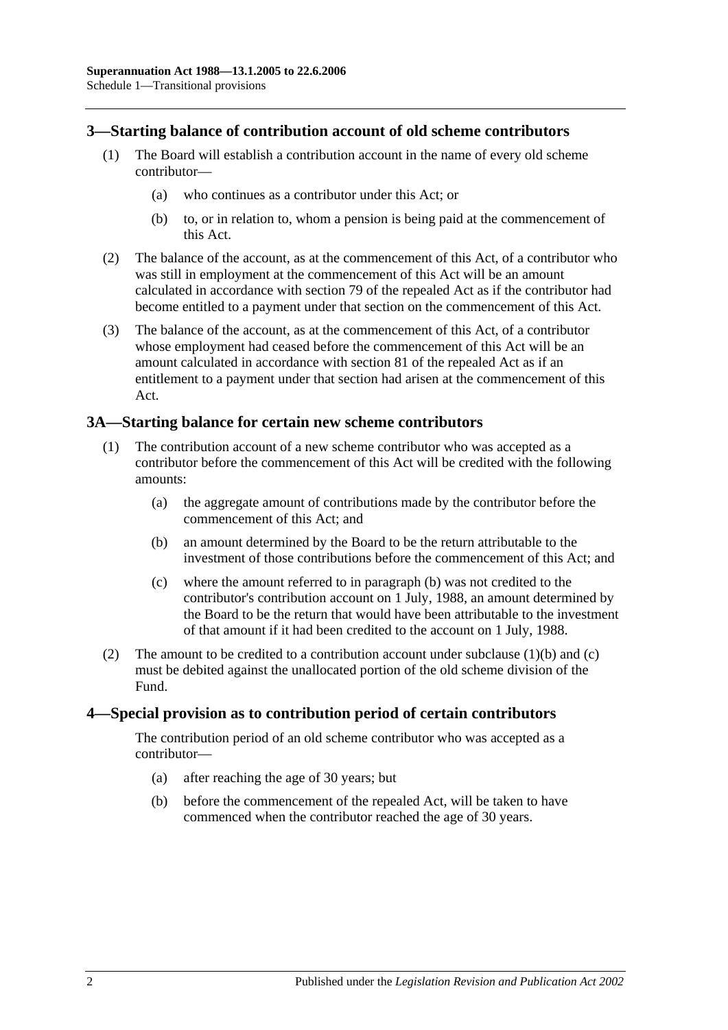## 3—Starting balance of contribution account of old scheme contributors

(1) The Board will establish a contribution account in the name of every old scheme contributor—

(a) who continues as a contributor under this Act; or

(b) to, or in relation to, whom a pension is being paid at the commencement of this Act.

(2) The balance of the account, as at the commencement of this Act, of a contributor who was still in employment at the commencement of this Act will be an amount calculated in accordance with section 79 of the repealed Act as if the contributor had become entitled to a payment under that section on the commencement of this Act.

(3) The balance of the account, as at the commencement of this Act, of a contributor whose employment had ceased before the commencement of this Act will be an amount calculated in accordance with section 81 of the repealed Act as if an entitlement to a payment under that section had arisen at the commencement of this Act.

## 3A—Starting balance for certain new scheme contributors

(1) The contribution account of a new scheme contributor who was accepted as a contributor before the commencement of this Act will be credited with the following amounts:

(a) the aggregate amount of contributions made by the contributor before the commencement of this Act; and

(b) an amount determined by the Board to be the return attributable to the investment of those contributions before the commencement of this Act; and

(c) where the amount referred to in paragraph (b) was not credited to the contributor's contribution account on 1 July, 1988, an amount determined by the Board to be the return that would have been attributable to the investment of that amount if it had been credited to the account on 1 July, 1988.

(2) The amount to be credited to a contribution account under subclause (1)(b) and (c) must be debited against the unallocated portion of the old scheme division of the Fund.

## 4—Special provision as to contribution period of certain contributors

The contribution period of an old scheme contributor who was accepted as a contributor—

(a) after reaching the age of 30 years; but

(b) before the commencement of the repealed Act, will be taken to have commenced when the contributor reached the age of 30 years.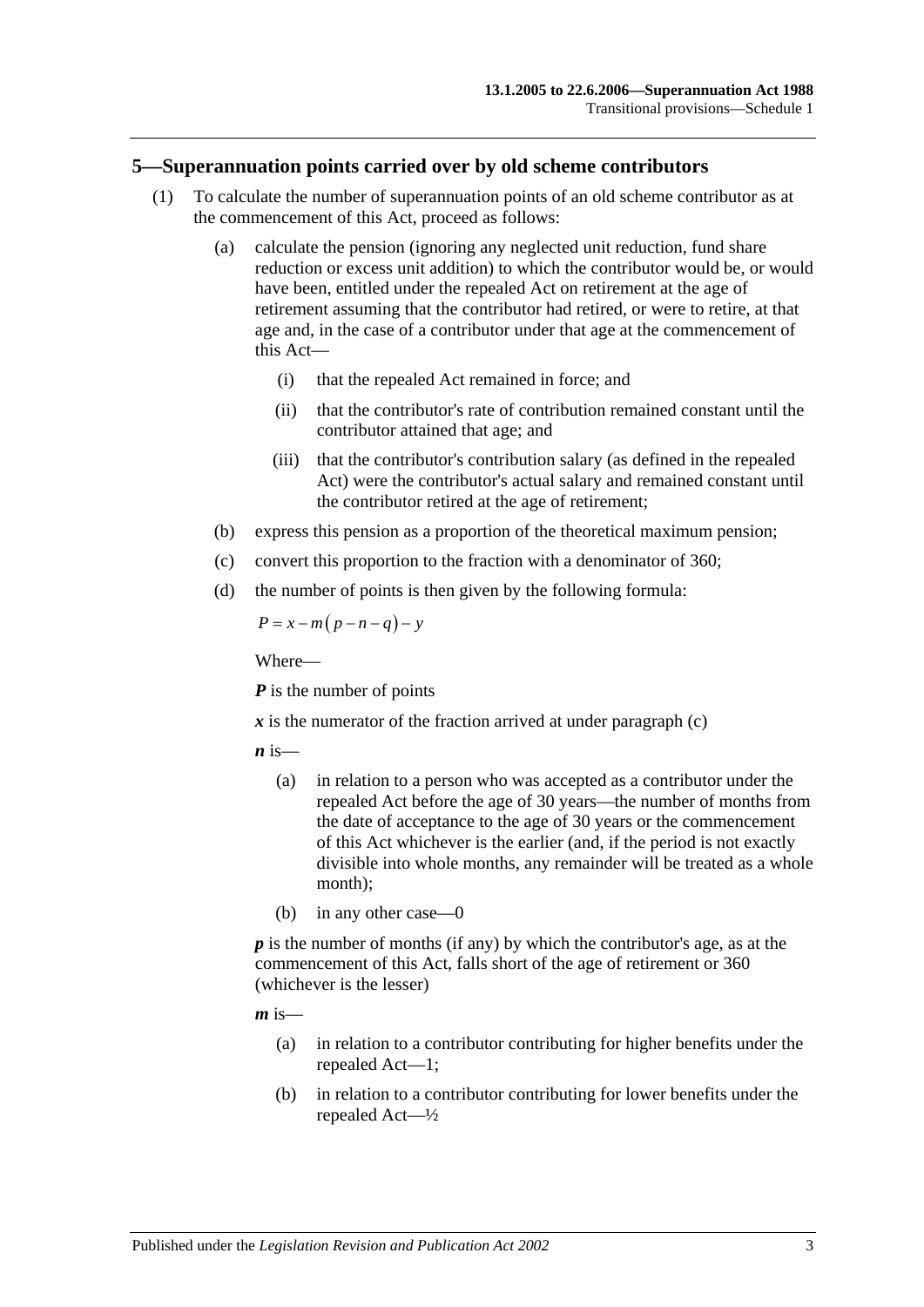## 5—Superannuation points carried over by old scheme contributors

(1) To calculate the number of superannuation points of an old scheme contributor as at the commencement of this Act, proceed as follows:

(a) calculate the pension (ignoring any neglected unit reduction, fund share reduction or excess unit addition) to which the contributor would be, or would have been, entitled under the repealed Act on retirement at the age of retirement assuming that the contributor had retired, or were to retire, at that age and, in the case of a contributor under that age at the commencement of this Act—

(i) that the repealed Act remained in force; and

(ii) that the contributor's rate of contribution remained constant until the contributor attained that age; and

(iii) that the contributor's contribution salary (as defined in the repealed Act) were the contributor's actual salary and remained constant until the contributor retired at the age of retirement;

(b) express this pension as a proportion of the theoretical maximum pension;

(c) convert this proportion to the fraction with a denominator of 360;

(d) the number of points is then given by the following formula:

$$P = x - m(p - n - q) - y$$

Where—

***P*** is the number of points

***x*** is the numerator of the fraction arrived at under paragraph (c)

***n*** is—

(a) in relation to a person who was accepted as a contributor under the repealed Act before the age of 30 years—the number of months from the date of acceptance to the age of 30 years or the commencement of this Act whichever is the earlier (and, if the period is not exactly divisible into whole months, any remainder will be treated as a whole month);

(b) in any other case—0

***p*** is the number of months (if any) by which the contributor's age, as at the commencement of this Act, falls short of the age of retirement or 360 (whichever is the lesser)

***m*** is—

(a) in relation to a contributor contributing for higher benefits under the repealed Act—1;

(b) in relation to a contributor contributing for lower benefits under the repealed Act—½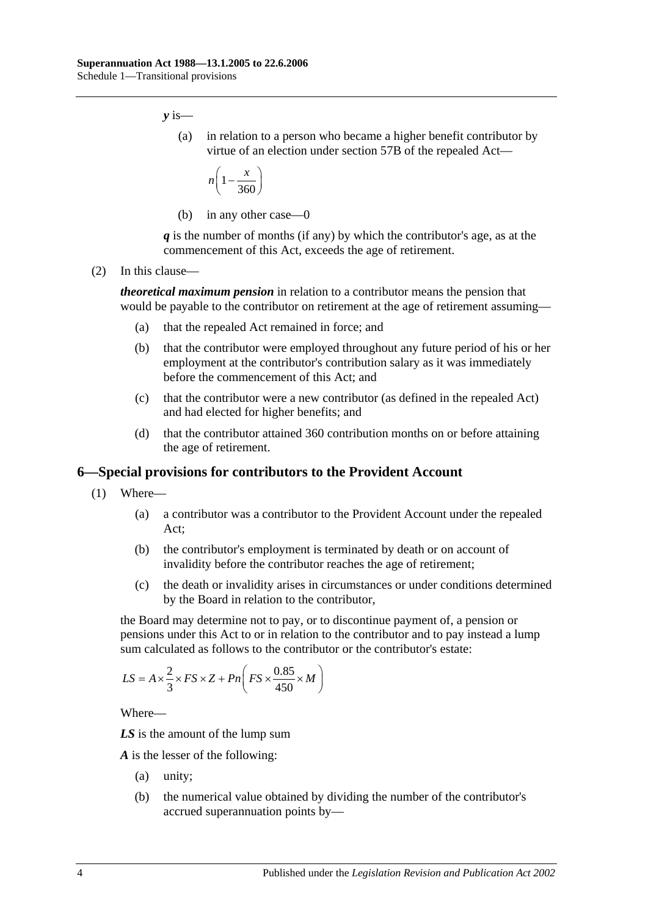***y*** is—

(a) in relation to a person who became a higher benefit contributor by virtue of an election under section 57B of the repealed Act—

$$n\left(1-\frac{x}{360}\right)$$

(b) in any other case—0

***q*** is the number of months (if any) by which the contributor's age, as at the commencement of this Act, exceeds the age of retirement.

(2) In this clause—

***theoretical maximum pension*** in relation to a contributor means the pension that would be payable to the contributor on retirement at the age of retirement assuming—

(a) that the repealed Act remained in force; and

(b) that the contributor were employed throughout any future period of his or her employment at the contributor's contribution salary as it was immediately before the commencement of this Act; and

(c) that the contributor were a new contributor (as defined in the repealed Act) and had elected for higher benefits; and

(d) that the contributor attained 360 contribution months on or before attaining the age of retirement.

## 6—Special provisions for contributors to the Provident Account

(1) Where—

(a) a contributor was a contributor to the Provident Account under the repealed Act;

(b) the contributor's employment is terminated by death or on account of invalidity before the contributor reaches the age of retirement;

(c) the death or invalidity arises in circumstances or under conditions determined by the Board in relation to the contributor,

the Board may determine not to pay, or to discontinue payment of, a pension or pensions under this Act to or in relation to the contributor and to pay instead a lump sum calculated as follows to the contributor or the contributor's estate:

$$LS = A \times \frac{2}{3} \times FS \times Z + Pn\left(FS \times \frac{0.85}{450} \times M\right)$$

Where—

***LS*** is the amount of the lump sum

***A*** is the lesser of the following:

(a) unity;

(b) the numerical value obtained by dividing the number of the contributor's accrued superannuation points by—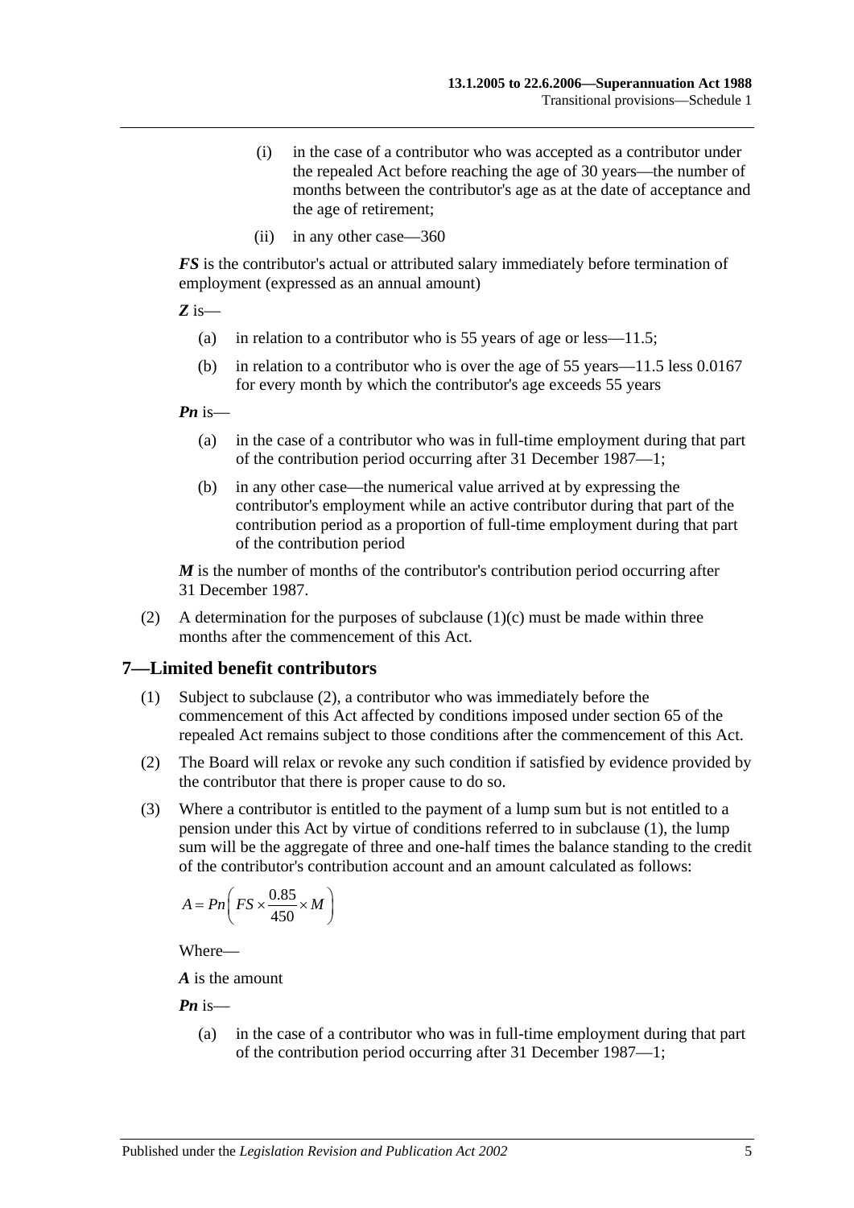(i) in the case of a contributor who was accepted as a contributor under the repealed Act before reaching the age of 30 years—the number of months between the contributor's age as at the date of acceptance and the age of retirement;

(ii) in any other case—360

***FS*** is the contributor's actual or attributed salary immediately before termination of employment (expressed as an annual amount)

***Z*** is—

(a) in relation to a contributor who is 55 years of age or less—11.5;

(b) in relation to a contributor who is over the age of 55 years—11.5 less 0.0167 for every month by which the contributor's age exceeds 55 years

***Pn*** is—

(a) in the case of a contributor who was in full-time employment during that part of the contribution period occurring after 31 December 1987—1;

(b) in any other case—the numerical value arrived at by expressing the contributor's employment while an active contributor during that part of the contribution period as a proportion of full-time employment during that part of the contribution period

***M*** is the number of months of the contributor's contribution period occurring after 31 December 1987.

(2) A determination for the purposes of subclause (1)(c) must be made within three months after the commencement of this Act.

## 7—Limited benefit contributors

(1) Subject to subclause (2), a contributor who was immediately before the commencement of this Act affected by conditions imposed under section 65 of the repealed Act remains subject to those conditions after the commencement of this Act.

(2) The Board will relax or revoke any such condition if satisfied by evidence provided by the contributor that there is proper cause to do so.

(3) Where a contributor is entitled to the payment of a lump sum but is not entitled to a pension under this Act by virtue of conditions referred to in subclause (1), the lump sum will be the aggregate of three and one-half times the balance standing to the credit of the contributor's contribution account and an amount calculated as follows:

$$A = Pn\left(FS \times \frac{0.85}{450} \times M\right)$$

Where—

***A*** is the amount

***Pn*** is—

(a) in the case of a contributor who was in full-time employment during that part of the contribution period occurring after 31 December 1987—1;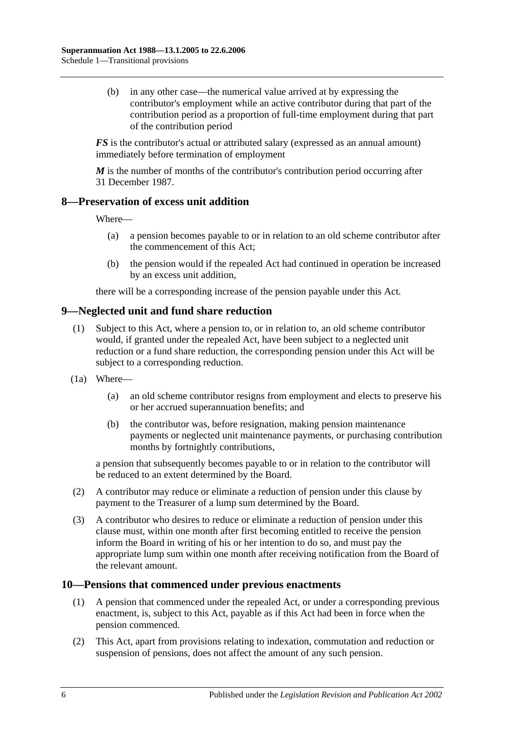(b) in any other case—the numerical value arrived at by expressing the contributor's employment while an active contributor during that part of the contribution period as a proportion of full-time employment during that part of the contribution period

***FS*** is the contributor's actual or attributed salary (expressed as an annual amount) immediately before termination of employment

***M*** is the number of months of the contributor's contribution period occurring after 31 December 1987.

## 8—Preservation of excess unit addition

Where—

(a) a pension becomes payable to or in relation to an old scheme contributor after the commencement of this Act;

(b) the pension would if the repealed Act had continued in operation be increased by an excess unit addition,

there will be a corresponding increase of the pension payable under this Act.

## 9—Neglected unit and fund share reduction

(1) Subject to this Act, where a pension to, or in relation to, an old scheme contributor would, if granted under the repealed Act, have been subject to a neglected unit reduction or a fund share reduction, the corresponding pension under this Act will be subject to a corresponding reduction.

(1a) Where—

(a) an old scheme contributor resigns from employment and elects to preserve his or her accrued superannuation benefits; and

(b) the contributor was, before resignation, making pension maintenance payments or neglected unit maintenance payments, or purchasing contribution months by fortnightly contributions,

a pension that subsequently becomes payable to or in relation to the contributor will be reduced to an extent determined by the Board.

(2) A contributor may reduce or eliminate a reduction of pension under this clause by payment to the Treasurer of a lump sum determined by the Board.

(3) A contributor who desires to reduce or eliminate a reduction of pension under this clause must, within one month after first becoming entitled to receive the pension inform the Board in writing of his or her intention to do so, and must pay the appropriate lump sum within one month after receiving notification from the Board of the relevant amount.

## 10—Pensions that commenced under previous enactments

(1) A pension that commenced under the repealed Act, or under a corresponding previous enactment, is, subject to this Act, payable as if this Act had been in force when the pension commenced.

(2) This Act, apart from provisions relating to indexation, commutation and reduction or suspension of pensions, does not affect the amount of any such pension.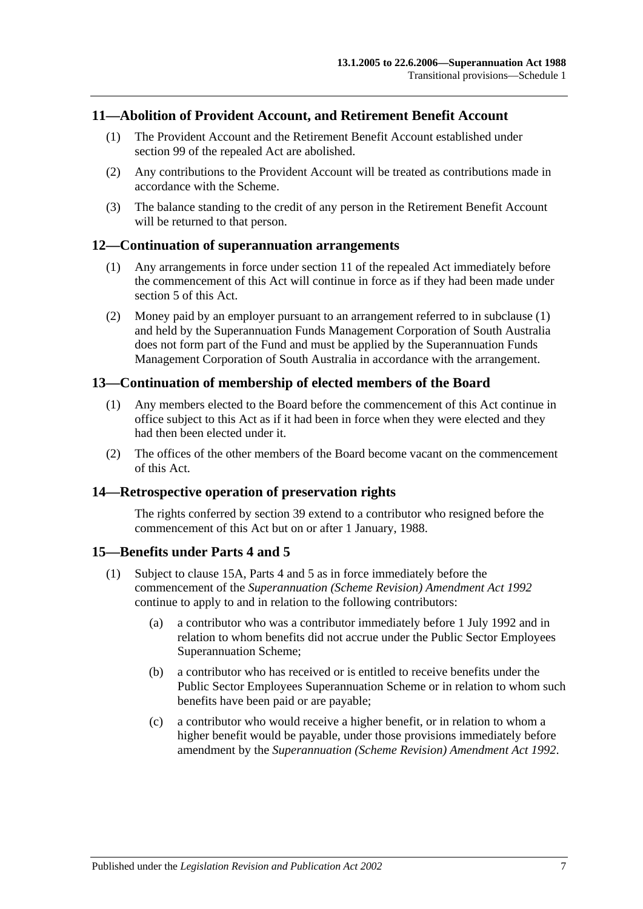## 11—Abolition of Provident Account, and Retirement Benefit Account

(1) The Provident Account and the Retirement Benefit Account established under section 99 of the repealed Act are abolished.

(2) Any contributions to the Provident Account will be treated as contributions made in accordance with the Scheme.

(3) The balance standing to the credit of any person in the Retirement Benefit Account will be returned to that person.

## 12—Continuation of superannuation arrangements

(1) Any arrangements in force under section 11 of the repealed Act immediately before the commencement of this Act will continue in force as if they had been made under section 5 of this Act.

(2) Money paid by an employer pursuant to an arrangement referred to in subclause (1) and held by the Superannuation Funds Management Corporation of South Australia does not form part of the Fund and must be applied by the Superannuation Funds Management Corporation of South Australia in accordance with the arrangement.

## 13—Continuation of membership of elected members of the Board

(1) Any members elected to the Board before the commencement of this Act continue in office subject to this Act as if it had been in force when they were elected and they had then been elected under it.

(2) The offices of the other members of the Board become vacant on the commencement of this Act.

## 14—Retrospective operation of preservation rights

The rights conferred by section 39 extend to a contributor who resigned before the commencement of this Act but on or after 1 January, 1988.

## 15—Benefits under Parts 4 and 5

(1) Subject to clause 15A, Parts 4 and 5 as in force immediately before the commencement of the *Superannuation (Scheme Revision) Amendment Act 1992* continue to apply to and in relation to the following contributors:

(a) a contributor who was a contributor immediately before 1 July 1992 and in relation to whom benefits did not accrue under the Public Sector Employees Superannuation Scheme;

(b) a contributor who has received or is entitled to receive benefits under the Public Sector Employees Superannuation Scheme or in relation to whom such benefits have been paid or are payable;

(c) a contributor who would receive a higher benefit, or in relation to whom a higher benefit would be payable, under those provisions immediately before amendment by the *Superannuation (Scheme Revision) Amendment Act 1992*.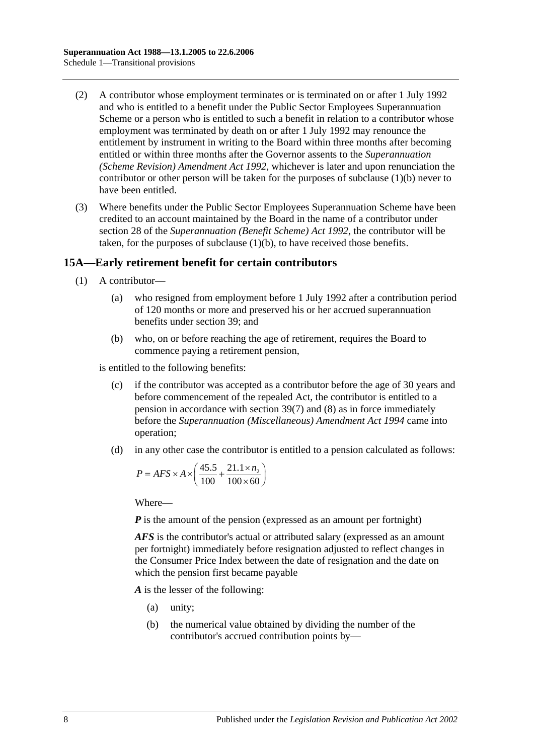(2) A contributor whose employment terminates or is terminated on or after 1 July 1992 and who is entitled to a benefit under the Public Sector Employees Superannuation Scheme or a person who is entitled to such a benefit in relation to a contributor whose employment was terminated by death on or after 1 July 1992 may renounce the entitlement by instrument in writing to the Board within three months after becoming entitled or within three months after the Governor assents to the *Superannuation (Scheme Revision) Amendment Act 1992*, whichever is later and upon renunciation the contributor or other person will be taken for the purposes of subclause (1)(b) never to have been entitled.

(3) Where benefits under the Public Sector Employees Superannuation Scheme have been credited to an account maintained by the Board in the name of a contributor under section 28 of the *Superannuation (Benefit Scheme) Act 1992*, the contributor will be taken, for the purposes of subclause (1)(b), to have received those benefits.

## 15A—Early retirement benefit for certain contributors

(1) A contributor—

(a) who resigned from employment before 1 July 1992 after a contribution period of 120 months or more and preserved his or her accrued superannuation benefits under section 39; and

(b) who, on or before reaching the age of retirement, requires the Board to commence paying a retirement pension,

is entitled to the following benefits:

(c) if the contributor was accepted as a contributor before the age of 30 years and before commencement of the repealed Act, the contributor is entitled to a pension in accordance with section 39(7) and (8) as in force immediately before the *Superannuation (Miscellaneous) Amendment Act 1994* came into operation;

(d) in any other case the contributor is entitled to a pension calculated as follows:

$$P = AFS \times A \times \left( \frac{45.5}{100} + \frac{21.1 \times n_2}{100 \times 60} \right)$$

Where—

***P*** is the amount of the pension (expressed as an amount per fortnight)

***AFS*** is the contributor's actual or attributed salary (expressed as an amount per fortnight) immediately before resignation adjusted to reflect changes in the Consumer Price Index between the date of resignation and the date on which the pension first became payable

***A*** is the lesser of the following:

(a) unity;

(b) the numerical value obtained by dividing the number of the contributor's accrued contribution points by—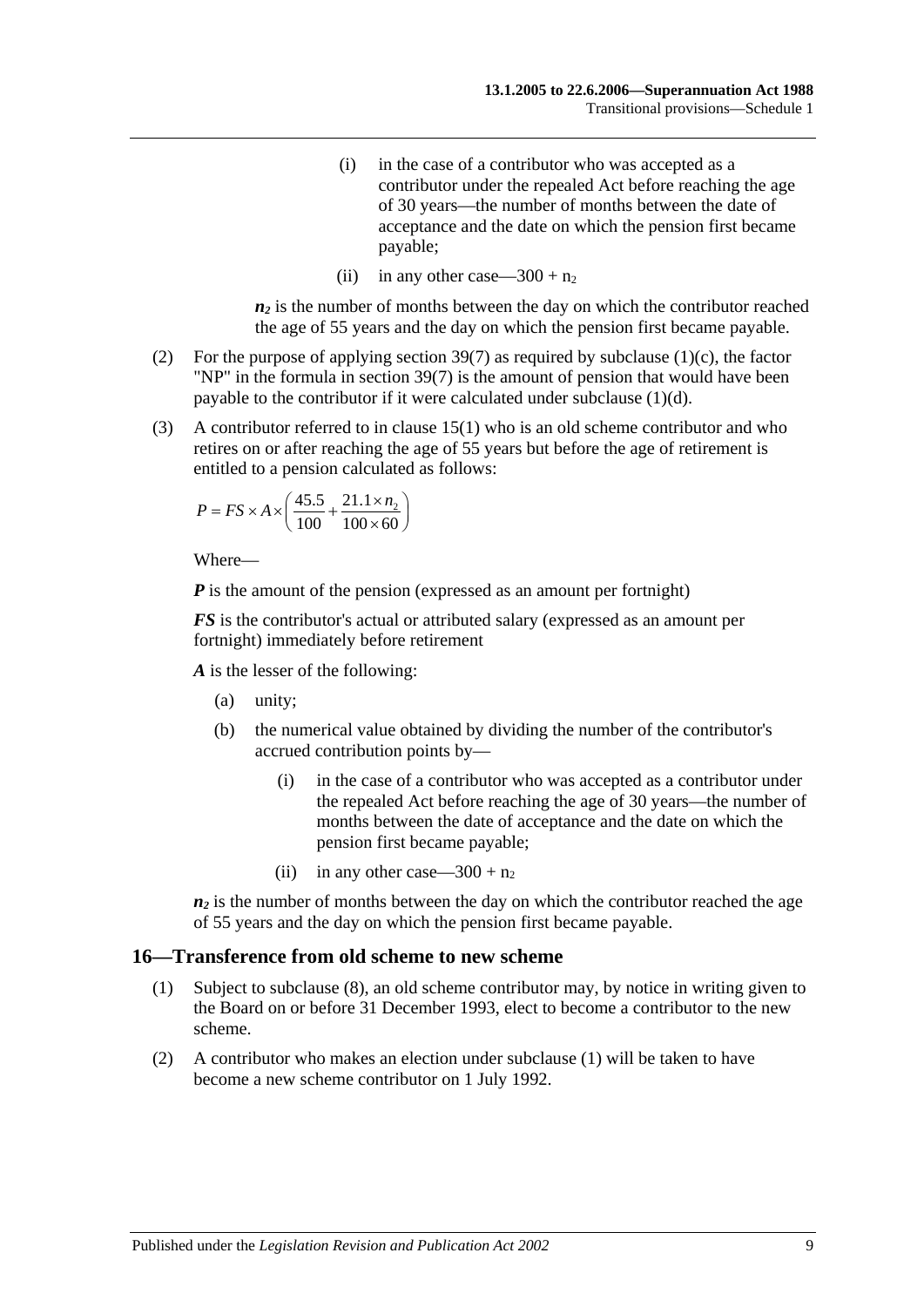(i) in the case of a contributor who was accepted as a contributor under the repealed Act before reaching the age of 30 years—the number of months between the date of acceptance and the date on which the pension first became payable;

(ii) in any other case—$300 + n_2$

***$n_2$*** is the number of months between the day on which the contributor reached the age of 55 years and the day on which the pension first became payable.

(2) For the purpose of applying section 39(7) as required by subclause (1)(c), the factor "NP" in the formula in section 39(7) is the amount of pension that would have been payable to the contributor if it were calculated under subclause (1)(d).

(3) A contributor referred to in clause 15(1) who is an old scheme contributor and who retires on or after reaching the age of 55 years but before the age of retirement is entitled to a pension calculated as follows:

$$P = FS \times A \times \left( \frac{45.5}{100} + \frac{21.1 \times n_2}{100 \times 60} \right)$$

Where—

***P*** is the amount of the pension (expressed as an amount per fortnight)

***FS*** is the contributor's actual or attributed salary (expressed as an amount per fortnight) immediately before retirement

***A*** is the lesser of the following:

(a) unity;

(b) the numerical value obtained by dividing the number of the contributor's accrued contribution points by—

(i) in the case of a contributor who was accepted as a contributor under the repealed Act before reaching the age of 30 years—the number of months between the date of acceptance and the date on which the pension first became payable;

(ii) in any other case—$300 + n_2$

***$n_2$*** is the number of months between the day on which the contributor reached the age of 55 years and the day on which the pension first became payable.

## 16—Transference from old scheme to new scheme

(1) Subject to subclause (8), an old scheme contributor may, by notice in writing given to the Board on or before 31 December 1993, elect to become a contributor to the new scheme.

(2) A contributor who makes an election under subclause (1) will be taken to have become a new scheme contributor on 1 July 1992.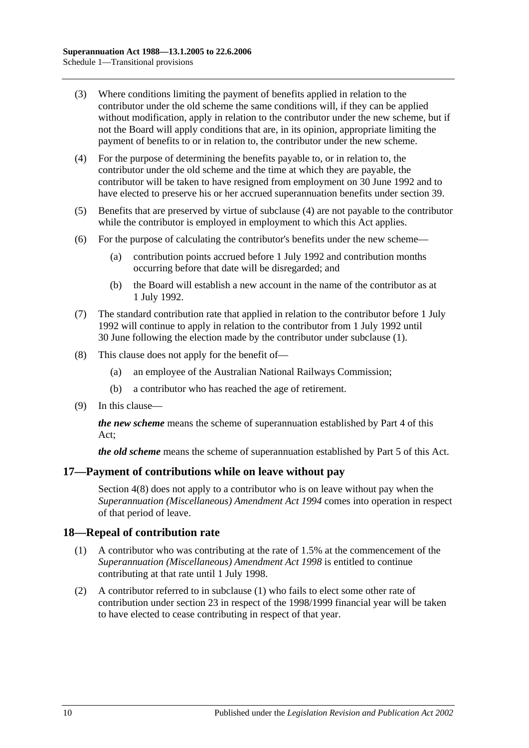(3) Where conditions limiting the payment of benefits applied in relation to the contributor under the old scheme the same conditions will, if they can be applied without modification, apply in relation to the contributor under the new scheme, but if not the Board will apply conditions that are, in its opinion, appropriate limiting the payment of benefits to or in relation to, the contributor under the new scheme.

(4) For the purpose of determining the benefits payable to, or in relation to, the contributor under the old scheme and the time at which they are payable, the contributor will be taken to have resigned from employment on 30 June 1992 and to have elected to preserve his or her accrued superannuation benefits under section 39.

(5) Benefits that are preserved by virtue of subclause (4) are not payable to the contributor while the contributor is employed in employment to which this Act applies.

(6) For the purpose of calculating the contributor's benefits under the new scheme—

(a) contribution points accrued before 1 July 1992 and contribution months occurring before that date will be disregarded; and

(b) the Board will establish a new account in the name of the contributor as at 1 July 1992.

(7) The standard contribution rate that applied in relation to the contributor before 1 July 1992 will continue to apply in relation to the contributor from 1 July 1992 until 30 June following the election made by the contributor under subclause (1).

(8) This clause does not apply for the benefit of—

(a) an employee of the Australian National Railways Commission;

(b) a contributor who has reached the age of retirement.

(9) In this clause—

***the new scheme*** means the scheme of superannuation established by Part 4 of this Act;

***the old scheme*** means the scheme of superannuation established by Part 5 of this Act.

## 17—Payment of contributions while on leave without pay

Section 4(8) does not apply to a contributor who is on leave without pay when the *Superannuation (Miscellaneous) Amendment Act 1994* comes into operation in respect of that period of leave.

## 18—Repeal of contribution rate

(1) A contributor who was contributing at the rate of 1.5% at the commencement of the *Superannuation (Miscellaneous) Amendment Act 1998* is entitled to continue contributing at that rate until 1 July 1998.

(2) A contributor referred to in subclause (1) who fails to elect some other rate of contribution under section 23 in respect of the 1998/1999 financial year will be taken to have elected to cease contributing in respect of that year.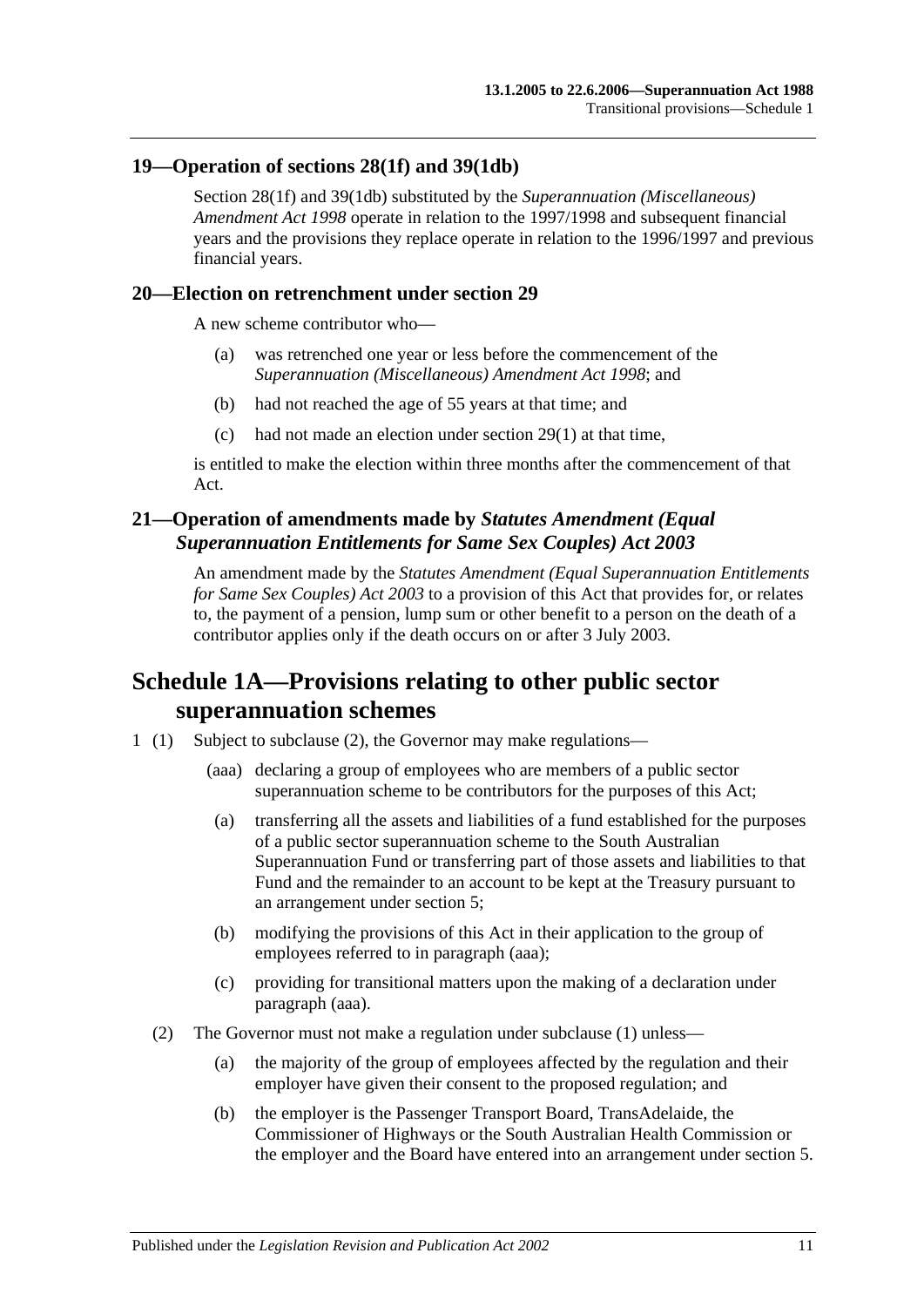## 19—Operation of sections 28(1f) and 39(1db)

Section 28(1f) and 39(1db) substituted by the *Superannuation (Miscellaneous) Amendment Act 1998* operate in relation to the 1997/1998 and subsequent financial years and the provisions they replace operate in relation to the 1996/1997 and previous financial years.

## 20—Election on retrenchment under section 29

A new scheme contributor who—

(a) was retrenched one year or less before the commencement of the *Superannuation (Miscellaneous) Amendment Act 1998*; and

(b) had not reached the age of 55 years at that time; and

(c) had not made an election under section 29(1) at that time,

is entitled to make the election within three months after the commencement of that Act.

## 21—Operation of amendments made by *Statutes Amendment (Equal Superannuation Entitlements for Same Sex Couples) Act 2003*

An amendment made by the *Statutes Amendment (Equal Superannuation Entitlements for Same Sex Couples) Act 2003* to a provision of this Act that provides for, or relates to, the payment of a pension, lump sum or other benefit to a person on the death of a contributor applies only if the death occurs on or after 3 July 2003.

# Schedule 1A—Provisions relating to other public sector superannuation schemes

1 (1) Subject to subclause (2), the Governor may make regulations—

(aaa) declaring a group of employees who are members of a public sector superannuation scheme to be contributors for the purposes of this Act;

(a) transferring all the assets and liabilities of a fund established for the purposes of a public sector superannuation scheme to the South Australian Superannuation Fund or transferring part of those assets and liabilities to that Fund and the remainder to an account to be kept at the Treasury pursuant to an arrangement under section 5;

(b) modifying the provisions of this Act in their application to the group of employees referred to in paragraph (aaa);

(c) providing for transitional matters upon the making of a declaration under paragraph (aaa).

(2) The Governor must not make a regulation under subclause (1) unless—

(a) the majority of the group of employees affected by the regulation and their employer have given their consent to the proposed regulation; and

(b) the employer is the Passenger Transport Board, TransAdelaide, the Commissioner of Highways or the South Australian Health Commission or the employer and the Board have entered into an arrangement under section 5.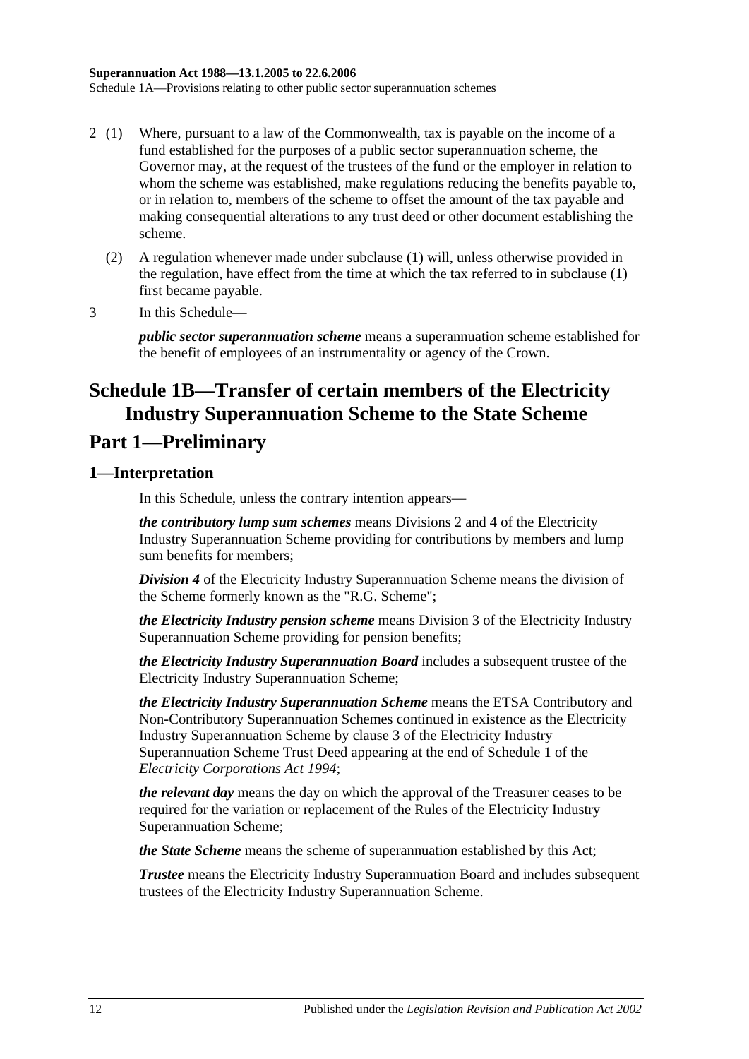2 (1) Where, pursuant to a law of the Commonwealth, tax is payable on the income of a fund established for the purposes of a public sector superannuation scheme, the Governor may, at the request of the trustees of the fund or the employer in relation to whom the scheme was established, make regulations reducing the benefits payable to, or in relation to, members of the scheme to offset the amount of the tax payable and making consequential alterations to any trust deed or other document establishing the scheme.

(2) A regulation whenever made under subclause (1) will, unless otherwise provided in the regulation, have effect from the time at which the tax referred to in subclause (1) first became payable.

3 In this Schedule—

***public sector superannuation scheme*** means a superannuation scheme established for the benefit of employees of an instrumentality or agency of the Crown.

# Schedule 1B—Transfer of certain members of the Electricity Industry Superannuation Scheme to the State Scheme

## Part 1—Preliminary

### 1—Interpretation

In this Schedule, unless the contrary intention appears—

***the contributory lump sum schemes*** means Divisions 2 and 4 of the Electricity Industry Superannuation Scheme providing for contributions by members and lump sum benefits for members;

***Division 4*** of the Electricity Industry Superannuation Scheme means the division of the Scheme formerly known as the "R.G. Scheme";

***the Electricity Industry pension scheme*** means Division 3 of the Electricity Industry Superannuation Scheme providing for pension benefits;

***the Electricity Industry Superannuation Board*** includes a subsequent trustee of the Electricity Industry Superannuation Scheme;

***the Electricity Industry Superannuation Scheme*** means the ETSA Contributory and Non-Contributory Superannuation Schemes continued in existence as the Electricity Industry Superannuation Scheme by clause 3 of the Electricity Industry Superannuation Scheme Trust Deed appearing at the end of Schedule 1 of the *Electricity Corporations Act 1994*;

***the relevant day*** means the day on which the approval of the Treasurer ceases to be required for the variation or replacement of the Rules of the Electricity Industry Superannuation Scheme;

***the State Scheme*** means the scheme of superannuation established by this Act;

***Trustee*** means the Electricity Industry Superannuation Board and includes subsequent trustees of the Electricity Industry Superannuation Scheme.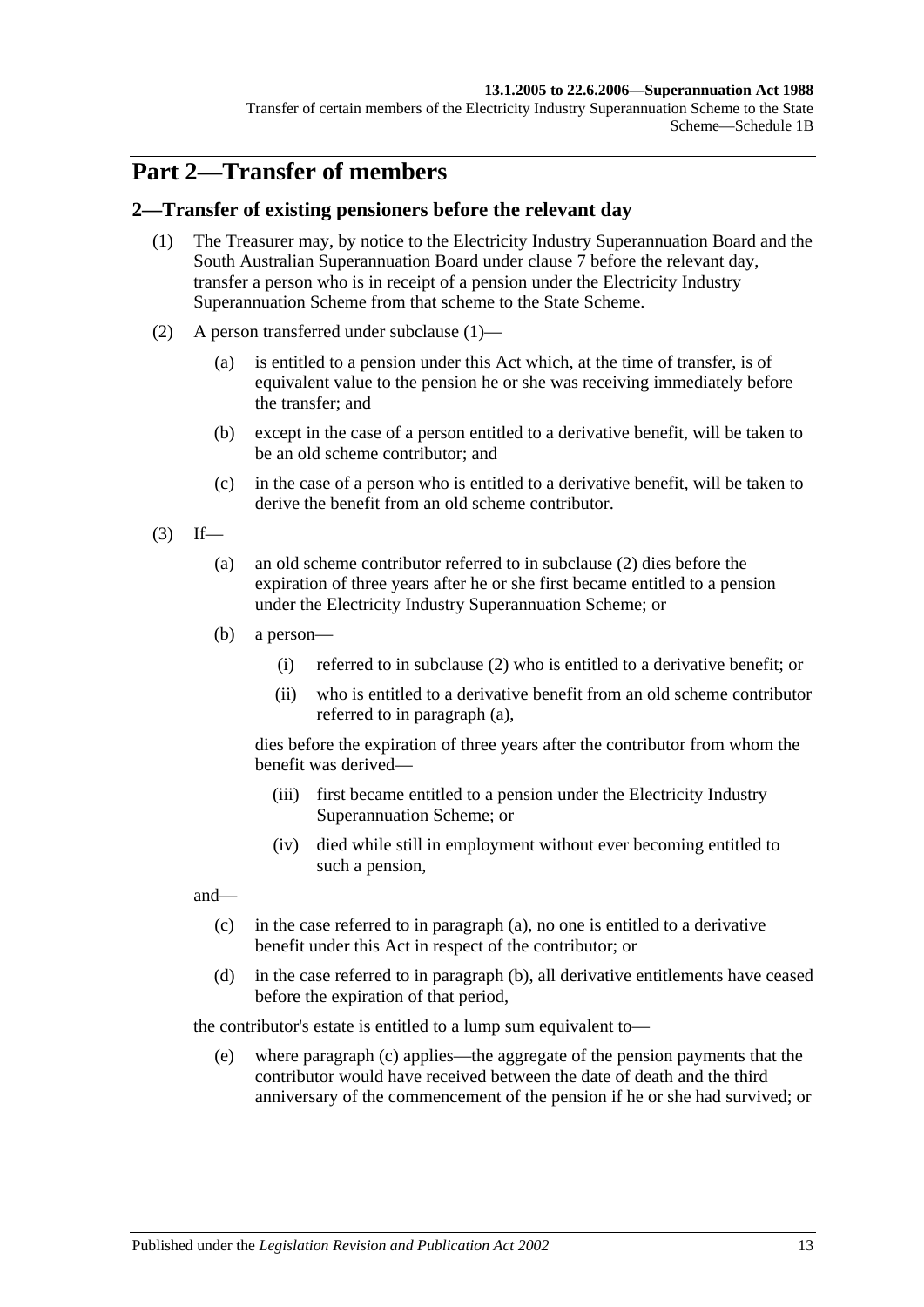# Part 2—Transfer of members

## 2—Transfer of existing pensioners before the relevant day

(1) The Treasurer may, by notice to the Electricity Industry Superannuation Board and the South Australian Superannuation Board under clause 7 before the relevant day, transfer a person who is in receipt of a pension under the Electricity Industry Superannuation Scheme from that scheme to the State Scheme.

(2) A person transferred under subclause (1)—

(a) is entitled to a pension under this Act which, at the time of transfer, is of equivalent value to the pension he or she was receiving immediately before the transfer; and

(b) except in the case of a person entitled to a derivative benefit, will be taken to be an old scheme contributor; and

(c) in the case of a person who is entitled to a derivative benefit, will be taken to derive the benefit from an old scheme contributor.

(3) If—

(a) an old scheme contributor referred to in subclause (2) dies before the expiration of three years after he or she first became entitled to a pension under the Electricity Industry Superannuation Scheme; or

(b) a person—

(i) referred to in subclause (2) who is entitled to a derivative benefit; or

(ii) who is entitled to a derivative benefit from an old scheme contributor referred to in paragraph (a),

dies before the expiration of three years after the contributor from whom the benefit was derived—

(iii) first became entitled to a pension under the Electricity Industry Superannuation Scheme; or

(iv) died while still in employment without ever becoming entitled to such a pension,

and—

(c) in the case referred to in paragraph (a), no one is entitled to a derivative benefit under this Act in respect of the contributor; or

(d) in the case referred to in paragraph (b), all derivative entitlements have ceased before the expiration of that period,

the contributor's estate is entitled to a lump sum equivalent to—

(e) where paragraph (c) applies—the aggregate of the pension payments that the contributor would have received between the date of death and the third anniversary of the commencement of the pension if he or she had survived; or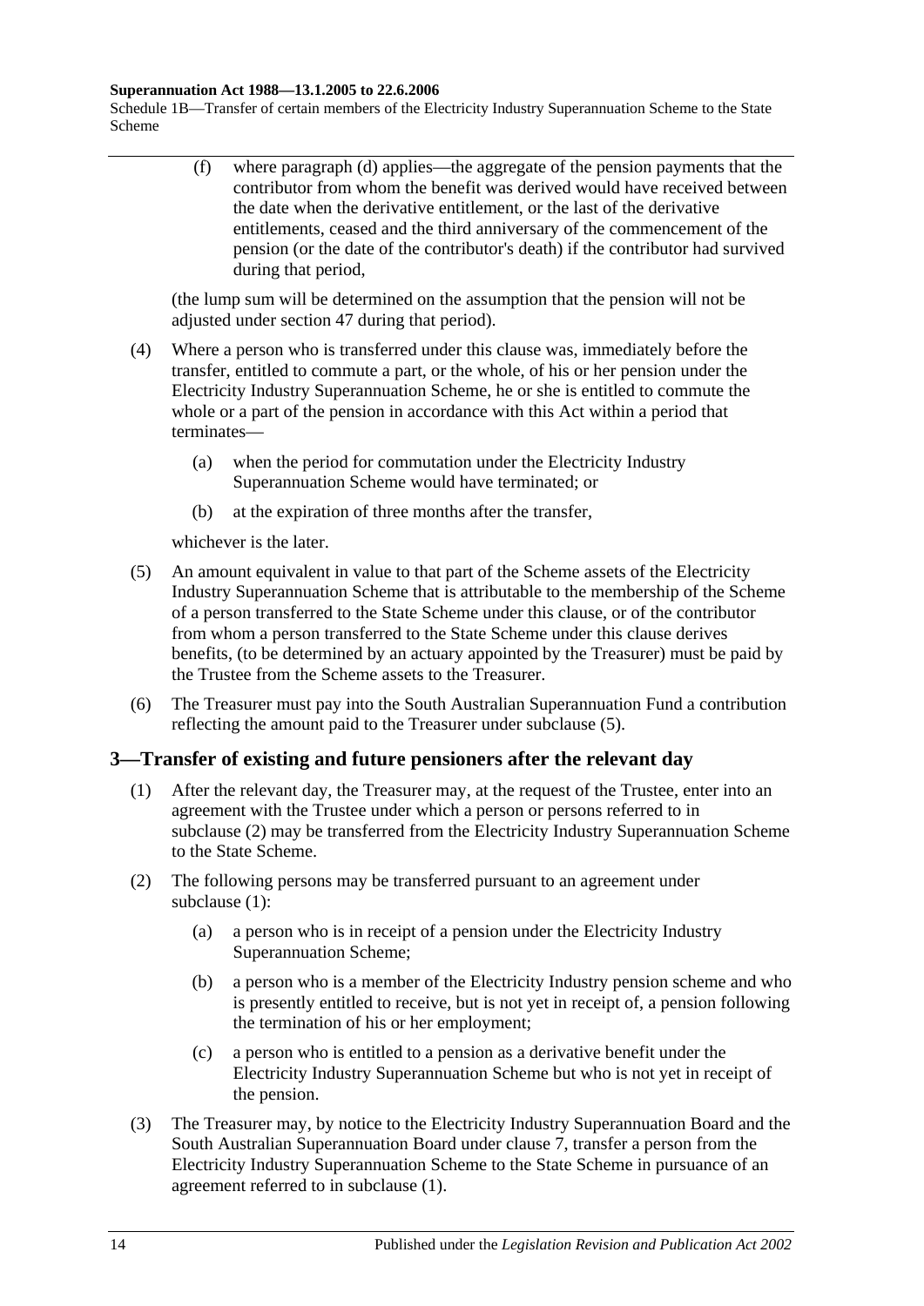(f) where paragraph (d) applies—the aggregate of the pension payments that the contributor from whom the benefit was derived would have received between the date when the derivative entitlement, or the last of the derivative entitlements, ceased and the third anniversary of the commencement of the pension (or the date of the contributor's death) if the contributor had survived during that period,

(the lump sum will be determined on the assumption that the pension will not be adjusted under section 47 during that period).

(4) Where a person who is transferred under this clause was, immediately before the transfer, entitled to commute a part, or the whole, of his or her pension under the Electricity Industry Superannuation Scheme, he or she is entitled to commute the whole or a part of the pension in accordance with this Act within a period that terminates—

(a) when the period for commutation under the Electricity Industry Superannuation Scheme would have terminated; or

(b) at the expiration of three months after the transfer,

whichever is the later.

(5) An amount equivalent in value to that part of the Scheme assets of the Electricity Industry Superannuation Scheme that is attributable to the membership of the Scheme of a person transferred to the State Scheme under this clause, or of the contributor from whom a person transferred to the State Scheme under this clause derives benefits, (to be determined by an actuary appointed by the Treasurer) must be paid by the Trustee from the Scheme assets to the Treasurer.

(6) The Treasurer must pay into the South Australian Superannuation Fund a contribution reflecting the amount paid to the Treasurer under subclause (5).

## 3—Transfer of existing and future pensioners after the relevant day

(1) After the relevant day, the Treasurer may, at the request of the Trustee, enter into an agreement with the Trustee under which a person or persons referred to in subclause (2) may be transferred from the Electricity Industry Superannuation Scheme to the State Scheme.

(2) The following persons may be transferred pursuant to an agreement under subclause (1):

(a) a person who is in receipt of a pension under the Electricity Industry Superannuation Scheme;

(b) a person who is a member of the Electricity Industry pension scheme and who is presently entitled to receive, but is not yet in receipt of, a pension following the termination of his or her employment;

(c) a person who is entitled to a pension as a derivative benefit under the Electricity Industry Superannuation Scheme but who is not yet in receipt of the pension.

(3) The Treasurer may, by notice to the Electricity Industry Superannuation Board and the South Australian Superannuation Board under clause 7, transfer a person from the Electricity Industry Superannuation Scheme to the State Scheme in pursuance of an agreement referred to in subclause (1).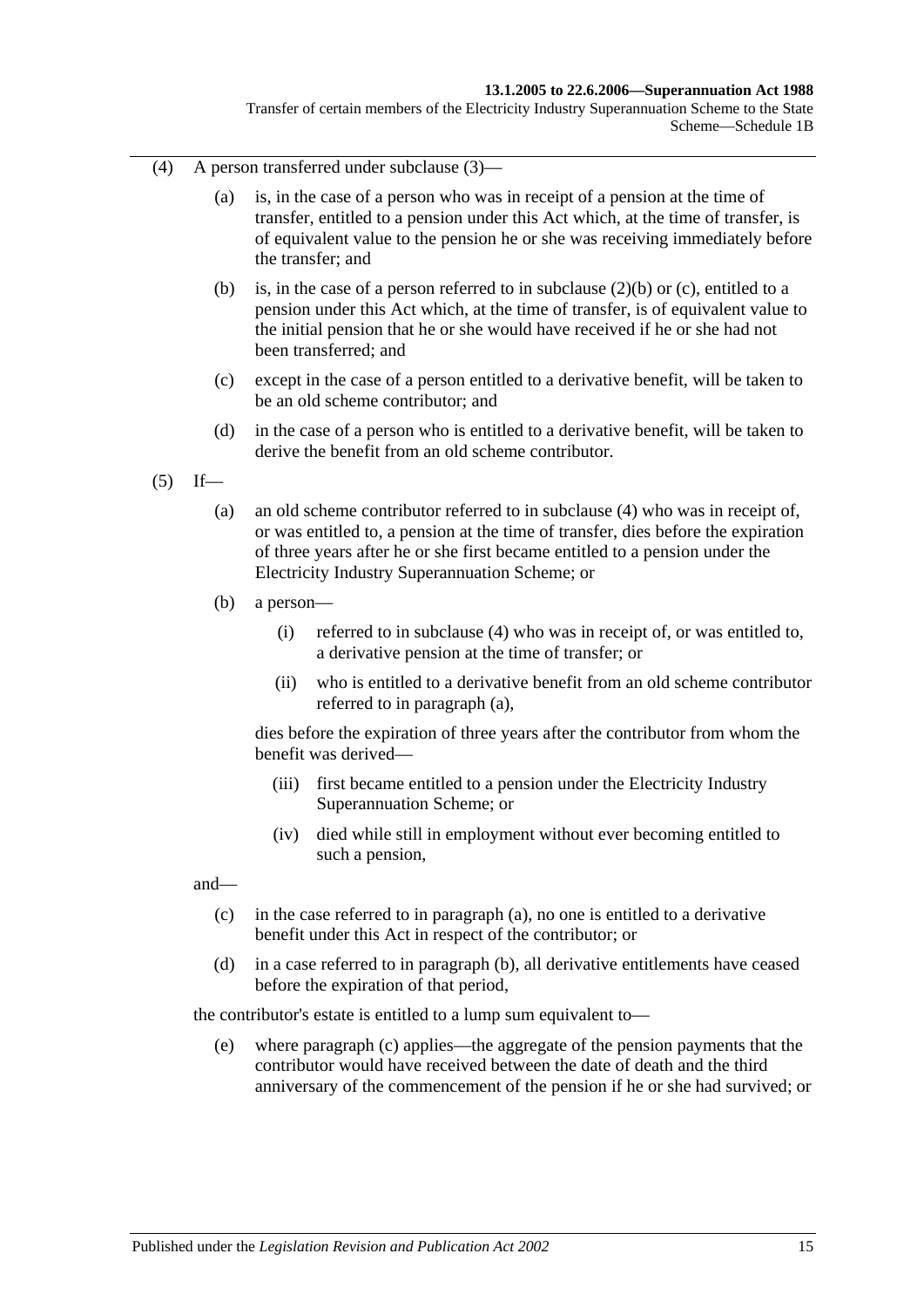(4) A person transferred under subclause (3)—

(a) is, in the case of a person who was in receipt of a pension at the time of transfer, entitled to a pension under this Act which, at the time of transfer, is of equivalent value to the pension he or she was receiving immediately before the transfer; and

(b) is, in the case of a person referred to in subclause (2)(b) or (c), entitled to a pension under this Act which, at the time of transfer, is of equivalent value to the initial pension that he or she would have received if he or she had not been transferred; and

(c) except in the case of a person entitled to a derivative benefit, will be taken to be an old scheme contributor; and

(d) in the case of a person who is entitled to a derivative benefit, will be taken to derive the benefit from an old scheme contributor.

(5) If—

(a) an old scheme contributor referred to in subclause (4) who was in receipt of, or was entitled to, a pension at the time of transfer, dies before the expiration of three years after he or she first became entitled to a pension under the Electricity Industry Superannuation Scheme; or

(b) a person—

(i) referred to in subclause (4) who was in receipt of, or was entitled to, a derivative pension at the time of transfer; or

(ii) who is entitled to a derivative benefit from an old scheme contributor referred to in paragraph (a),

dies before the expiration of three years after the contributor from whom the benefit was derived—

(iii) first became entitled to a pension under the Electricity Industry Superannuation Scheme; or

(iv) died while still in employment without ever becoming entitled to such a pension,

and—

(c) in the case referred to in paragraph (a), no one is entitled to a derivative benefit under this Act in respect of the contributor; or

(d) in a case referred to in paragraph (b), all derivative entitlements have ceased before the expiration of that period,

the contributor's estate is entitled to a lump sum equivalent to—

(e) where paragraph (c) applies—the aggregate of the pension payments that the contributor would have received between the date of death and the third anniversary of the commencement of the pension if he or she had survived; or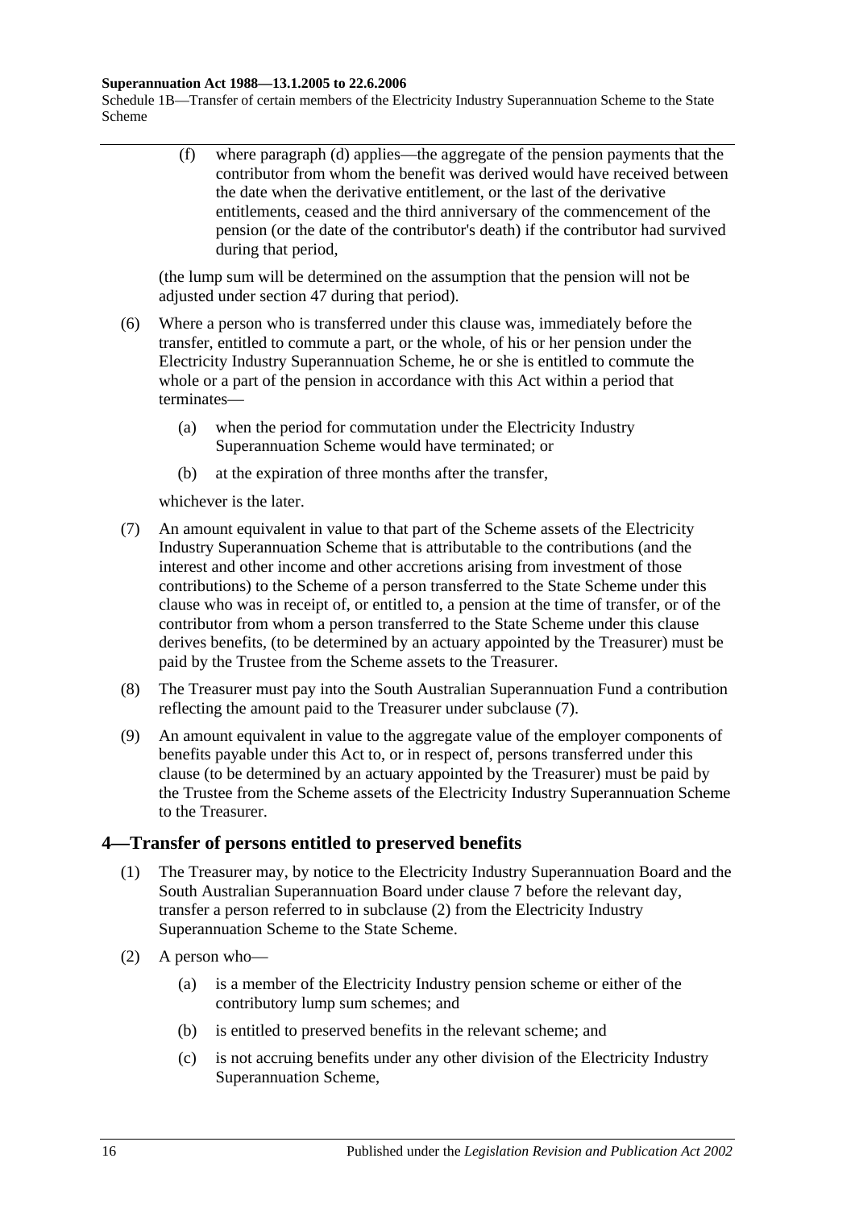(f) where paragraph (d) applies—the aggregate of the pension payments that the contributor from whom the benefit was derived would have received between the date when the derivative entitlement, or the last of the derivative entitlements, ceased and the third anniversary of the commencement of the pension (or the date of the contributor's death) if the contributor had survived during that period,

(the lump sum will be determined on the assumption that the pension will not be adjusted under section 47 during that period).

(6) Where a person who is transferred under this clause was, immediately before the transfer, entitled to commute a part, or the whole, of his or her pension under the Electricity Industry Superannuation Scheme, he or she is entitled to commute the whole or a part of the pension in accordance with this Act within a period that terminates—

(a) when the period for commutation under the Electricity Industry Superannuation Scheme would have terminated; or

(b) at the expiration of three months after the transfer,

whichever is the later.

(7) An amount equivalent in value to that part of the Scheme assets of the Electricity Industry Superannuation Scheme that is attributable to the contributions (and the interest and other income and other accretions arising from investment of those contributions) to the Scheme of a person transferred to the State Scheme under this clause who was in receipt of, or entitled to, a pension at the time of transfer, or of the contributor from whom a person transferred to the State Scheme under this clause derives benefits, (to be determined by an actuary appointed by the Treasurer) must be paid by the Trustee from the Scheme assets to the Treasurer.

(8) The Treasurer must pay into the South Australian Superannuation Fund a contribution reflecting the amount paid to the Treasurer under subclause (7).

(9) An amount equivalent in value to the aggregate value of the employer components of benefits payable under this Act to, or in respect of, persons transferred under this clause (to be determined by an actuary appointed by the Treasurer) must be paid by the Trustee from the Scheme assets of the Electricity Industry Superannuation Scheme to the Treasurer.

## 4—Transfer of persons entitled to preserved benefits

(1) The Treasurer may, by notice to the Electricity Industry Superannuation Board and the South Australian Superannuation Board under clause 7 before the relevant day, transfer a person referred to in subclause (2) from the Electricity Industry Superannuation Scheme to the State Scheme.

(2) A person who—

(a) is a member of the Electricity Industry pension scheme or either of the contributory lump sum schemes; and

(b) is entitled to preserved benefits in the relevant scheme; and

(c) is not accruing benefits under any other division of the Electricity Industry Superannuation Scheme,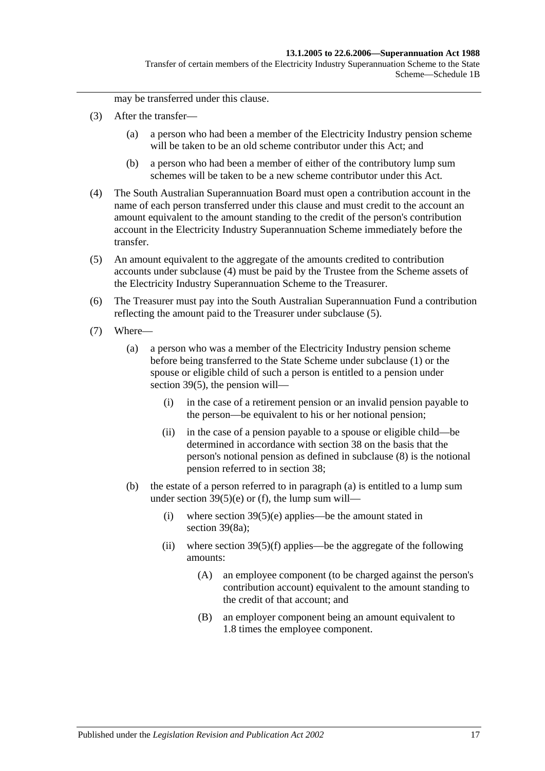may be transferred under this clause.

(3) After the transfer—

(a) a person who had been a member of the Electricity Industry pension scheme will be taken to be an old scheme contributor under this Act; and

(b) a person who had been a member of either of the contributory lump sum schemes will be taken to be a new scheme contributor under this Act.

(4) The South Australian Superannuation Board must open a contribution account in the name of each person transferred under this clause and must credit to the account an amount equivalent to the amount standing to the credit of the person's contribution account in the Electricity Industry Superannuation Scheme immediately before the transfer.

(5) An amount equivalent to the aggregate of the amounts credited to contribution accounts under subclause (4) must be paid by the Trustee from the Scheme assets of the Electricity Industry Superannuation Scheme to the Treasurer.

(6) The Treasurer must pay into the South Australian Superannuation Fund a contribution reflecting the amount paid to the Treasurer under subclause (5).

(7) Where—

(a) a person who was a member of the Electricity Industry pension scheme before being transferred to the State Scheme under subclause (1) or the spouse or eligible child of such a person is entitled to a pension under section 39(5), the pension will—

(i) in the case of a retirement pension or an invalid pension payable to the person—be equivalent to his or her notional pension;

(ii) in the case of a pension payable to a spouse or eligible child—be determined in accordance with section 38 on the basis that the person's notional pension as defined in subclause (8) is the notional pension referred to in section 38;

(b) the estate of a person referred to in paragraph (a) is entitled to a lump sum under section 39(5)(e) or (f), the lump sum will—

(i) where section 39(5)(e) applies—be the amount stated in section 39(8a);

(ii) where section 39(5)(f) applies—be the aggregate of the following amounts:

(A) an employee component (to be charged against the person's contribution account) equivalent to the amount standing to the credit of that account; and

(B) an employer component being an amount equivalent to 1.8 times the employee component.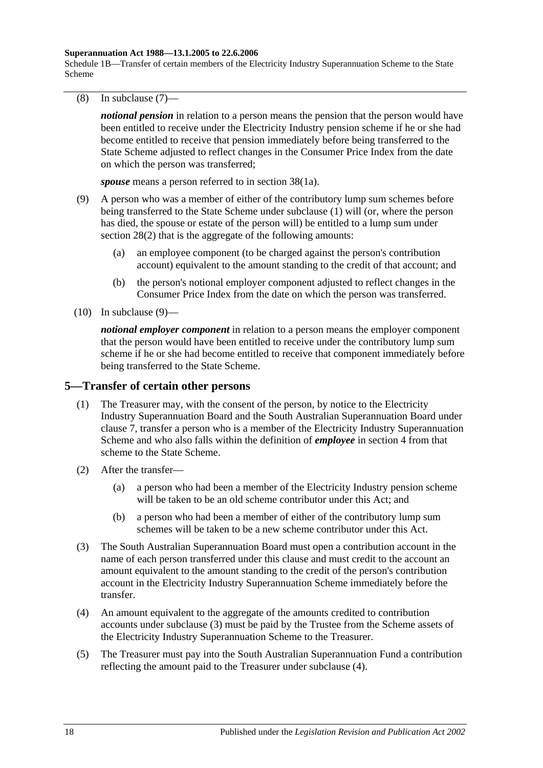(8) In subclause (7)—

*notional pension* in relation to a person means the pension that the person would have been entitled to receive under the Electricity Industry pension scheme if he or she had become entitled to receive that pension immediately before being transferred to the State Scheme adjusted to reflect changes in the Consumer Price Index from the date on which the person was transferred;

*spouse* means a person referred to in section 38(1a).

(9) A person who was a member of either of the contributory lump sum schemes before being transferred to the State Scheme under subclause (1) will (or, where the person has died, the spouse or estate of the person will) be entitled to a lump sum under section 28(2) that is the aggregate of the following amounts:

(a) an employee component (to be charged against the person's contribution account) equivalent to the amount standing to the credit of that account; and

(b) the person's notional employer component adjusted to reflect changes in the Consumer Price Index from the date on which the person was transferred.

(10) In subclause (9)—

*notional employer component* in relation to a person means the employer component that the person would have been entitled to receive under the contributory lump sum scheme if he or she had become entitled to receive that component immediately before being transferred to the State Scheme.

## 5—Transfer of certain other persons

(1) The Treasurer may, with the consent of the person, by notice to the Electricity Industry Superannuation Board and the South Australian Superannuation Board under clause 7, transfer a person who is a member of the Electricity Industry Superannuation Scheme and who also falls within the definition of ***employee*** in section 4 from that scheme to the State Scheme.

(2) After the transfer—

(a) a person who had been a member of the Electricity Industry pension scheme will be taken to be an old scheme contributor under this Act; and

(b) a person who had been a member of either of the contributory lump sum schemes will be taken to be a new scheme contributor under this Act.

(3) The South Australian Superannuation Board must open a contribution account in the name of each person transferred under this clause and must credit to the account an amount equivalent to the amount standing to the credit of the person's contribution account in the Electricity Industry Superannuation Scheme immediately before the transfer.

(4) An amount equivalent to the aggregate of the amounts credited to contribution accounts under subclause (3) must be paid by the Trustee from the Scheme assets of the Electricity Industry Superannuation Scheme to the Treasurer.

(5) The Treasurer must pay into the South Australian Superannuation Fund a contribution reflecting the amount paid to the Treasurer under subclause (4).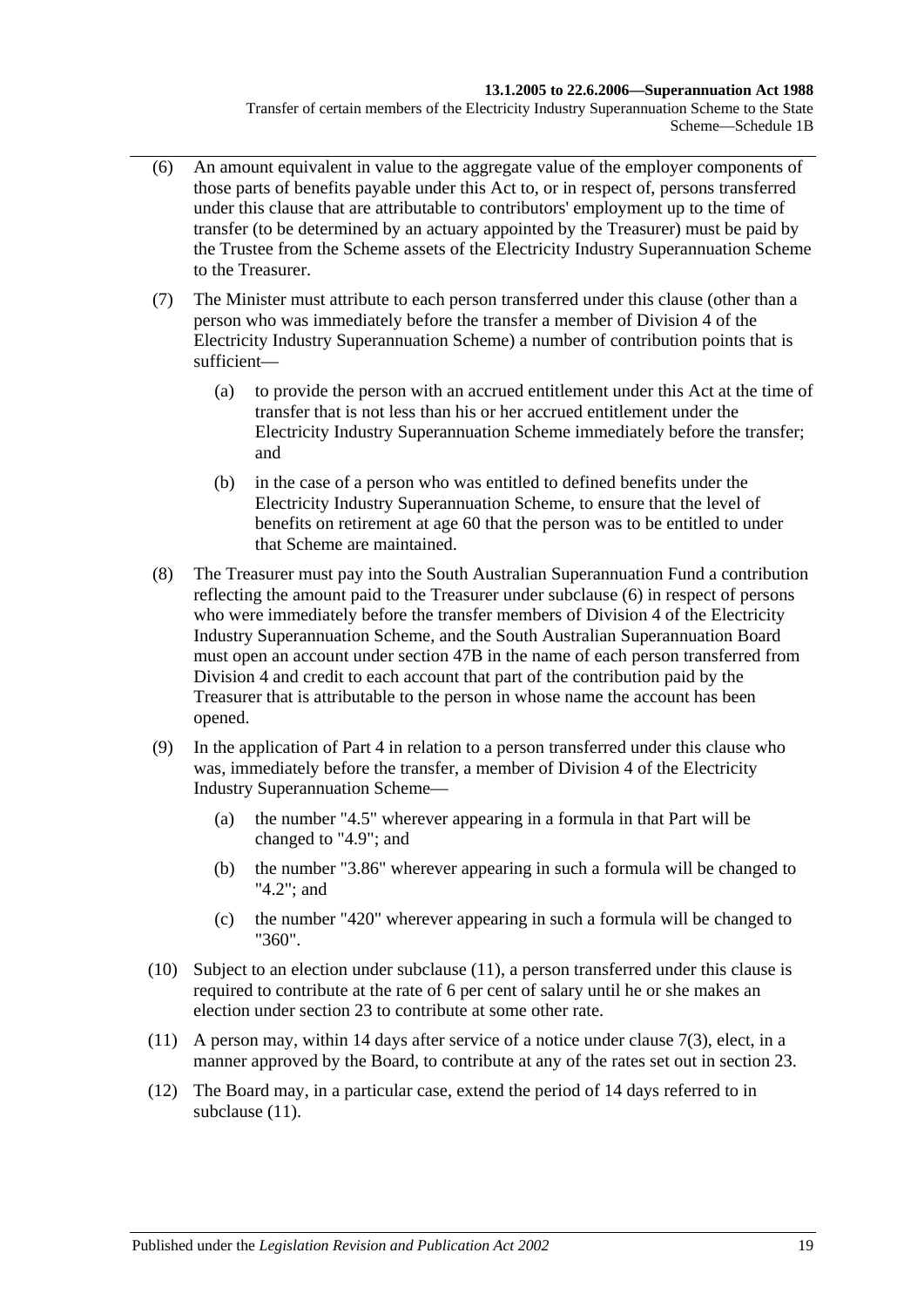(6) An amount equivalent in value to the aggregate value of the employer components of those parts of benefits payable under this Act to, or in respect of, persons transferred under this clause that are attributable to contributors' employment up to the time of transfer (to be determined by an actuary appointed by the Treasurer) must be paid by the Trustee from the Scheme assets of the Electricity Industry Superannuation Scheme to the Treasurer.

(7) The Minister must attribute to each person transferred under this clause (other than a person who was immediately before the transfer a member of Division 4 of the Electricity Industry Superannuation Scheme) a number of contribution points that is sufficient—

(a) to provide the person with an accrued entitlement under this Act at the time of transfer that is not less than his or her accrued entitlement under the Electricity Industry Superannuation Scheme immediately before the transfer; and

(b) in the case of a person who was entitled to defined benefits under the Electricity Industry Superannuation Scheme, to ensure that the level of benefits on retirement at age 60 that the person was to be entitled to under that Scheme are maintained.

(8) The Treasurer must pay into the South Australian Superannuation Fund a contribution reflecting the amount paid to the Treasurer under subclause (6) in respect of persons who were immediately before the transfer members of Division 4 of the Electricity Industry Superannuation Scheme, and the South Australian Superannuation Board must open an account under section 47B in the name of each person transferred from Division 4 and credit to each account that part of the contribution paid by the Treasurer that is attributable to the person in whose name the account has been opened.

(9) In the application of Part 4 in relation to a person transferred under this clause who was, immediately before the transfer, a member of Division 4 of the Electricity Industry Superannuation Scheme—

(a) the number "4.5" wherever appearing in a formula in that Part will be changed to "4.9"; and

(b) the number "3.86" wherever appearing in such a formula will be changed to "4.2"; and

(c) the number "420" wherever appearing in such a formula will be changed to "360".

(10) Subject to an election under subclause (11), a person transferred under this clause is required to contribute at the rate of 6 per cent of salary until he or she makes an election under section 23 to contribute at some other rate.

(11) A person may, within 14 days after service of a notice under clause 7(3), elect, in a manner approved by the Board, to contribute at any of the rates set out in section 23.

(12) The Board may, in a particular case, extend the period of 14 days referred to in subclause (11).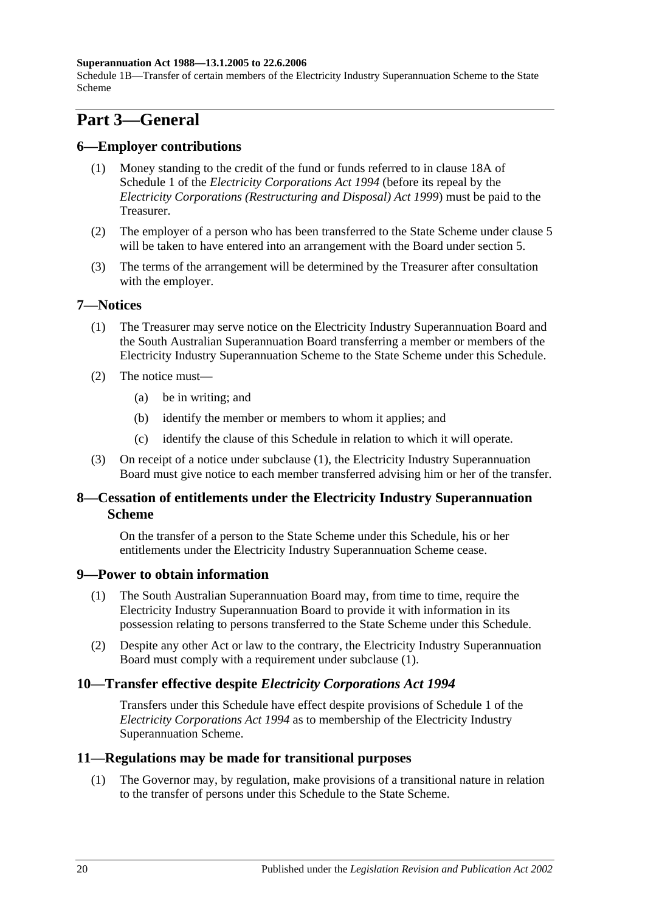# Part 3—General

## 6—Employer contributions

(1) Money standing to the credit of the fund or funds referred to in clause 18A of Schedule 1 of the *Electricity Corporations Act 1994* (before its repeal by the *Electricity Corporations (Restructuring and Disposal) Act 1999*) must be paid to the Treasurer.

(2) The employer of a person who has been transferred to the State Scheme under clause 5 will be taken to have entered into an arrangement with the Board under section 5.

(3) The terms of the arrangement will be determined by the Treasurer after consultation with the employer.

## 7—Notices

(1) The Treasurer may serve notice on the Electricity Industry Superannuation Board and the South Australian Superannuation Board transferring a member or members of the Electricity Industry Superannuation Scheme to the State Scheme under this Schedule.

(2) The notice must—

- (a) be in writing; and
- (b) identify the member or members to whom it applies; and
- (c) identify the clause of this Schedule in relation to which it will operate.

(3) On receipt of a notice under subclause (1), the Electricity Industry Superannuation Board must give notice to each member transferred advising him or her of the transfer.

## 8—Cessation of entitlements under the Electricity Industry Superannuation Scheme

On the transfer of a person to the State Scheme under this Schedule, his or her entitlements under the Electricity Industry Superannuation Scheme cease.

## 9—Power to obtain information

(1) The South Australian Superannuation Board may, from time to time, require the Electricity Industry Superannuation Board to provide it with information in its possession relating to persons transferred to the State Scheme under this Schedule.

(2) Despite any other Act or law to the contrary, the Electricity Industry Superannuation Board must comply with a requirement under subclause (1).

## 10—Transfer effective despite *Electricity Corporations Act 1994*

Transfers under this Schedule have effect despite provisions of Schedule 1 of the *Electricity Corporations Act 1994* as to membership of the Electricity Industry Superannuation Scheme.

## 11—Regulations may be made for transitional purposes

(1) The Governor may, by regulation, make provisions of a transitional nature in relation to the transfer of persons under this Schedule to the State Scheme.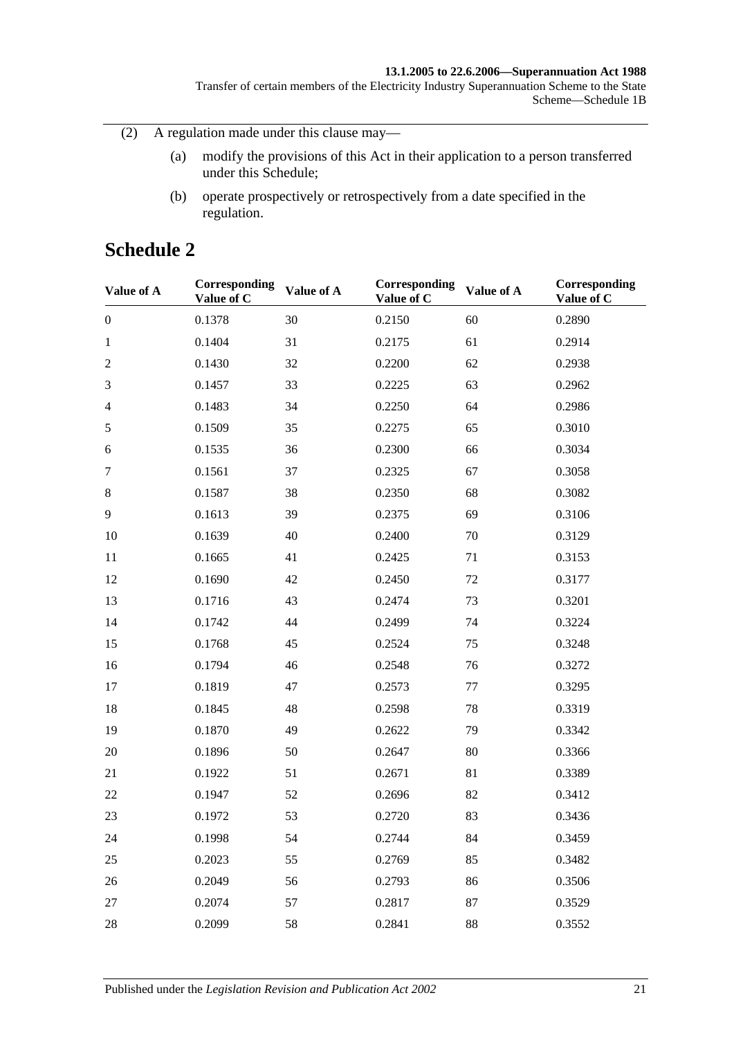(2) A regulation made under this clause may—

(a) modify the provisions of this Act in their application to a person transferred under this Schedule;

(b) operate prospectively or retrospectively from a date specified in the regulation.

# Schedule 2

| Value of A | Corresponding Value of C | Value of A | Corresponding Value of C | Value of A | Corresponding Value of C |
|---|---|---|---|---|---|
| 0 | 0.1378 | 30 | 0.2150 | 60 | 0.2890 |
| 1 | 0.1404 | 31 | 0.2175 | 61 | 0.2914 |
| 2 | 0.1430 | 32 | 0.2200 | 62 | 0.2938 |
| 3 | 0.1457 | 33 | 0.2225 | 63 | 0.2962 |
| 4 | 0.1483 | 34 | 0.2250 | 64 | 0.2986 |
| 5 | 0.1509 | 35 | 0.2275 | 65 | 0.3010 |
| 6 | 0.1535 | 36 | 0.2300 | 66 | 0.3034 |
| 7 | 0.1561 | 37 | 0.2325 | 67 | 0.3058 |
| 8 | 0.1587 | 38 | 0.2350 | 68 | 0.3082 |
| 9 | 0.1613 | 39 | 0.2375 | 69 | 0.3106 |
| 10 | 0.1639 | 40 | 0.2400 | 70 | 0.3129 |
| 11 | 0.1665 | 41 | 0.2425 | 71 | 0.3153 |
| 12 | 0.1690 | 42 | 0.2450 | 72 | 0.3177 |
| 13 | 0.1716 | 43 | 0.2474 | 73 | 0.3201 |
| 14 | 0.1742 | 44 | 0.2499 | 74 | 0.3224 |
| 15 | 0.1768 | 45 | 0.2524 | 75 | 0.3248 |
| 16 | 0.1794 | 46 | 0.2548 | 76 | 0.3272 |
| 17 | 0.1819 | 47 | 0.2573 | 77 | 0.3295 |
| 18 | 0.1845 | 48 | 0.2598 | 78 | 0.3319 |
| 19 | 0.1870 | 49 | 0.2622 | 79 | 0.3342 |
| 20 | 0.1896 | 50 | 0.2647 | 80 | 0.3366 |
| 21 | 0.1922 | 51 | 0.2671 | 81 | 0.3389 |
| 22 | 0.1947 | 52 | 0.2696 | 82 | 0.3412 |
| 23 | 0.1972 | 53 | 0.2720 | 83 | 0.3436 |
| 24 | 0.1998 | 54 | 0.2744 | 84 | 0.3459 |
| 25 | 0.2023 | 55 | 0.2769 | 85 | 0.3482 |
| 26 | 0.2049 | 56 | 0.2793 | 86 | 0.3506 |
| 27 | 0.2074 | 57 | 0.2817 | 87 | 0.3529 |
| 28 | 0.2099 | 58 | 0.2841 | 88 | 0.3552 |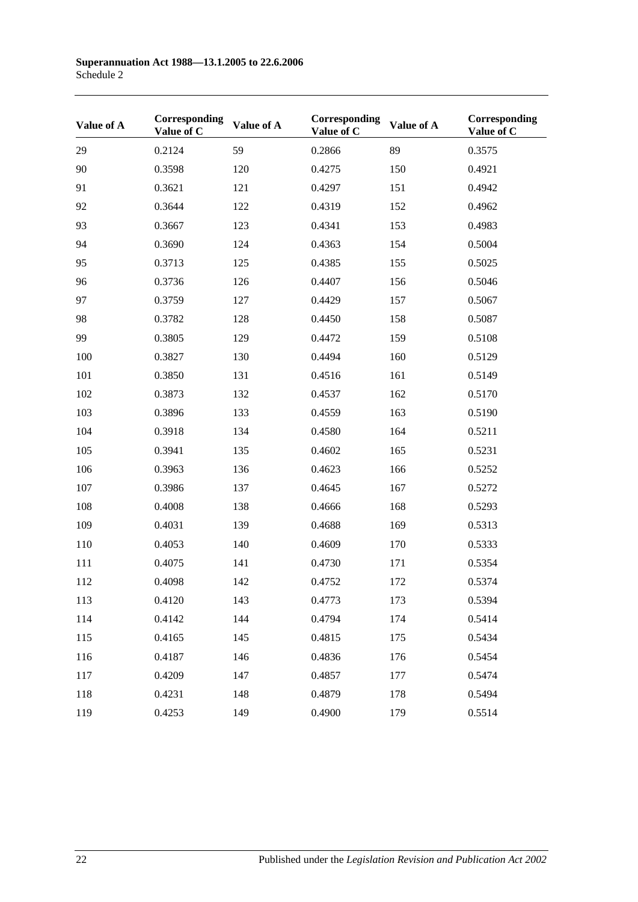| Value of A | Corresponding Value of C | Value of A | Corresponding Value of C | Value of A | Corresponding Value of C |
|---|---|---|---|---|---|
| 29 | 0.2124 | 59 | 0.2866 | 89 | 0.3575 |
| 90 | 0.3598 | 120 | 0.4275 | 150 | 0.4921 |
| 91 | 0.3621 | 121 | 0.4297 | 151 | 0.4942 |
| 92 | 0.3644 | 122 | 0.4319 | 152 | 0.4962 |
| 93 | 0.3667 | 123 | 0.4341 | 153 | 0.4983 |
| 94 | 0.3690 | 124 | 0.4363 | 154 | 0.5004 |
| 95 | 0.3713 | 125 | 0.4385 | 155 | 0.5025 |
| 96 | 0.3736 | 126 | 0.4407 | 156 | 0.5046 |
| 97 | 0.3759 | 127 | 0.4429 | 157 | 0.5067 |
| 98 | 0.3782 | 128 | 0.4450 | 158 | 0.5087 |
| 99 | 0.3805 | 129 | 0.4472 | 159 | 0.5108 |
| 100 | 0.3827 | 130 | 0.4494 | 160 | 0.5129 |
| 101 | 0.3850 | 131 | 0.4516 | 161 | 0.5149 |
| 102 | 0.3873 | 132 | 0.4537 | 162 | 0.5170 |
| 103 | 0.3896 | 133 | 0.4559 | 163 | 0.5190 |
| 104 | 0.3918 | 134 | 0.4580 | 164 | 0.5211 |
| 105 | 0.3941 | 135 | 0.4602 | 165 | 0.5231 |
| 106 | 0.3963 | 136 | 0.4623 | 166 | 0.5252 |
| 107 | 0.3986 | 137 | 0.4645 | 167 | 0.5272 |
| 108 | 0.4008 | 138 | 0.4666 | 168 | 0.5293 |
| 109 | 0.4031 | 139 | 0.4688 | 169 | 0.5313 |
| 110 | 0.4053 | 140 | 0.4609 | 170 | 0.5333 |
| 111 | 0.4075 | 141 | 0.4730 | 171 | 0.5354 |
| 112 | 0.4098 | 142 | 0.4752 | 172 | 0.5374 |
| 113 | 0.4120 | 143 | 0.4773 | 173 | 0.5394 |
| 114 | 0.4142 | 144 | 0.4794 | 174 | 0.5414 |
| 115 | 0.4165 | 145 | 0.4815 | 175 | 0.5434 |
| 116 | 0.4187 | 146 | 0.4836 | 176 | 0.5454 |
| 117 | 0.4209 | 147 | 0.4857 | 177 | 0.5474 |
| 118 | 0.4231 | 148 | 0.4879 | 178 | 0.5494 |
| 119 | 0.4253 | 149 | 0.4900 | 179 | 0.5514 |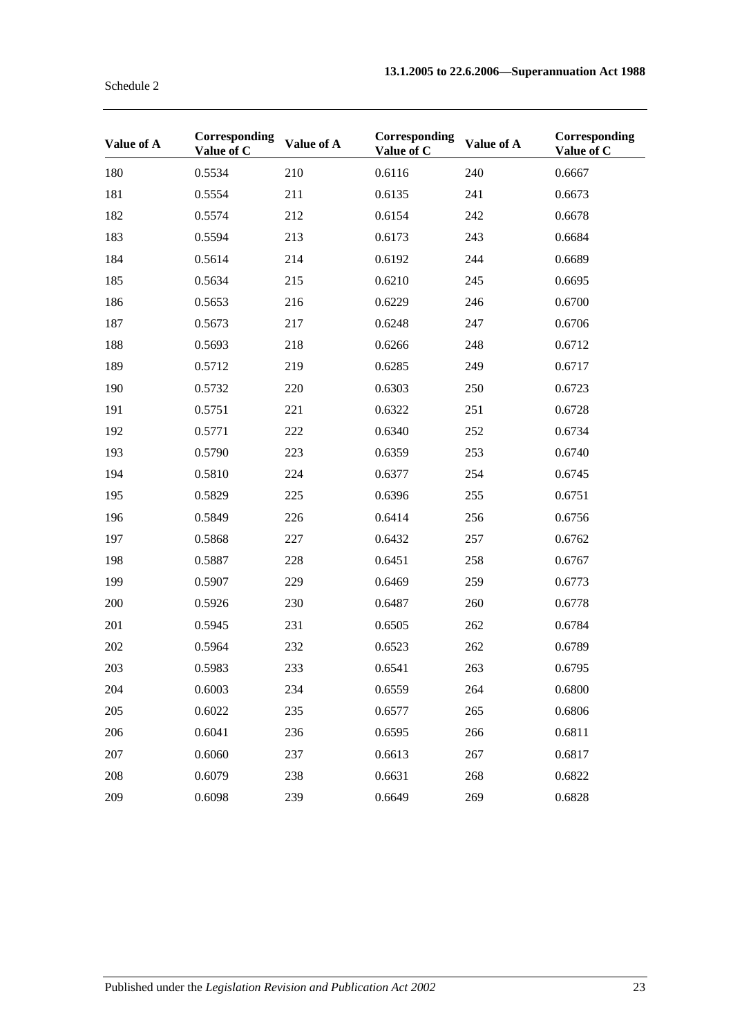| Value of A | Corresponding Value of C | Value of A | Corresponding Value of C | Value of A | Corresponding Value of C |
|---|---|---|---|---|---|
| 180 | 0.5534 | 210 | 0.6116 | 240 | 0.6667 |
| 181 | 0.5554 | 211 | 0.6135 | 241 | 0.6673 |
| 182 | 0.5574 | 212 | 0.6154 | 242 | 0.6678 |
| 183 | 0.5594 | 213 | 0.6173 | 243 | 0.6684 |
| 184 | 0.5614 | 214 | 0.6192 | 244 | 0.6689 |
| 185 | 0.5634 | 215 | 0.6210 | 245 | 0.6695 |
| 186 | 0.5653 | 216 | 0.6229 | 246 | 0.6700 |
| 187 | 0.5673 | 217 | 0.6248 | 247 | 0.6706 |
| 188 | 0.5693 | 218 | 0.6266 | 248 | 0.6712 |
| 189 | 0.5712 | 219 | 0.6285 | 249 | 0.6717 |
| 190 | 0.5732 | 220 | 0.6303 | 250 | 0.6723 |
| 191 | 0.5751 | 221 | 0.6322 | 251 | 0.6728 |
| 192 | 0.5771 | 222 | 0.6340 | 252 | 0.6734 |
| 193 | 0.5790 | 223 | 0.6359 | 253 | 0.6740 |
| 194 | 0.5810 | 224 | 0.6377 | 254 | 0.6745 |
| 195 | 0.5829 | 225 | 0.6396 | 255 | 0.6751 |
| 196 | 0.5849 | 226 | 0.6414 | 256 | 0.6756 |
| 197 | 0.5868 | 227 | 0.6432 | 257 | 0.6762 |
| 198 | 0.5887 | 228 | 0.6451 | 258 | 0.6767 |
| 199 | 0.5907 | 229 | 0.6469 | 259 | 0.6773 |
| 200 | 0.5926 | 230 | 0.6487 | 260 | 0.6778 |
| 201 | 0.5945 | 231 | 0.6505 | 262 | 0.6784 |
| 202 | 0.5964 | 232 | 0.6523 | 262 | 0.6789 |
| 203 | 0.5983 | 233 | 0.6541 | 263 | 0.6795 |
| 204 | 0.6003 | 234 | 0.6559 | 264 | 0.6800 |
| 205 | 0.6022 | 235 | 0.6577 | 265 | 0.6806 |
| 206 | 0.6041 | 236 | 0.6595 | 266 | 0.6811 |
| 207 | 0.6060 | 237 | 0.6613 | 267 | 0.6817 |
| 208 | 0.6079 | 238 | 0.6631 | 268 | 0.6822 |
| 209 | 0.6098 | 239 | 0.6649 | 269 | 0.6828 |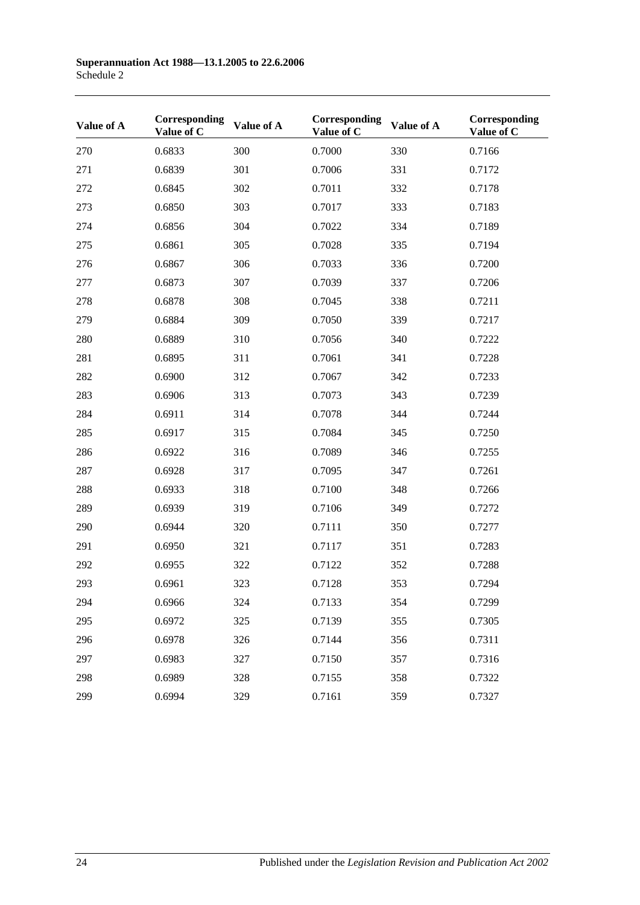| Value of A | Corresponding Value of C | Value of A | Corresponding Value of C | Value of A | Corresponding Value of C |
|---|---|---|---|---|---|
| 270 | 0.6833 | 300 | 0.7000 | 330 | 0.7166 |
| 271 | 0.6839 | 301 | 0.7006 | 331 | 0.7172 |
| 272 | 0.6845 | 302 | 0.7011 | 332 | 0.7178 |
| 273 | 0.6850 | 303 | 0.7017 | 333 | 0.7183 |
| 274 | 0.6856 | 304 | 0.7022 | 334 | 0.7189 |
| 275 | 0.6861 | 305 | 0.7028 | 335 | 0.7194 |
| 276 | 0.6867 | 306 | 0.7033 | 336 | 0.7200 |
| 277 | 0.6873 | 307 | 0.7039 | 337 | 0.7206 |
| 278 | 0.6878 | 308 | 0.7045 | 338 | 0.7211 |
| 279 | 0.6884 | 309 | 0.7050 | 339 | 0.7217 |
| 280 | 0.6889 | 310 | 0.7056 | 340 | 0.7222 |
| 281 | 0.6895 | 311 | 0.7061 | 341 | 0.7228 |
| 282 | 0.6900 | 312 | 0.7067 | 342 | 0.7233 |
| 283 | 0.6906 | 313 | 0.7073 | 343 | 0.7239 |
| 284 | 0.6911 | 314 | 0.7078 | 344 | 0.7244 |
| 285 | 0.6917 | 315 | 0.7084 | 345 | 0.7250 |
| 286 | 0.6922 | 316 | 0.7089 | 346 | 0.7255 |
| 287 | 0.6928 | 317 | 0.7095 | 347 | 0.7261 |
| 288 | 0.6933 | 318 | 0.7100 | 348 | 0.7266 |
| 289 | 0.6939 | 319 | 0.7106 | 349 | 0.7272 |
| 290 | 0.6944 | 320 | 0.7111 | 350 | 0.7277 |
| 291 | 0.6950 | 321 | 0.7117 | 351 | 0.7283 |
| 292 | 0.6955 | 322 | 0.7122 | 352 | 0.7288 |
| 293 | 0.6961 | 323 | 0.7128 | 353 | 0.7294 |
| 294 | 0.6966 | 324 | 0.7133 | 354 | 0.7299 |
| 295 | 0.6972 | 325 | 0.7139 | 355 | 0.7305 |
| 296 | 0.6978 | 326 | 0.7144 | 356 | 0.7311 |
| 297 | 0.6983 | 327 | 0.7150 | 357 | 0.7316 |
| 298 | 0.6989 | 328 | 0.7155 | 358 | 0.7322 |
| 299 | 0.6994 | 329 | 0.7161 | 359 | 0.7327 |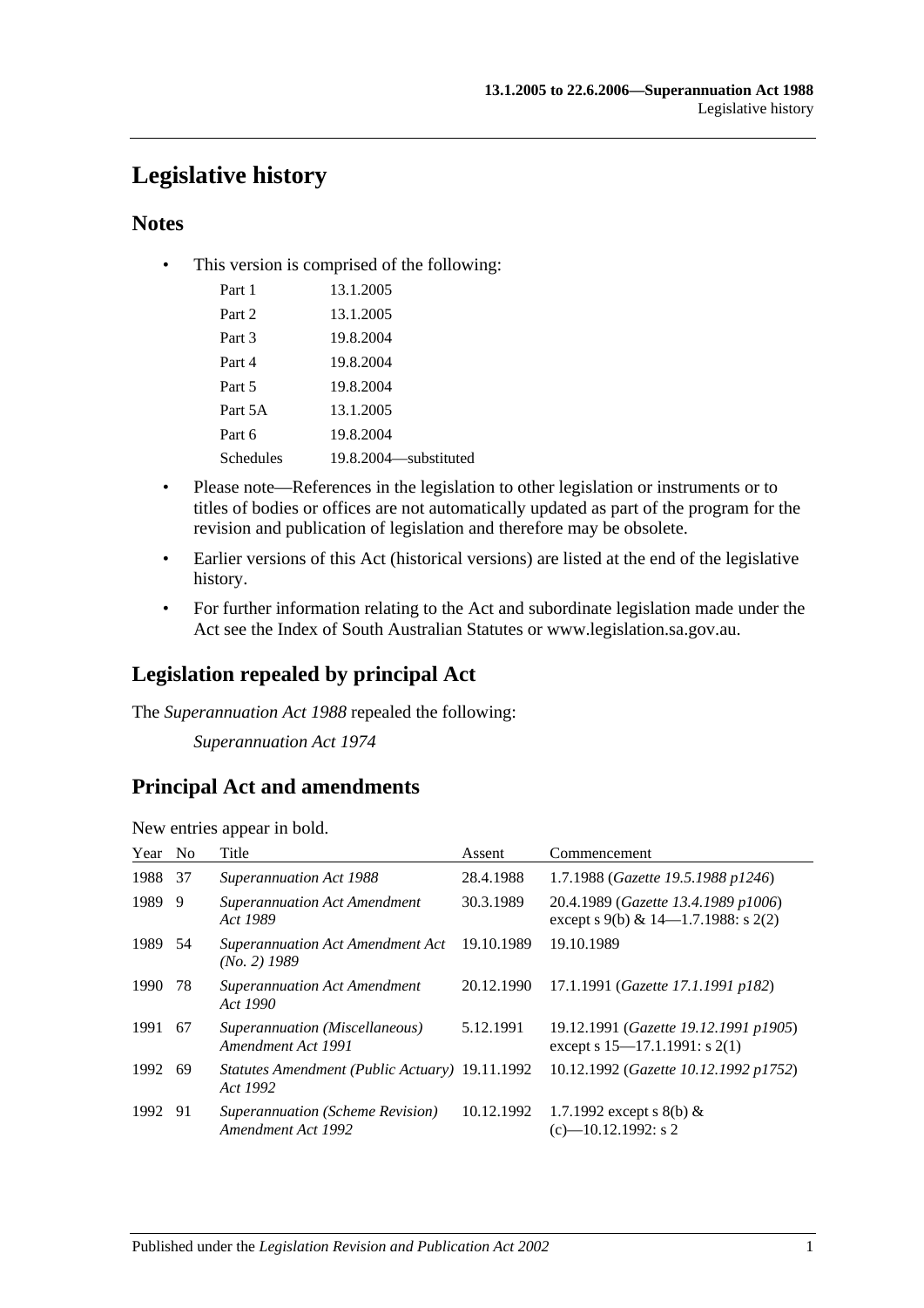# Legislative history

## Notes

- This version is comprised of the following:

| | |
|---|---|
| Part 1 | 13.1.2005 |
| Part 2 | 13.1.2005 |
| Part 3 | 19.8.2004 |
| Part 4 | 19.8.2004 |
| Part 5 | 19.8.2004 |
| Part 5A | 13.1.2005 |
| Part 6 | 19.8.2004 |
| Schedules | 19.8.2004—substituted |

- Please note—References in the legislation to other legislation or instruments or to titles of bodies or offices are not automatically updated as part of the program for the revision and publication of legislation and therefore may be obsolete.
- Earlier versions of this Act (historical versions) are listed at the end of the legislative history.
- For further information relating to the Act and subordinate legislation made under the Act see the Index of South Australian Statutes or www.legislation.sa.gov.au.

## Legislation repealed by principal Act

The *Superannuation Act 1988* repealed the following:

*Superannuation Act 1974*

## Principal Act and amendments

New entries appear in bold.

| Year | No | Title | Assent | Commencement |
|---|---|---|---|---|
| 1988 | 37 | *Superannuation Act 1988* | 28.4.1988 | 1.7.1988 (*Gazette 19.5.1988 p1246*) |
| 1989 | 9 | *Superannuation Act Amendment Act 1989* | 30.3.1989 | 20.4.1989 (*Gazette 13.4.1989 p1006*) except s 9(b) & 14—1.7.1988: s 2(2) |
| 1989 | 54 | *Superannuation Act Amendment Act (No. 2) 1989* | 19.10.1989 | 19.10.1989 |
| 1990 | 78 | *Superannuation Act Amendment Act 1990* | 20.12.1990 | 17.1.1991 (*Gazette 17.1.1991 p182*) |
| 1991 | 67 | *Superannuation (Miscellaneous) Amendment Act 1991* | 5.12.1991 | 19.12.1991 (*Gazette 19.12.1991 p1905*) except s 15—17.1.1991: s 2(1) |
| 1992 | 69 | *Statutes Amendment (Public Actuary) Act 1992* | 19.11.1992 | 10.12.1992 (*Gazette 10.12.1992 p1752*) |
| 1992 | 91 | *Superannuation (Scheme Revision) Amendment Act 1992* | 10.12.1992 | 1.7.1992 except s 8(b) & (c)—10.12.1992: s 2 |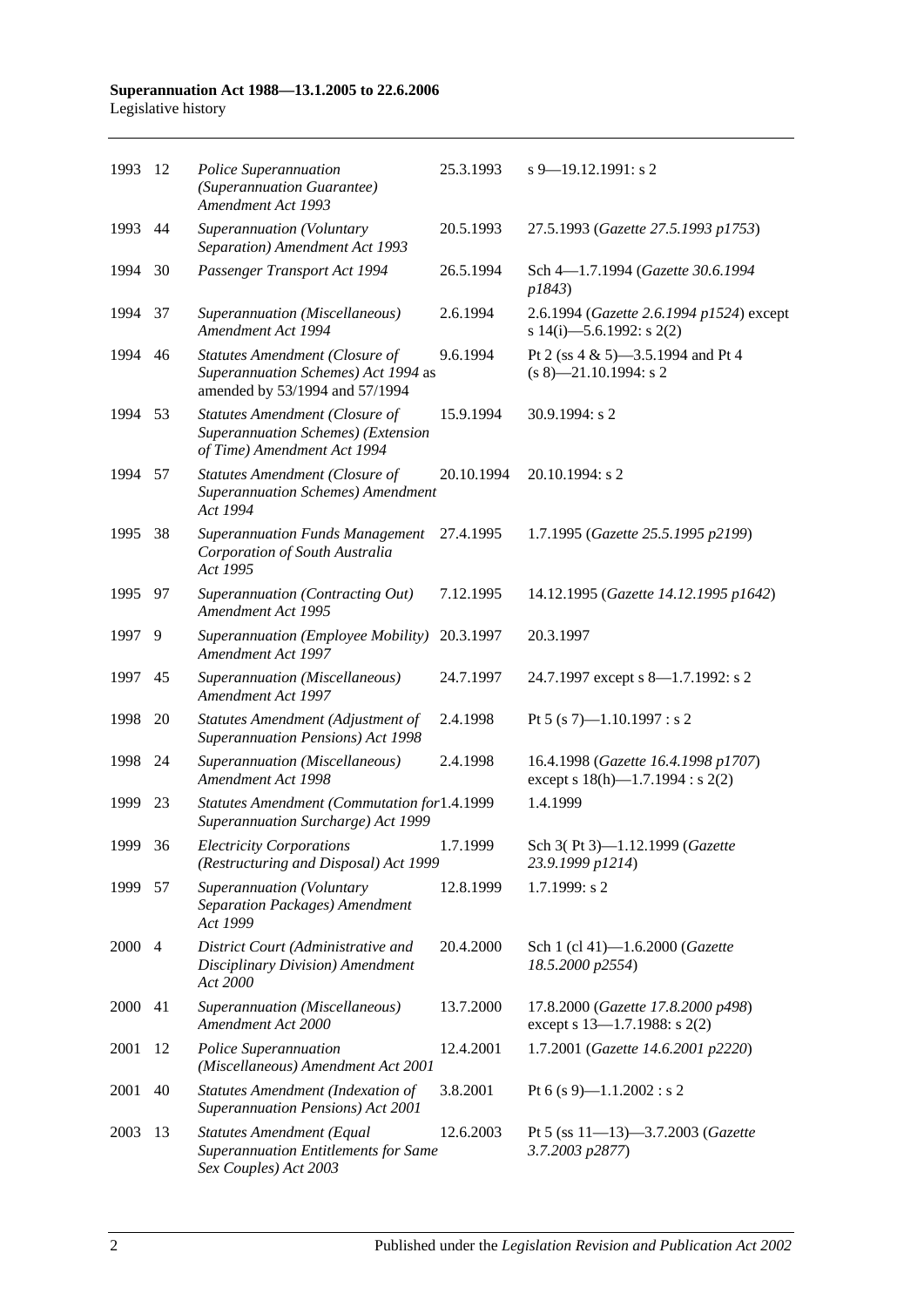| | | | | |
|---|---|---|---|---|
| 1993 | 12 | *Police Superannuation (Superannuation Guarantee) Amendment Act 1993* | 25.3.1993 | s 9—19.12.1991: s 2 |
| 1993 | 44 | *Superannuation (Voluntary Separation) Amendment Act 1993* | 20.5.1993 | 27.5.1993 (*Gazette 27.5.1993 p1753*) |
| 1994 | 30 | *Passenger Transport Act 1994* | 26.5.1994 | Sch 4—1.7.1994 (*Gazette 30.6.1994 p1843*) |
| 1994 | 37 | *Superannuation (Miscellaneous) Amendment Act 1994* | 2.6.1994 | 2.6.1994 (*Gazette 2.6.1994 p1524*) except s 14(i)—5.6.1992: s 2(2) |
| 1994 | 46 | *Statutes Amendment (Closure of Superannuation Schemes) Act 1994* as amended by 53/1994 and 57/1994 | 9.6.1994 | Pt 2 (ss 4 & 5)—3.5.1994 and Pt 4 (s 8)—21.10.1994: s 2 |
| 1994 | 53 | *Statutes Amendment (Closure of Superannuation Schemes) (Extension of Time) Amendment Act 1994* | 15.9.1994 | 30.9.1994: s 2 |
| 1994 | 57 | *Statutes Amendment (Closure of Superannuation Schemes) Amendment Act 1994* | 20.10.1994 | 20.10.1994: s 2 |
| 1995 | 38 | *Superannuation Funds Management Corporation of South Australia Act 1995* | 27.4.1995 | 1.7.1995 (*Gazette 25.5.1995 p2199*) |
| 1995 | 97 | *Superannuation (Contracting Out) Amendment Act 1995* | 7.12.1995 | 14.12.1995 (*Gazette 14.12.1995 p1642*) |
| 1997 | 9 | *Superannuation (Employee Mobility) Amendment Act 1997* | 20.3.1997 | 20.3.1997 |
| 1997 | 45 | *Superannuation (Miscellaneous) Amendment Act 1997* | 24.7.1997 | 24.7.1997 except s 8—1.7.1992: s 2 |
| 1998 | 20 | *Statutes Amendment (Adjustment of Superannuation Pensions) Act 1998* | 2.4.1998 | Pt 5 (s 7)—1.10.1997 : s 2 |
| 1998 | 24 | *Superannuation (Miscellaneous) Amendment Act 1998* | 2.4.1998 | 16.4.1998 (*Gazette 16.4.1998 p1707*) except s 18(h)—1.7.1994 : s 2(2) |
| 1999 | 23 | *Statutes Amendment (Commutation for Superannuation Surcharge) Act 1999* | 1.4.1999 | 1.4.1999 |
| 1999 | 36 | *Electricity Corporations (Restructuring and Disposal) Act 1999* | 1.7.1999 | Sch 3( Pt 3)—1.12.1999 (*Gazette 23.9.1999 p1214*) |
| 1999 | 57 | *Superannuation (Voluntary Separation Packages) Amendment Act 1999* | 12.8.1999 | 1.7.1999: s 2 |
| 2000 | 4 | *District Court (Administrative and Disciplinary Division) Amendment Act 2000* | 20.4.2000 | Sch 1 (cl 41)—1.6.2000 (*Gazette 18.5.2000 p2554*) |
| 2000 | 41 | *Superannuation (Miscellaneous) Amendment Act 2000* | 13.7.2000 | 17.8.2000 (*Gazette 17.8.2000 p498*) except s 13—1.7.1988: s 2(2) |
| 2001 | 12 | *Police Superannuation (Miscellaneous) Amendment Act 2001* | 12.4.2001 | 1.7.2001 (*Gazette 14.6.2001 p2220*) |
| 2001 | 40 | *Statutes Amendment (Indexation of Superannuation Pensions) Act 2001* | 3.8.2001 | Pt 6 (s 9)—1.1.2002 : s 2 |
| 2003 | 13 | *Statutes Amendment (Equal Superannuation Entitlements for Same Sex Couples) Act 2003* | 12.6.2003 | Pt 5 (ss 11—13)—3.7.2003 (*Gazette 3.7.2003 p2877*) |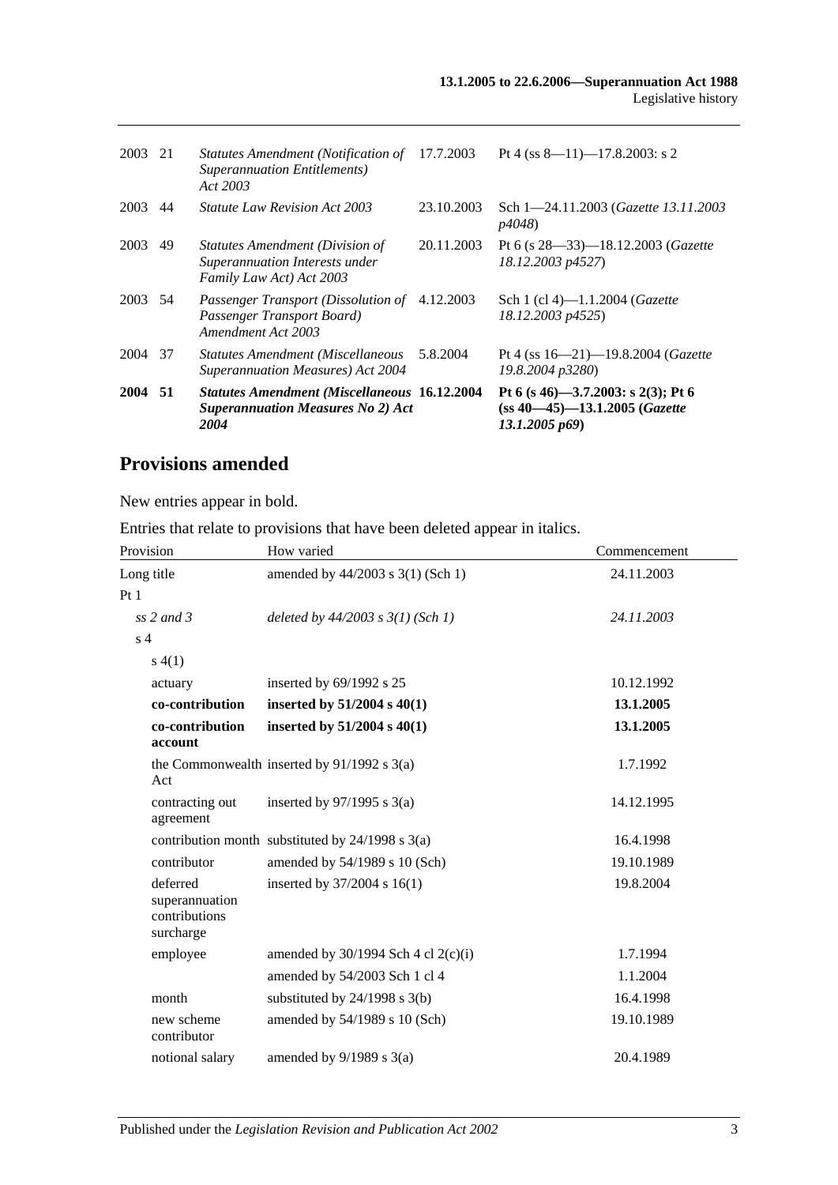| | | | | |
|---|---|---|---|---|
| 2003 | 21 | *Statutes Amendment (Notification of Superannuation Entitlements) Act 2003* | 17.7.2003 | Pt 4 (ss 8—11)—17.8.2003: s 2 |
| 2003 | 44 | *Statute Law Revision Act 2003* | 23.10.2003 | Sch 1—24.11.2003 (*Gazette 13.11.2003 p4048*) |
| 2003 | 49 | *Statutes Amendment (Division of Superannuation Interests under Family Law Act) Act 2003* | 20.11.2003 | Pt 6 (s 28—33)—18.12.2003 (*Gazette 18.12.2003 p4527*) |
| 2003 | 54 | *Passenger Transport (Dissolution of Passenger Transport Board) Amendment Act 2003* | 4.12.2003 | Sch 1 (cl 4)—1.1.2004 (*Gazette 18.12.2003 p4525*) |
| 2004 | 37 | *Statutes Amendment (Miscellaneous Superannuation Measures) Act 2004* | 5.8.2004 | Pt 4 (ss 16—21)—19.8.2004 (*Gazette 19.8.2004 p3280*) |
| **2004** | **51** | ***Statutes Amendment (Miscellaneous Superannuation Measures No 2) Act 2004*** | **16.12.2004** | **Pt 6 (s 46)—3.7.2003: s 2(3); Pt 6 (ss 40—45)—13.1.2005 (*Gazette 13.1.2005 p69*)** |

## Provisions amended

New entries appear in bold.

Entries that relate to provisions that have been deleted appear in italics.

| Provision | How varied | Commencement |
|---|---|---|
| Long title | amended by 44/2003 s 3(1) (Sch 1) | 24.11.2003 |
| Pt 1 | | |
| *ss 2 and 3* | *deleted by 44/2003 s 3(1) (Sch 1)* | *24.11.2003* |
| s 4 | | |
| s 4(1) | | |
| actuary | inserted by 69/1992 s 25 | 10.12.1992 |
| **co-contribution** | **inserted by 51/2004 s 40(1)** | **13.1.2005** |
| **co-contribution account** | **inserted by 51/2004 s 40(1)** | **13.1.2005** |
| the Commonwealth Act | inserted by 91/1992 s 3(a) | 1.7.1992 |
| contracting out agreement | inserted by 97/1995 s 3(a) | 14.12.1995 |
| contribution month | substituted by 24/1998 s 3(a) | 16.4.1998 |
| contributor | amended by 54/1989 s 10 (Sch) | 19.10.1989 |
| deferred superannuation contributions surcharge | inserted by 37/2004 s 16(1) | 19.8.2004 |
| employee | amended by 30/1994 Sch 4 cl 2(c)(i) | 1.7.1994 |
| | amended by 54/2003 Sch 1 cl 4 | 1.1.2004 |
| month | substituted by 24/1998 s 3(b) | 16.4.1998 |
| new scheme contributor | amended by 54/1989 s 10 (Sch) | 19.10.1989 |
| notional salary | amended by 9/1989 s 3(a) | 20.4.1989 |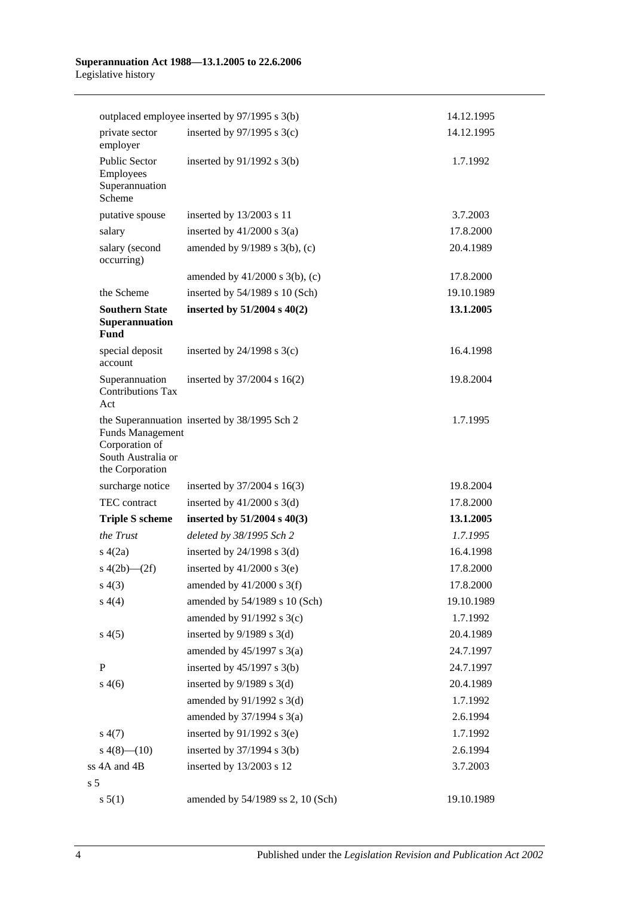| | | |
|---|---|---|
| outplaced employee | inserted by 97/1995 s 3(b) | 14.12.1995 |
| private sector employer | inserted by 97/1995 s 3(c) | 14.12.1995 |
| Public Sector Employees Superannuation Scheme | inserted by 91/1992 s 3(b) | 1.7.1992 |
| putative spouse | inserted by 13/2003 s 11 | 3.7.2003 |
| salary | inserted by 41/2000 s 3(a) | 17.8.2000 |
| salary (second occurring) | amended by 9/1989 s 3(b), (c) | 20.4.1989 |
| | amended by 41/2000 s 3(b), (c) | 17.8.2000 |
| the Scheme | inserted by 54/1989 s 10 (Sch) | 19.10.1989 |
| **Southern State Superannuation Fund** | **inserted by 51/2004 s 40(2)** | **13.1.2005** |
| special deposit account | inserted by 24/1998 s 3(c) | 16.4.1998 |
| Superannuation Contributions Tax Act | inserted by 37/2004 s 16(2) | 19.8.2004 |
| the Superannuation Funds Management Corporation of South Australia or the Corporation | inserted by 38/1995 Sch 2 | 1.7.1995 |
| surcharge notice | inserted by 37/2004 s 16(3) | 19.8.2004 |
| TEC contract | inserted by 41/2000 s 3(d) | 17.8.2000 |
| **Triple S scheme** | **inserted by 51/2004 s 40(3)** | **13.1.2005** |
| *the Trust* | *deleted by 38/1995 Sch 2* | *1.7.1995* |
| s 4(2a) | inserted by 24/1998 s 3(d) | 16.4.1998 |
| s 4(2b)—(2f) | inserted by 41/2000 s 3(e) | 17.8.2000 |
| s 4(3) | amended by 41/2000 s 3(f) | 17.8.2000 |
| s 4(4) | amended by 54/1989 s 10 (Sch) | 19.10.1989 |
| | amended by 91/1992 s 3(c) | 1.7.1992 |
| s 4(5) | inserted by 9/1989 s 3(d) | 20.4.1989 |
| | amended by 45/1997 s 3(a) | 24.7.1997 |
| P | inserted by 45/1997 s 3(b) | 24.7.1997 |
| s 4(6) | inserted by 9/1989 s 3(d) | 20.4.1989 |
| | amended by 91/1992 s 3(d) | 1.7.1992 |
| | amended by 37/1994 s 3(a) | 2.6.1994 |
| s 4(7) | inserted by 91/1992 s 3(e) | 1.7.1992 |
| s 4(8)—(10) | inserted by 37/1994 s 3(b) | 2.6.1994 |
| ss 4A and 4B | inserted by 13/2003 s 12 | 3.7.2003 |
| s 5 | | |
| s 5(1) | amended by 54/1989 ss 2, 10 (Sch) | 19.10.1989 |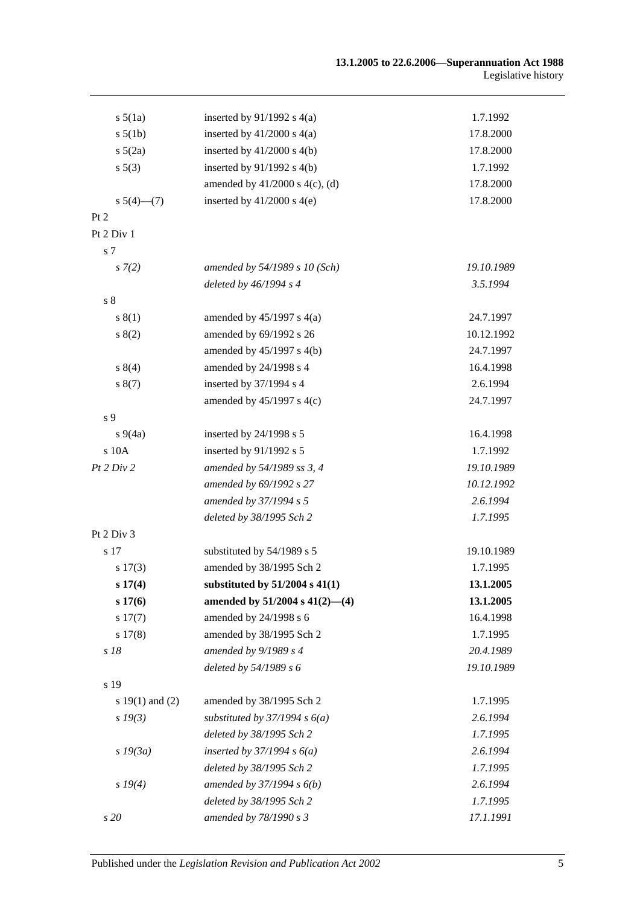| | | |
|---|---|---|
| s 5(1a) | inserted by 91/1992 s 4(a) | 1.7.1992 |
| s 5(1b) | inserted by 41/2000 s 4(a) | 17.8.2000 |
| s 5(2a) | inserted by 41/2000 s 4(b) | 17.8.2000 |
| s 5(3) | inserted by 91/1992 s 4(b) | 1.7.1992 |
| | amended by 41/2000 s 4(c), (d) | 17.8.2000 |
| s 5(4)—(7) | inserted by 41/2000 s 4(e) | 17.8.2000 |
| Pt 2 | | |
| Pt 2 Div 1 | | |
| s 7 | | |
| *s 7(2)* | *amended by 54/1989 s 10 (Sch)* | *19.10.1989* |
| | *deleted by 46/1994 s 4* | *3.5.1994* |
| s 8 | | |
| s 8(1) | amended by 45/1997 s 4(a) | 24.7.1997 |
| s 8(2) | amended by 69/1992 s 26 | 10.12.1992 |
| | amended by 45/1997 s 4(b) | 24.7.1997 |
| s 8(4) | amended by 24/1998 s 4 | 16.4.1998 |
| s 8(7) | inserted by 37/1994 s 4 | 2.6.1994 |
| | amended by 45/1997 s 4(c) | 24.7.1997 |
| s 9 | | |
| s 9(4a) | inserted by 24/1998 s 5 | 16.4.1998 |
| s 10A | inserted by 91/1992 s 5 | 1.7.1992 |
| *Pt 2 Div 2* | *amended by 54/1989 ss 3, 4* | *19.10.1989* |
| | *amended by 69/1992 s 27* | *10.12.1992* |
| | *amended by 37/1994 s 5* | *2.6.1994* |
| | *deleted by 38/1995 Sch 2* | *1.7.1995* |
| Pt 2 Div 3 | | |
| s 17 | substituted by 54/1989 s 5 | 19.10.1989 |
| s 17(3) | amended by 38/1995 Sch 2 | 1.7.1995 |
| **s 17(4)** | **substituted by 51/2004 s 41(1)** | **13.1.2005** |
| **s 17(6)** | **amended by 51/2004 s 41(2)—(4)** | **13.1.2005** |
| s 17(7) | amended by 24/1998 s 6 | 16.4.1998 |
| s 17(8) | amended by 38/1995 Sch 2 | 1.7.1995 |
| *s 18* | *amended by 9/1989 s 4* | *20.4.1989* |
| | *deleted by 54/1989 s 6* | *19.10.1989* |
| s 19 | | |
| s 19(1) and (2) | amended by 38/1995 Sch 2 | 1.7.1995 |
| *s 19(3)* | *substituted by 37/1994 s 6(a)* | *2.6.1994* |
| | *deleted by 38/1995 Sch 2* | *1.7.1995* |
| *s 19(3a)* | *inserted by 37/1994 s 6(a)* | *2.6.1994* |
| | *deleted by 38/1995 Sch 2* | *1.7.1995* |
| *s 19(4)* | *amended by 37/1994 s 6(b)* | *2.6.1994* |
| | *deleted by 38/1995 Sch 2* | *1.7.1995* |
| *s 20* | *amended by 78/1990 s 3* | *17.1.1991* |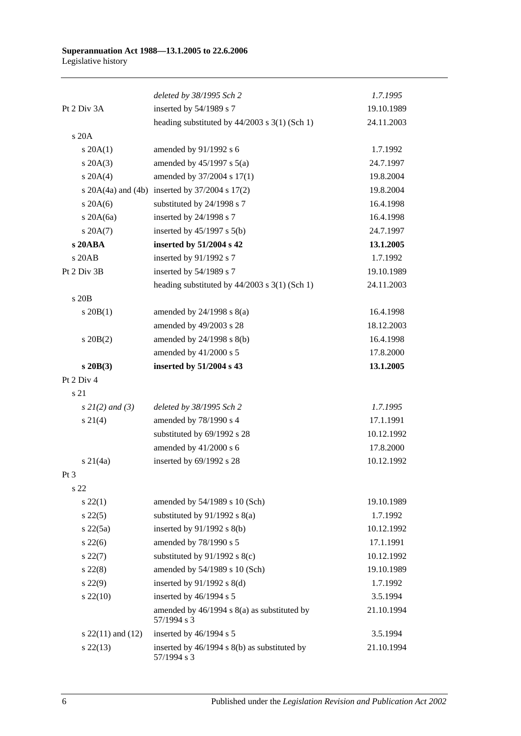| | | |
|---|---|---|
| | *deleted by 38/1995 Sch 2* | *1.7.1995* |
| Pt 2 Div 3A | inserted by 54/1989 s 7 | 19.10.1989 |
| | heading substituted by 44/2003 s 3(1) (Sch 1) | 24.11.2003 |
| s 20A | | |
| s 20A(1) | amended by 91/1992 s 6 | 1.7.1992 |
| s 20A(3) | amended by 45/1997 s 5(a) | 24.7.1997 |
| s 20A(4) | amended by 37/2004 s 17(1) | 19.8.2004 |
| s 20A(4a) and (4b) | inserted by 37/2004 s 17(2) | 19.8.2004 |
| s 20A(6) | substituted by 24/1998 s 7 | 16.4.1998 |
| s 20A(6a) | inserted by 24/1998 s 7 | 16.4.1998 |
| s 20A(7) | inserted by 45/1997 s 5(b) | 24.7.1997 |
| **s 20ABA** | **inserted by 51/2004 s 42** | **13.1.2005** |
| s 20AB | inserted by 91/1992 s 7 | 1.7.1992 |
| Pt 2 Div 3B | inserted by 54/1989 s 7 | 19.10.1989 |
| | heading substituted by 44/2003 s 3(1) (Sch 1) | 24.11.2003 |
| s 20B | | |
| s 20B(1) | amended by 24/1998 s 8(a) | 16.4.1998 |
| | amended by 49/2003 s 28 | 18.12.2003 |
| s 20B(2) | amended by 24/1998 s 8(b) | 16.4.1998 |
| | amended by 41/2000 s 5 | 17.8.2000 |
| **s 20B(3)** | **inserted by 51/2004 s 43** | **13.1.2005** |
| Pt 2 Div 4 | | |
| s 21 | | |
| *s 21(2) and (3)* | *deleted by 38/1995 Sch 2* | *1.7.1995* |
| s 21(4) | amended by 78/1990 s 4 | 17.1.1991 |
| | substituted by 69/1992 s 28 | 10.12.1992 |
| | amended by 41/2000 s 6 | 17.8.2000 |
| s 21(4a) | inserted by 69/1992 s 28 | 10.12.1992 |
| Pt 3 | | |
| s 22 | | |
| s 22(1) | amended by 54/1989 s 10 (Sch) | 19.10.1989 |
| s 22(5) | substituted by 91/1992 s 8(a) | 1.7.1992 |
| s 22(5a) | inserted by 91/1992 s 8(b) | 10.12.1992 |
| s 22(6) | amended by 78/1990 s 5 | 17.1.1991 |
| s 22(7) | substituted by 91/1992 s 8(c) | 10.12.1992 |
| s 22(8) | amended by 54/1989 s 10 (Sch) | 19.10.1989 |
| s 22(9) | inserted by 91/1992 s 8(d) | 1.7.1992 |
| s 22(10) | inserted by 46/1994 s 5 | 3.5.1994 |
| | amended by 46/1994 s 8(a) as substituted by 57/1994 s 3 | 21.10.1994 |
| s 22(11) and (12) | inserted by 46/1994 s 5 | 3.5.1994 |
| s 22(13) | inserted by 46/1994 s 8(b) as substituted by 57/1994 s 3 | 21.10.1994 |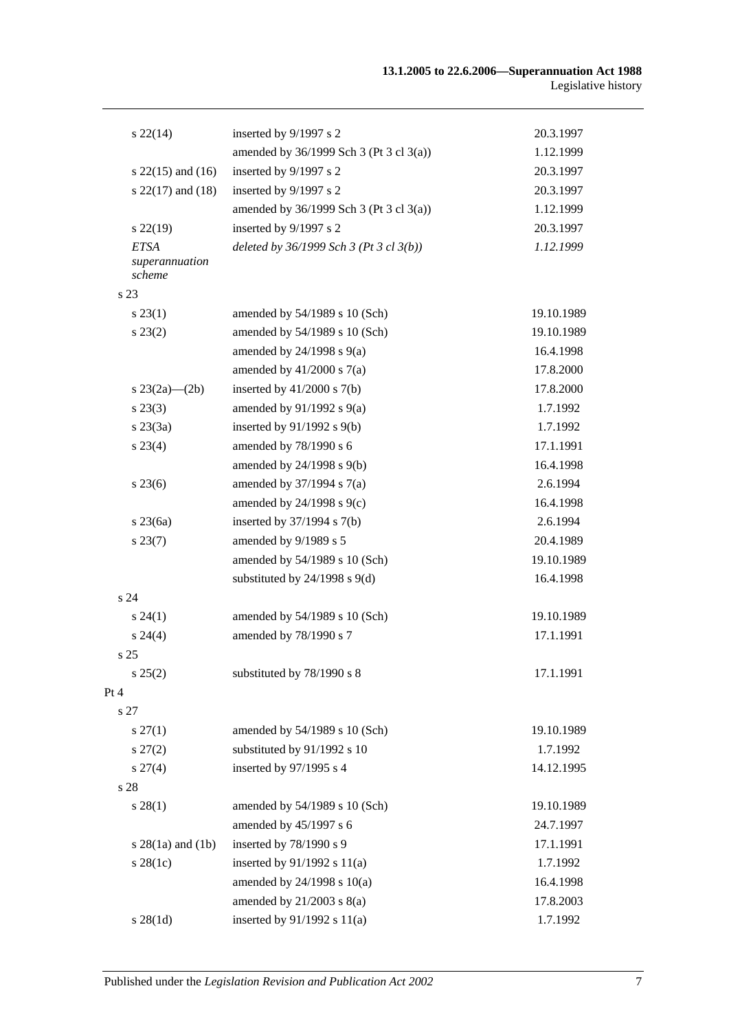| | | |
|---|---|---|
| s 22(14) | inserted by 9/1997 s 2 | 20.3.1997 |
| | amended by 36/1999 Sch 3 (Pt 3 cl 3(a)) | 1.12.1999 |
| s 22(15) and (16) | inserted by 9/1997 s 2 | 20.3.1997 |
| s 22(17) and (18) | inserted by 9/1997 s 2 | 20.3.1997 |
| | amended by 36/1999 Sch 3 (Pt 3 cl 3(a)) | 1.12.1999 |
| s 22(19) | inserted by 9/1997 s 2 | 20.3.1997 |
| *ETSA superannuation scheme* | *deleted by 36/1999 Sch 3 (Pt 3 cl 3(b))* | *1.12.1999* |
| s 23 | | |
| s 23(1) | amended by 54/1989 s 10 (Sch) | 19.10.1989 |
| s 23(2) | amended by 54/1989 s 10 (Sch) | 19.10.1989 |
| | amended by 24/1998 s 9(a) | 16.4.1998 |
| | amended by 41/2000 s 7(a) | 17.8.2000 |
| s 23(2a)—(2b) | inserted by 41/2000 s 7(b) | 17.8.2000 |
| s 23(3) | amended by 91/1992 s 9(a) | 1.7.1992 |
| s 23(3a) | inserted by 91/1992 s 9(b) | 1.7.1992 |
| s 23(4) | amended by 78/1990 s 6 | 17.1.1991 |
| | amended by 24/1998 s 9(b) | 16.4.1998 |
| s 23(6) | amended by 37/1994 s 7(a) | 2.6.1994 |
| | amended by 24/1998 s 9(c) | 16.4.1998 |
| s 23(6a) | inserted by 37/1994 s 7(b) | 2.6.1994 |
| s 23(7) | amended by 9/1989 s 5 | 20.4.1989 |
| | amended by 54/1989 s 10 (Sch) | 19.10.1989 |
| | substituted by 24/1998 s 9(d) | 16.4.1998 |
| s 24 | | |
| s 24(1) | amended by 54/1989 s 10 (Sch) | 19.10.1989 |
| s 24(4) | amended by 78/1990 s 7 | 17.1.1991 |
| s 25 | | |
| s 25(2) | substituted by 78/1990 s 8 | 17.1.1991 |
| Pt 4 | | |
| s 27 | | |
| s 27(1) | amended by 54/1989 s 10 (Sch) | 19.10.1989 |
| s 27(2) | substituted by 91/1992 s 10 | 1.7.1992 |
| s 27(4) | inserted by 97/1995 s 4 | 14.12.1995 |
| s 28 | | |
| s 28(1) | amended by 54/1989 s 10 (Sch) | 19.10.1989 |
| | amended by 45/1997 s 6 | 24.7.1997 |
| s 28(1a) and (1b) | inserted by 78/1990 s 9 | 17.1.1991 |
| s 28(1c) | inserted by 91/1992 s 11(a) | 1.7.1992 |
| | amended by 24/1998 s 10(a) | 16.4.1998 |
| | amended by 21/2003 s 8(a) | 17.8.2003 |
| s 28(1d) | inserted by 91/1992 s 11(a) | 1.7.1992 |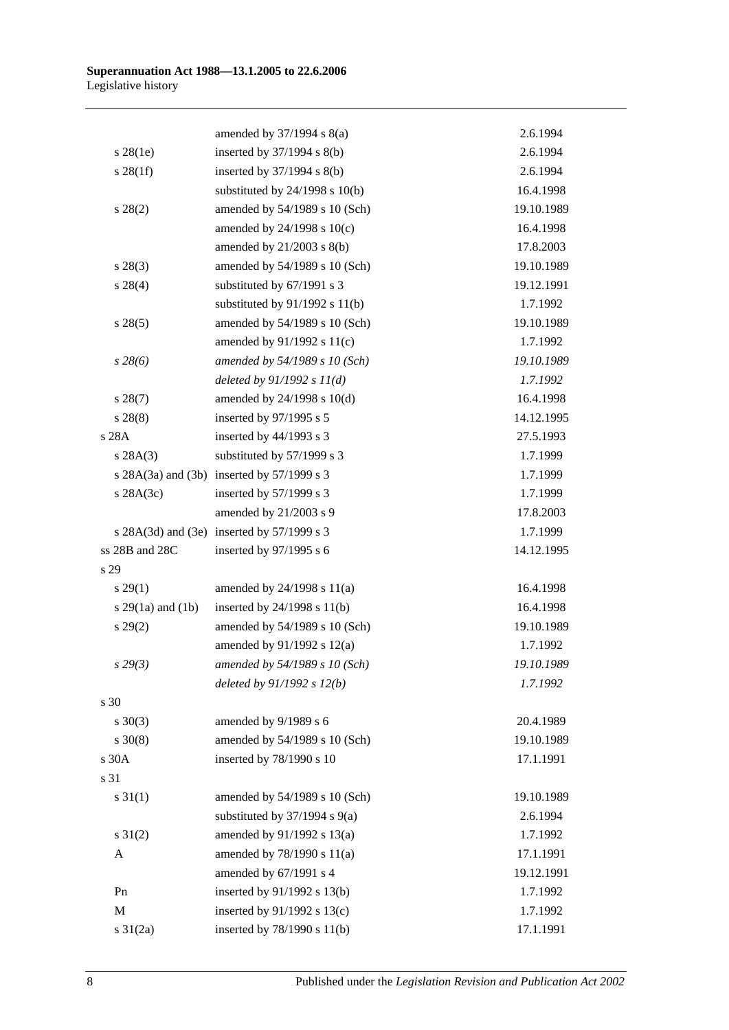| | | |
|---|---|---|
| | amended by 37/1994 s 8(a) | 2.6.1994 |
| s 28(1e) | inserted by 37/1994 s 8(b) | 2.6.1994 |
| s 28(1f) | inserted by 37/1994 s 8(b) | 2.6.1994 |
| | substituted by 24/1998 s 10(b) | 16.4.1998 |
| s 28(2) | amended by 54/1989 s 10 (Sch) | 19.10.1989 |
| | amended by 24/1998 s 10(c) | 16.4.1998 |
| | amended by 21/2003 s 8(b) | 17.8.2003 |
| s 28(3) | amended by 54/1989 s 10 (Sch) | 19.10.1989 |
| s 28(4) | substituted by 67/1991 s 3 | 19.12.1991 |
| | substituted by 91/1992 s 11(b) | 1.7.1992 |
| s 28(5) | amended by 54/1989 s 10 (Sch) | 19.10.1989 |
| | amended by 91/1992 s 11(c) | 1.7.1992 |
| *s 28(6)* | *amended by 54/1989 s 10 (Sch)* | *19.10.1989* |
| | *deleted by 91/1992 s 11(d)* | *1.7.1992* |
| s 28(7) | amended by 24/1998 s 10(d) | 16.4.1998 |
| s 28(8) | inserted by 97/1995 s 5 | 14.12.1995 |
| s 28A | inserted by 44/1993 s 3 | 27.5.1993 |
| s 28A(3) | substituted by 57/1999 s 3 | 1.7.1999 |
| s 28A(3a) and (3b) | inserted by 57/1999 s 3 | 1.7.1999 |
| s 28A(3c) | inserted by 57/1999 s 3 | 1.7.1999 |
| | amended by 21/2003 s 9 | 17.8.2003 |
| s 28A(3d) and (3e) | inserted by 57/1999 s 3 | 1.7.1999 |
| ss 28B and 28C | inserted by 97/1995 s 6 | 14.12.1995 |
| s 29 | | |
| s 29(1) | amended by 24/1998 s 11(a) | 16.4.1998 |
| s 29(1a) and (1b) | inserted by 24/1998 s 11(b) | 16.4.1998 |
| s 29(2) | amended by 54/1989 s 10 (Sch) | 19.10.1989 |
| | amended by 91/1992 s 12(a) | 1.7.1992 |
| *s 29(3)* | *amended by 54/1989 s 10 (Sch)* | *19.10.1989* |
| | *deleted by 91/1992 s 12(b)* | *1.7.1992* |
| s 30 | | |
| s 30(3) | amended by 9/1989 s 6 | 20.4.1989 |
| s 30(8) | amended by 54/1989 s 10 (Sch) | 19.10.1989 |
| s 30A | inserted by 78/1990 s 10 | 17.1.1991 |
| s 31 | | |
| s 31(1) | amended by 54/1989 s 10 (Sch) | 19.10.1989 |
| | substituted by 37/1994 s 9(a) | 2.6.1994 |
| s 31(2) | amended by 91/1992 s 13(a) | 1.7.1992 |
| A | amended by 78/1990 s 11(a) | 17.1.1991 |
| | amended by 67/1991 s 4 | 19.12.1991 |
| Pn | inserted by 91/1992 s 13(b) | 1.7.1992 |
| M | inserted by 91/1992 s 13(c) | 1.7.1992 |
| s 31(2a) | inserted by 78/1990 s 11(b) | 17.1.1991 |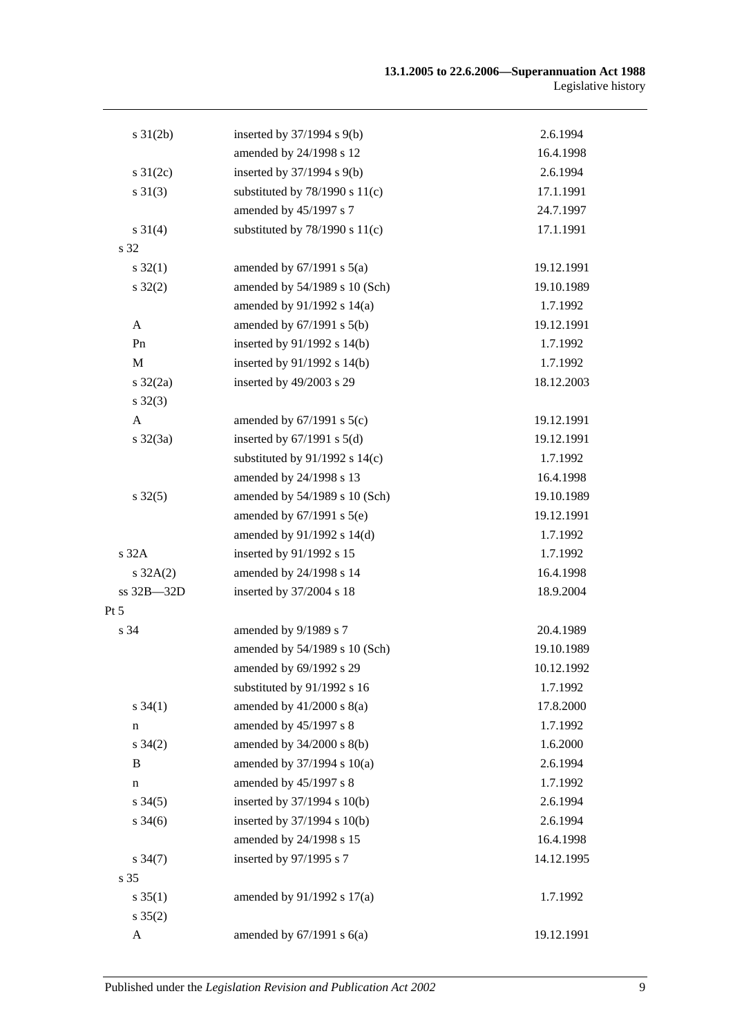| | | |
|---|---|---|
| s 31(2b) | inserted by 37/1994 s 9(b) | 2.6.1994 |
| | amended by 24/1998 s 12 | 16.4.1998 |
| s 31(2c) | inserted by 37/1994 s 9(b) | 2.6.1994 |
| s 31(3) | substituted by 78/1990 s 11(c) | 17.1.1991 |
| | amended by 45/1997 s 7 | 24.7.1997 |
| s 31(4) | substituted by 78/1990 s 11(c) | 17.1.1991 |
| s 32 | | |
| s 32(1) | amended by 67/1991 s 5(a) | 19.12.1991 |
| s 32(2) | amended by 54/1989 s 10 (Sch) | 19.10.1989 |
| | amended by 91/1992 s 14(a) | 1.7.1992 |
| A | amended by 67/1991 s 5(b) | 19.12.1991 |
| Pn | inserted by 91/1992 s 14(b) | 1.7.1992 |
| M | inserted by 91/1992 s 14(b) | 1.7.1992 |
| s 32(2a) | inserted by 49/2003 s 29 | 18.12.2003 |
| s 32(3) | | |
| A | amended by 67/1991 s 5(c) | 19.12.1991 |
| s 32(3a) | inserted by 67/1991 s 5(d) | 19.12.1991 |
| | substituted by 91/1992 s 14(c) | 1.7.1992 |
| | amended by 24/1998 s 13 | 16.4.1998 |
| s 32(5) | amended by 54/1989 s 10 (Sch) | 19.10.1989 |
| | amended by 67/1991 s 5(e) | 19.12.1991 |
| | amended by 91/1992 s 14(d) | 1.7.1992 |
| s 32A | inserted by 91/1992 s 15 | 1.7.1992 |
| s 32A(2) | amended by 24/1998 s 14 | 16.4.1998 |
| ss 32B—32D | inserted by 37/2004 s 18 | 18.9.2004 |
| Pt 5 | | |
| s 34 | amended by 9/1989 s 7 | 20.4.1989 |
| | amended by 54/1989 s 10 (Sch) | 19.10.1989 |
| | amended by 69/1992 s 29 | 10.12.1992 |
| | substituted by 91/1992 s 16 | 1.7.1992 |
| s 34(1) | amended by 41/2000 s 8(a) | 17.8.2000 |
| n | amended by 45/1997 s 8 | 1.7.1992 |
| s 34(2) | amended by 34/2000 s 8(b) | 1.6.2000 |
| B | amended by 37/1994 s 10(a) | 2.6.1994 |
| n | amended by 45/1997 s 8 | 1.7.1992 |
| s 34(5) | inserted by 37/1994 s 10(b) | 2.6.1994 |
| s 34(6) | inserted by 37/1994 s 10(b) | 2.6.1994 |
| | amended by 24/1998 s 15 | 16.4.1998 |
| s 34(7) | inserted by 97/1995 s 7 | 14.12.1995 |
| s 35 | | |
| s 35(1) | amended by 91/1992 s 17(a) | 1.7.1992 |
| s 35(2) | | |
| A | amended by 67/1991 s 6(a) | 19.12.1991 |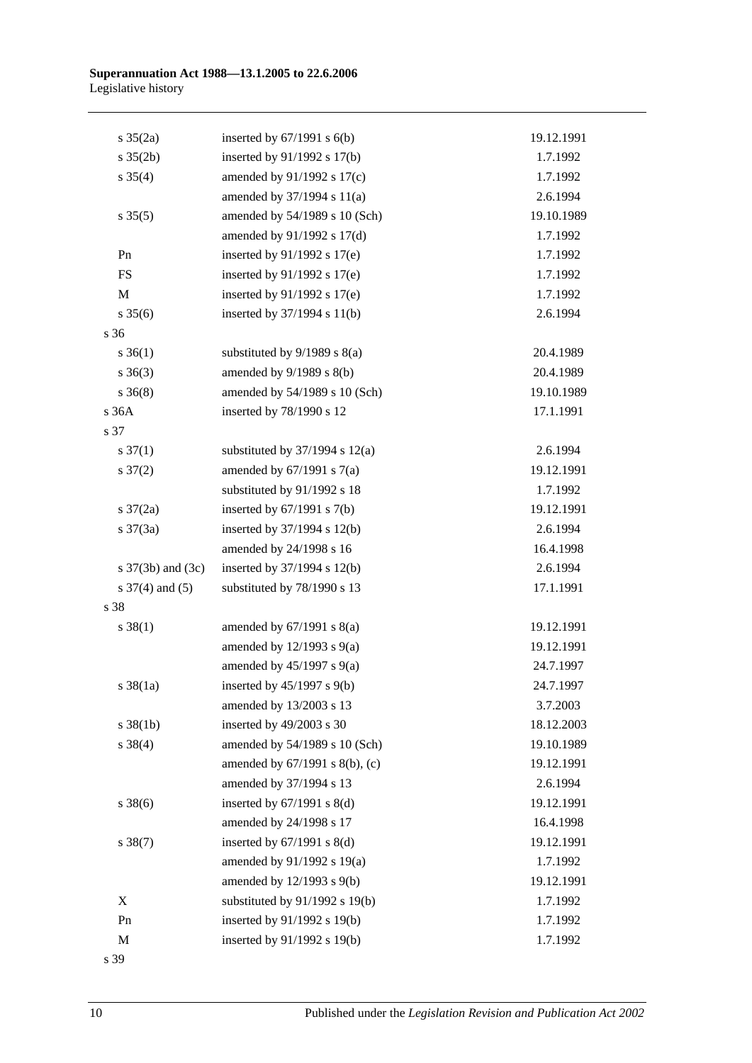| | | |
|---|---|---|
| s 35(2a) | inserted by 67/1991 s 6(b) | 19.12.1991 |
| s 35(2b) | inserted by 91/1992 s 17(b) | 1.7.1992 |
| s 35(4) | amended by 91/1992 s 17(c) | 1.7.1992 |
| | amended by 37/1994 s 11(a) | 2.6.1994 |
| s 35(5) | amended by 54/1989 s 10 (Sch) | 19.10.1989 |
| | amended by 91/1992 s 17(d) | 1.7.1992 |
| Pn | inserted by 91/1992 s 17(e) | 1.7.1992 |
| FS | inserted by 91/1992 s 17(e) | 1.7.1992 |
| M | inserted by 91/1992 s 17(e) | 1.7.1992 |
| s 35(6) | inserted by 37/1994 s 11(b) | 2.6.1994 |
| s 36 | | |
| s 36(1) | substituted by 9/1989 s 8(a) | 20.4.1989 |
| s 36(3) | amended by 9/1989 s 8(b) | 20.4.1989 |
| s 36(8) | amended by 54/1989 s 10 (Sch) | 19.10.1989 |
| s 36A | inserted by 78/1990 s 12 | 17.1.1991 |
| s 37 | | |
| s 37(1) | substituted by 37/1994 s 12(a) | 2.6.1994 |
| s 37(2) | amended by 67/1991 s 7(a) | 19.12.1991 |
| | substituted by 91/1992 s 18 | 1.7.1992 |
| s 37(2a) | inserted by 67/1991 s 7(b) | 19.12.1991 |
| s 37(3a) | inserted by 37/1994 s 12(b) | 2.6.1994 |
| | amended by 24/1998 s 16 | 16.4.1998 |
| s 37(3b) and (3c) | inserted by 37/1994 s 12(b) | 2.6.1994 |
| s 37(4) and (5) | substituted by 78/1990 s 13 | 17.1.1991 |
| s 38 | | |
| s 38(1) | amended by 67/1991 s 8(a) | 19.12.1991 |
| | amended by 12/1993 s 9(a) | 19.12.1991 |
| | amended by 45/1997 s 9(a) | 24.7.1997 |
| s 38(1a) | inserted by 45/1997 s 9(b) | 24.7.1997 |
| | amended by 13/2003 s 13 | 3.7.2003 |
| s 38(1b) | inserted by 49/2003 s 30 | 18.12.2003 |
| s 38(4) | amended by 54/1989 s 10 (Sch) | 19.10.1989 |
| | amended by 67/1991 s 8(b), (c) | 19.12.1991 |
| | amended by 37/1994 s 13 | 2.6.1994 |
| s 38(6) | inserted by 67/1991 s 8(d) | 19.12.1991 |
| | amended by 24/1998 s 17 | 16.4.1998 |
| s 38(7) | inserted by 67/1991 s 8(d) | 19.12.1991 |
| | amended by 91/1992 s 19(a) | 1.7.1992 |
| | amended by 12/1993 s 9(b) | 19.12.1991 |
| X | substituted by 91/1992 s 19(b) | 1.7.1992 |
| Pn | inserted by 91/1992 s 19(b) | 1.7.1992 |
| M | inserted by 91/1992 s 19(b) | 1.7.1992 |
| s 39 | | |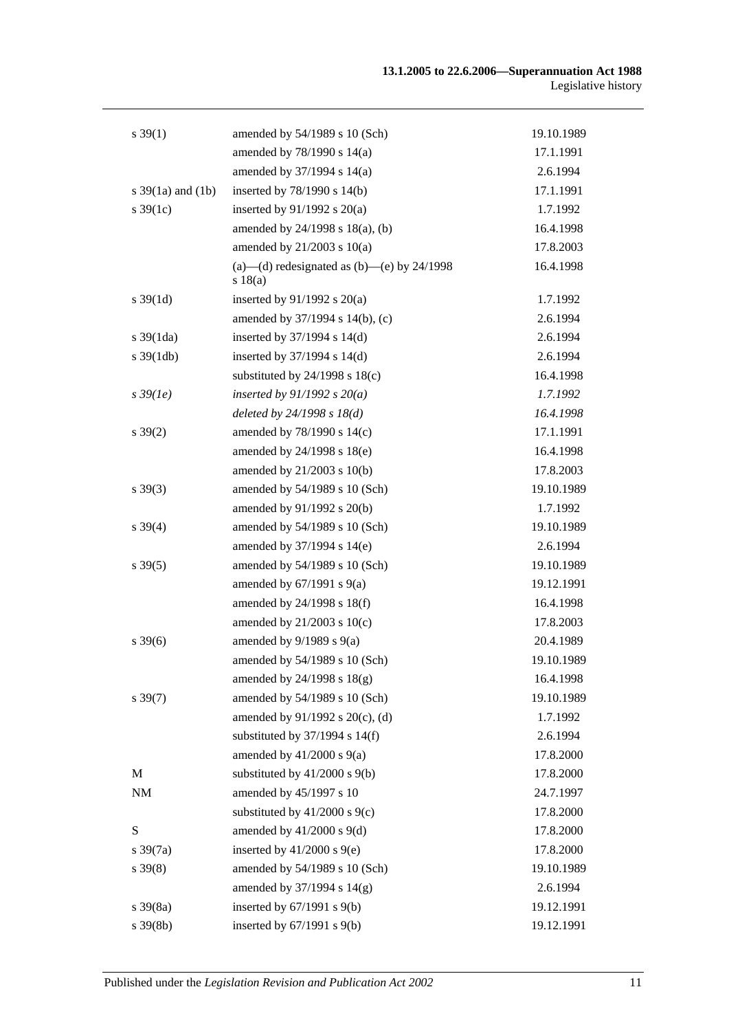| | | |
|---|---|---|
| s 39(1) | amended by 54/1989 s 10 (Sch) | 19.10.1989 |
| | amended by 78/1990 s 14(a) | 17.1.1991 |
| | amended by 37/1994 s 14(a) | 2.6.1994 |
| s 39(1a) and (1b) | inserted by 78/1990 s 14(b) | 17.1.1991 |
| s 39(1c) | inserted by 91/1992 s 20(a) | 1.7.1992 |
| | amended by 24/1998 s 18(a), (b) | 16.4.1998 |
| | amended by 21/2003 s 10(a) | 17.8.2003 |
| | (a)—(d) redesignated as (b)—(e) by 24/1998 s 18(a) | 16.4.1998 |
| s 39(1d) | inserted by 91/1992 s 20(a) | 1.7.1992 |
| | amended by 37/1994 s 14(b), (c) | 2.6.1994 |
| s 39(1da) | inserted by 37/1994 s 14(d) | 2.6.1994 |
| s 39(1db) | inserted by 37/1994 s 14(d) | 2.6.1994 |
| | substituted by 24/1998 s 18(c) | 16.4.1998 |
| *s 39(1e)* | *inserted by 91/1992 s 20(a)* | *1.7.1992* |
| | *deleted by 24/1998 s 18(d)* | *16.4.1998* |
| s 39(2) | amended by 78/1990 s 14(c) | 17.1.1991 |
| | amended by 24/1998 s 18(e) | 16.4.1998 |
| | amended by 21/2003 s 10(b) | 17.8.2003 |
| s 39(3) | amended by 54/1989 s 10 (Sch) | 19.10.1989 |
| | amended by 91/1992 s 20(b) | 1.7.1992 |
| s 39(4) | amended by 54/1989 s 10 (Sch) | 19.10.1989 |
| | amended by 37/1994 s 14(e) | 2.6.1994 |
| s 39(5) | amended by 54/1989 s 10 (Sch) | 19.10.1989 |
| | amended by 67/1991 s 9(a) | 19.12.1991 |
| | amended by 24/1998 s 18(f) | 16.4.1998 |
| | amended by 21/2003 s 10(c) | 17.8.2003 |
| s 39(6) | amended by 9/1989 s 9(a) | 20.4.1989 |
| | amended by 54/1989 s 10 (Sch) | 19.10.1989 |
| | amended by 24/1998 s 18(g) | 16.4.1998 |
| s 39(7) | amended by 54/1989 s 10 (Sch) | 19.10.1989 |
| | amended by 91/1992 s 20(c), (d) | 1.7.1992 |
| | substituted by 37/1994 s 14(f) | 2.6.1994 |
| | amended by 41/2000 s 9(a) | 17.8.2000 |
| M | substituted by 41/2000 s 9(b) | 17.8.2000 |
| NM | amended by 45/1997 s 10 | 24.7.1997 |
| | substituted by 41/2000 s 9(c) | 17.8.2000 |
| S | amended by 41/2000 s 9(d) | 17.8.2000 |
| s 39(7a) | inserted by 41/2000 s 9(e) | 17.8.2000 |
| s 39(8) | amended by 54/1989 s 10 (Sch) | 19.10.1989 |
| | amended by 37/1994 s 14(g) | 2.6.1994 |
| s 39(8a) | inserted by 67/1991 s 9(b) | 19.12.1991 |
| s 39(8b) | inserted by 67/1991 s 9(b) | 19.12.1991 |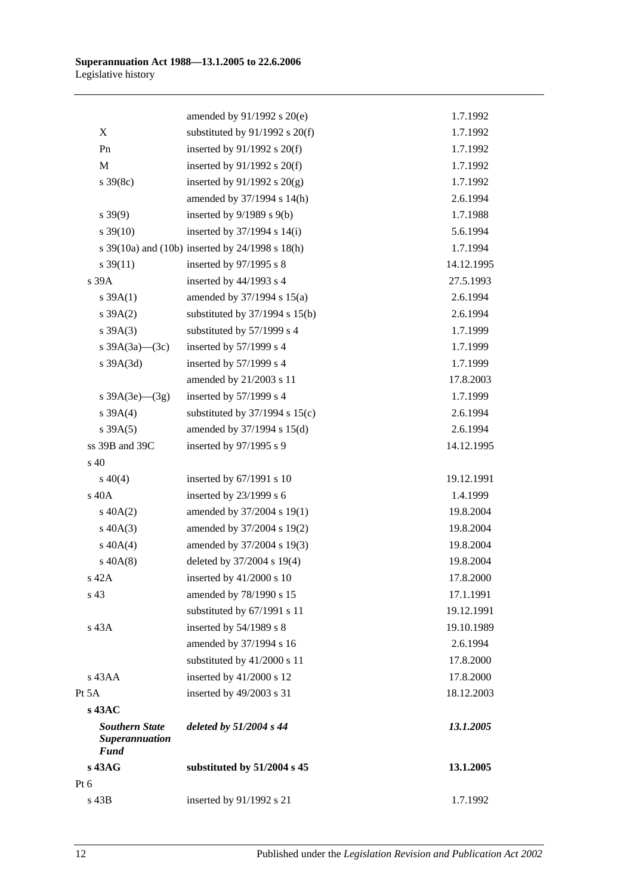| | | |
|---|---|---|
| | amended by 91/1992 s 20(e) | 1.7.1992 |
| X | substituted by 91/1992 s 20(f) | 1.7.1992 |
| Pn | inserted by 91/1992 s 20(f) | 1.7.1992 |
| M | inserted by 91/1992 s 20(f) | 1.7.1992 |
| s 39(8c) | inserted by 91/1992 s 20(g) | 1.7.1992 |
| | amended by 37/1994 s 14(h) | 2.6.1994 |
| s 39(9) | inserted by 9/1989 s 9(b) | 1.7.1988 |
| s 39(10) | inserted by 37/1994 s 14(i) | 5.6.1994 |
| s 39(10a) and (10b) | inserted by 24/1998 s 18(h) | 1.7.1994 |
| s 39(11) | inserted by 97/1995 s 8 | 14.12.1995 |
| s 39A | inserted by 44/1993 s 4 | 27.5.1993 |
| s 39A(1) | amended by 37/1994 s 15(a) | 2.6.1994 |
| s 39A(2) | substituted by 37/1994 s 15(b) | 2.6.1994 |
| s 39A(3) | substituted by 57/1999 s 4 | 1.7.1999 |
| s 39A(3a)—(3c) | inserted by 57/1999 s 4 | 1.7.1999 |
| s 39A(3d) | inserted by 57/1999 s 4 | 1.7.1999 |
| | amended by 21/2003 s 11 | 17.8.2003 |
| s 39A(3e)—(3g) | inserted by 57/1999 s 4 | 1.7.1999 |
| s 39A(4) | substituted by 37/1994 s 15(c) | 2.6.1994 |
| s 39A(5) | amended by 37/1994 s 15(d) | 2.6.1994 |
| ss 39B and 39C | inserted by 97/1995 s 9 | 14.12.1995 |
| s 40 | | |
| s 40(4) | inserted by 67/1991 s 10 | 19.12.1991 |
| s 40A | inserted by 23/1999 s 6 | 1.4.1999 |
| s 40A(2) | amended by 37/2004 s 19(1) | 19.8.2004 |
| s 40A(3) | amended by 37/2004 s 19(2) | 19.8.2004 |
| s 40A(4) | amended by 37/2004 s 19(3) | 19.8.2004 |
| s 40A(8) | deleted by 37/2004 s 19(4) | 19.8.2004 |
| s 42A | inserted by 41/2000 s 10 | 17.8.2000 |
| s 43 | amended by 78/1990 s 15 | 17.1.1991 |
| | substituted by 67/1991 s 11 | 19.12.1991 |
| s 43A | inserted by 54/1989 s 8 | 19.10.1989 |
| | amended by 37/1994 s 16 | 2.6.1994 |
| | substituted by 41/2000 s 11 | 17.8.2000 |
| s 43AA | inserted by 41/2000 s 12 | 17.8.2000 |
| Pt 5A | inserted by 49/2003 s 31 | 18.12.2003 |
| **s 43AC** | | |
| ***Southern State Superannuation Fund*** | ***deleted by 51/2004 s 44*** | ***13.1.2005*** |
| **s 43AG** | **substituted by 51/2004 s 45** | **13.1.2005** |
| Pt 6 | | |
| s 43B | inserted by 91/1992 s 21 | 1.7.1992 |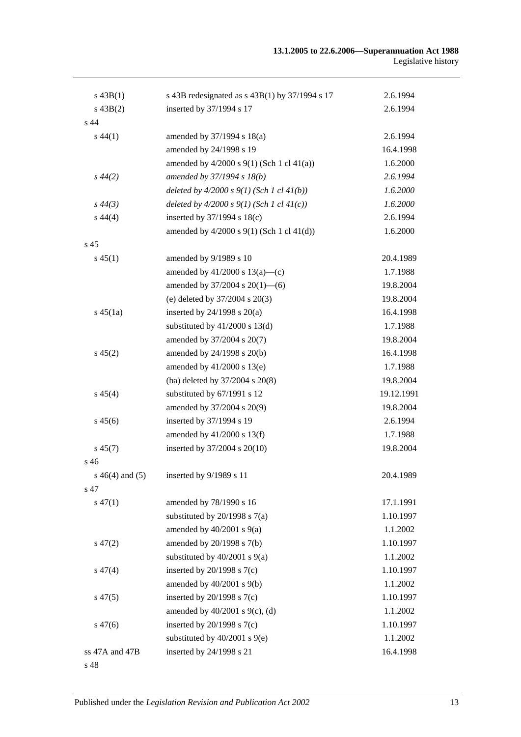| | | |
|---|---|---|
| s 43B(1) | s 43B redesignated as s 43B(1) by 37/1994 s 17 | 2.6.1994 |
| s 43B(2) | inserted by 37/1994 s 17 | 2.6.1994 |
| s 44 | | |
| s 44(1) | amended by 37/1994 s 18(a) | 2.6.1994 |
| | amended by 24/1998 s 19 | 16.4.1998 |
| | amended by 4/2000 s 9(1) (Sch 1 cl 41(a)) | 1.6.2000 |
| *s 44(2)* | *amended by 37/1994 s 18(b)* | *2.6.1994* |
| | *deleted by 4/2000 s 9(1) (Sch 1 cl 41(b))* | *1.6.2000* |
| *s 44(3)* | *deleted by 4/2000 s 9(1) (Sch 1 cl 41(c))* | *1.6.2000* |
| s 44(4) | inserted by 37/1994 s 18(c) | 2.6.1994 |
| | amended by 4/2000 s 9(1) (Sch 1 cl 41(d)) | 1.6.2000 |
| s 45 | | |
| s 45(1) | amended by 9/1989 s 10 | 20.4.1989 |
| | amended by 41/2000 s 13(a)—(c) | 1.7.1988 |
| | amended by 37/2004 s 20(1)—(6) | 19.8.2004 |
| | (e) deleted by 37/2004 s 20(3) | 19.8.2004 |
| s 45(1a) | inserted by 24/1998 s 20(a) | 16.4.1998 |
| | substituted by 41/2000 s 13(d) | 1.7.1988 |
| | amended by 37/2004 s 20(7) | 19.8.2004 |
| s 45(2) | amended by 24/1998 s 20(b) | 16.4.1998 |
| | amended by 41/2000 s 13(e) | 1.7.1988 |
| | (ba) deleted by 37/2004 s 20(8) | 19.8.2004 |
| s 45(4) | substituted by 67/1991 s 12 | 19.12.1991 |
| | amended by 37/2004 s 20(9) | 19.8.2004 |
| s 45(6) | inserted by 37/1994 s 19 | 2.6.1994 |
| | amended by 41/2000 s 13(f) | 1.7.1988 |
| s 45(7) | inserted by 37/2004 s 20(10) | 19.8.2004 |
| s 46 | | |
| s 46(4) and (5) | inserted by 9/1989 s 11 | 20.4.1989 |
| s 47 | | |
| s 47(1) | amended by 78/1990 s 16 | 17.1.1991 |
| | substituted by 20/1998 s 7(a) | 1.10.1997 |
| | amended by 40/2001 s 9(a) | 1.1.2002 |
| s 47(2) | amended by 20/1998 s 7(b) | 1.10.1997 |
| | substituted by 40/2001 s 9(a) | 1.1.2002 |
| s 47(4) | inserted by 20/1998 s 7(c) | 1.10.1997 |
| | amended by 40/2001 s 9(b) | 1.1.2002 |
| s 47(5) | inserted by 20/1998 s 7(c) | 1.10.1997 |
| | amended by 40/2001 s 9(c), (d) | 1.1.2002 |
| s 47(6) | inserted by 20/1998 s 7(c) | 1.10.1997 |
| | substituted by 40/2001 s 9(e) | 1.1.2002 |
| ss 47A and 47B | inserted by 24/1998 s 21 | 16.4.1998 |
| s 48 | | |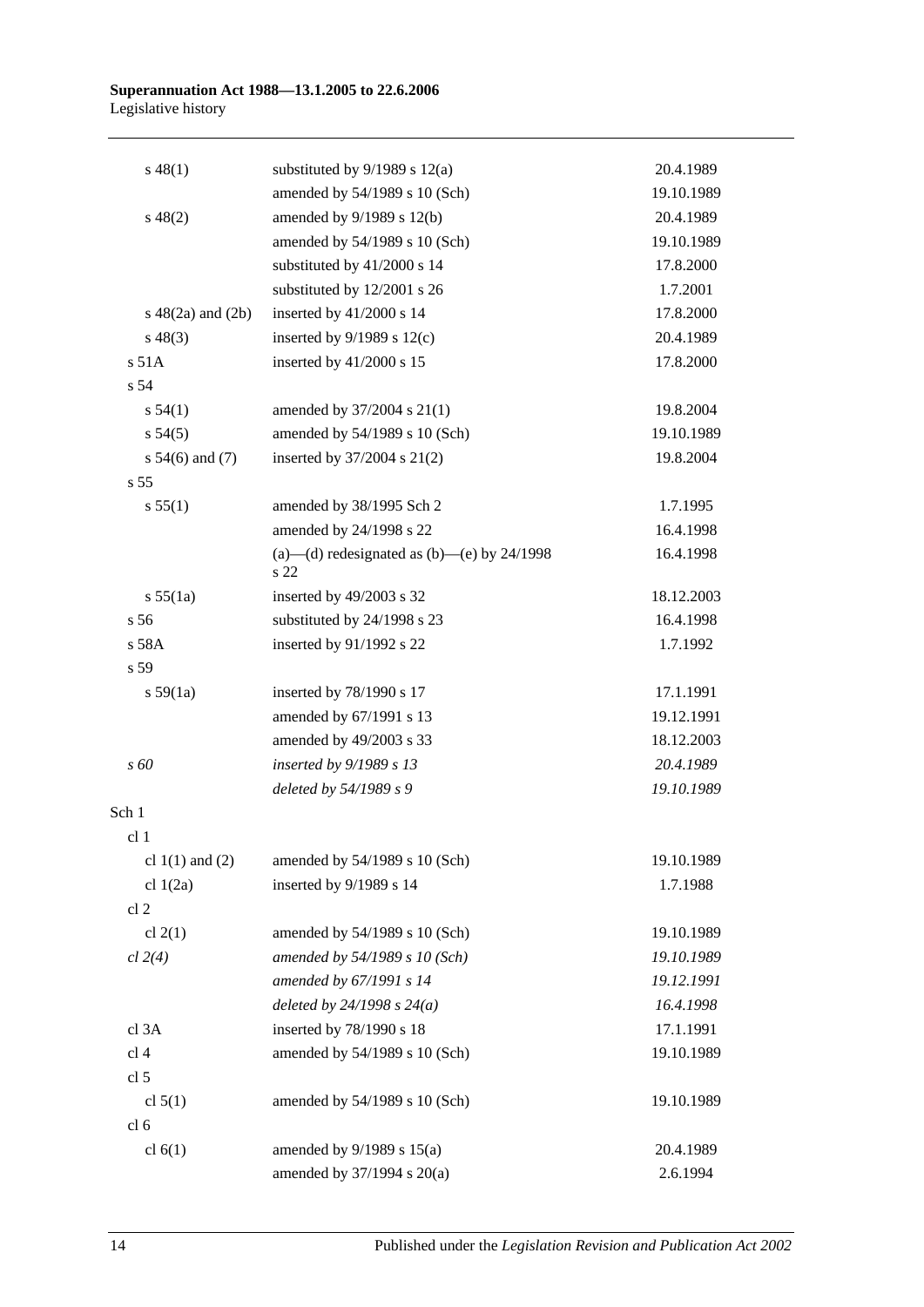| | | |
|---|---|---|
| s 48(1) | substituted by 9/1989 s 12(a) | 20.4.1989 |
| | amended by 54/1989 s 10 (Sch) | 19.10.1989 |
| s 48(2) | amended by 9/1989 s 12(b) | 20.4.1989 |
| | amended by 54/1989 s 10 (Sch) | 19.10.1989 |
| | substituted by 41/2000 s 14 | 17.8.2000 |
| | substituted by 12/2001 s 26 | 1.7.2001 |
| s 48(2a) and (2b) | inserted by 41/2000 s 14 | 17.8.2000 |
| s 48(3) | inserted by 9/1989 s 12(c) | 20.4.1989 |
| s 51A | inserted by 41/2000 s 15 | 17.8.2000 |
| s 54 | | |
| s 54(1) | amended by 37/2004 s 21(1) | 19.8.2004 |
| s 54(5) | amended by 54/1989 s 10 (Sch) | 19.10.1989 |
| s 54(6) and (7) | inserted by 37/2004 s 21(2) | 19.8.2004 |
| s 55 | | |
| s 55(1) | amended by 38/1995 Sch 2 | 1.7.1995 |
| | amended by 24/1998 s 22 | 16.4.1998 |
| | (a)—(d) redesignated as (b)—(e) by 24/1998 s 22 | 16.4.1998 |
| s 55(1a) | inserted by 49/2003 s 32 | 18.12.2003 |
| s 56 | substituted by 24/1998 s 23 | 16.4.1998 |
| s 58A | inserted by 91/1992 s 22 | 1.7.1992 |
| s 59 | | |
| s 59(1a) | inserted by 78/1990 s 17 | 17.1.1991 |
| | amended by 67/1991 s 13 | 19.12.1991 |
| | amended by 49/2003 s 33 | 18.12.2003 |
| *s 60* | *inserted by 9/1989 s 13* | *20.4.1989* |
| | *deleted by 54/1989 s 9* | *19.10.1989* |
| Sch 1 | | |
| cl 1 | | |
| cl 1(1) and (2) | amended by 54/1989 s 10 (Sch) | 19.10.1989 |
| cl 1(2a) | inserted by 9/1989 s 14 | 1.7.1988 |
| cl 2 | | |
| cl 2(1) | amended by 54/1989 s 10 (Sch) | 19.10.1989 |
| *cl 2(4)* | *amended by 54/1989 s 10 (Sch)* | *19.10.1989* |
| | *amended by 67/1991 s 14* | *19.12.1991* |
| | *deleted by 24/1998 s 24(a)* | *16.4.1998* |
| cl 3A | inserted by 78/1990 s 18 | 17.1.1991 |
| cl 4 | amended by 54/1989 s 10 (Sch) | 19.10.1989 |
| cl 5 | | |
| cl 5(1) | amended by 54/1989 s 10 (Sch) | 19.10.1989 |
| cl 6 | | |
| cl 6(1) | amended by 9/1989 s 15(a) | 20.4.1989 |
| | amended by 37/1994 s 20(a) | 2.6.1994 |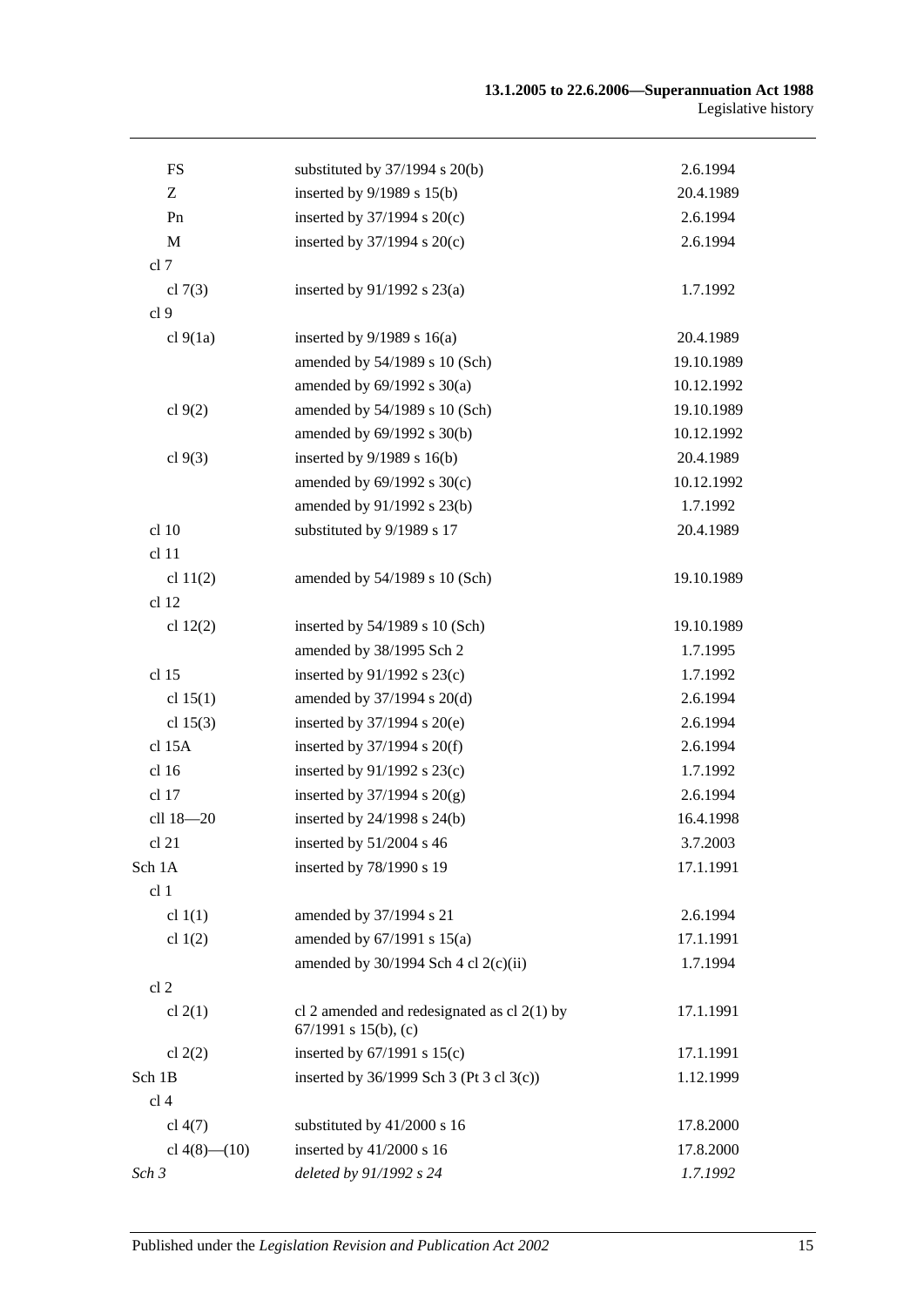| | | |
|---|---|---|
| FS | substituted by 37/1994 s 20(b) | 2.6.1994 |
| Z | inserted by 9/1989 s 15(b) | 20.4.1989 |
| Pn | inserted by 37/1994 s 20(c) | 2.6.1994 |
| M | inserted by 37/1994 s 20(c) | 2.6.1994 |
| cl 7 | | |
| cl 7(3) | inserted by 91/1992 s 23(a) | 1.7.1992 |
| cl 9 | | |
| cl 9(1a) | inserted by 9/1989 s 16(a) | 20.4.1989 |
| | amended by 54/1989 s 10 (Sch) | 19.10.1989 |
| | amended by 69/1992 s 30(a) | 10.12.1992 |
| cl 9(2) | amended by 54/1989 s 10 (Sch) | 19.10.1989 |
| | amended by 69/1992 s 30(b) | 10.12.1992 |
| cl 9(3) | inserted by 9/1989 s 16(b) | 20.4.1989 |
| | amended by 69/1992 s 30(c) | 10.12.1992 |
| | amended by 91/1992 s 23(b) | 1.7.1992 |
| cl 10 | substituted by 9/1989 s 17 | 20.4.1989 |
| cl 11 | | |
| cl 11(2) | amended by 54/1989 s 10 (Sch) | 19.10.1989 |
| cl 12 | | |
| cl 12(2) | inserted by 54/1989 s 10 (Sch) | 19.10.1989 |
| | amended by 38/1995 Sch 2 | 1.7.1995 |
| cl 15 | inserted by 91/1992 s 23(c) | 1.7.1992 |
| cl 15(1) | amended by 37/1994 s 20(d) | 2.6.1994 |
| cl 15(3) | inserted by 37/1994 s 20(e) | 2.6.1994 |
| cl 15A | inserted by 37/1994 s 20(f) | 2.6.1994 |
| cl 16 | inserted by 91/1992 s 23(c) | 1.7.1992 |
| cl 17 | inserted by 37/1994 s 20(g) | 2.6.1994 |
| cll 18—20 | inserted by 24/1998 s 24(b) | 16.4.1998 |
| cl 21 | inserted by 51/2004 s 46 | 3.7.2003 |
| Sch 1A | inserted by 78/1990 s 19 | 17.1.1991 |
| cl 1 | | |
| cl 1(1) | amended by 37/1994 s 21 | 2.6.1994 |
| cl 1(2) | amended by 67/1991 s 15(a) | 17.1.1991 |
| | amended by 30/1994 Sch 4 cl 2(c)(ii) | 1.7.1994 |
| cl 2 | | |
| cl 2(1) | cl 2 amended and redesignated as cl 2(1) by 67/1991 s 15(b), (c) | 17.1.1991 |
| cl 2(2) | inserted by 67/1991 s 15(c) | 17.1.1991 |
| Sch 1B | inserted by 36/1999 Sch 3 (Pt 3 cl 3(c)) | 1.12.1999 |
| cl 4 | | |
| cl 4(7) | substituted by 41/2000 s 16 | 17.8.2000 |
| cl 4(8)—(10) | inserted by 41/2000 s 16 | 17.8.2000 |
| *Sch 3* | *deleted by 91/1992 s 24* | *1.7.1992* |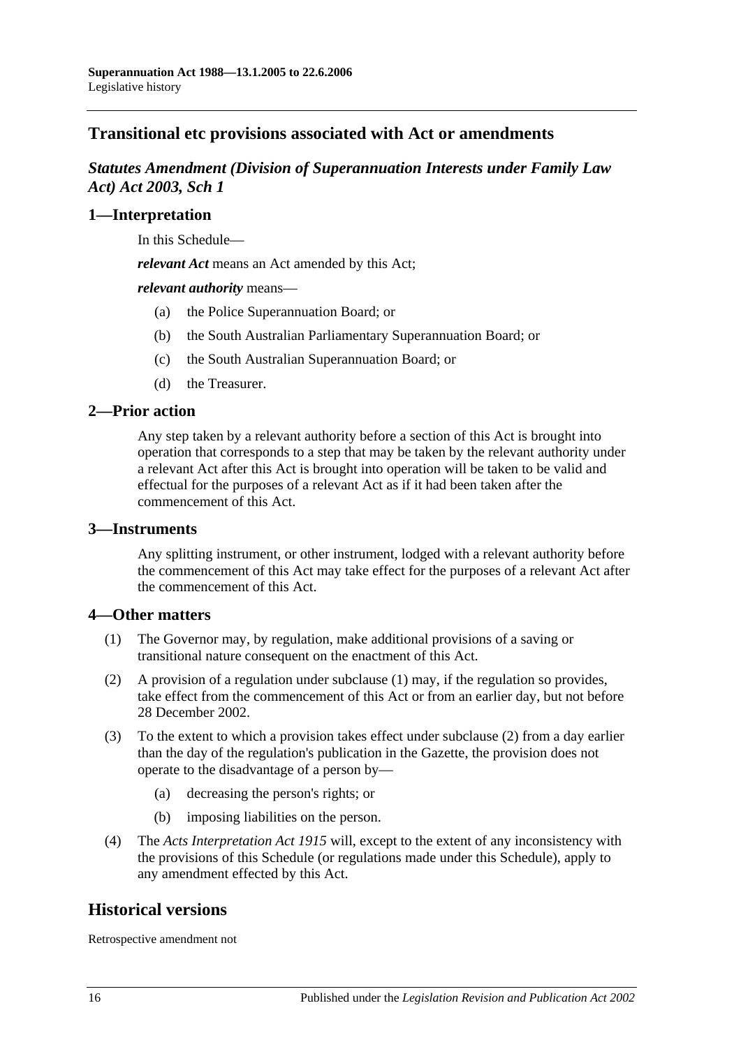## Transitional etc provisions associated with Act or amendments

### *Statutes Amendment (Division of Superannuation Interests under Family Law Act) Act 2003, Sch 1*

### 1—Interpretation

In this Schedule—

***relevant Act*** means an Act amended by this Act;

***relevant authority*** means—

(a) the Police Superannuation Board; or

(b) the South Australian Parliamentary Superannuation Board; or

(c) the South Australian Superannuation Board; or

(d) the Treasurer.

### 2—Prior action

Any step taken by a relevant authority before a section of this Act is brought into operation that corresponds to a step that may be taken by the relevant authority under a relevant Act after this Act is brought into operation will be taken to be valid and effectual for the purposes of a relevant Act as if it had been taken after the commencement of this Act.

### 3—Instruments

Any splitting instrument, or other instrument, lodged with a relevant authority before the commencement of this Act may take effect for the purposes of a relevant Act after the commencement of this Act.

### 4—Other matters

(1) The Governor may, by regulation, make additional provisions of a saving or transitional nature consequent on the enactment of this Act.

(2) A provision of a regulation under subclause (1) may, if the regulation so provides, take effect from the commencement of this Act or from an earlier day, but not before 28 December 2002.

(3) To the extent to which a provision takes effect under subclause (2) from a day earlier than the day of the regulation's publication in the Gazette, the provision does not operate to the disadvantage of a person by—

(a) decreasing the person's rights; or

(b) imposing liabilities on the person.

(4) The *Acts Interpretation Act 1915* will, except to the extent of any inconsistency with the provisions of this Schedule (or regulations made under this Schedule), apply to any amendment effected by this Act.

## Historical versions

Retrospective amendment not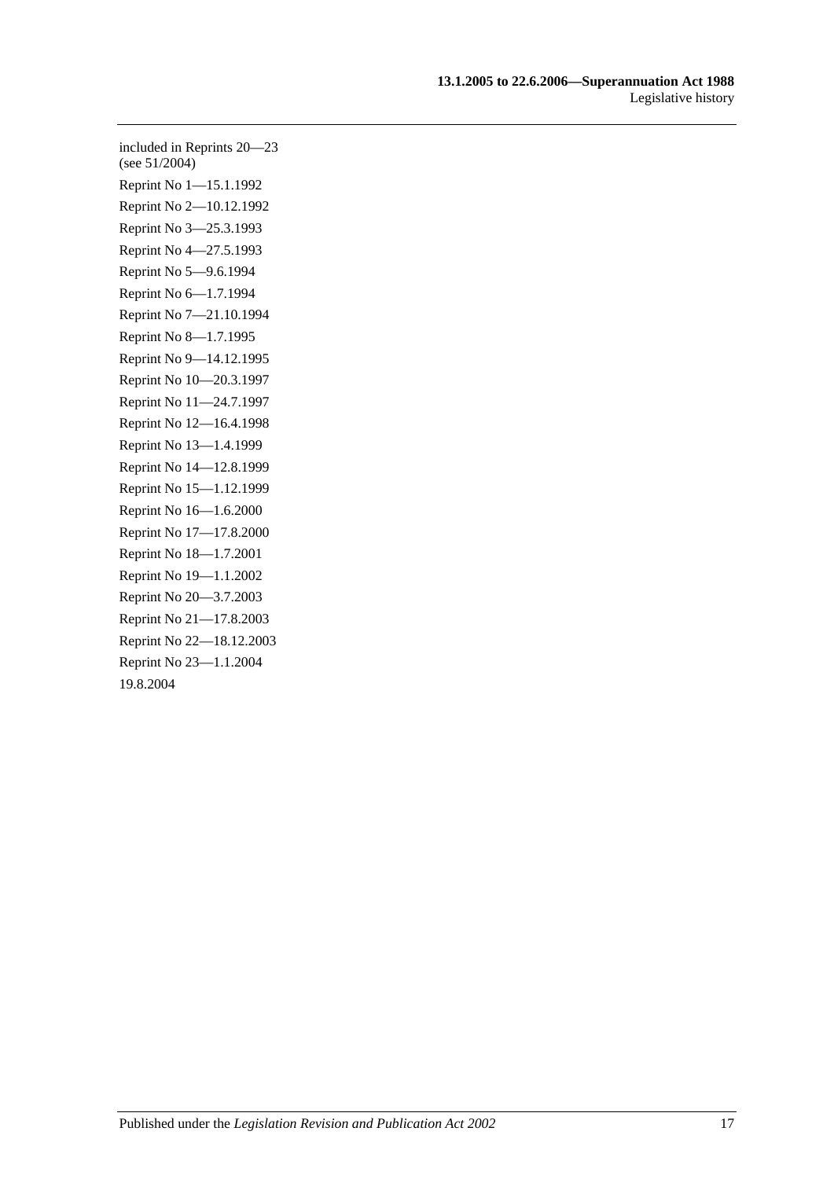included in Reprints 20—23 (see 51/2004)

Reprint No 1—15.1.1992

Reprint No 2—10.12.1992

Reprint No 3—25.3.1993

Reprint No 4—27.5.1993

Reprint No 5—9.6.1994

Reprint No 6—1.7.1994

Reprint No 7—21.10.1994

Reprint No 8—1.7.1995

Reprint No 9—14.12.1995

Reprint No 10—20.3.1997

Reprint No 11—24.7.1997

Reprint No 12—16.4.1998

Reprint No 13—1.4.1999

Reprint No 14—12.8.1999

Reprint No 15—1.12.1999

Reprint No 16—1.6.2000

Reprint No 17—17.8.2000

Reprint No 18—1.7.2001

Reprint No 19—1.1.2002

Reprint No 20—3.7.2003

Reprint No 21—17.8.2003

Reprint No 22—18.12.2003

Reprint No 23—1.1.2004

19.8.2004